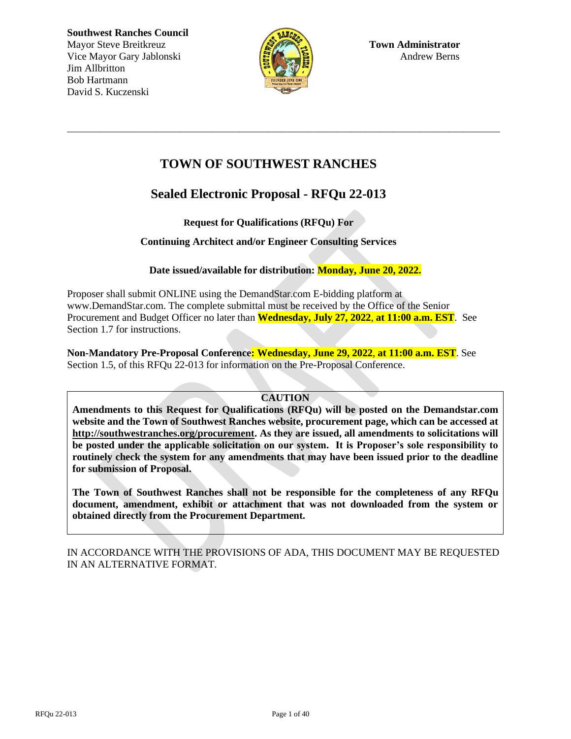**Southwest Ranches Council**
Mayor Steve Breitkreuz
Vice Mayor Gary Jablonski
Jim Allbritton
Bob Hartmann
David S. Kuczenski

**Town Administrator**
Andrew Berns

---

# TOWN OF SOUTHWEST RANCHES

## Sealed Electronic Proposal - RFQu 22-013

**Request for Qualifications (RFQu) For**

**Continuing Architect and/or Engineer Consulting Services**

**Date issued/available for distribution: Monday, June 20, 2022.**

Proposer shall submit ONLINE using the DemandStar.com E-bidding platform at www.DemandStar.com. The complete submittal must be received by the Office of the Senior Procurement and Budget Officer no later than **Wednesday, July 27, 2022, at 11:00 a.m. EST**. See Section 1.7 for instructions.

**Non-Mandatory Pre-Proposal Conference: Wednesday, June 29, 2022, at 11:00 a.m. EST**. See Section 1.5, of this RFQu 22-013 for information on the Pre-Proposal Conference.

**CAUTION**

**Amendments to this Request for Qualifications (RFQu) will be posted on the Demandstar.com website and the Town of Southwest Ranches website, procurement page, which can be accessed at http://southwestranches.org/procurement. As they are issued, all amendments to solicitations will be posted under the applicable solicitation on our system. It is Proposer's sole responsibility to routinely check the system for any amendments that may have been issued prior to the deadline for submission of Proposal.**

**The Town of Southwest Ranches shall not be responsible for the completeness of any RFQu document, amendment, exhibit or attachment that was not downloaded from the system or obtained directly from the Procurement Department.**

IN ACCORDANCE WITH THE PROVISIONS OF ADA, THIS DOCUMENT MAY BE REQUESTED IN AN ALTERNATIVE FORMAT.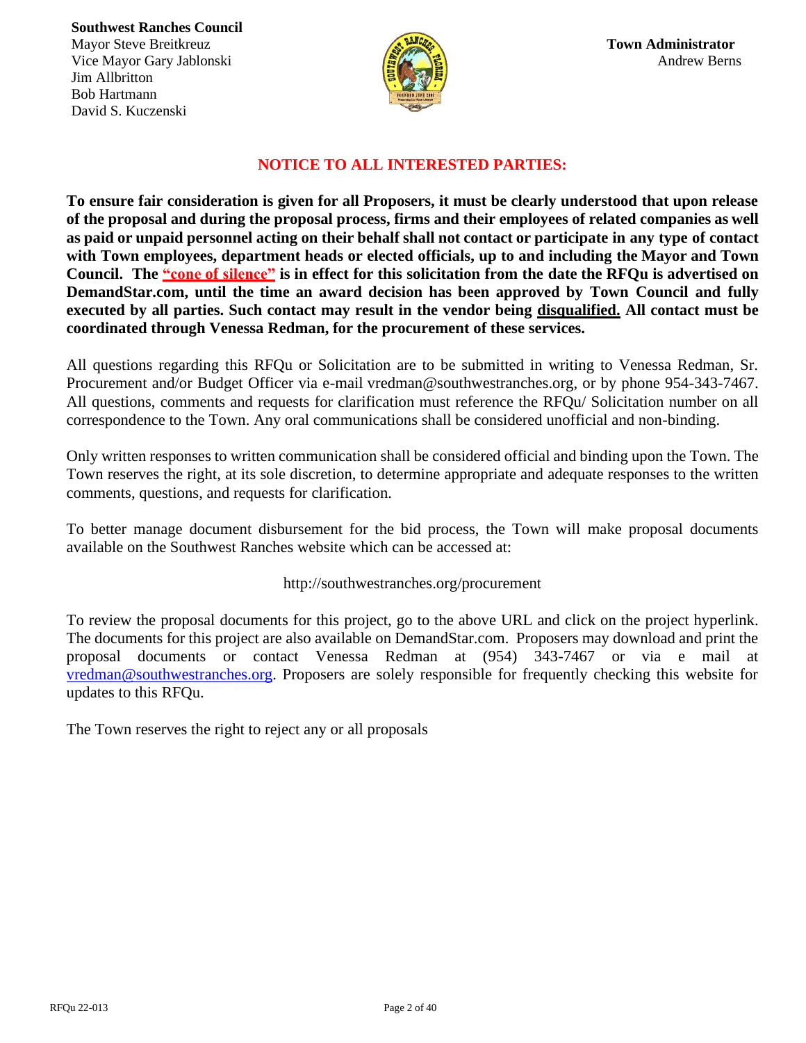**Southwest Ranches Council**
Mayor Steve Breitkreuz
Vice Mayor Gary Jablonski
Jim Allbritton
Bob Hartmann
David S. Kuczenski

**Town Administrator**
Andrew Berns

## NOTICE TO ALL INTERESTED PARTIES:

**To ensure fair consideration is given for all Proposers, it must be clearly understood that upon release of the proposal and during the proposal process, firms and their employees of related companies as well as paid or unpaid personnel acting on their behalf shall not contact or participate in any type of contact with Town employees, department heads or elected officials, up to and including the Mayor and Town Council. The "cone of silence" is in effect for this solicitation from the date the RFQu is advertised on DemandStar.com, until the time an award decision has been approved by Town Council and fully executed by all parties. Such contact may result in the vendor being disqualified. All contact must be coordinated through Venessa Redman, for the procurement of these services.**

All questions regarding this RFQu or Solicitation are to be submitted in writing to Venessa Redman, Sr. Procurement and/or Budget Officer via e-mail vredman@southwestranches.org, or by phone 954-343-7467. All questions, comments and requests for clarification must reference the RFQu/ Solicitation number on all correspondence to the Town. Any oral communications shall be considered unofficial and non-binding.

Only written responses to written communication shall be considered official and binding upon the Town. The Town reserves the right, at its sole discretion, to determine appropriate and adequate responses to the written comments, questions, and requests for clarification.

To better manage document disbursement for the bid process, the Town will make proposal documents available on the Southwest Ranches website which can be accessed at:

http://southwestranches.org/procurement

To review the proposal documents for this project, go to the above URL and click on the project hyperlink. The documents for this project are also available on DemandStar.com. Proposers may download and print the proposal documents or contact Venessa Redman at (954) 343-7467 or via e mail at vredman@southwestranches.org. Proposers are solely responsible for frequently checking this website for updates to this RFQu.

The Town reserves the right to reject any or all proposals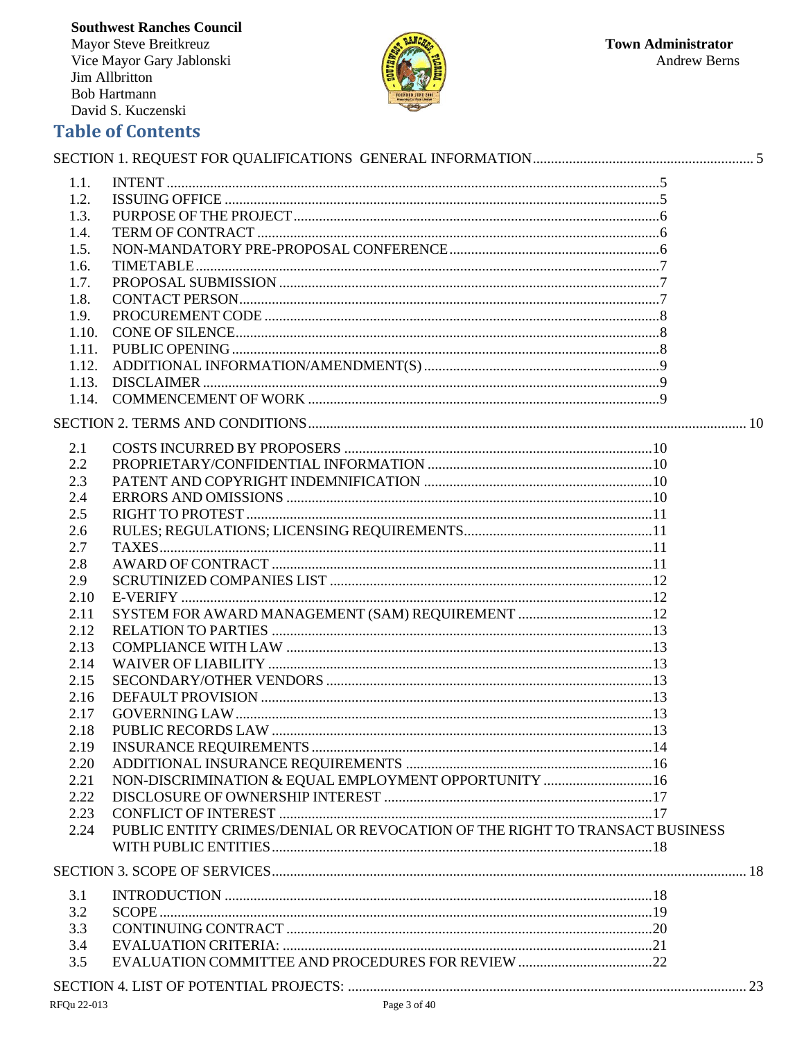Southwest Ranches Council
Mayor Steve Breitkreuz
Vice Mayor Gary Jablonski
Jim Allbritton
Bob Hartmann
David S. Kuczenski

**Town Administrator**
Andrew Berns

## Table of Contents

SECTION 1. REQUEST FOR QUALIFICATIONS GENERAL INFORMATION ..... 5

- 1.1. INTENT ..... 5
- 1.2. ISSUING OFFICE ..... 5
- 1.3. PURPOSE OF THE PROJECT ..... 6
- 1.4. TERM OF CONTRACT ..... 6
- 1.5. NON-MANDATORY PRE-PROPOSAL CONFERENCE ..... 6
- 1.6. TIMETABLE ..... 7
- 1.7. PROPOSAL SUBMISSION ..... 7
- 1.8. CONTACT PERSON ..... 7
- 1.9. PROCUREMENT CODE ..... 8
- 1.10. CONE OF SILENCE ..... 8
- 1.11. PUBLIC OPENING ..... 8
- 1.12. ADDITIONAL INFORMATION/AMENDMENT(S) ..... 9
- 1.13. DISCLAIMER ..... 9
- 1.14. COMMENCEMENT OF WORK ..... 9

SECTION 2. TERMS AND CONDITIONS ..... 10

- 2.1 COSTS INCURRED BY PROPOSERS ..... 10
- 2.2 PROPRIETARY/CONFIDENTIAL INFORMATION ..... 10
- 2.3 PATENT AND COPYRIGHT INDEMNIFICATION ..... 10
- 2.4 ERRORS AND OMISSIONS ..... 10
- 2.5 RIGHT TO PROTEST ..... 11
- 2.6 RULES; REGULATIONS; LICENSING REQUIREMENTS ..... 11
- 2.7 TAXES ..... 11
- 2.8 AWARD OF CONTRACT ..... 11
- 2.9 SCRUTINIZED COMPANIES LIST ..... 12
- 2.10 E-VERIFY ..... 12
- 2.11 SYSTEM FOR AWARD MANAGEMENT (SAM) REQUIREMENT ..... 12
- 2.12 RELATION TO PARTIES ..... 13
- 2.13 COMPLIANCE WITH LAW ..... 13
- 2.14 WAIVER OF LIABILITY ..... 13
- 2.15 SECONDARY/OTHER VENDORS ..... 13
- 2.16 DEFAULT PROVISION ..... 13
- 2.17 GOVERNING LAW ..... 13
- 2.18 PUBLIC RECORDS LAW ..... 13
- 2.19 INSURANCE REQUIREMENTS ..... 14
- 2.20 ADDITIONAL INSURANCE REQUIREMENTS ..... 16
- 2.21 NON-DISCRIMINATION & EQUAL EMPLOYMENT OPPORTUNITY ..... 16
- 2.22 DISCLOSURE OF OWNERSHIP INTEREST ..... 17
- 2.23 CONFLICT OF INTEREST ..... 17
- 2.24 PUBLIC ENTITY CRIMES/DENIAL OR REVOCATION OF THE RIGHT TO TRANSACT BUSINESS WITH PUBLIC ENTITIES ..... 18

SECTION 3. SCOPE OF SERVICES ..... 18

- 3.1 INTRODUCTION ..... 18
- 3.2 SCOPE ..... 19
- 3.3 CONTINUING CONTRACT ..... 20
- 3.4 EVALUATION CRITERIA: ..... 21
- 3.5 EVALUATION COMMITTEE AND PROCEDURES FOR REVIEW ..... 22

SECTION 4. LIST OF POTENTIAL PROJECTS: ..... 23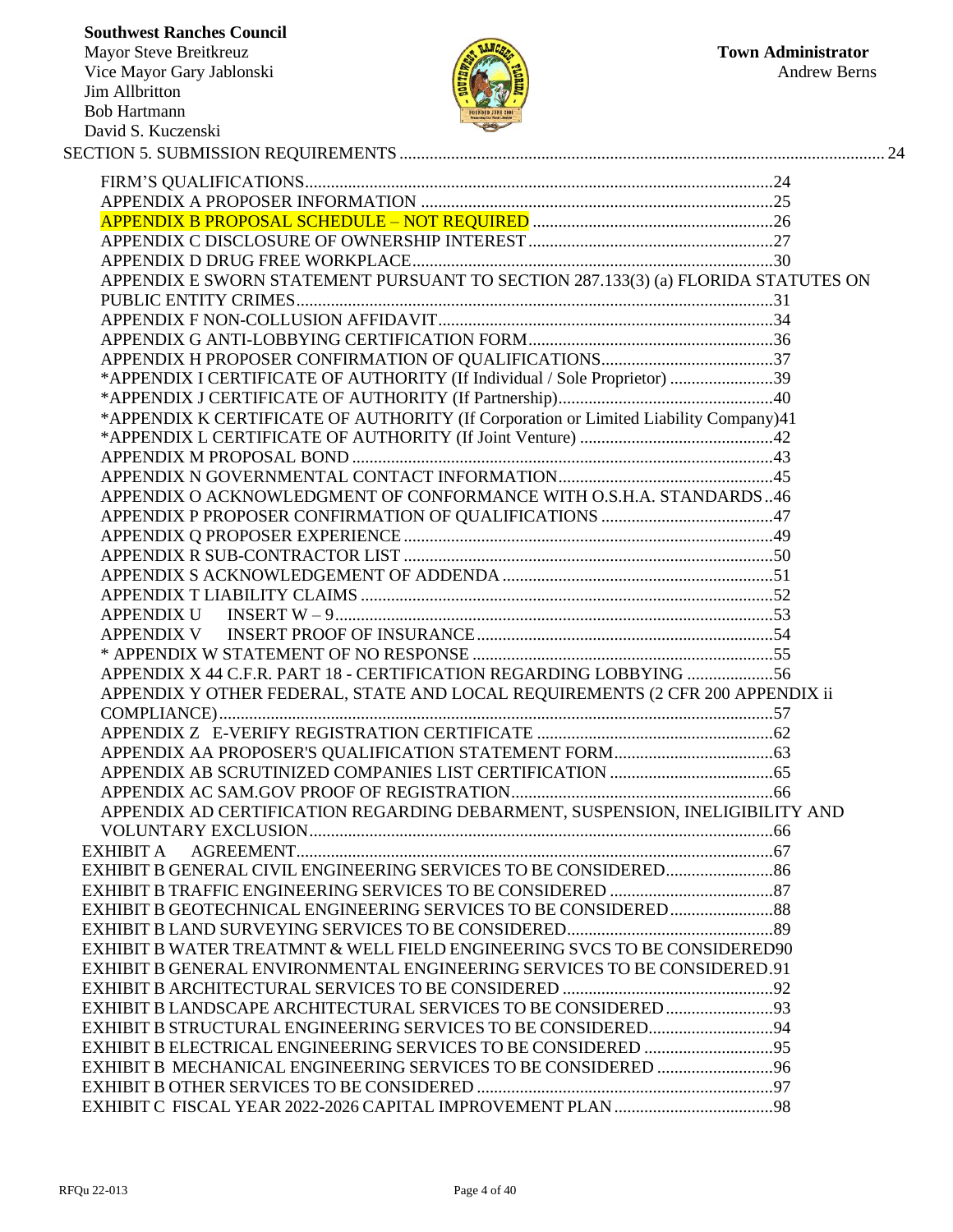**Southwest Ranches Council**
Mayor Steve Breitkreuz
Vice Mayor Gary Jablonski
Jim Allbritton
Bob Hartmann
David S. Kuczenski

**Town Administrator**
Andrew Berns

SECTION 5. SUBMISSION REQUIREMENTS ........ 24

- FIRM'S QUALIFICATIONS ........ 24
- APPENDIX A PROPOSER INFORMATION ........ 25
- APPENDIX B PROPOSAL SCHEDULE – NOT REQUIRED ........ 26
- APPENDIX C DISCLOSURE OF OWNERSHIP INTEREST ........ 27
- APPENDIX D DRUG FREE WORKPLACE ........ 30
- APPENDIX E SWORN STATEMENT PURSUANT TO SECTION 287.133(3) (a) FLORIDA STATUTES ON PUBLIC ENTITY CRIMES ........ 31
- APPENDIX F NON-COLLUSION AFFIDAVIT ........ 34
- APPENDIX G ANTI-LOBBYING CERTIFICATION FORM ........ 36
- APPENDIX H PROPOSER CONFIRMATION OF QUALIFICATIONS ........ 37
- *APPENDIX I CERTIFICATE OF AUTHORITY (If Individual / Sole Proprietor) ........ 39
- *APPENDIX J CERTIFICATE OF AUTHORITY (If Partnership) ........ 40
- *APPENDIX K CERTIFICATE OF AUTHORITY (If Corporation or Limited Liability Company) 41
- *APPENDIX L CERTIFICATE OF AUTHORITY (If Joint Venture) ........ 42
- APPENDIX M PROPOSAL BOND ........ 43
- APPENDIX N GOVERNMENTAL CONTACT INFORMATION ........ 45
- APPENDIX O ACKNOWLEDGMENT OF CONFORMANCE WITH O.S.H.A. STANDARDS .. 46
- APPENDIX P PROPOSER CONFIRMATION OF QUALIFICATIONS ........ 47
- APPENDIX Q PROPOSER EXPERIENCE ........ 49
- APPENDIX R SUB-CONTRACTOR LIST ........ 50
- APPENDIX S ACKNOWLEDGEMENT OF ADDENDA ........ 51
- APPENDIX T LIABILITY CLAIMS ........ 52
- APPENDIX U INSERT W – 9 ........ 53
- APPENDIX V INSERT PROOF OF INSURANCE ........ 54
- * APPENDIX W STATEMENT OF NO RESPONSE ........ 55
- APPENDIX X 44 C.F.R. PART 18 - CERTIFICATION REGARDING LOBBYING ........ 56
- APPENDIX Y OTHER FEDERAL, STATE AND LOCAL REQUIREMENTS (2 CFR 200 APPENDIX ii COMPLIANCE) ........ 57
- APPENDIX Z E-VERIFY REGISTRATION CERTIFICATE ........ 62
- APPENDIX AA PROPOSER'S QUALIFICATION STATEMENT FORM ........ 63
- APPENDIX AB SCRUTINIZED COMPANIES LIST CERTIFICATION ........ 65
- APPENDIX AC SAM.GOV PROOF OF REGISTRATION ........ 66
- APPENDIX AD CERTIFICATION REGARDING DEBARMENT, SUSPENSION, INELIGIBILITY AND VOLUNTARY EXCLUSION ........ 66
- EXHIBIT A AGREEMENT ........ 67
- EXHIBIT B GENERAL CIVIL ENGINEERING SERVICES TO BE CONSIDERED ........ 86
- EXHIBIT B TRAFFIC ENGINEERING SERVICES TO BE CONSIDERED ........ 87
- EXHIBIT B GEOTECHNICAL ENGINEERING SERVICES TO BE CONSIDERED ........ 88
- EXHIBIT B LAND SURVEYING SERVICES TO BE CONSIDERED ........ 89
- EXHIBIT B WATER TREATMNT & WELL FIELD ENGINEERING SVCS TO BE CONSIDERED 90
- EXHIBIT B GENERAL ENVIRONMENTAL ENGINEERING SERVICES TO BE CONSIDERED . 91
- EXHIBIT B ARCHITECTURAL SERVICES TO BE CONSIDERED ........ 92
- EXHIBIT B LANDSCAPE ARCHITECTURAL SERVICES TO BE CONSIDERED ........ 93
- EXHIBIT B STRUCTURAL ENGINEERING SERVICES TO BE CONSIDERED ........ 94
- EXHIBIT B ELECTRICAL ENGINEERING SERVICES TO BE CONSIDERED ........ 95
- EXHIBIT B MECHANICAL ENGINEERING SERVICES TO BE CONSIDERED ........ 96
- EXHIBIT B OTHER SERVICES TO BE CONSIDERED ........ 97
- EXHIBIT C FISCAL YEAR 2022-2026 CAPITAL IMPROVEMENT PLAN ........ 98

RFQu 22-013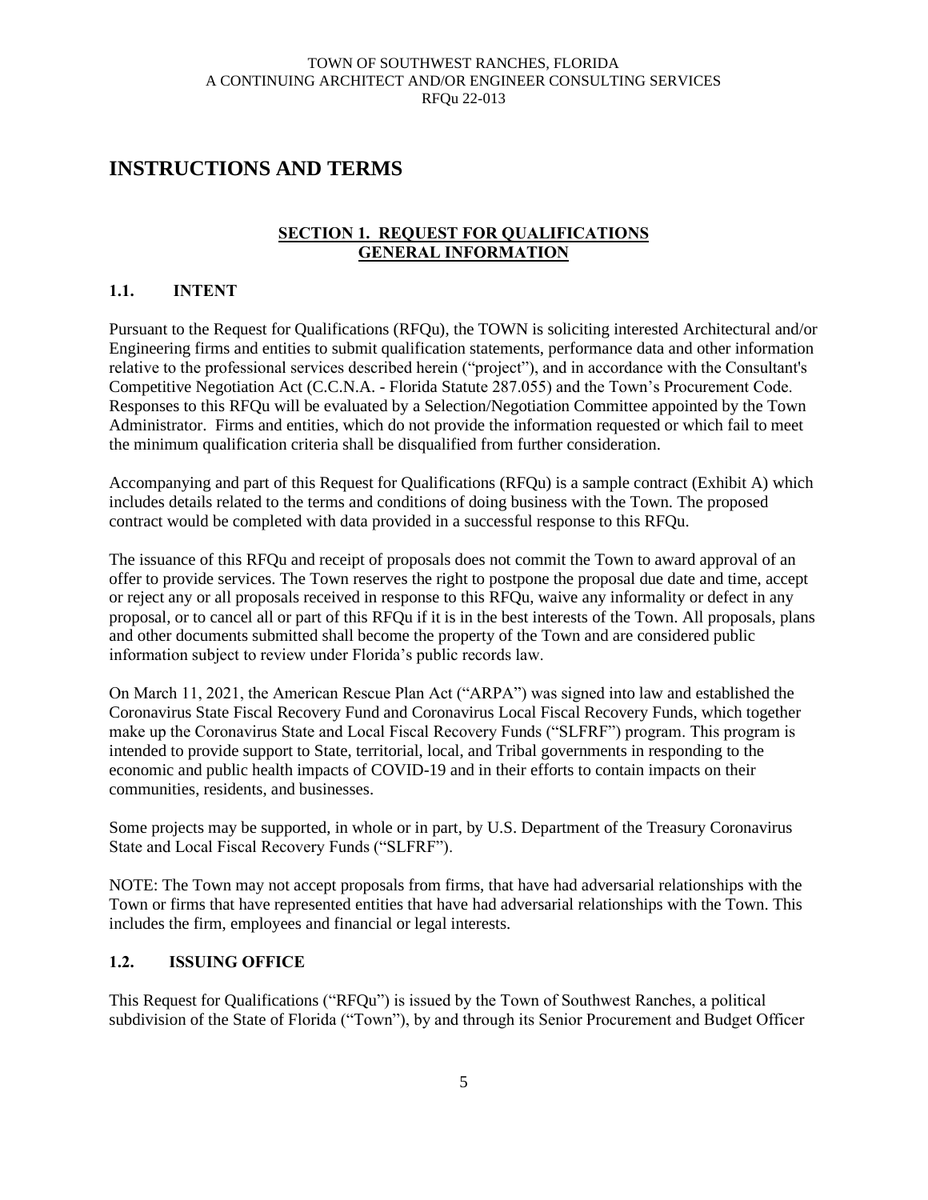# INSTRUCTIONS AND TERMS

## SECTION 1. REQUEST FOR QUALIFICATIONS GENERAL INFORMATION

### 1.1. INTENT

Pursuant to the Request for Qualifications (RFQu), the TOWN is soliciting interested Architectural and/or Engineering firms and entities to submit qualification statements, performance data and other information relative to the professional services described herein ("project"), and in accordance with the Consultant's Competitive Negotiation Act (C.C.N.A. - Florida Statute 287.055) and the Town's Procurement Code. Responses to this RFQu will be evaluated by a Selection/Negotiation Committee appointed by the Town Administrator. Firms and entities, which do not provide the information requested or which fail to meet the minimum qualification criteria shall be disqualified from further consideration.

Accompanying and part of this Request for Qualifications (RFQu) is a sample contract (Exhibit A) which includes details related to the terms and conditions of doing business with the Town. The proposed contract would be completed with data provided in a successful response to this RFQu.

The issuance of this RFQu and receipt of proposals does not commit the Town to award approval of an offer to provide services. The Town reserves the right to postpone the proposal due date and time, accept or reject any or all proposals received in response to this RFQu, waive any informality or defect in any proposal, or to cancel all or part of this RFQu if it is in the best interests of the Town. All proposals, plans and other documents submitted shall become the property of the Town and are considered public information subject to review under Florida's public records law.

On March 11, 2021, the American Rescue Plan Act ("ARPA") was signed into law and established the Coronavirus State Fiscal Recovery Fund and Coronavirus Local Fiscal Recovery Funds, which together make up the Coronavirus State and Local Fiscal Recovery Funds ("SLFRF") program. This program is intended to provide support to State, territorial, local, and Tribal governments in responding to the economic and public health impacts of COVID-19 and in their efforts to contain impacts on their communities, residents, and businesses.

Some projects may be supported, in whole or in part, by U.S. Department of the Treasury Coronavirus State and Local Fiscal Recovery Funds ("SLFRF").

NOTE: The Town may not accept proposals from firms, that have had adversarial relationships with the Town or firms that have represented entities that have had adversarial relationships with the Town. This includes the firm, employees and financial or legal interests.

### 1.2. ISSUING OFFICE

This Request for Qualifications ("RFQu") is issued by the Town of Southwest Ranches, a political subdivision of the State of Florida ("Town"), by and through its Senior Procurement and Budget Officer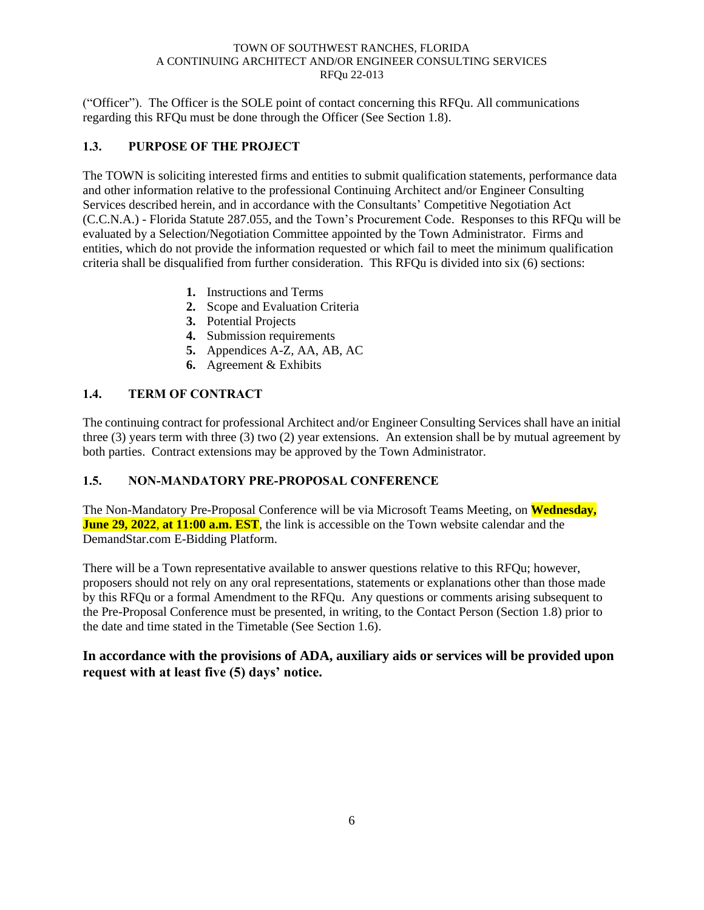("Officer"). The Officer is the SOLE point of contact concerning this RFQu. All communications regarding this RFQu must be done through the Officer (See Section 1.8).

### 1.3. PURPOSE OF THE PROJECT

The TOWN is soliciting interested firms and entities to submit qualification statements, performance data and other information relative to the professional Continuing Architect and/or Engineer Consulting Services described herein, and in accordance with the Consultants' Competitive Negotiation Act (C.C.N.A.) - Florida Statute 287.055, and the Town's Procurement Code. Responses to this RFQu will be evaluated by a Selection/Negotiation Committee appointed by the Town Administrator. Firms and entities, which do not provide the information requested or which fail to meet the minimum qualification criteria shall be disqualified from further consideration. This RFQu is divided into six (6) sections:

1. Instructions and Terms
2. Scope and Evaluation Criteria
3. Potential Projects
4. Submission requirements
5. Appendices A-Z, AA, AB, AC
6. Agreement & Exhibits

### 1.4. TERM OF CONTRACT

The continuing contract for professional Architect and/or Engineer Consulting Services shall have an initial three (3) years term with three (3) two (2) year extensions. An extension shall be by mutual agreement by both parties. Contract extensions may be approved by the Town Administrator.

### 1.5. NON-MANDATORY PRE-PROPOSAL CONFERENCE

The Non-Mandatory Pre-Proposal Conference will be via Microsoft Teams Meeting, on **Wednesday, June 29, 2022**, **at 11:00 a.m. EST**, the link is accessible on the Town website calendar and the DemandStar.com E-Bidding Platform.

There will be a Town representative available to answer questions relative to this RFQu; however, proposers should not rely on any oral representations, statements or explanations other than those made by this RFQu or a formal Amendment to the RFQu. Any questions or comments arising subsequent to the Pre-Proposal Conference must be presented, in writing, to the Contact Person (Section 1.8) prior to the date and time stated in the Timetable (See Section 1.6).

**In accordance with the provisions of ADA, auxiliary aids or services will be provided upon request with at least five (5) days' notice.**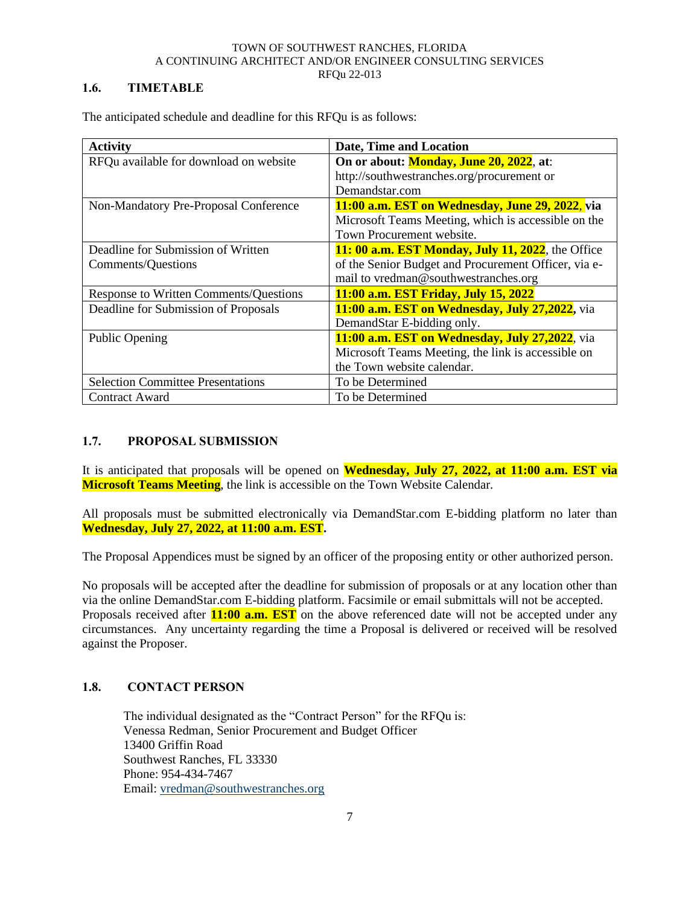### 1.6. TIMETABLE

The anticipated schedule and deadline for this RFQu is as follows:

| Activity | Date, Time and Location |
|---|---|
| RFQu available for download on website | **On or about: Monday, June 20, 2022**, **at**: http://southwestranches.org/procurement or Demandstar.com |
| Non-Mandatory Pre-Proposal Conference | **11:00 a.m. EST on Wednesday, June 29, 2022**, **via** Microsoft Teams Meeting, which is accessible on the Town Procurement website. |
| Deadline for Submission of Written Comments/Questions | **11: 00 a.m. EST Monday, July 11, 2022**, the Office of the Senior Budget and Procurement Officer, via e-mail to vredman@southwestranches.org |
| Response to Written Comments/Questions | **11:00 a.m. EST Friday, July 15, 2022** |
| Deadline for Submission of Proposals | **11:00 a.m. EST on Wednesday, July 27,2022**, via DemandStar E-bidding only. |
| Public Opening | **11:00 a.m. EST on Wednesday, July 27,2022**, via Microsoft Teams Meeting, the link is accessible on the Town website calendar. |
| Selection Committee Presentations | To be Determined |
| Contract Award | To be Determined |

### 1.7. PROPOSAL SUBMISSION

It is anticipated that proposals will be opened on **Wednesday, July 27, 2022, at 11:00 a.m. EST via Microsoft Teams Meeting**, the link is accessible on the Town Website Calendar.

All proposals must be submitted electronically via DemandStar.com E-bidding platform no later than **Wednesday, July 27, 2022, at 11:00 a.m. EST.**

The Proposal Appendices must be signed by an officer of the proposing entity or other authorized person.

No proposals will be accepted after the deadline for submission of proposals or at any location other than via the online DemandStar.com E-bidding platform. Facsimile or email submittals will not be accepted. Proposals received after **11:00 a.m. EST** on the above referenced date will not be accepted under any circumstances. Any uncertainty regarding the time a Proposal is delivered or received will be resolved against the Proposer.

### 1.8. CONTACT PERSON

The individual designated as the "Contract Person" for the RFQu is:
Venessa Redman, Senior Procurement and Budget Officer
13400 Griffin Road
Southwest Ranches, FL 33330
Phone: 954-434-7467
Email: vredman@southwestranches.org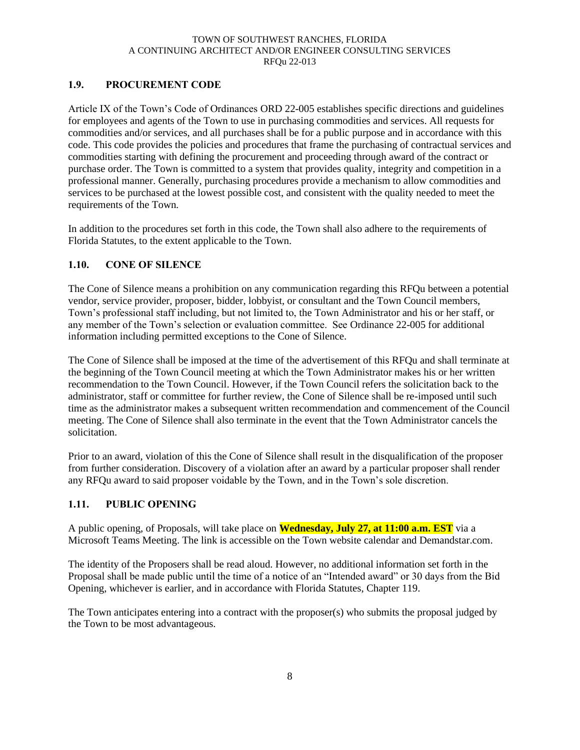## 1.9. PROCUREMENT CODE

Article IX of the Town's Code of Ordinances ORD 22-005 establishes specific directions and guidelines for employees and agents of the Town to use in purchasing commodities and services. All requests for commodities and/or services, and all purchases shall be for a public purpose and in accordance with this code. This code provides the policies and procedures that frame the purchasing of contractual services and commodities starting with defining the procurement and proceeding through award of the contract or purchase order. The Town is committed to a system that provides quality, integrity and competition in a professional manner. Generally, purchasing procedures provide a mechanism to allow commodities and services to be purchased at the lowest possible cost, and consistent with the quality needed to meet the requirements of the Town.

In addition to the procedures set forth in this code, the Town shall also adhere to the requirements of Florida Statutes, to the extent applicable to the Town.

## 1.10. CONE OF SILENCE

The Cone of Silence means a prohibition on any communication regarding this RFQu between a potential vendor, service provider, proposer, bidder, lobbyist, or consultant and the Town Council members, Town's professional staff including, but not limited to, the Town Administrator and his or her staff, or any member of the Town's selection or evaluation committee. See Ordinance 22-005 for additional information including permitted exceptions to the Cone of Silence.

The Cone of Silence shall be imposed at the time of the advertisement of this RFQu and shall terminate at the beginning of the Town Council meeting at which the Town Administrator makes his or her written recommendation to the Town Council. However, if the Town Council refers the solicitation back to the administrator, staff or committee for further review, the Cone of Silence shall be re-imposed until such time as the administrator makes a subsequent written recommendation and commencement of the Council meeting. The Cone of Silence shall also terminate in the event that the Town Administrator cancels the solicitation.

Prior to an award, violation of this the Cone of Silence shall result in the disqualification of the proposer from further consideration. Discovery of a violation after an award by a particular proposer shall render any RFQu award to said proposer voidable by the Town, and in the Town's sole discretion.

## 1.11. PUBLIC OPENING

A public opening, of Proposals, will take place on **Wednesday, July 27, at 11:00 a.m. EST** via a Microsoft Teams Meeting. The link is accessible on the Town website calendar and Demandstar.com.

The identity of the Proposers shall be read aloud. However, no additional information set forth in the Proposal shall be made public until the time of a notice of an "Intended award" or 30 days from the Bid Opening, whichever is earlier, and in accordance with Florida Statutes, Chapter 119.

The Town anticipates entering into a contract with the proposer(s) who submits the proposal judged by the Town to be most advantageous.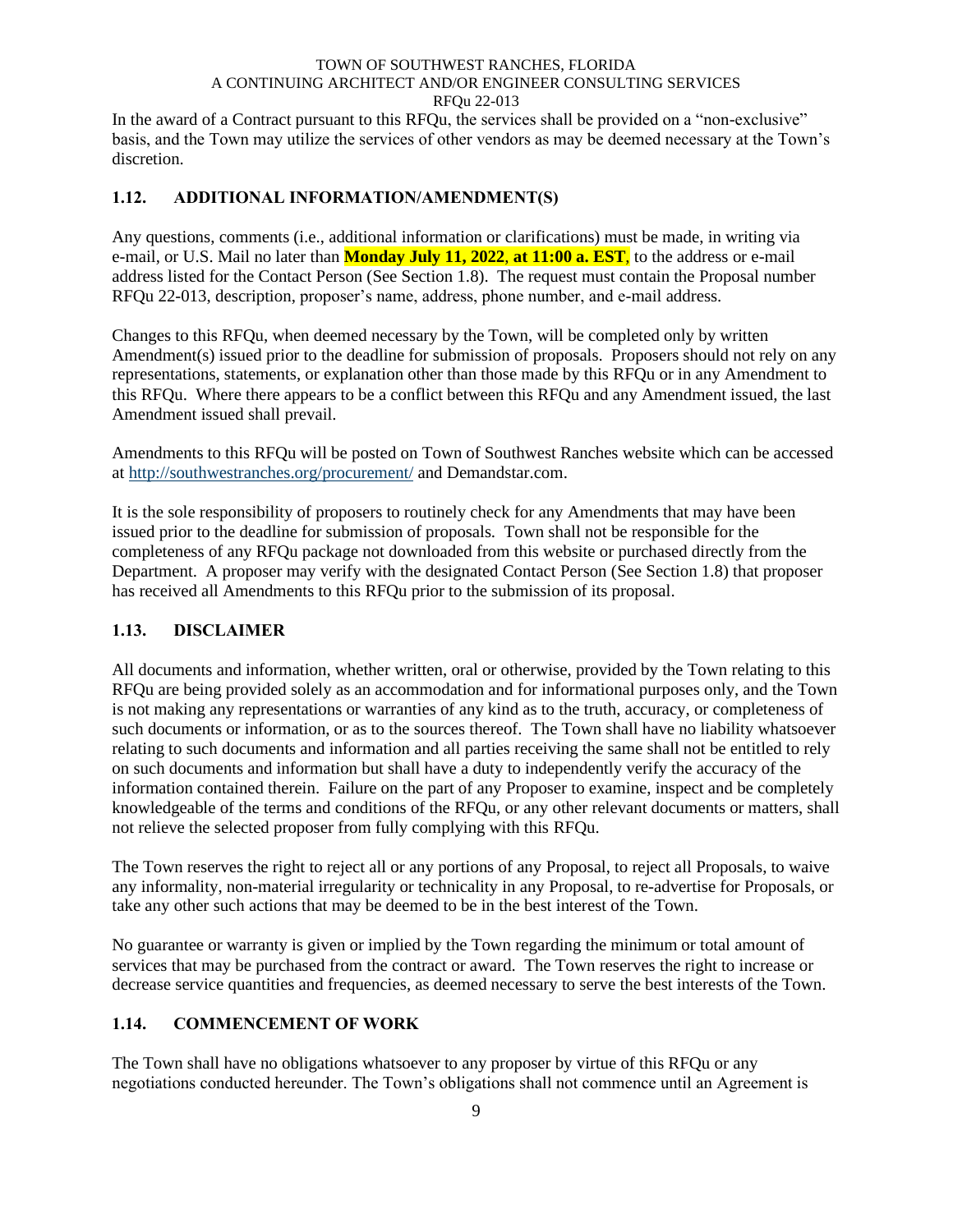In the award of a Contract pursuant to this RFQu, the services shall be provided on a "non-exclusive" basis, and the Town may utilize the services of other vendors as may be deemed necessary at the Town's discretion.

## 1.12. ADDITIONAL INFORMATION/AMENDMENT(S)

Any questions, comments (i.e., additional information or clarifications) must be made, in writing via e-mail, or U.S. Mail no later than **Monday July 11, 2022, at 11:00 a. EST**, to the address or e-mail address listed for the Contact Person (See Section 1.8). The request must contain the Proposal number RFQu 22-013, description, proposer's name, address, phone number, and e-mail address.

Changes to this RFQu, when deemed necessary by the Town, will be completed only by written Amendment(s) issued prior to the deadline for submission of proposals. Proposers should not rely on any representations, statements, or explanation other than those made by this RFQu or in any Amendment to this RFQu. Where there appears to be a conflict between this RFQu and any Amendment issued, the last Amendment issued shall prevail.

Amendments to this RFQu will be posted on Town of Southwest Ranches website which can be accessed at http://southwestranches.org/procurement/ and Demandstar.com.

It is the sole responsibility of proposers to routinely check for any Amendments that may have been issued prior to the deadline for submission of proposals. Town shall not be responsible for the completeness of any RFQu package not downloaded from this website or purchased directly from the Department. A proposer may verify with the designated Contact Person (See Section 1.8) that proposer has received all Amendments to this RFQu prior to the submission of its proposal.

## 1.13. DISCLAIMER

All documents and information, whether written, oral or otherwise, provided by the Town relating to this RFQu are being provided solely as an accommodation and for informational purposes only, and the Town is not making any representations or warranties of any kind as to the truth, accuracy, or completeness of such documents or information, or as to the sources thereof. The Town shall have no liability whatsoever relating to such documents and information and all parties receiving the same shall not be entitled to rely on such documents and information but shall have a duty to independently verify the accuracy of the information contained therein. Failure on the part of any Proposer to examine, inspect and be completely knowledgeable of the terms and conditions of the RFQu, or any other relevant documents or matters, shall not relieve the selected proposer from fully complying with this RFQu.

The Town reserves the right to reject all or any portions of any Proposal, to reject all Proposals, to waive any informality, non-material irregularity or technicality in any Proposal, to re-advertise for Proposals, or take any other such actions that may be deemed to be in the best interest of the Town.

No guarantee or warranty is given or implied by the Town regarding the minimum or total amount of services that may be purchased from the contract or award. The Town reserves the right to increase or decrease service quantities and frequencies, as deemed necessary to serve the best interests of the Town.

## 1.14. COMMENCEMENT OF WORK

The Town shall have no obligations whatsoever to any proposer by virtue of this RFQu or any negotiations conducted hereunder. The Town's obligations shall not commence until an Agreement is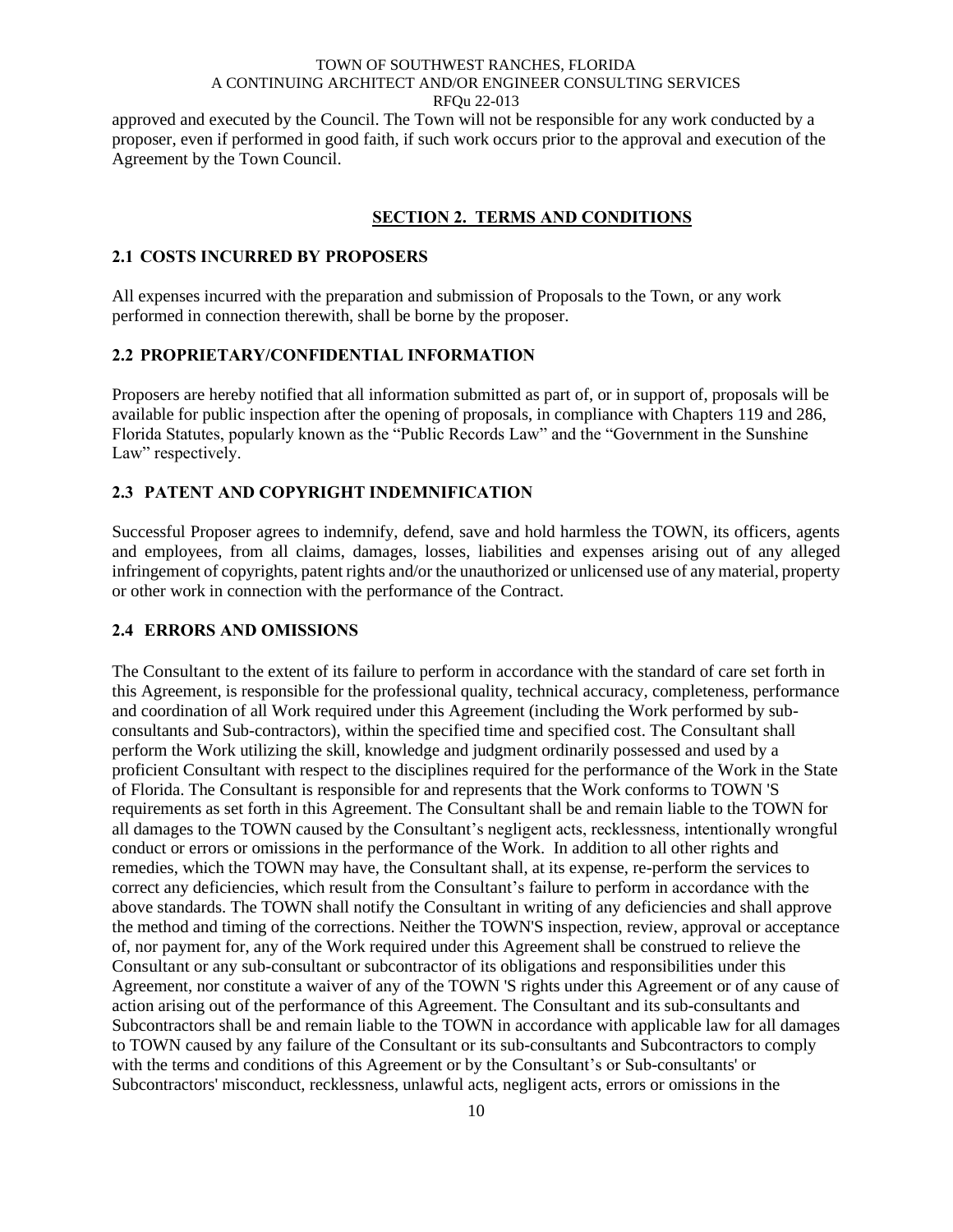approved and executed by the Council. The Town will not be responsible for any work conducted by a proposer, even if performed in good faith, if such work occurs prior to the approval and execution of the Agreement by the Town Council.

## SECTION 2. TERMS AND CONDITIONS

### 2.1 COSTS INCURRED BY PROPOSERS

All expenses incurred with the preparation and submission of Proposals to the Town, or any work performed in connection therewith, shall be borne by the proposer.

### 2.2 PROPRIETARY/CONFIDENTIAL INFORMATION

Proposers are hereby notified that all information submitted as part of, or in support of, proposals will be available for public inspection after the opening of proposals, in compliance with Chapters 119 and 286, Florida Statutes, popularly known as the "Public Records Law" and the "Government in the Sunshine Law" respectively.

### 2.3 PATENT AND COPYRIGHT INDEMNIFICATION

Successful Proposer agrees to indemnify, defend, save and hold harmless the TOWN, its officers, agents and employees, from all claims, damages, losses, liabilities and expenses arising out of any alleged infringement of copyrights, patent rights and/or the unauthorized or unlicensed use of any material, property or other work in connection with the performance of the Contract.

### 2.4 ERRORS AND OMISSIONS

The Consultant to the extent of its failure to perform in accordance with the standard of care set forth in this Agreement, is responsible for the professional quality, technical accuracy, completeness, performance and coordination of all Work required under this Agreement (including the Work performed by sub-consultants and Sub-contractors), within the specified time and specified cost. The Consultant shall perform the Work utilizing the skill, knowledge and judgment ordinarily possessed and used by a proficient Consultant with respect to the disciplines required for the performance of the Work in the State of Florida. The Consultant is responsible for and represents that the Work conforms to TOWN 'S requirements as set forth in this Agreement. The Consultant shall be and remain liable to the TOWN for all damages to the TOWN caused by the Consultant's negligent acts, recklessness, intentionally wrongful conduct or errors or omissions in the performance of the Work. In addition to all other rights and remedies, which the TOWN may have, the Consultant shall, at its expense, re-perform the services to correct any deficiencies, which result from the Consultant's failure to perform in accordance with the above standards. The TOWN shall notify the Consultant in writing of any deficiencies and shall approve the method and timing of the corrections. Neither the TOWN'S inspection, review, approval or acceptance of, nor payment for, any of the Work required under this Agreement shall be construed to relieve the Consultant or any sub-consultant or subcontractor of its obligations and responsibilities under this Agreement, nor constitute a waiver of any of the TOWN 'S rights under this Agreement or of any cause of action arising out of the performance of this Agreement. The Consultant and its sub-consultants and Subcontractors shall be and remain liable to the TOWN in accordance with applicable law for all damages to TOWN caused by any failure of the Consultant or its sub-consultants and Subcontractors to comply with the terms and conditions of this Agreement or by the Consultant's or Sub-consultants' or Subcontractors' misconduct, recklessness, unlawful acts, negligent acts, errors or omissions in the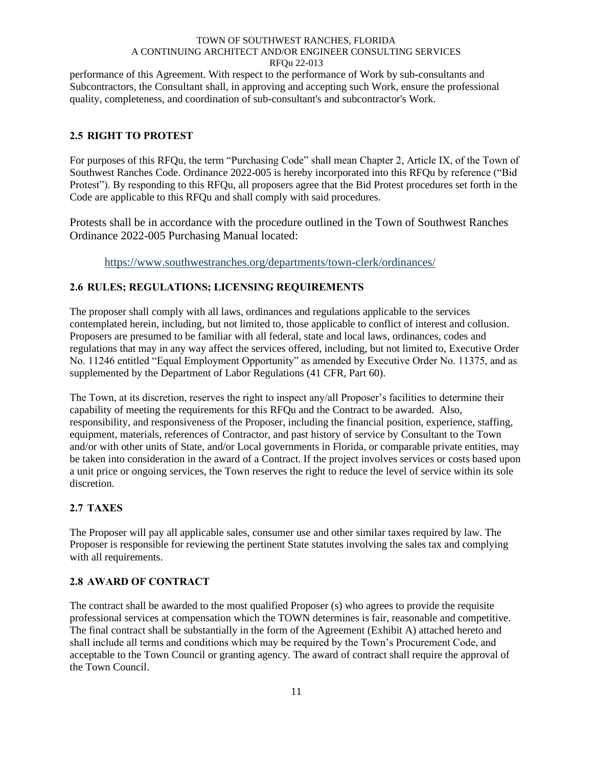performance of this Agreement. With respect to the performance of Work by sub-consultants and Subcontractors, the Consultant shall, in approving and accepting such Work, ensure the professional quality, completeness, and coordination of sub-consultant's and subcontractor's Work.

## 2.5 RIGHT TO PROTEST

For purposes of this RFQu, the term "Purchasing Code" shall mean Chapter 2, Article IX, of the Town of Southwest Ranches Code. Ordinance 2022-005 is hereby incorporated into this RFQu by reference ("Bid Protest"). By responding to this RFQu, all proposers agree that the Bid Protest procedures set forth in the Code are applicable to this RFQu and shall comply with said procedures.

Protests shall be in accordance with the procedure outlined in the Town of Southwest Ranches Ordinance 2022-005 Purchasing Manual located:

https://www.southwestranches.org/departments/town-clerk/ordinances/

## 2.6 RULES; REGULATIONS; LICENSING REQUIREMENTS

The proposer shall comply with all laws, ordinances and regulations applicable to the services contemplated herein, including, but not limited to, those applicable to conflict of interest and collusion. Proposers are presumed to be familiar with all federal, state and local laws, ordinances, codes and regulations that may in any way affect the services offered, including, but not limited to, Executive Order No. 11246 entitled "Equal Employment Opportunity" as amended by Executive Order No. 11375, and as supplemented by the Department of Labor Regulations (41 CFR, Part 60).

The Town, at its discretion, reserves the right to inspect any/all Proposer's facilities to determine their capability of meeting the requirements for this RFQu and the Contract to be awarded. Also, responsibility, and responsiveness of the Proposer, including the financial position, experience, staffing, equipment, materials, references of Contractor, and past history of service by Consultant to the Town and/or with other units of State, and/or Local governments in Florida, or comparable private entities, may be taken into consideration in the award of a Contract. If the project involves services or costs based upon a unit price or ongoing services, the Town reserves the right to reduce the level of service within its sole discretion.

## 2.7 TAXES

The Proposer will pay all applicable sales, consumer use and other similar taxes required by law. The Proposer is responsible for reviewing the pertinent State statutes involving the sales tax and complying with all requirements.

## 2.8 AWARD OF CONTRACT

The contract shall be awarded to the most qualified Proposer (s) who agrees to provide the requisite professional services at compensation which the TOWN determines is fair, reasonable and competitive. The final contract shall be substantially in the form of the Agreement (Exhibit A) attached hereto and shall include all terms and conditions which may be required by the Town's Procurement Code, and acceptable to the Town Council or granting agency. The award of contract shall require the approval of the Town Council.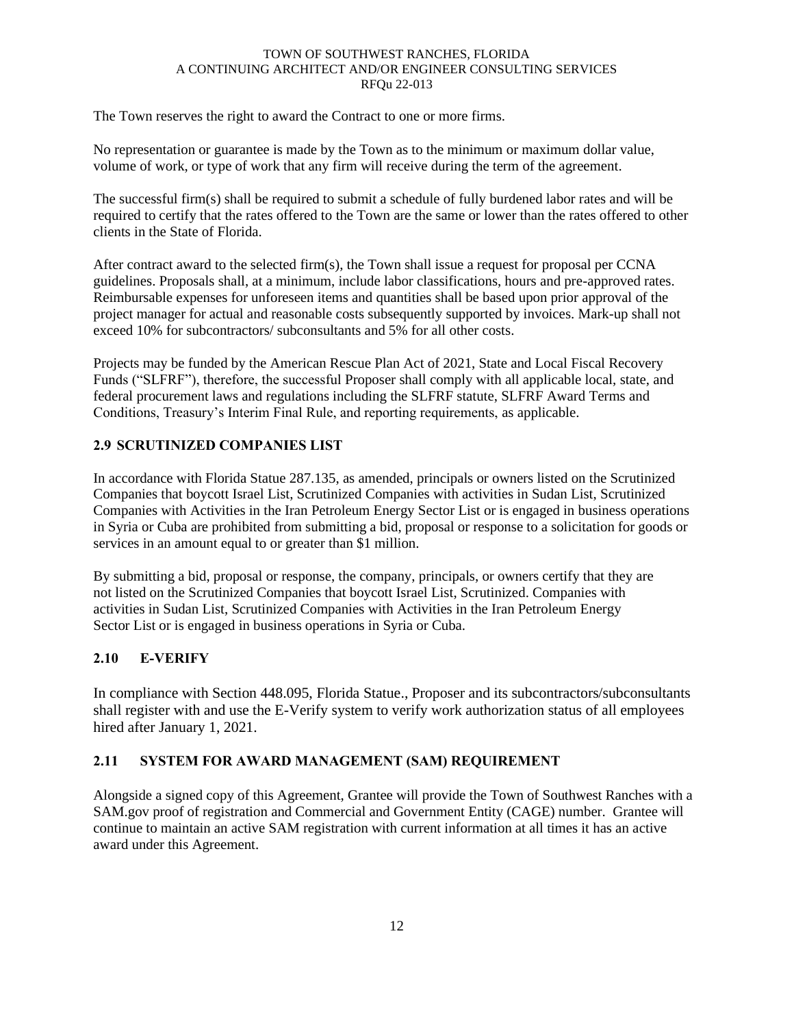The Town reserves the right to award the Contract to one or more firms.

No representation or guarantee is made by the Town as to the minimum or maximum dollar value, volume of work, or type of work that any firm will receive during the term of the agreement.

The successful firm(s) shall be required to submit a schedule of fully burdened labor rates and will be required to certify that the rates offered to the Town are the same or lower than the rates offered to other clients in the State of Florida.

After contract award to the selected firm(s), the Town shall issue a request for proposal per CCNA guidelines. Proposals shall, at a minimum, include labor classifications, hours and pre-approved rates. Reimbursable expenses for unforeseen items and quantities shall be based upon prior approval of the project manager for actual and reasonable costs subsequently supported by invoices. Mark-up shall not exceed 10% for subcontractors/ subconsultants and 5% for all other costs.

Projects may be funded by the American Rescue Plan Act of 2021, State and Local Fiscal Recovery Funds ("SLFRF"), therefore, the successful Proposer shall comply with all applicable local, state, and federal procurement laws and regulations including the SLFRF statute, SLFRF Award Terms and Conditions, Treasury's Interim Final Rule, and reporting requirements, as applicable.

## 2.9 SCRUTINIZED COMPANIES LIST

In accordance with Florida Statue 287.135, as amended, principals or owners listed on the Scrutinized Companies that boycott Israel List, Scrutinized Companies with activities in Sudan List, Scrutinized Companies with Activities in the Iran Petroleum Energy Sector List or is engaged in business operations in Syria or Cuba are prohibited from submitting a bid, proposal or response to a solicitation for goods or services in an amount equal to or greater than $1 million.

By submitting a bid, proposal or response, the company, principals, or owners certify that they are not listed on the Scrutinized Companies that boycott Israel List, Scrutinized. Companies with activities in Sudan List, Scrutinized Companies with Activities in the Iran Petroleum Energy Sector List or is engaged in business operations in Syria or Cuba.

## 2.10 E-VERIFY

In compliance with Section 448.095, Florida Statue., Proposer and its subcontractors/subconsultants shall register with and use the E-Verify system to verify work authorization status of all employees hired after January 1, 2021.

## 2.11 SYSTEM FOR AWARD MANAGEMENT (SAM) REQUIREMENT

Alongside a signed copy of this Agreement, Grantee will provide the Town of Southwest Ranches with a SAM.gov proof of registration and Commercial and Government Entity (CAGE) number. Grantee will continue to maintain an active SAM registration with current information at all times it has an active award under this Agreement.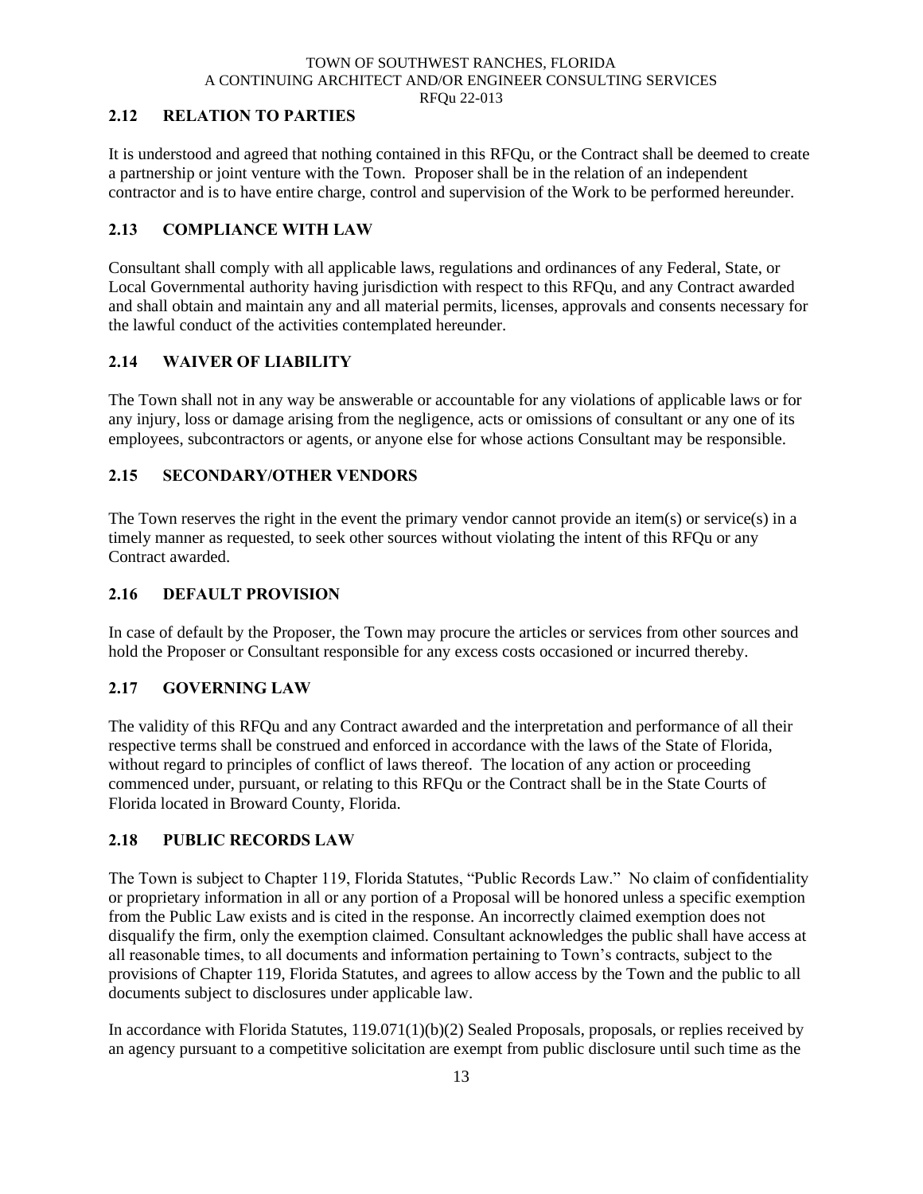## 2.12 RELATION TO PARTIES

It is understood and agreed that nothing contained in this RFQu, or the Contract shall be deemed to create a partnership or joint venture with the Town. Proposer shall be in the relation of an independent contractor and is to have entire charge, control and supervision of the Work to be performed hereunder.

## 2.13 COMPLIANCE WITH LAW

Consultant shall comply with all applicable laws, regulations and ordinances of any Federal, State, or Local Governmental authority having jurisdiction with respect to this RFQu, and any Contract awarded and shall obtain and maintain any and all material permits, licenses, approvals and consents necessary for the lawful conduct of the activities contemplated hereunder.

## 2.14 WAIVER OF LIABILITY

The Town shall not in any way be answerable or accountable for any violations of applicable laws or for any injury, loss or damage arising from the negligence, acts or omissions of consultant or any one of its employees, subcontractors or agents, or anyone else for whose actions Consultant may be responsible.

## 2.15 SECONDARY/OTHER VENDORS

The Town reserves the right in the event the primary vendor cannot provide an item(s) or service(s) in a timely manner as requested, to seek other sources without violating the intent of this RFQu or any Contract awarded.

## 2.16 DEFAULT PROVISION

In case of default by the Proposer, the Town may procure the articles or services from other sources and hold the Proposer or Consultant responsible for any excess costs occasioned or incurred thereby.

## 2.17 GOVERNING LAW

The validity of this RFQu and any Contract awarded and the interpretation and performance of all their respective terms shall be construed and enforced in accordance with the laws of the State of Florida, without regard to principles of conflict of laws thereof. The location of any action or proceeding commenced under, pursuant, or relating to this RFQu or the Contract shall be in the State Courts of Florida located in Broward County, Florida.

## 2.18 PUBLIC RECORDS LAW

The Town is subject to Chapter 119, Florida Statutes, "Public Records Law." No claim of confidentiality or proprietary information in all or any portion of a Proposal will be honored unless a specific exemption from the Public Law exists and is cited in the response. An incorrectly claimed exemption does not disqualify the firm, only the exemption claimed. Consultant acknowledges the public shall have access at all reasonable times, to all documents and information pertaining to Town's contracts, subject to the provisions of Chapter 119, Florida Statutes, and agrees to allow access by the Town and the public to all documents subject to disclosures under applicable law.

In accordance with Florida Statutes, 119.071(1)(b)(2) Sealed Proposals, proposals, or replies received by an agency pursuant to a competitive solicitation are exempt from public disclosure until such time as the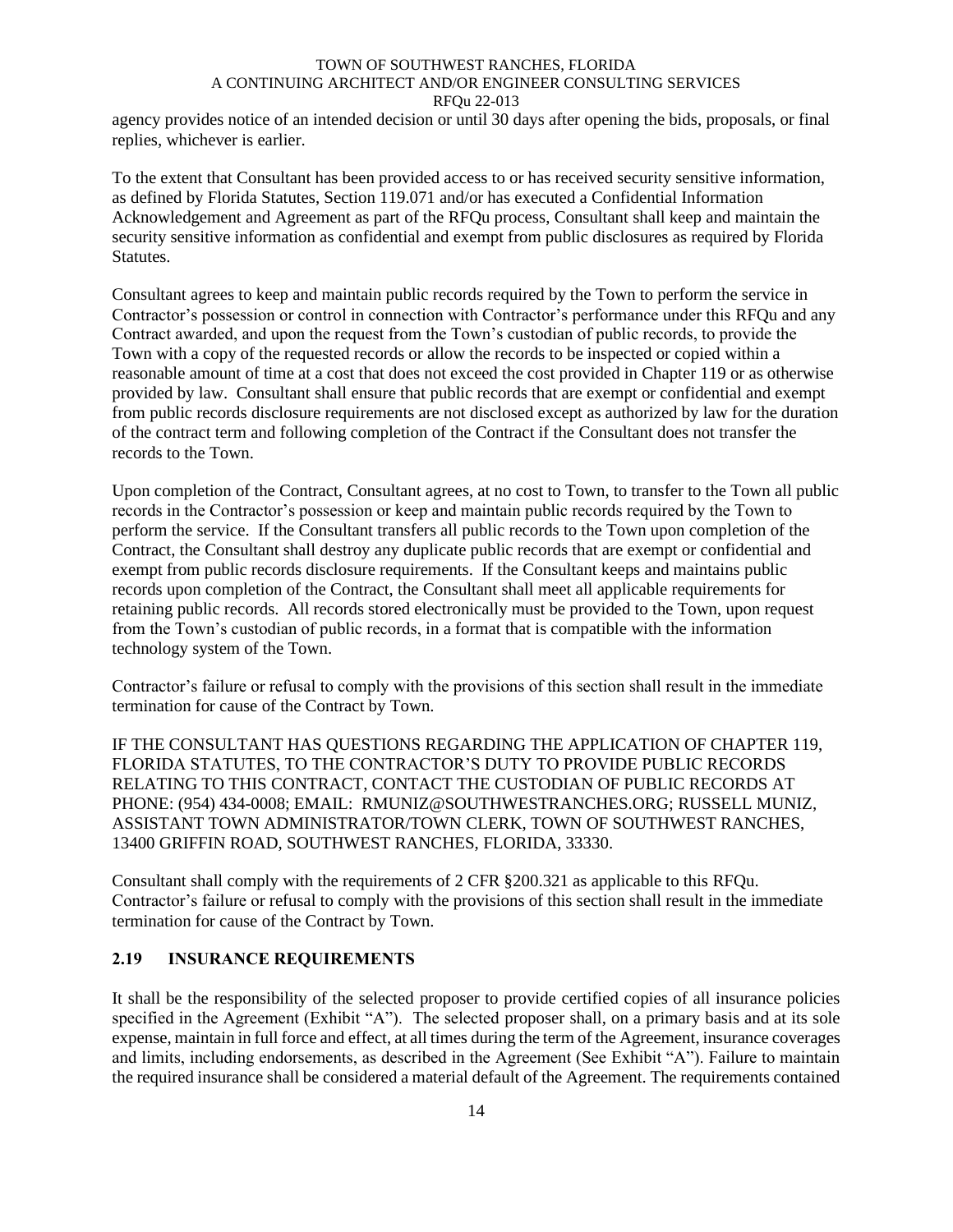agency provides notice of an intended decision or until 30 days after opening the bids, proposals, or final replies, whichever is earlier.

To the extent that Consultant has been provided access to or has received security sensitive information, as defined by Florida Statutes, Section 119.071 and/or has executed a Confidential Information Acknowledgement and Agreement as part of the RFQu process, Consultant shall keep and maintain the security sensitive information as confidential and exempt from public disclosures as required by Florida Statutes.

Consultant agrees to keep and maintain public records required by the Town to perform the service in Contractor's possession or control in connection with Contractor's performance under this RFQu and any Contract awarded, and upon the request from the Town's custodian of public records, to provide the Town with a copy of the requested records or allow the records to be inspected or copied within a reasonable amount of time at a cost that does not exceed the cost provided in Chapter 119 or as otherwise provided by law. Consultant shall ensure that public records that are exempt or confidential and exempt from public records disclosure requirements are not disclosed except as authorized by law for the duration of the contract term and following completion of the Contract if the Consultant does not transfer the records to the Town.

Upon completion of the Contract, Consultant agrees, at no cost to Town, to transfer to the Town all public records in the Contractor's possession or keep and maintain public records required by the Town to perform the service. If the Consultant transfers all public records to the Town upon completion of the Contract, the Consultant shall destroy any duplicate public records that are exempt or confidential and exempt from public records disclosure requirements. If the Consultant keeps and maintains public records upon completion of the Contract, the Consultant shall meet all applicable requirements for retaining public records. All records stored electronically must be provided to the Town, upon request from the Town's custodian of public records, in a format that is compatible with the information technology system of the Town.

Contractor's failure or refusal to comply with the provisions of this section shall result in the immediate termination for cause of the Contract by Town.

IF THE CONSULTANT HAS QUESTIONS REGARDING THE APPLICATION OF CHAPTER 119, FLORIDA STATUTES, TO THE CONTRACTOR'S DUTY TO PROVIDE PUBLIC RECORDS RELATING TO THIS CONTRACT, CONTACT THE CUSTODIAN OF PUBLIC RECORDS AT PHONE: (954) 434-0008; EMAIL: RMUNIZ@SOUTHWESTRANCHES.ORG; RUSSELL MUNIZ, ASSISTANT TOWN ADMINISTRATOR/TOWN CLERK, TOWN OF SOUTHWEST RANCHES, 13400 GRIFFIN ROAD, SOUTHWEST RANCHES, FLORIDA, 33330.

Consultant shall comply with the requirements of 2 CFR §200.321 as applicable to this RFQu. Contractor's failure or refusal to comply with the provisions of this section shall result in the immediate termination for cause of the Contract by Town.

## 2.19 INSURANCE REQUIREMENTS

It shall be the responsibility of the selected proposer to provide certified copies of all insurance policies specified in the Agreement (Exhibit "A"). The selected proposer shall, on a primary basis and at its sole expense, maintain in full force and effect, at all times during the term of the Agreement, insurance coverages and limits, including endorsements, as described in the Agreement (See Exhibit "A"). Failure to maintain the required insurance shall be considered a material default of the Agreement. The requirements contained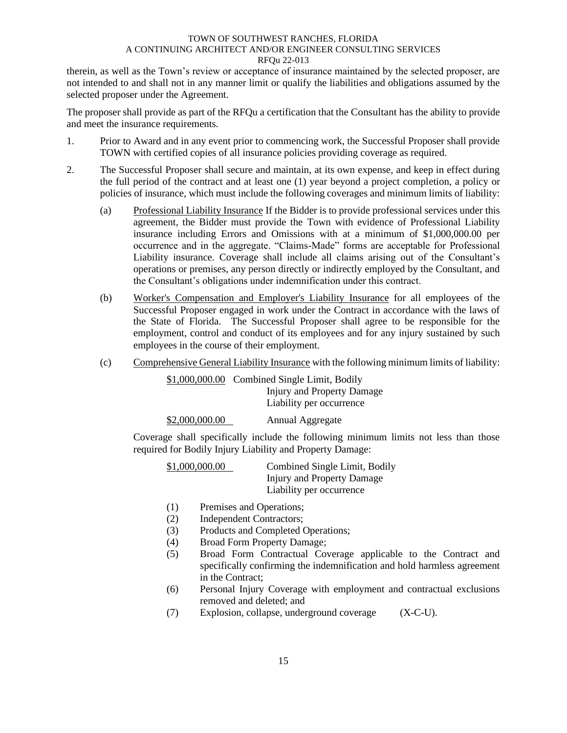therein, as well as the Town's review or acceptance of insurance maintained by the selected proposer, are not intended to and shall not in any manner limit or qualify the liabilities and obligations assumed by the selected proposer under the Agreement.

The proposer shall provide as part of the RFQu a certification that the Consultant has the ability to provide and meet the insurance requirements.

1. Prior to Award and in any event prior to commencing work, the Successful Proposer shall provide TOWN with certified copies of all insurance policies providing coverage as required.

2. The Successful Proposer shall secure and maintain, at its own expense, and keep in effect during the full period of the contract and at least one (1) year beyond a project completion, a policy or policies of insurance, which must include the following coverages and minimum limits of liability:

   (a) Professional Liability Insurance If the Bidder is to provide professional services under this agreement, the Bidder must provide the Town with evidence of Professional Liability insurance including Errors and Omissions with at a minimum of $1,000,000.00 per occurrence and in the aggregate. "Claims-Made" forms are acceptable for Professional Liability insurance. Coverage shall include all claims arising out of the Consultant's operations or premises, any person directly or indirectly employed by the Consultant, and the Consultant's obligations under indemnification under this contract.

   (b) Worker's Compensation and Employer's Liability Insurance for all employees of the Successful Proposer engaged in work under the Contract in accordance with the laws of the State of Florida. The Successful Proposer shall agree to be responsible for the employment, control and conduct of its employees and for any injury sustained by such employees in the course of their employment.

   (c) Comprehensive General Liability Insurance with the following minimum limits of liability:

      $1,000,000.00 Combined Single Limit, Bodily Injury and Property Damage Liability per occurrence

      $2,000,000.00 Annual Aggregate

      Coverage shall specifically include the following minimum limits not less than those required for Bodily Injury Liability and Property Damage:

      $1,000,000.00 Combined Single Limit, Bodily Injury and Property Damage Liability per occurrence

      (1) Premises and Operations;
      (2) Independent Contractors;
      (3) Products and Completed Operations;
      (4) Broad Form Property Damage;
      (5) Broad Form Contractual Coverage applicable to the Contract and specifically confirming the indemnification and hold harmless agreement in the Contract;
      (6) Personal Injury Coverage with employment and contractual exclusions removed and deleted; and
      (7) Explosion, collapse, underground coverage (X-C-U).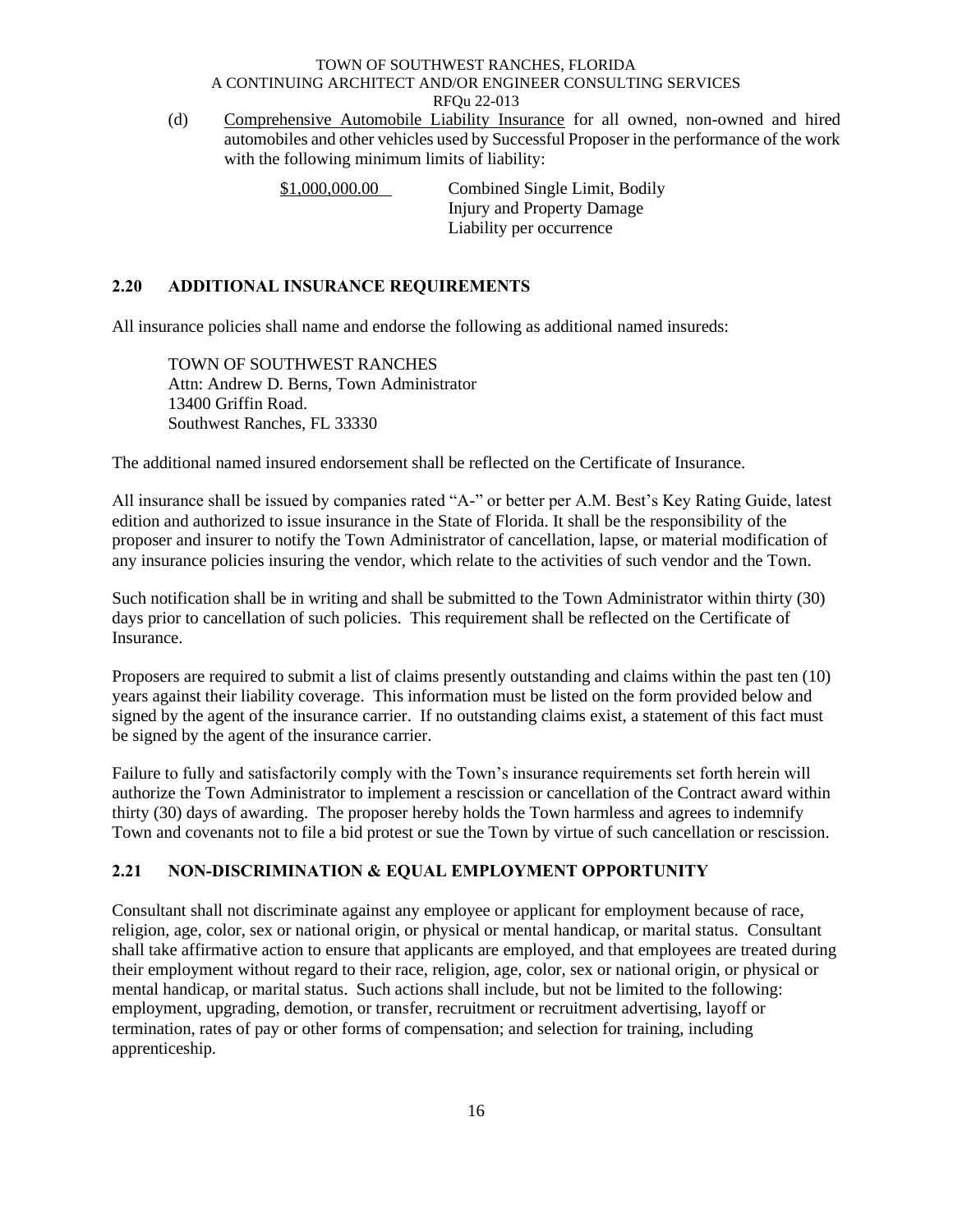(d) Comprehensive Automobile Liability Insurance for all owned, non-owned and hired automobiles and other vehicles used by Successful Proposer in the performance of the work with the following minimum limits of liability:

| | |
|---|---|
| $1,000,000.00 | Combined Single Limit, Bodily Injury and Property Damage Liability per occurrence |

## 2.20 ADDITIONAL INSURANCE REQUIREMENTS

All insurance policies shall name and endorse the following as additional named insureds:

TOWN OF SOUTHWEST RANCHES
Attn: Andrew D. Berns, Town Administrator
13400 Griffin Road.
Southwest Ranches, FL 33330

The additional named insured endorsement shall be reflected on the Certificate of Insurance.

All insurance shall be issued by companies rated "A-" or better per A.M. Best's Key Rating Guide, latest edition and authorized to issue insurance in the State of Florida. It shall be the responsibility of the proposer and insurer to notify the Town Administrator of cancellation, lapse, or material modification of any insurance policies insuring the vendor, which relate to the activities of such vendor and the Town.

Such notification shall be in writing and shall be submitted to the Town Administrator within thirty (30) days prior to cancellation of such policies. This requirement shall be reflected on the Certificate of Insurance.

Proposers are required to submit a list of claims presently outstanding and claims within the past ten (10) years against their liability coverage. This information must be listed on the form provided below and signed by the agent of the insurance carrier. If no outstanding claims exist, a statement of this fact must be signed by the agent of the insurance carrier.

Failure to fully and satisfactorily comply with the Town's insurance requirements set forth herein will authorize the Town Administrator to implement a rescission or cancellation of the Contract award within thirty (30) days of awarding. The proposer hereby holds the Town harmless and agrees to indemnify Town and covenants not to file a bid protest or sue the Town by virtue of such cancellation or rescission.

## 2.21 NON-DISCRIMINATION & EQUAL EMPLOYMENT OPPORTUNITY

Consultant shall not discriminate against any employee or applicant for employment because of race, religion, age, color, sex or national origin, or physical or mental handicap, or marital status. Consultant shall take affirmative action to ensure that applicants are employed, and that employees are treated during their employment without regard to their race, religion, age, color, sex or national origin, or physical or mental handicap, or marital status. Such actions shall include, but not be limited to the following: employment, upgrading, demotion, or transfer, recruitment or recruitment advertising, layoff or termination, rates of pay or other forms of compensation; and selection for training, including apprenticeship.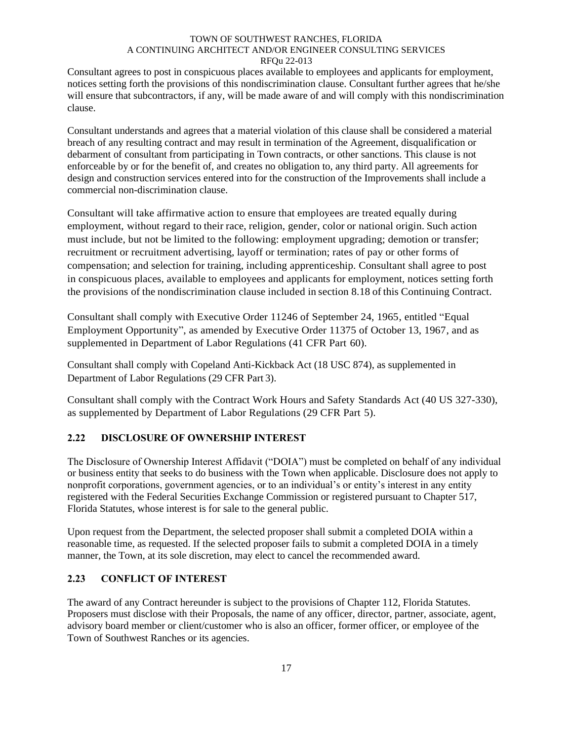Consultant agrees to post in conspicuous places available to employees and applicants for employment, notices setting forth the provisions of this nondiscrimination clause. Consultant further agrees that he/she will ensure that subcontractors, if any, will be made aware of and will comply with this nondiscrimination clause.

Consultant understands and agrees that a material violation of this clause shall be considered a material breach of any resulting contract and may result in termination of the Agreement, disqualification or debarment of consultant from participating in Town contracts, or other sanctions. This clause is not enforceable by or for the benefit of, and creates no obligation to, any third party. All agreements for design and construction services entered into for the construction of the Improvements shall include a commercial non-discrimination clause.

Consultant will take affirmative action to ensure that employees are treated equally during employment, without regard to their race, religion, gender, color or national origin. Such action must include, but not be limited to the following: employment upgrading; demotion or transfer; recruitment or recruitment advertising, layoff or termination; rates of pay or other forms of compensation; and selection for training, including apprenticeship. Consultant shall agree to post in conspicuous places, available to employees and applicants for employment, notices setting forth the provisions of the nondiscrimination clause included in section 8.18 of this Continuing Contract.

Consultant shall comply with Executive Order 11246 of September 24, 1965, entitled "Equal Employment Opportunity", as amended by Executive Order 11375 of October 13, 1967, and as supplemented in Department of Labor Regulations (41 CFR Part 60).

Consultant shall comply with Copeland Anti-Kickback Act (18 USC 874), as supplemented in Department of Labor Regulations (29 CFR Part 3).

Consultant shall comply with the Contract Work Hours and Safety Standards Act (40 US 327-330), as supplemented by Department of Labor Regulations (29 CFR Part 5).

## 2.22 DISCLOSURE OF OWNERSHIP INTEREST

The Disclosure of Ownership Interest Affidavit ("DOIA") must be completed on behalf of any individual or business entity that seeks to do business with the Town when applicable. Disclosure does not apply to nonprofit corporations, government agencies, or to an individual's or entity's interest in any entity registered with the Federal Securities Exchange Commission or registered pursuant to Chapter 517, Florida Statutes, whose interest is for sale to the general public.

Upon request from the Department, the selected proposer shall submit a completed DOIA within a reasonable time, as requested. If the selected proposer fails to submit a completed DOIA in a timely manner, the Town, at its sole discretion, may elect to cancel the recommended award.

## 2.23 CONFLICT OF INTEREST

The award of any Contract hereunder is subject to the provisions of Chapter 112, Florida Statutes. Proposers must disclose with their Proposals, the name of any officer, director, partner, associate, agent, advisory board member or client/customer who is also an officer, former officer, or employee of the Town of Southwest Ranches or its agencies.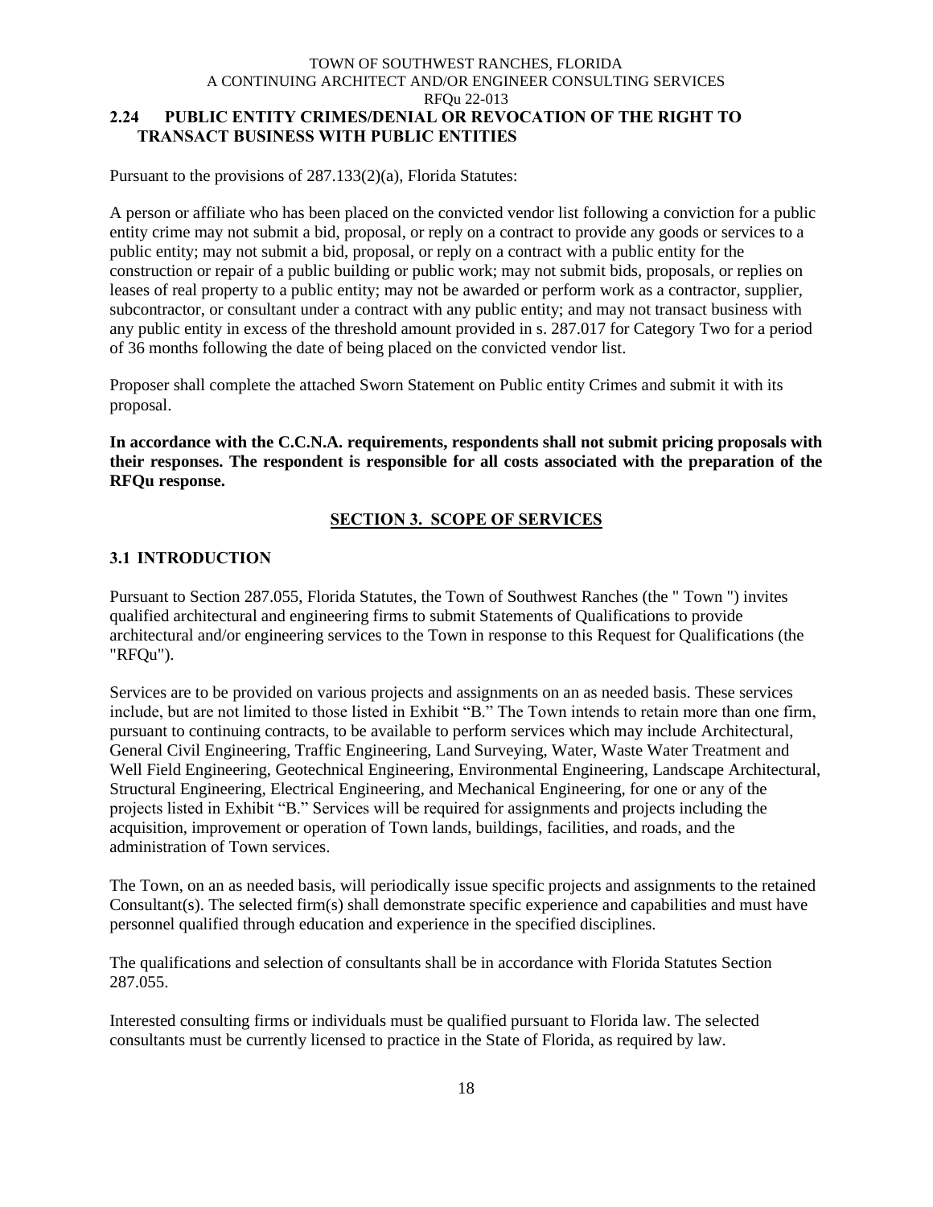## 2.24 PUBLIC ENTITY CRIMES/DENIAL OR REVOCATION OF THE RIGHT TO TRANSACT BUSINESS WITH PUBLIC ENTITIES

Pursuant to the provisions of 287.133(2)(a), Florida Statutes:

A person or affiliate who has been placed on the convicted vendor list following a conviction for a public entity crime may not submit a bid, proposal, or reply on a contract to provide any goods or services to a public entity; may not submit a bid, proposal, or reply on a contract with a public entity for the construction or repair of a public building or public work; may not submit bids, proposals, or replies on leases of real property to a public entity; may not be awarded or perform work as a contractor, supplier, subcontractor, or consultant under a contract with any public entity; and may not transact business with any public entity in excess of the threshold amount provided in s. 287.017 for Category Two for a period of 36 months following the date of being placed on the convicted vendor list.

Proposer shall complete the attached Sworn Statement on Public entity Crimes and submit it with its proposal.

**In accordance with the C.C.N.A. requirements, respondents shall not submit pricing proposals with their responses. The respondent is responsible for all costs associated with the preparation of the RFQu response.**

# SECTION 3. SCOPE OF SERVICES

## 3.1 INTRODUCTION

Pursuant to Section 287.055, Florida Statutes, the Town of Southwest Ranches (the " Town ") invites qualified architectural and engineering firms to submit Statements of Qualifications to provide architectural and/or engineering services to the Town in response to this Request for Qualifications (the "RFQu").

Services are to be provided on various projects and assignments on an as needed basis. These services include, but are not limited to those listed in Exhibit "B." The Town intends to retain more than one firm, pursuant to continuing contracts, to be available to perform services which may include Architectural, General Civil Engineering, Traffic Engineering, Land Surveying, Water, Waste Water Treatment and Well Field Engineering, Geotechnical Engineering, Environmental Engineering, Landscape Architectural, Structural Engineering, Electrical Engineering, and Mechanical Engineering, for one or any of the projects listed in Exhibit "B." Services will be required for assignments and projects including the acquisition, improvement or operation of Town lands, buildings, facilities, and roads, and the administration of Town services.

The Town, on an as needed basis, will periodically issue specific projects and assignments to the retained Consultant(s). The selected firm(s) shall demonstrate specific experience and capabilities and must have personnel qualified through education and experience in the specified disciplines.

The qualifications and selection of consultants shall be in accordance with Florida Statutes Section 287.055.

Interested consulting firms or individuals must be qualified pursuant to Florida law. The selected consultants must be currently licensed to practice in the State of Florida, as required by law.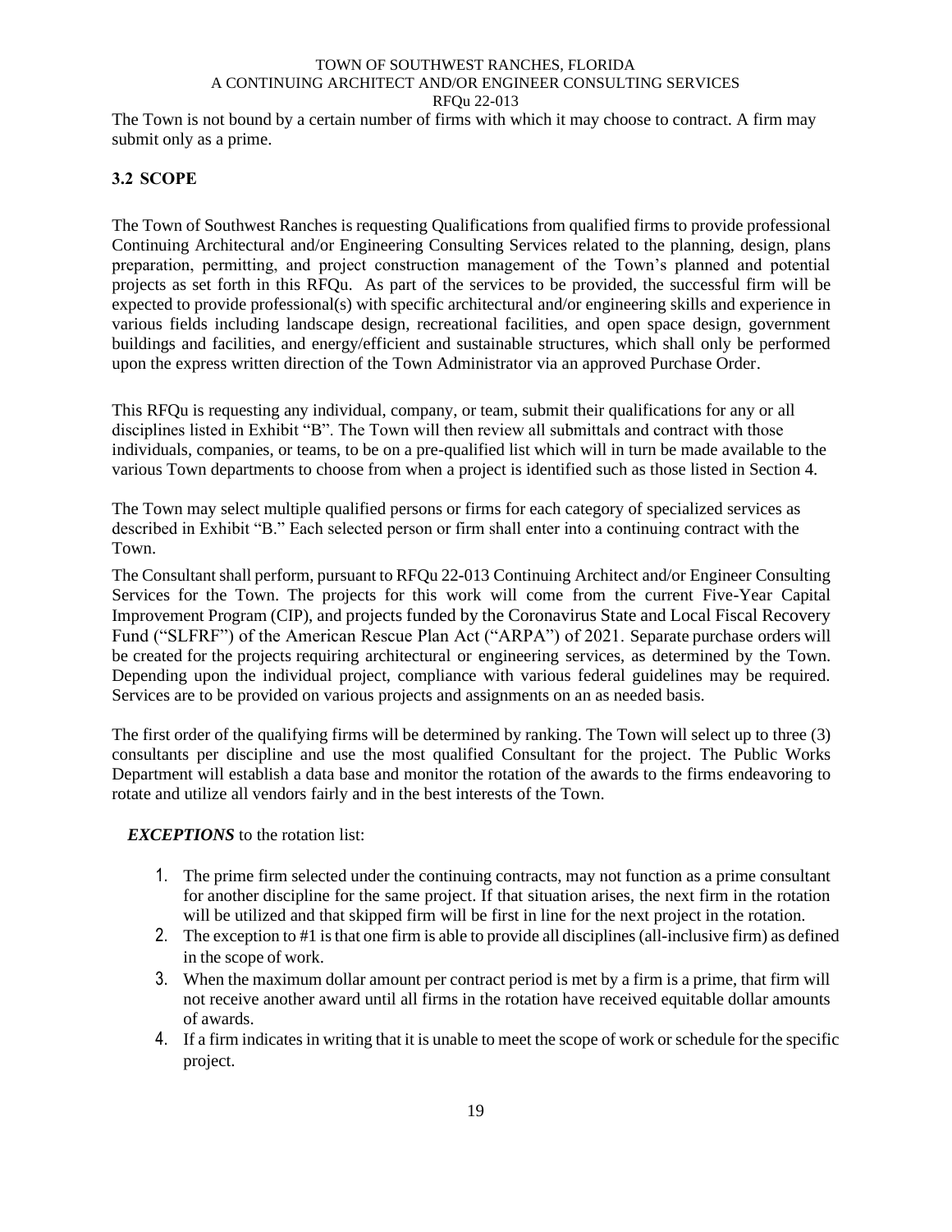The Town is not bound by a certain number of firms with which it may choose to contract. A firm may submit only as a prime.

### 3.2 SCOPE

The Town of Southwest Ranches is requesting Qualifications from qualified firms to provide professional Continuing Architectural and/or Engineering Consulting Services related to the planning, design, plans preparation, permitting, and project construction management of the Town's planned and potential projects as set forth in this RFQu. As part of the services to be provided, the successful firm will be expected to provide professional(s) with specific architectural and/or engineering skills and experience in various fields including landscape design, recreational facilities, and open space design, government buildings and facilities, and energy/efficient and sustainable structures, which shall only be performed upon the express written direction of the Town Administrator via an approved Purchase Order.

This RFQu is requesting any individual, company, or team, submit their qualifications for any or all disciplines listed in Exhibit "B". The Town will then review all submittals and contract with those individuals, companies, or teams, to be on a pre-qualified list which will in turn be made available to the various Town departments to choose from when a project is identified such as those listed in Section 4.

The Town may select multiple qualified persons or firms for each category of specialized services as described in Exhibit "B." Each selected person or firm shall enter into a continuing contract with the Town.

The Consultant shall perform, pursuant to RFQu 22-013 Continuing Architect and/or Engineer Consulting Services for the Town. The projects for this work will come from the current Five-Year Capital Improvement Program (CIP), and projects funded by the Coronavirus State and Local Fiscal Recovery Fund ("SLFRF") of the American Rescue Plan Act ("ARPA") of 2021. Separate purchase orders will be created for the projects requiring architectural or engineering services, as determined by the Town. Depending upon the individual project, compliance with various federal guidelines may be required. Services are to be provided on various projects and assignments on an as needed basis.

The first order of the qualifying firms will be determined by ranking. The Town will select up to three (3) consultants per discipline and use the most qualified Consultant for the project. The Public Works Department will establish a data base and monitor the rotation of the awards to the firms endeavoring to rotate and utilize all vendors fairly and in the best interests of the Town.

***EXCEPTIONS*** to the rotation list:

1. The prime firm selected under the continuing contracts, may not function as a prime consultant for another discipline for the same project. If that situation arises, the next firm in the rotation will be utilized and that skipped firm will be first in line for the next project in the rotation.
2. The exception to #1 is that one firm is able to provide all disciplines (all-inclusive firm) as defined in the scope of work.
3. When the maximum dollar amount per contract period is met by a firm is a prime, that firm will not receive another award until all firms in the rotation have received equitable dollar amounts of awards.
4. If a firm indicates in writing that it is unable to meet the scope of work or schedule for the specific project.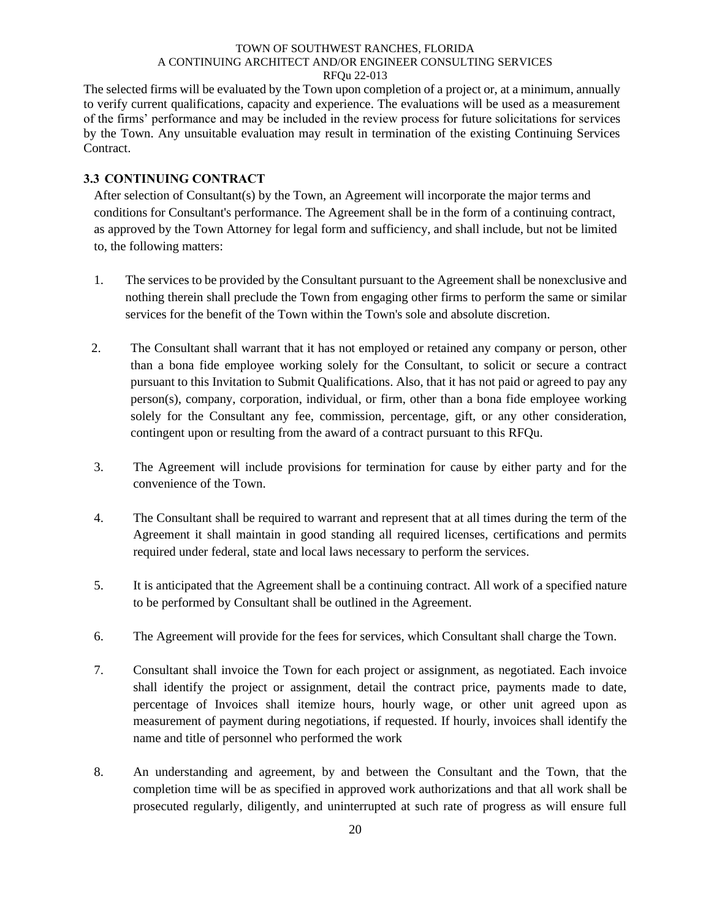The selected firms will be evaluated by the Town upon completion of a project or, at a minimum, annually to verify current qualifications, capacity and experience. The evaluations will be used as a measurement of the firms' performance and may be included in the review process for future solicitations for services by the Town. Any unsuitable evaluation may result in termination of the existing Continuing Services Contract.

### 3.3 CONTINUING CONTRACT

After selection of Consultant(s) by the Town, an Agreement will incorporate the major terms and conditions for Consultant's performance. The Agreement shall be in the form of a continuing contract, as approved by the Town Attorney for legal form and sufficiency, and shall include, but not be limited to, the following matters:

1. The services to be provided by the Consultant pursuant to the Agreement shall be nonexclusive and nothing therein shall preclude the Town from engaging other firms to perform the same or similar services for the benefit of the Town within the Town's sole and absolute discretion.

2. The Consultant shall warrant that it has not employed or retained any company or person, other than a bona fide employee working solely for the Consultant, to solicit or secure a contract pursuant to this Invitation to Submit Qualifications. Also, that it has not paid or agreed to pay any person(s), company, corporation, individual, or firm, other than a bona fide employee working solely for the Consultant any fee, commission, percentage, gift, or any other consideration, contingent upon or resulting from the award of a contract pursuant to this RFQu.

3. The Agreement will include provisions for termination for cause by either party and for the convenience of the Town.

4. The Consultant shall be required to warrant and represent that at all times during the term of the Agreement it shall maintain in good standing all required licenses, certifications and permits required under federal, state and local laws necessary to perform the services.

5. It is anticipated that the Agreement shall be a continuing contract. All work of a specified nature to be performed by Consultant shall be outlined in the Agreement.

6. The Agreement will provide for the fees for services, which Consultant shall charge the Town.

7. Consultant shall invoice the Town for each project or assignment, as negotiated. Each invoice shall identify the project or assignment, detail the contract price, payments made to date, percentage of Invoices shall itemize hours, hourly wage, or other unit agreed upon as measurement of payment during negotiations, if requested. If hourly, invoices shall identify the name and title of personnel who performed the work

8. An understanding and agreement, by and between the Consultant and the Town, that the completion time will be as specified in approved work authorizations and that all work shall be prosecuted regularly, diligently, and uninterrupted at such rate of progress as will ensure full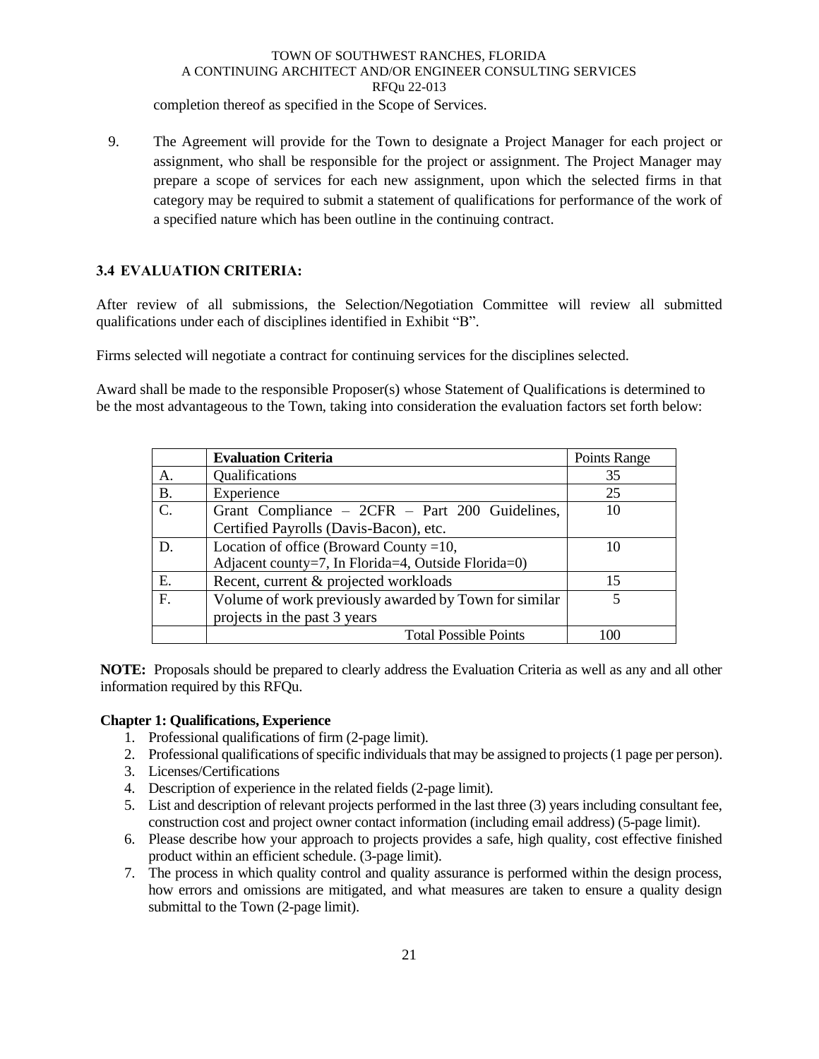completion thereof as specified in the Scope of Services.

9. The Agreement will provide for the Town to designate a Project Manager for each project or assignment, who shall be responsible for the project or assignment. The Project Manager may prepare a scope of services for each new assignment, upon which the selected firms in that category may be required to submit a statement of qualifications for performance of the work of a specified nature which has been outline in the continuing contract.

### 3.4 EVALUATION CRITERIA:

After review of all submissions, the Selection/Negotiation Committee will review all submitted qualifications under each of disciplines identified in Exhibit "B".

Firms selected will negotiate a contract for continuing services for the disciplines selected.

Award shall be made to the responsible Proposer(s) whose Statement of Qualifications is determined to be the most advantageous to the Town, taking into consideration the evaluation factors set forth below:

| | **Evaluation Criteria** | Points Range |
|---|---|---|
| A. | Qualifications | 35 |
| B. | Experience | 25 |
| C. | Grant Compliance – 2CFR – Part 200 Guidelines, Certified Payrolls (Davis-Bacon), etc. | 10 |
| D. | Location of office (Broward County =10, Adjacent county=7, In Florida=4, Outside Florida=0) | 10 |
| E. | Recent, current & projected workloads | 15 |
| F. | Volume of work previously awarded by Town for similar projects in the past 3 years | 5 |
| | Total Possible Points | 100 |

**NOTE:** Proposals should be prepared to clearly address the Evaluation Criteria as well as any and all other information required by this RFQu.

**Chapter 1: Qualifications, Experience**

1. Professional qualifications of firm (2-page limit).
2. Professional qualifications of specific individuals that may be assigned to projects (1 page per person).
3. Licenses/Certifications
4. Description of experience in the related fields (2-page limit).
5. List and description of relevant projects performed in the last three (3) years including consultant fee, construction cost and project owner contact information (including email address) (5-page limit).
6. Please describe how your approach to projects provides a safe, high quality, cost effective finished product within an efficient schedule. (3-page limit).
7. The process in which quality control and quality assurance is performed within the design process, how errors and omissions are mitigated, and what measures are taken to ensure a quality design submittal to the Town (2-page limit).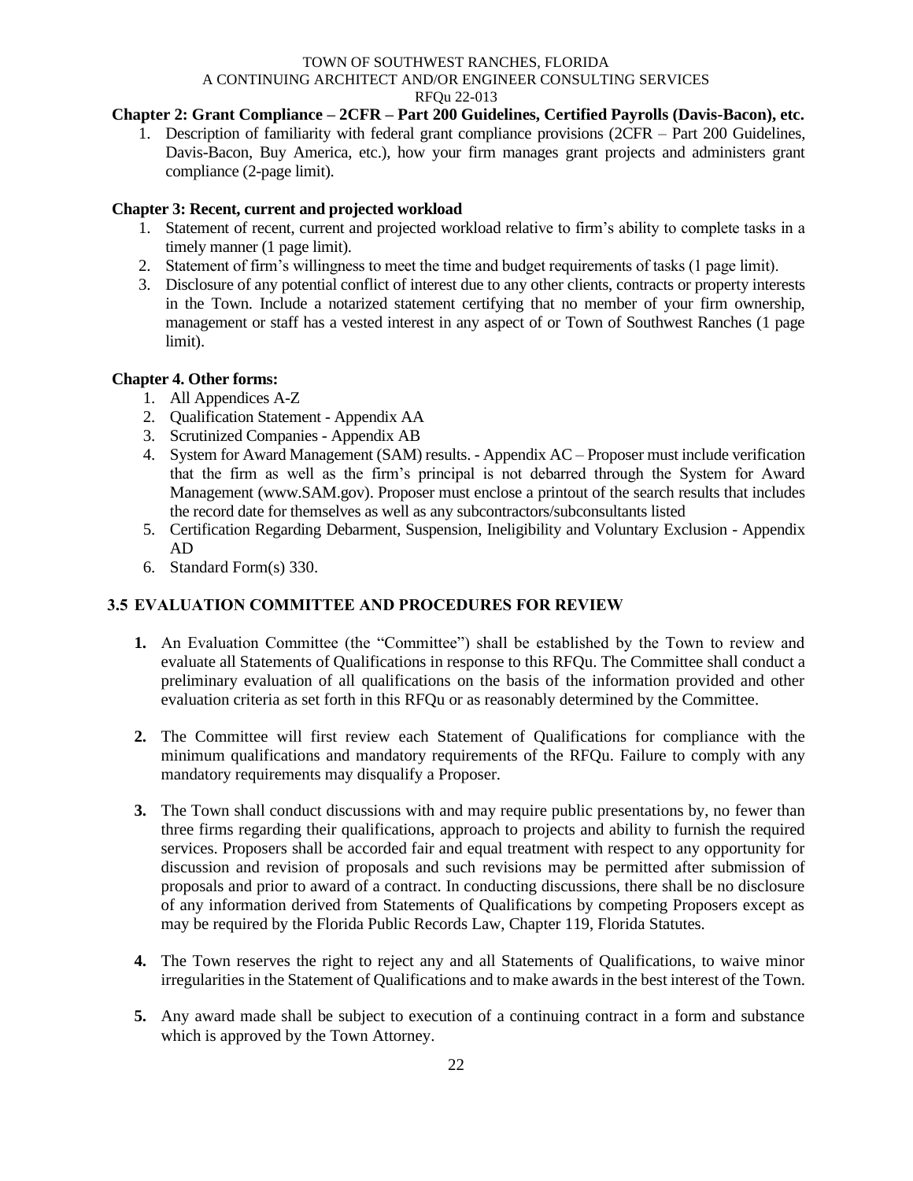**Chapter 2: Grant Compliance – 2CFR – Part 200 Guidelines, Certified Payrolls (Davis-Bacon), etc.**

1. Description of familiarity with federal grant compliance provisions (2CFR – Part 200 Guidelines, Davis-Bacon, Buy America, etc.), how your firm manages grant projects and administers grant compliance (2-page limit).

**Chapter 3: Recent, current and projected workload**

1. Statement of recent, current and projected workload relative to firm's ability to complete tasks in a timely manner (1 page limit).
2. Statement of firm's willingness to meet the time and budget requirements of tasks (1 page limit).
3. Disclosure of any potential conflict of interest due to any other clients, contracts or property interests in the Town. Include a notarized statement certifying that no member of your firm ownership, management or staff has a vested interest in any aspect of or Town of Southwest Ranches (1 page limit).

**Chapter 4. Other forms:**

1. All Appendices A-Z
2. Qualification Statement - Appendix AA
3. Scrutinized Companies - Appendix AB
4. System for Award Management (SAM) results. - Appendix AC – Proposer must include verification that the firm as well as the firm's principal is not debarred through the System for Award Management (www.SAM.gov). Proposer must enclose a printout of the search results that includes the record date for themselves as well as any subcontractors/subconsultants listed
5. Certification Regarding Debarment, Suspension, Ineligibility and Voluntary Exclusion - Appendix AD
6. Standard Form(s) 330.

## 3.5 EVALUATION COMMITTEE AND PROCEDURES FOR REVIEW

1. An Evaluation Committee (the "Committee") shall be established by the Town to review and evaluate all Statements of Qualifications in response to this RFQu. The Committee shall conduct a preliminary evaluation of all qualifications on the basis of the information provided and other evaluation criteria as set forth in this RFQu or as reasonably determined by the Committee.

2. The Committee will first review each Statement of Qualifications for compliance with the minimum qualifications and mandatory requirements of the RFQu. Failure to comply with any mandatory requirements may disqualify a Proposer.

3. The Town shall conduct discussions with and may require public presentations by, no fewer than three firms regarding their qualifications, approach to projects and ability to furnish the required services. Proposers shall be accorded fair and equal treatment with respect to any opportunity for discussion and revision of proposals and such revisions may be permitted after submission of proposals and prior to award of a contract. In conducting discussions, there shall be no disclosure of any information derived from Statements of Qualifications by competing Proposers except as may be required by the Florida Public Records Law, Chapter 119, Florida Statutes.

4. The Town reserves the right to reject any and all Statements of Qualifications, to waive minor irregularities in the Statement of Qualifications and to make awards in the best interest of the Town.

5. Any award made shall be subject to execution of a continuing contract in a form and substance which is approved by the Town Attorney.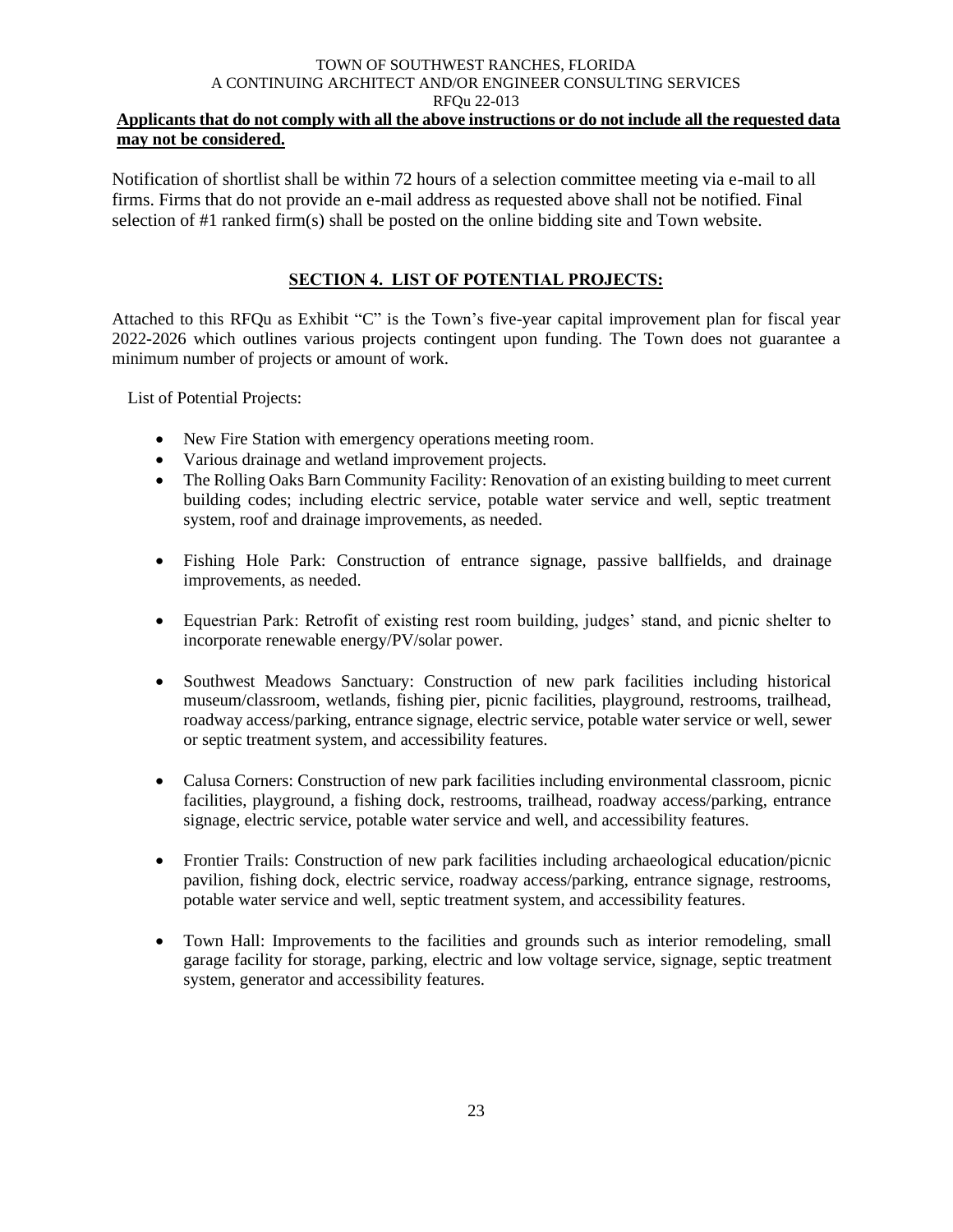**Applicants that do not comply with all the above instructions or do not include all the requested data may not be considered.**

Notification of shortlist shall be within 72 hours of a selection committee meeting via e-mail to all firms. Firms that do not provide an e-mail address as requested above shall not be notified. Final selection of #1 ranked firm(s) shall be posted on the online bidding site and Town website.

## SECTION 4. LIST OF POTENTIAL PROJECTS:

Attached to this RFQu as Exhibit "C" is the Town's five-year capital improvement plan for fiscal year 2022-2026 which outlines various projects contingent upon funding. The Town does not guarantee a minimum number of projects or amount of work.

List of Potential Projects:

- New Fire Station with emergency operations meeting room.
- Various drainage and wetland improvement projects.
- The Rolling Oaks Barn Community Facility: Renovation of an existing building to meet current building codes; including electric service, potable water service and well, septic treatment system, roof and drainage improvements, as needed.
- Fishing Hole Park: Construction of entrance signage, passive ballfields, and drainage improvements, as needed.
- Equestrian Park: Retrofit of existing rest room building, judges' stand, and picnic shelter to incorporate renewable energy/PV/solar power.
- Southwest Meadows Sanctuary: Construction of new park facilities including historical museum/classroom, wetlands, fishing pier, picnic facilities, playground, restrooms, trailhead, roadway access/parking, entrance signage, electric service, potable water service or well, sewer or septic treatment system, and accessibility features.
- Calusa Corners: Construction of new park facilities including environmental classroom, picnic facilities, playground, a fishing dock, restrooms, trailhead, roadway access/parking, entrance signage, electric service, potable water service and well, and accessibility features.
- Frontier Trails: Construction of new park facilities including archaeological education/picnic pavilion, fishing dock, electric service, roadway access/parking, entrance signage, restrooms, potable water service and well, septic treatment system, and accessibility features.
- Town Hall: Improvements to the facilities and grounds such as interior remodeling, small garage facility for storage, parking, electric and low voltage service, signage, septic treatment system, generator and accessibility features.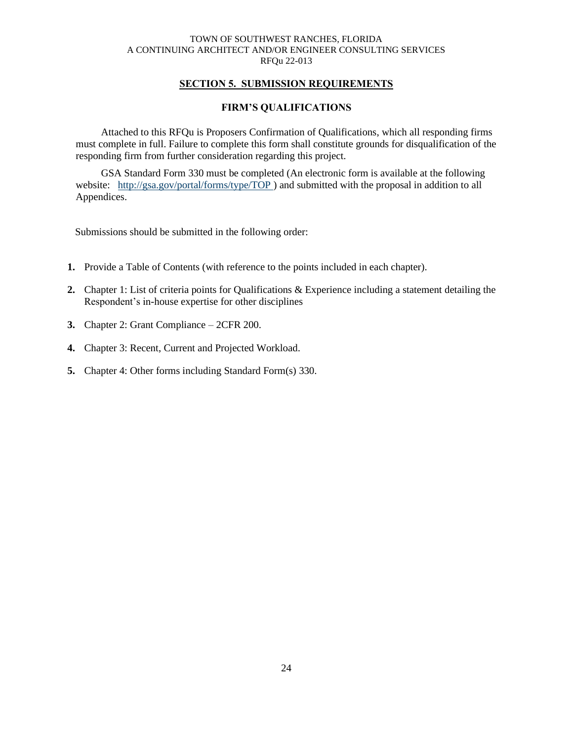## SECTION 5. SUBMISSION REQUIREMENTS

### FIRM'S QUALIFICATIONS

Attached to this RFQu is Proposers Confirmation of Qualifications, which all responding firms must complete in full. Failure to complete this form shall constitute grounds for disqualification of the responding firm from further consideration regarding this project.

GSA Standard Form 330 must be completed (An electronic form is available at the following website: http://gsa.gov/portal/forms/type/TOP ) and submitted with the proposal in addition to all Appendices.

Submissions should be submitted in the following order:

1. Provide a Table of Contents (with reference to the points included in each chapter).
2. Chapter 1: List of criteria points for Qualifications & Experience including a statement detailing the Respondent's in-house expertise for other disciplines
3. Chapter 2: Grant Compliance – 2CFR 200.
4. Chapter 3: Recent, Current and Projected Workload.
5. Chapter 4: Other forms including Standard Form(s) 330.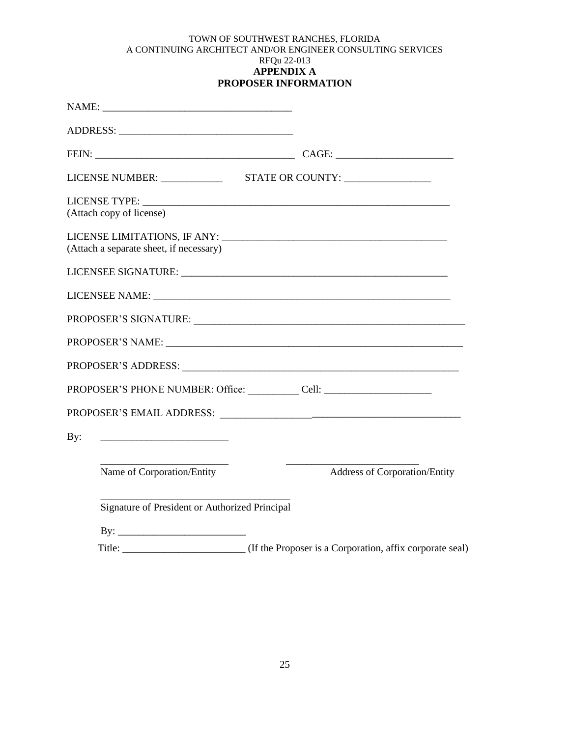TOWN OF SOUTHWEST RANCHES, FLORIDA
A CONTINUING ARCHITECT AND/OR ENGINEER CONSULTING SERVICES
RFQu 22-013

**APPENDIX A**
**PROPOSER INFORMATION**

NAME: ____________________________________

ADDRESS: _________________________________

FEIN: ______________________________________ CAGE: _______________________

LICENSE NUMBER: ____________ STATE OR COUNTY: _________________

LICENSE TYPE: _______________________________________________________________
(Attach copy of license)

LICENSE LIMITATIONS, IF ANY: ___________________________________________
(Attach a separate sheet, if necessary)

LICENSEE SIGNATURE: ____________________________________________________

LICENSEE NAME: ________________________________________________________

PROPOSER'S SIGNATURE: __________________________________________________

PROPOSER'S NAME: ______________________________________________________

PROPOSER'S ADDRESS: ___________________________________________________

PROPOSER'S PHONE NUMBER: Office: __________ Cell: _____________________

PROPOSER'S EMAIL ADDRESS: ______________________________________________

By: _________________________

_________________________ _________________________
Name of Corporation/Entity Address of Corporation/Entity

_____________________________________
Signature of President or Authorized Principal

By: _________________________

Title: ________________________ (If the Proposer is a Corporation, affix corporate seal)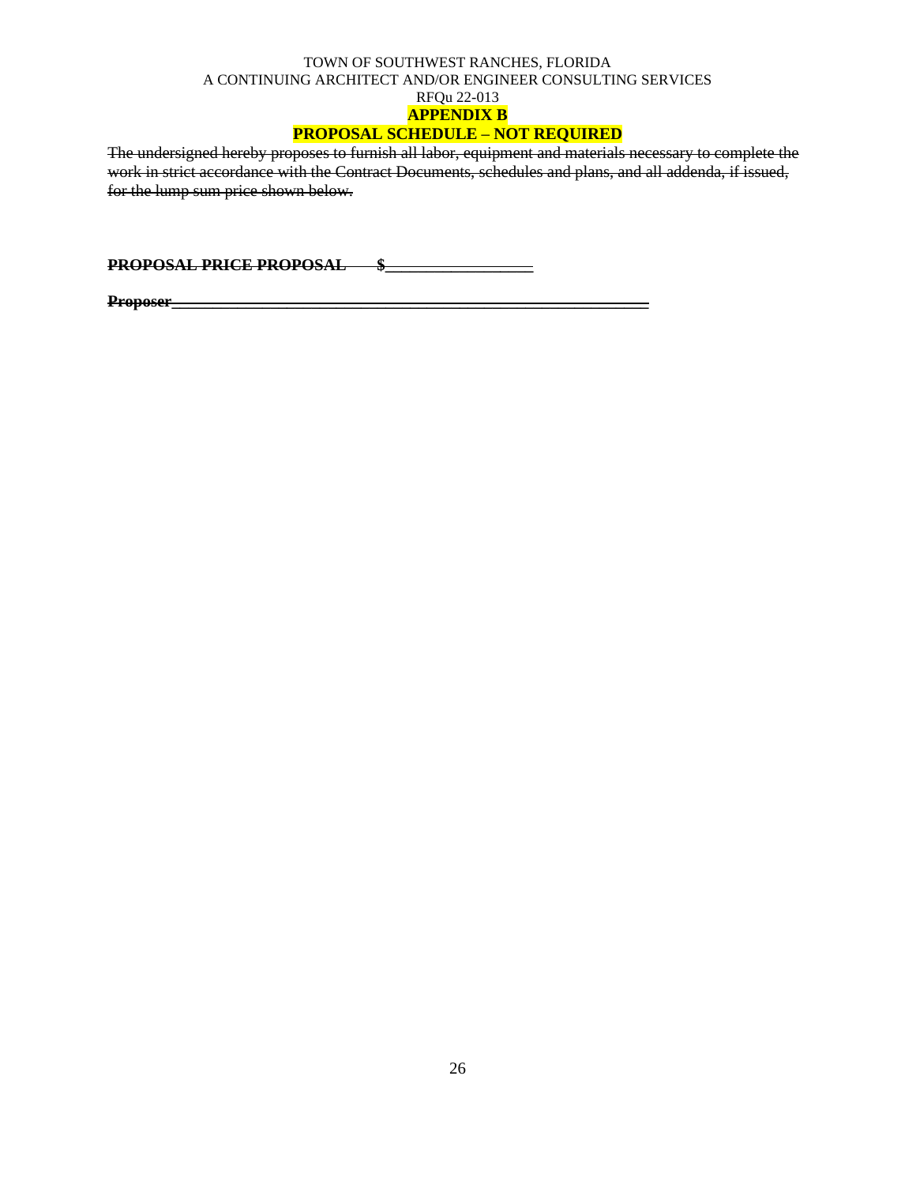TOWN OF SOUTHWEST RANCHES, FLORIDA
A CONTINUING ARCHITECT AND/OR ENGINEER CONSULTING SERVICES
RFQu 22-013

**APPENDIX B**

**PROPOSAL SCHEDULE – NOT REQUIRED**

~~The undersigned hereby proposes to furnish all labor, equipment and materials necessary to complete the work in strict accordance with the Contract Documents, schedules and plans, and all addenda, if issued, for the lump sum price shown below.~~

~~**PROPOSAL PRICE PROPOSAL $_________________**~~

~~**Proposer_________________________________________________________**~~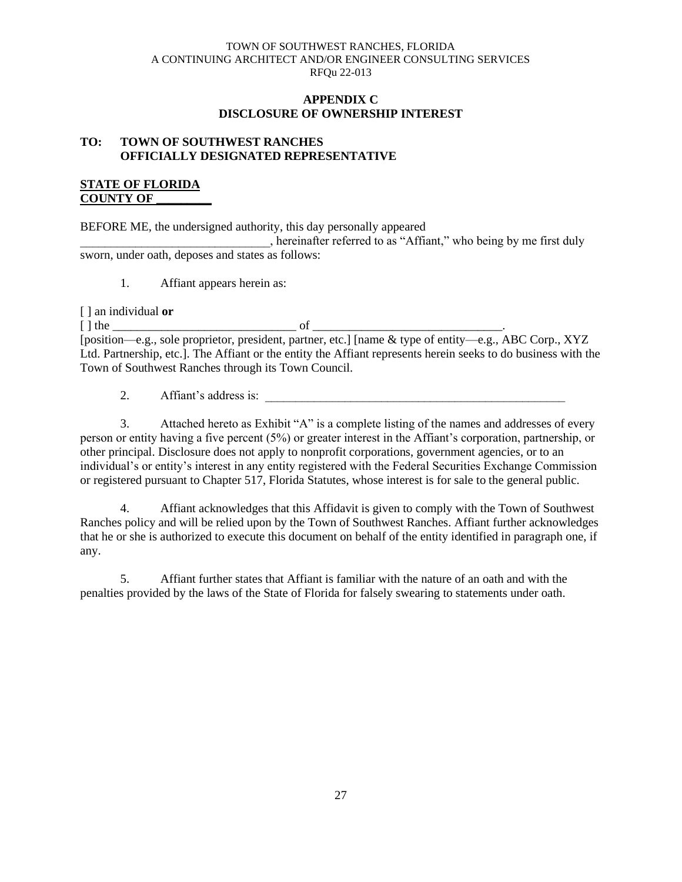TOWN OF SOUTHWEST RANCHES, FLORIDA
A CONTINUING ARCHITECT AND/OR ENGINEER CONSULTING SERVICES
RFQu 22-013

**APPENDIX C**
**DISCLOSURE OF OWNERSHIP INTEREST**

**TO: TOWN OF SOUTHWEST RANCHES**
**OFFICIALLY DESIGNATED REPRESENTATIVE**

**STATE OF FLORIDA**
**COUNTY OF _________**

BEFORE ME, the undersigned authority, this day personally appeared _______________________________, hereinafter referred to as "Affiant," who being by me first duly sworn, under oath, deposes and states as follows:

1. Affiant appears herein as:

[ ] an individual **or**
[ ] the ______________________________ of _______________________________.
[position—e.g., sole proprietor, president, partner, etc.] [name & type of entity—e.g., ABC Corp., XYZ Ltd. Partnership, etc.]. The Affiant or the entity the Affiant represents herein seeks to do business with the Town of Southwest Ranches through its Town Council.

2. Affiant's address is: ____________________________________________________

3. Attached hereto as Exhibit "A" is a complete listing of the names and addresses of every person or entity having a five percent (5%) or greater interest in the Affiant's corporation, partnership, or other principal. Disclosure does not apply to nonprofit corporations, government agencies, or to an individual's or entity's interest in any entity registered with the Federal Securities Exchange Commission or registered pursuant to Chapter 517, Florida Statutes, whose interest is for sale to the general public.

4. Affiant acknowledges that this Affidavit is given to comply with the Town of Southwest Ranches policy and will be relied upon by the Town of Southwest Ranches. Affiant further acknowledges that he or she is authorized to execute this document on behalf of the entity identified in paragraph one, if any.

5. Affiant further states that Affiant is familiar with the nature of an oath and with the penalties provided by the laws of the State of Florida for falsely swearing to statements under oath.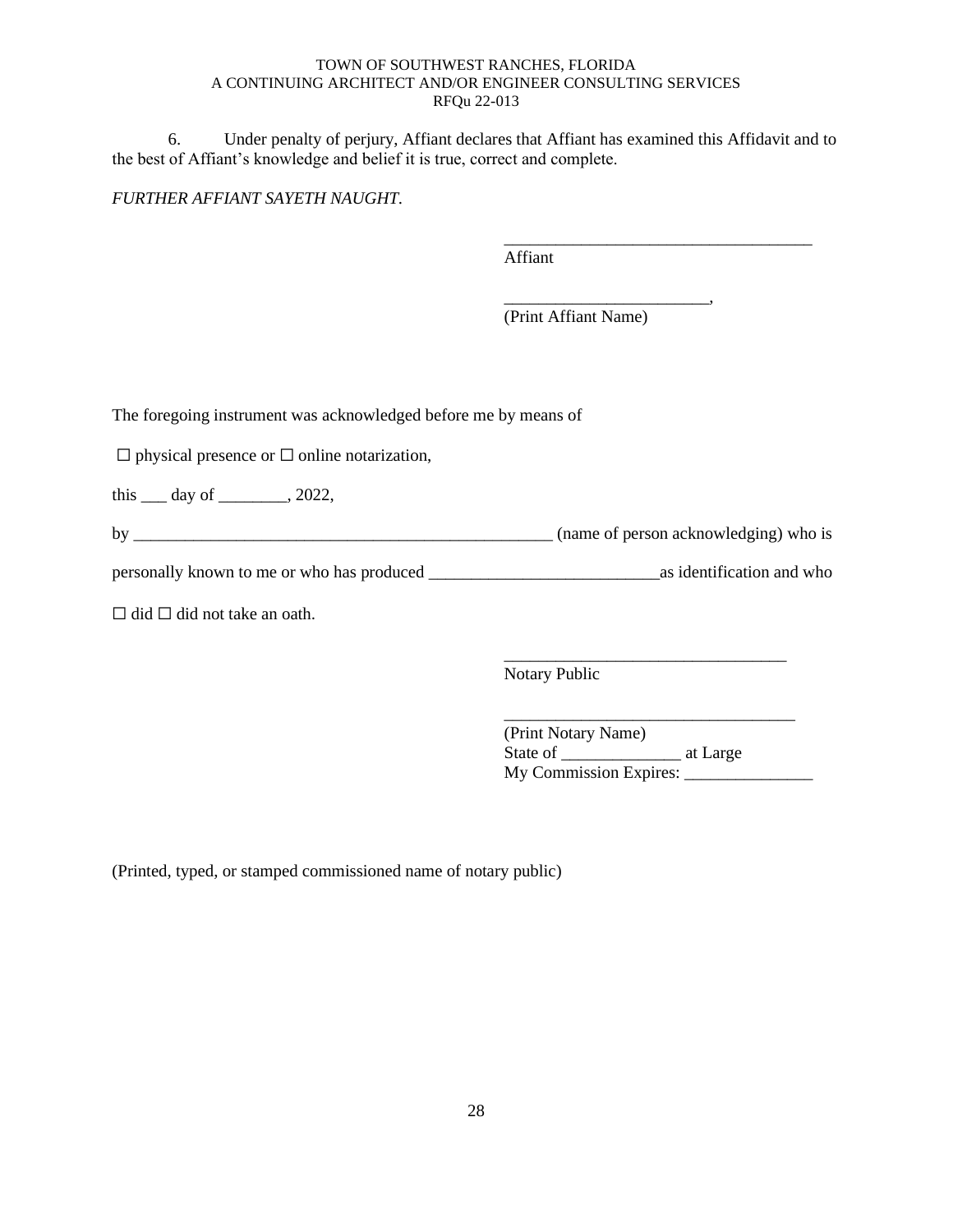6. Under penalty of perjury, Affiant declares that Affiant has examined this Affidavit and to the best of Affiant's knowledge and belief it is true, correct and complete.

*FURTHER AFFIANT SAYETH NAUGHT.*

____________________________________
Affiant

________________________,
(Print Affiant Name)

The foregoing instrument was acknowledged before me by means of

☐ physical presence or ☐ online notarization,

this ___ day of ________, 2022,

by ___________________________________________________ (name of person acknowledging) who is

personally known to me or who has produced __________________________as identification and who

☐ did ☐ did not take an oath.

_________________________________
Notary Public

__________________________________
(Print Notary Name)
State of ______________ at Large
My Commission Expires: _______________

(Printed, typed, or stamped commissioned name of notary public)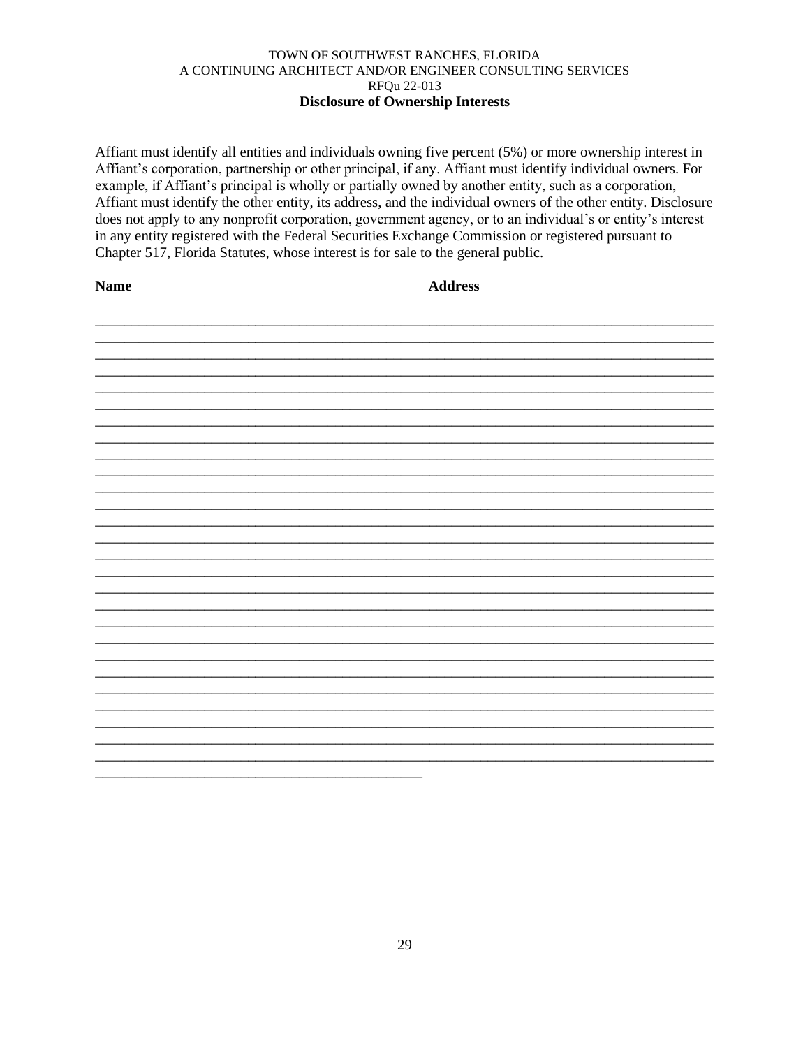TOWN OF SOUTHWEST RANCHES, FLORIDA
A CONTINUING ARCHITECT AND/OR ENGINEER CONSULTING SERVICES
RFQu 22-013

**Disclosure of Ownership Interests**

Affiant must identify all entities and individuals owning five percent (5%) or more ownership interest in Affiant's corporation, partnership or other principal, if any. Affiant must identify individual owners. For example, if Affiant's principal is wholly or partially owned by another entity, such as a corporation, Affiant must identify the other entity, its address, and the individual owners of the other entity. Disclosure does not apply to any nonprofit corporation, government agency, or to an individual's or entity's interest in any entity registered with the Federal Securities Exchange Commission or registered pursuant to Chapter 517, Florida Statutes, whose interest is for sale to the general public.

| **Name** | **Address** |
| --- | --- |
| | |
| | |
| | |
| | |
| | |
| | |
| | |
| | |
| | |
| | |
| | |
| | |
| | |
| | |
| | |
| | |
| | |
| | |
| | |
| | |
| | |
| | |
| | |
| | |
| | |
| | |
| | |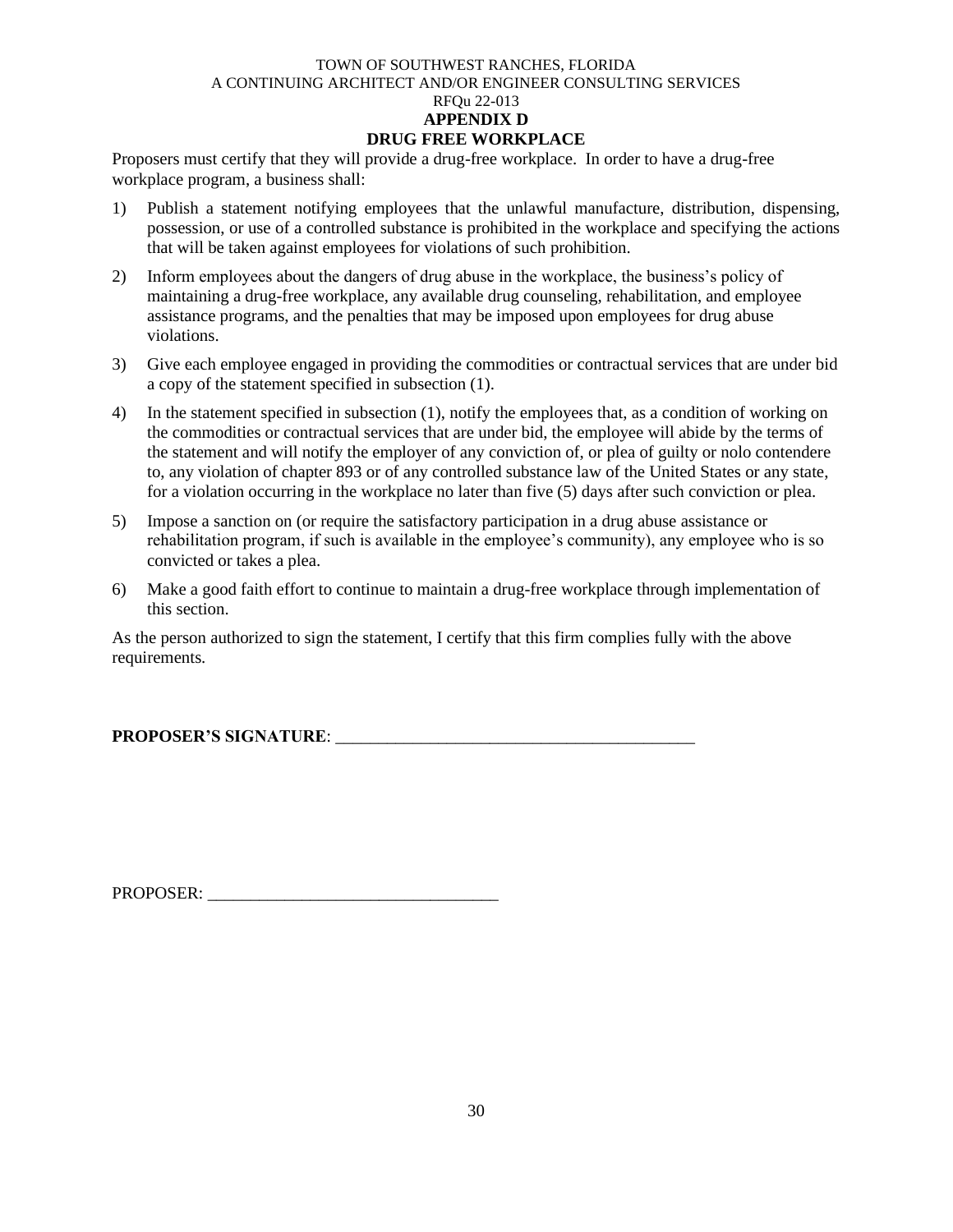TOWN OF SOUTHWEST RANCHES, FLORIDA
A CONTINUING ARCHITECT AND/OR ENGINEER CONSULTING SERVICES
RFQu 22-013

## APPENDIX D
## DRUG FREE WORKPLACE

Proposers must certify that they will provide a drug-free workplace. In order to have a drug-free workplace program, a business shall:

1) Publish a statement notifying employees that the unlawful manufacture, distribution, dispensing, possession, or use of a controlled substance is prohibited in the workplace and specifying the actions that will be taken against employees for violations of such prohibition.
2) Inform employees about the dangers of drug abuse in the workplace, the business's policy of maintaining a drug-free workplace, any available drug counseling, rehabilitation, and employee assistance programs, and the penalties that may be imposed upon employees for drug abuse violations.
3) Give each employee engaged in providing the commodities or contractual services that are under bid a copy of the statement specified in subsection (1).
4) In the statement specified in subsection (1), notify the employees that, as a condition of working on the commodities or contractual services that are under bid, the employee will abide by the terms of the statement and will notify the employer of any conviction of, or plea of guilty or nolo contendere to, any violation of chapter 893 or of any controlled substance law of the United States or any state, for a violation occurring in the workplace no later than five (5) days after such conviction or plea.
5) Impose a sanction on (or require the satisfactory participation in a drug abuse assistance or rehabilitation program, if such is available in the employee's community), any employee who is so convicted or takes a plea.
6) Make a good faith effort to continue to maintain a drug-free workplace through implementation of this section.

As the person authorized to sign the statement, I certify that this firm complies fully with the above requirements.

**PROPOSER'S SIGNATURE**: ___________________________________________

PROPOSER: __________________________________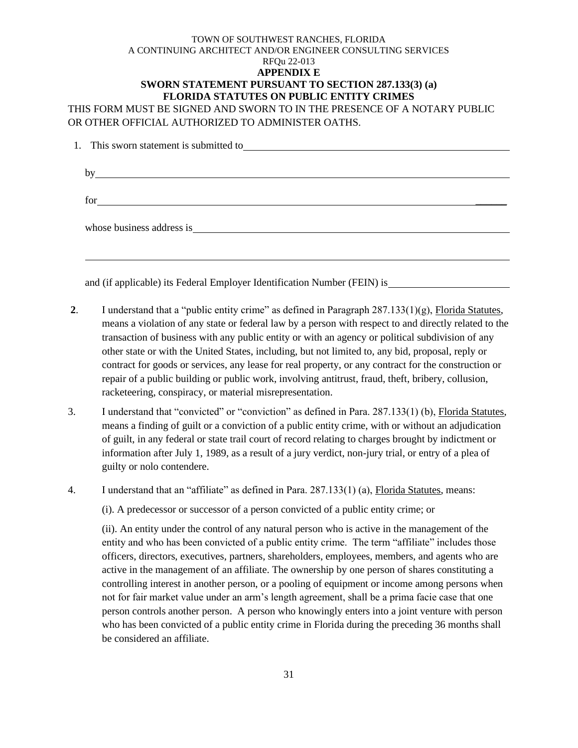TOWN OF SOUTHWEST RANCHES, FLORIDA
A CONTINUING ARCHITECT AND/OR ENGINEER CONSULTING SERVICES
RFQu 22-013

**APPENDIX E**

**SWORN STATEMENT PURSUANT TO SECTION 287.133(3) (a)
FLORIDA STATUTES ON PUBLIC ENTITY CRIMES**

THIS FORM MUST BE SIGNED AND SWORN TO IN THE PRESENCE OF A NOTARY PUBLIC OR OTHER OFFICIAL AUTHORIZED TO ADMINISTER OATHS.

1. This sworn statement is submitted to\_\_\_\_\_\_\_\_\_\_\_\_\_\_\_\_\_\_\_\_\_\_\_\_\_\_\_\_\_\_\_\_\_\_\_\_\_\_\_\_

   by\_\_\_\_\_\_\_\_\_\_\_\_\_\_\_\_\_\_\_\_\_\_\_\_\_\_\_\_\_\_\_\_\_\_\_\_\_\_\_\_\_\_\_\_\_\_\_\_\_\_\_\_\_\_\_\_\_\_\_\_

   for\_\_\_\_\_\_\_\_\_\_\_\_\_\_\_\_\_\_\_\_\_\_\_\_\_\_\_\_\_\_\_\_\_\_\_\_\_\_\_\_\_\_\_\_\_\_\_\_\_\_\_\_\_\_\_\_\_\_\_\_

   whose business address is\_\_\_\_\_\_\_\_\_\_\_\_\_\_\_\_\_\_\_\_\_\_\_\_\_\_\_\_\_\_\_\_\_\_\_\_\_\_\_\_\_\_\_\_

   \_\_\_\_\_\_\_\_\_\_\_\_\_\_\_\_\_\_\_\_\_\_\_\_\_\_\_\_\_\_\_\_\_\_\_\_\_\_\_\_\_\_\_\_\_\_\_\_\_\_\_\_\_\_\_\_\_\_\_\_\_\_\_\_

   and (if applicable) its Federal Employer Identification Number (FEIN) is\_\_\_\_\_\_\_\_\_\_\_\_\_\_\_\_\_\_\_\_

**2**. I understand that a "public entity crime" as defined in Paragraph 287.133(1)(g), Florida Statutes, means a violation of any state or federal law by a person with respect to and directly related to the transaction of business with any public entity or with an agency or political subdivision of any other state or with the United States, including, but not limited to, any bid, proposal, reply or contract for goods or services, any lease for real property, or any contract for the construction or repair of a public building or public work, involving antitrust, fraud, theft, bribery, collusion, racketeering, conspiracy, or material misrepresentation.

3. I understand that "convicted" or "conviction" as defined in Para. 287.133(1) (b), Florida Statutes, means a finding of guilt or a conviction of a public entity crime, with or without an adjudication of guilt, in any federal or state trail court of record relating to charges brought by indictment or information after July 1, 1989, as a result of a jury verdict, non-jury trial, or entry of a plea of guilty or nolo contendere.

4. I understand that an "affiliate" as defined in Para. 287.133(1) (a), Florida Statutes, means:

   (i). A predecessor or successor of a person convicted of a public entity crime; or

   (ii). An entity under the control of any natural person who is active in the management of the entity and who has been convicted of a public entity crime. The term "affiliate" includes those officers, directors, executives, partners, shareholders, employees, members, and agents who are active in the management of an affiliate. The ownership by one person of shares constituting a controlling interest in another person, or a pooling of equipment or income among persons when not for fair market value under an arm's length agreement, shall be a prima facie case that one person controls another person. A person who knowingly enters into a joint venture with person who has been convicted of a public entity crime in Florida during the preceding 36 months shall be considered an affiliate.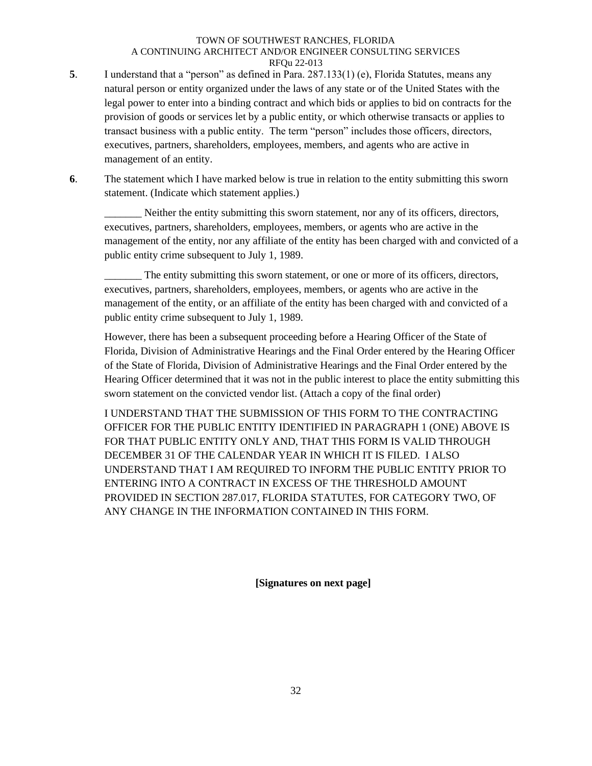**5**. I understand that a "person" as defined in Para. 287.133(1) (e), Florida Statutes, means any natural person or entity organized under the laws of any state or of the United States with the legal power to enter into a binding contract and which bids or applies to bid on contracts for the provision of goods or services let by a public entity, or which otherwise transacts or applies to transact business with a public entity. The term "person" includes those officers, directors, executives, partners, shareholders, employees, members, and agents who are active in management of an entity.

**6**. The statement which I have marked below is true in relation to the entity submitting this sworn statement. (Indicate which statement applies.)

_______ Neither the entity submitting this sworn statement, nor any of its officers, directors, executives, partners, shareholders, employees, members, or agents who are active in the management of the entity, nor any affiliate of the entity has been charged with and convicted of a public entity crime subsequent to July 1, 1989.

_______ The entity submitting this sworn statement, or one or more of its officers, directors, executives, partners, shareholders, employees, members, or agents who are active in the management of the entity, or an affiliate of the entity has been charged with and convicted of a public entity crime subsequent to July 1, 1989.

However, there has been a subsequent proceeding before a Hearing Officer of the State of Florida, Division of Administrative Hearings and the Final Order entered by the Hearing Officer of the State of Florida, Division of Administrative Hearings and the Final Order entered by the Hearing Officer determined that it was not in the public interest to place the entity submitting this sworn statement on the convicted vendor list. (Attach a copy of the final order)

I UNDERSTAND THAT THE SUBMISSION OF THIS FORM TO THE CONTRACTING OFFICER FOR THE PUBLIC ENTITY IDENTIFIED IN PARAGRAPH 1 (ONE) ABOVE IS FOR THAT PUBLIC ENTITY ONLY AND, THAT THIS FORM IS VALID THROUGH DECEMBER 31 OF THE CALENDAR YEAR IN WHICH IT IS FILED. I ALSO UNDERSTAND THAT I AM REQUIRED TO INFORM THE PUBLIC ENTITY PRIOR TO ENTERING INTO A CONTRACT IN EXCESS OF THE THRESHOLD AMOUNT PROVIDED IN SECTION 287.017, FLORIDA STATUTES, FOR CATEGORY TWO, OF ANY CHANGE IN THE INFORMATION CONTAINED IN THIS FORM.

**[Signatures on next page]**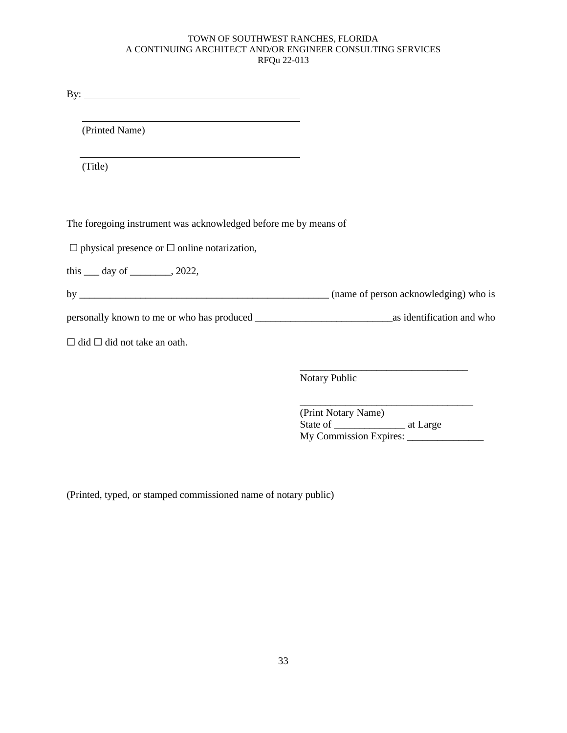By: ____________________________________________

____________________________________________

(Printed Name)

____________________________________________

(Title)

The foregoing instrument was acknowledged before me by means of

☐ physical presence or ☐ online notarization,

this ___ day of ________, 2022,

by ___________________________________________________ (name of person acknowledging) who is

personally known to me or who has produced ___________________________as identification and who

☐ did ☐ did not take an oath.

_________________________________
Notary Public

__________________________________
(Print Notary Name)
State of ______________ at Large
My Commission Expires: _______________

(Printed, typed, or stamped commissioned name of notary public)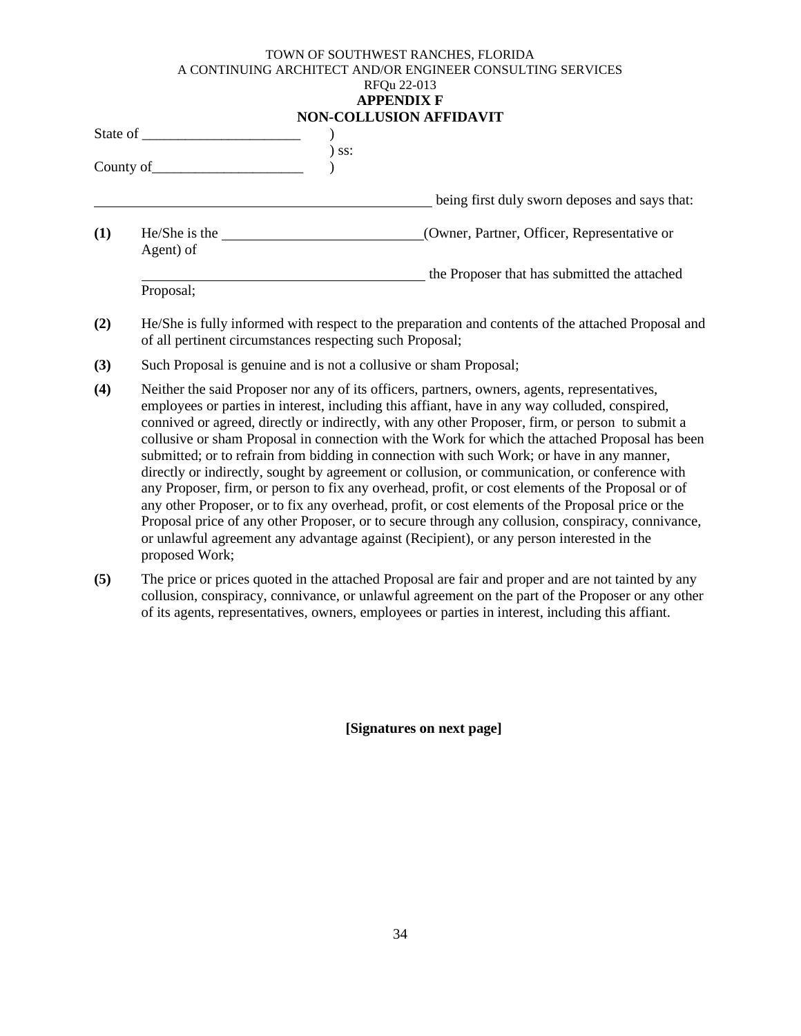TOWN OF SOUTHWEST RANCHES, FLORIDA
A CONTINUING ARCHITECT AND/OR ENGINEER CONSULTING SERVICES
RFQu 22-013

**APPENDIX F**

**NON-COLLUSION AFFIDAVIT**

State of ______________________ )
) ss:
County of_____________________ )

________________________________________________ being first duly sworn deposes and says that:

**(1)** He/She is the ____________________________(Owner, Partner, Officer, Representative or Agent) of

_______________________________________ the Proposer that has submitted the attached Proposal;

**(2)** He/She is fully informed with respect to the preparation and contents of the attached Proposal and of all pertinent circumstances respecting such Proposal;

**(3)** Such Proposal is genuine and is not a collusive or sham Proposal;

**(4)** Neither the said Proposer nor any of its officers, partners, owners, agents, representatives, employees or parties in interest, including this affiant, have in any way colluded, conspired, connived or agreed, directly or indirectly, with any other Proposer, firm, or person to submit a collusive or sham Proposal in connection with the Work for which the attached Proposal has been submitted; or to refrain from bidding in connection with such Work; or have in any manner, directly or indirectly, sought by agreement or collusion, or communication, or conference with any Proposer, firm, or person to fix any overhead, profit, or cost elements of the Proposal or of any other Proposer, or to fix any overhead, profit, or cost elements of the Proposal price or the Proposal price of any other Proposer, or to secure through any collusion, conspiracy, connivance, or unlawful agreement any advantage against (Recipient), or any person interested in the proposed Work;

**(5)** The price or prices quoted in the attached Proposal are fair and proper and are not tainted by any collusion, conspiracy, connivance, or unlawful agreement on the part of the Proposer or any other of its agents, representatives, owners, employees or parties in interest, including this affiant.

**[Signatures on next page]**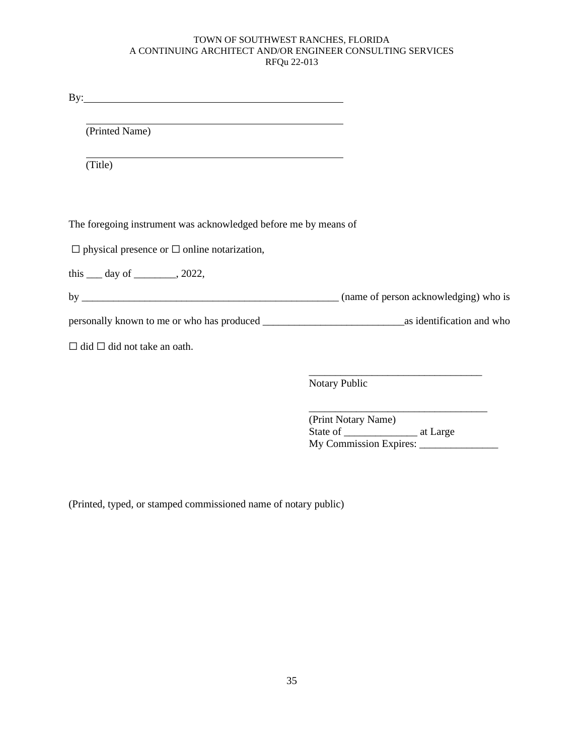By:\_\_\_\_\_\_\_\_\_\_\_\_\_\_\_\_\_\_\_\_\_\_\_\_\_\_\_\_\_\_\_\_\_\_\_\_\_\_\_\_\_\_\_\_\_\_\_\_

\_\_\_\_\_\_\_\_\_\_\_\_\_\_\_\_\_\_\_\_\_\_\_\_\_\_\_\_\_\_\_\_\_\_\_\_\_\_\_\_\_\_\_\_\_\_\_\_
(Printed Name)

\_\_\_\_\_\_\_\_\_\_\_\_\_\_\_\_\_\_\_\_\_\_\_\_\_\_\_\_\_\_\_\_\_\_\_\_\_\_\_\_\_\_\_\_\_\_\_\_
(Title)

The foregoing instrument was acknowledged before me by means of

☐ physical presence or ☐ online notarization,

this ___ day of ________, 2022,

by __________________________________________________ (name of person acknowledging) who is

personally known to me or who has produced __________________________as identification and who

☐ did ☐ did not take an oath.

_________________________________
Notary Public

__________________________________
(Print Notary Name)
State of _____________ at Large
My Commission Expires: _______________

(Printed, typed, or stamped commissioned name of notary public)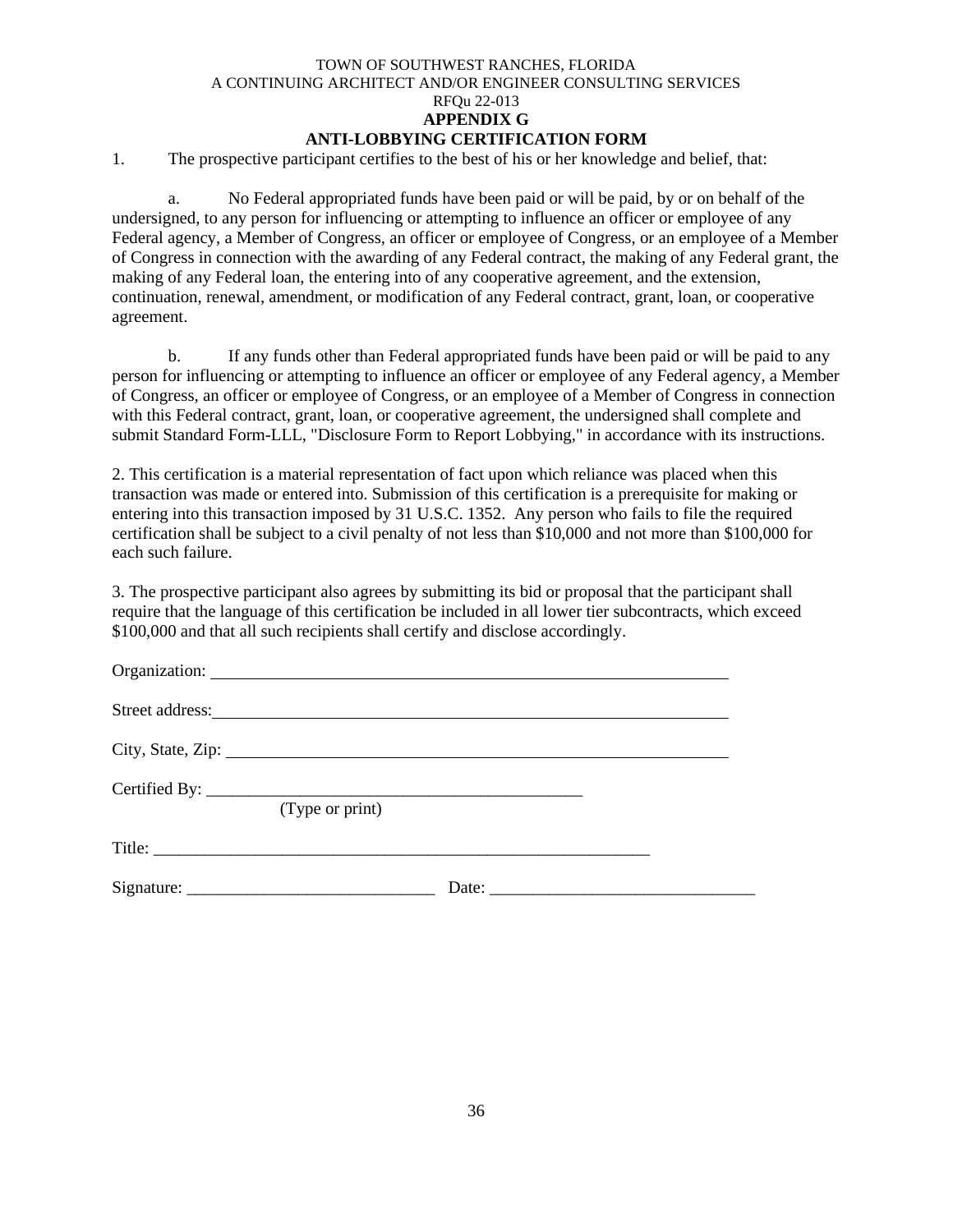TOWN OF SOUTHWEST RANCHES, FLORIDA
A CONTINUING ARCHITECT AND/OR ENGINEER CONSULTING SERVICES
RFQu 22-013

**APPENDIX G**

**ANTI-LOBBYING CERTIFICATION FORM**

1. The prospective participant certifies to the best of his or her knowledge and belief, that:

   a. No Federal appropriated funds have been paid or will be paid, by or on behalf of the undersigned, to any person for influencing or attempting to influence an officer or employee of any Federal agency, a Member of Congress, an officer or employee of Congress, or an employee of a Member of Congress in connection with the awarding of any Federal contract, the making of any Federal grant, the making of any Federal loan, the entering into of any cooperative agreement, and the extension, continuation, renewal, amendment, or modification of any Federal contract, grant, loan, or cooperative agreement.

   b. If any funds other than Federal appropriated funds have been paid or will be paid to any person for influencing or attempting to influence an officer or employee of any Federal agency, a Member of Congress, an officer or employee of Congress, or an employee of a Member of Congress in connection with this Federal contract, grant, loan, or cooperative agreement, the undersigned shall complete and submit Standard Form-LLL, "Disclosure Form to Report Lobbying," in accordance with its instructions.

2. This certification is a material representation of fact upon which reliance was placed when this transaction was made or entered into. Submission of this certification is a prerequisite for making or entering into this transaction imposed by 31 U.S.C. 1352. Any person who fails to file the required certification shall be subject to a civil penalty of not less than $10,000 and not more than $100,000 for each such failure.

3. The prospective participant also agrees by submitting its bid or proposal that the participant shall require that the language of this certification be included in all lower tier subcontracts, which exceed $100,000 and that all such recipients shall certify and disclose accordingly.

Organization: ____________________________________________

Street address: ____________________________________________

City, State, Zip: ____________________________________________

Certified By: ____________________________________________
(Type or print)

Title: ____________________________________________

Signature: ______________________________ Date: ______________________________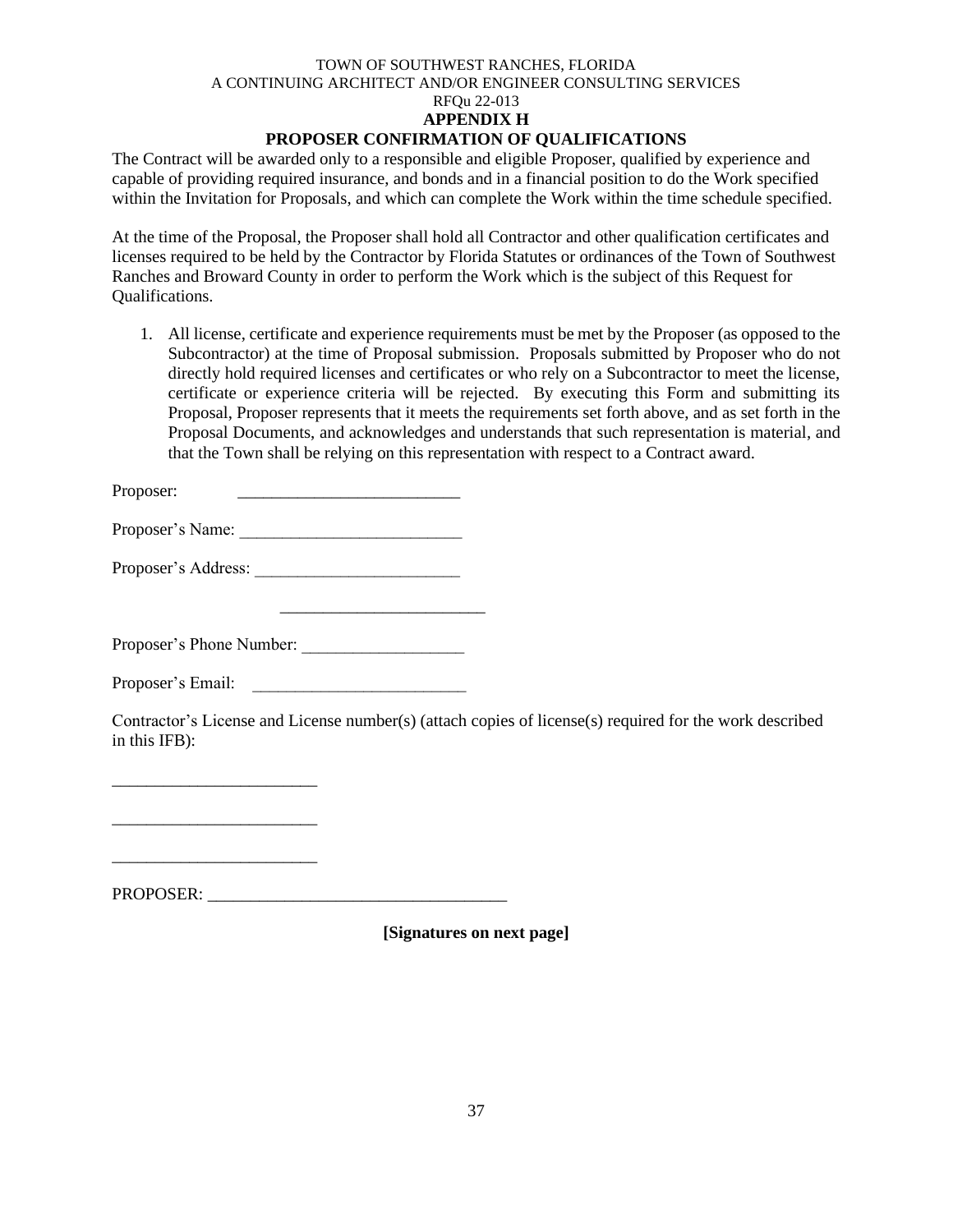TOWN OF SOUTHWEST RANCHES, FLORIDA
A CONTINUING ARCHITECT AND/OR ENGINEER CONSULTING SERVICES
RFQu 22-013

## APPENDIX H

## PROPOSER CONFIRMATION OF QUALIFICATIONS

The Contract will be awarded only to a responsible and eligible Proposer, qualified by experience and capable of providing required insurance, and bonds and in a financial position to do the Work specified within the Invitation for Proposals, and which can complete the Work within the time schedule specified.

At the time of the Proposal, the Proposer shall hold all Contractor and other qualification certificates and licenses required to be held by the Contractor by Florida Statutes or ordinances of the Town of Southwest Ranches and Broward County in order to perform the Work which is the subject of this Request for Qualifications.

1. All license, certificate and experience requirements must be met by the Proposer (as opposed to the Subcontractor) at the time of Proposal submission. Proposals submitted by Proposer who do not directly hold required licenses and certificates or who rely on a Subcontractor to meet the license, certificate or experience criteria will be rejected. By executing this Form and submitting its Proposal, Proposer represents that it meets the requirements set forth above, and as set forth in the Proposal Documents, and acknowledges and understands that such representation is material, and that the Town shall be relying on this representation with respect to a Contract award.

Proposer: __________________________

Proposer's Name: __________________________

Proposer's Address: ________________________

________________________

Proposer's Phone Number: ___________________

Proposer's Email: __________________________

Contractor's License and License number(s) (attach copies of license(s) required for the work described in this IFB):

________________________

________________________

________________________

PROPOSER: ___________________________________

**[Signatures on next page]**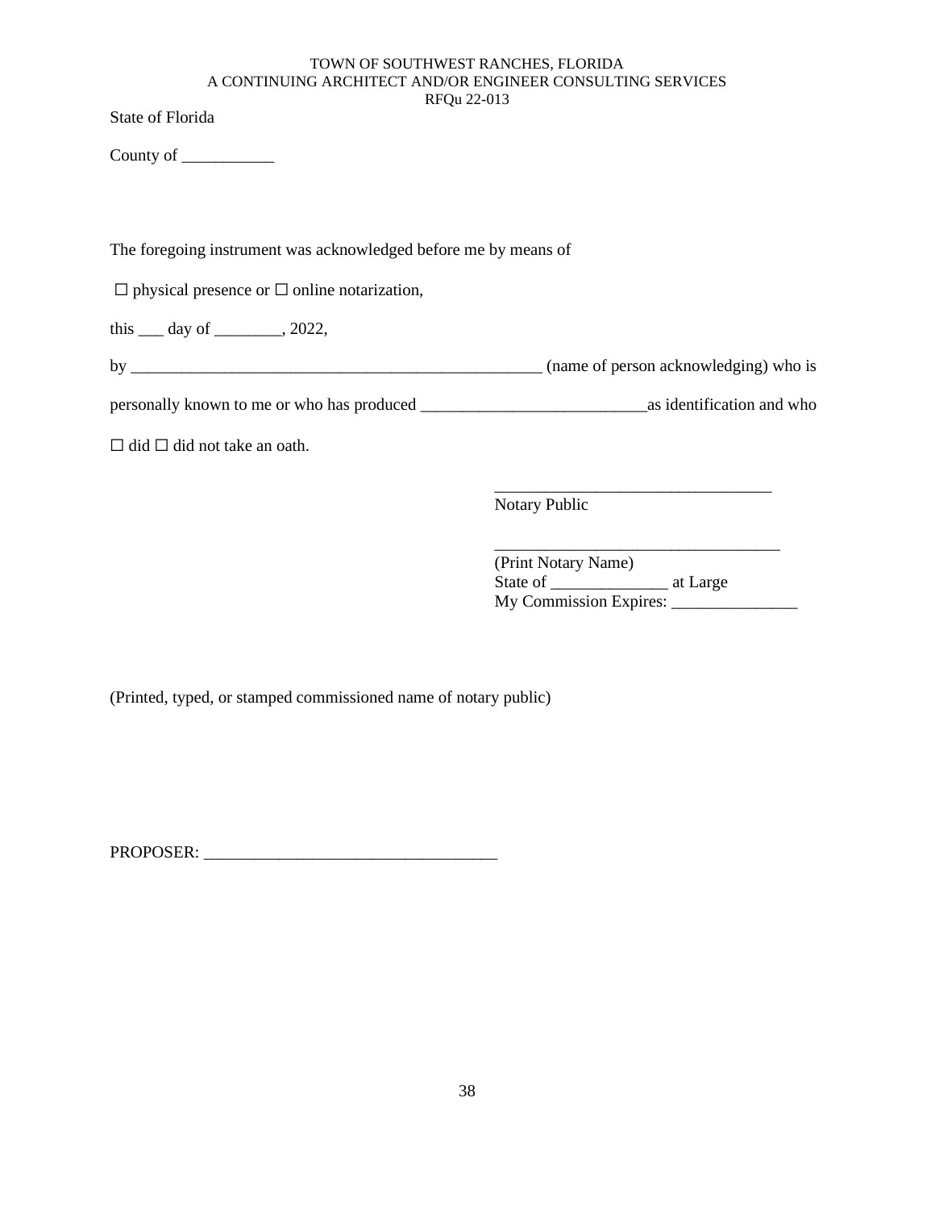State of Florida

County of ___________

The foregoing instrument was acknowledged before me by means of

☐ physical presence or ☐ online notarization,

this ___ day of ________, 2022,

by ___________________________________________________ (name of person acknowledging) who is

personally known to me or who has produced ___________________________as identification and who

☐ did ☐ did not take an oath.

__________________________________
Notary Public

__________________________________
(Print Notary Name)
State of ______________ at Large
My Commission Expires: _______________

(Printed, typed, or stamped commissioned name of notary public)

PROPOSER: ____________________________________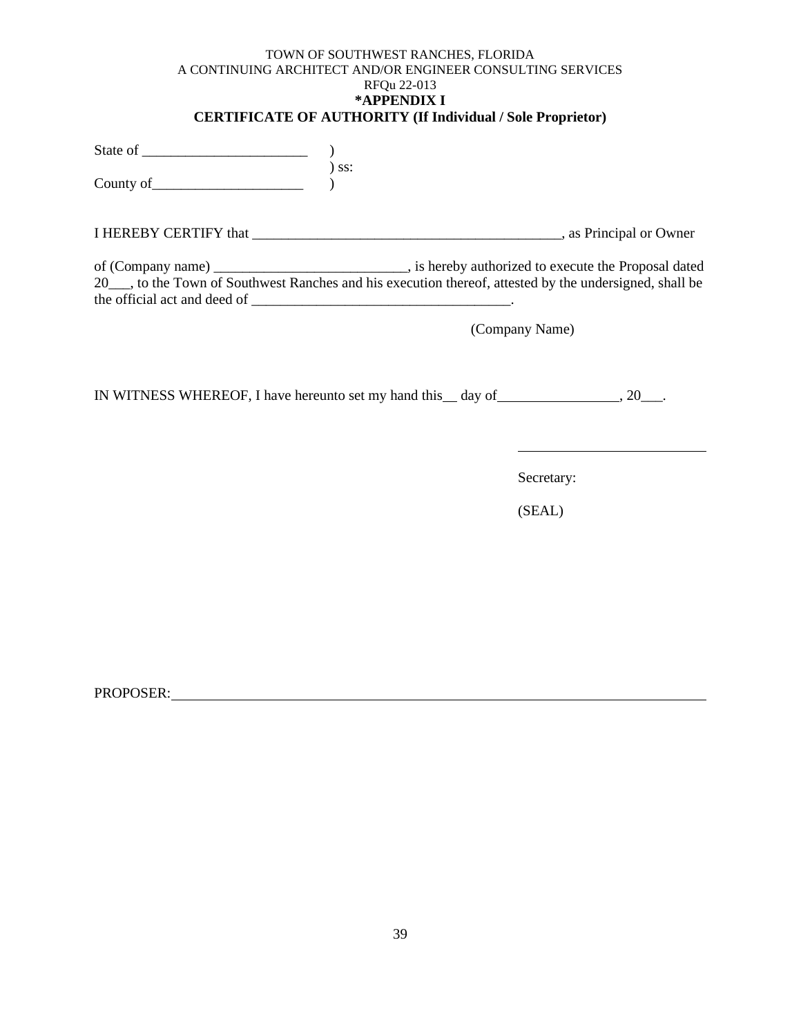TOWN OF SOUTHWEST RANCHES, FLORIDA
A CONTINUING ARCHITECT AND/OR ENGINEER CONSULTING SERVICES
RFQu 22-013

**\*APPENDIX I**

**CERTIFICATE OF AUTHORITY (If Individual / Sole Proprietor)**

State of _______________________ )
) ss:
County of_____________________ )

I HEREBY CERTIFY that ____________________________________________, as Principal or Owner

of (Company name) ___________________________, is hereby authorized to execute the Proposal dated 20___, to the Town of Southwest Ranches and his execution thereof, attested by the undersigned, shall be the official act and deed of ____________________________________.

(Company Name)

IN WITNESS WHEREOF, I have hereunto set my hand this__ day of_________________, 20___.

__________________________

Secretary:

(SEAL)

PROPOSER:_______________________________________________________________________________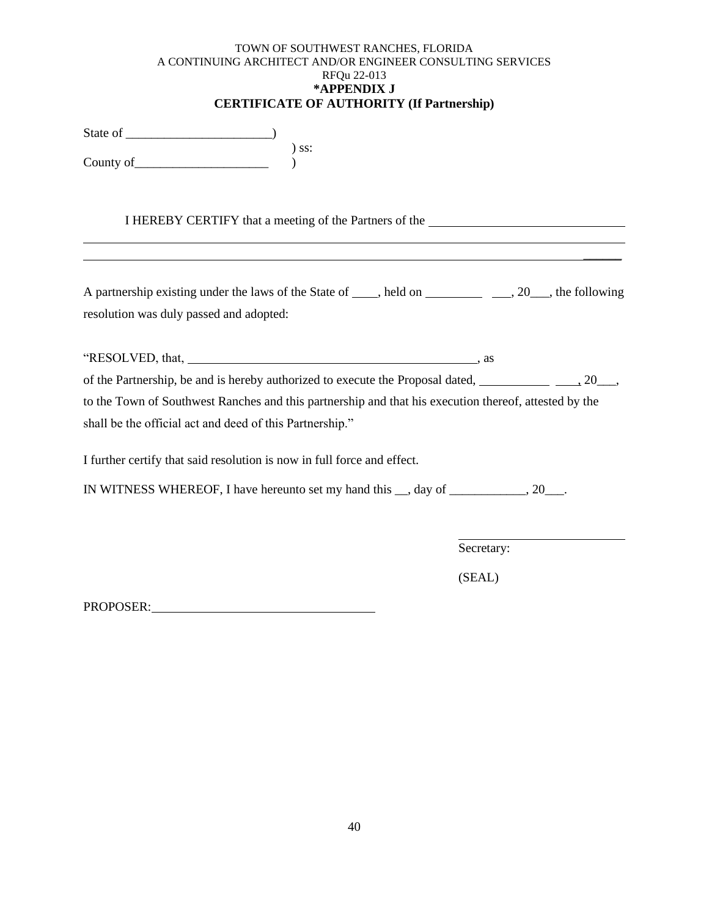TOWN OF SOUTHWEST RANCHES, FLORIDA
A CONTINUING ARCHITECT AND/OR ENGINEER CONSULTING SERVICES
RFQu 22-013

**\*APPENDIX J**

**CERTIFICATE OF AUTHORITY (If Partnership)**

State of _______________________)
) ss:
County of_____________________ )

I HEREBY CERTIFY that a meeting of the Partners of the ______________________________
_____________________________________________________________________________________
_____________________________________________________________________________________

A partnership existing under the laws of the State of ____, held on _________ ___, 20___, the following resolution was duly passed and adopted:

"RESOLVED, that, ______________________________________________, as
of the Partnership, be and is hereby authorized to execute the Proposal dated, ___________ ___, 20___, to the Town of Southwest Ranches and this partnership and that his execution thereof, attested by the shall be the official act and deed of this Partnership."

I further certify that said resolution is now in full force and effect.

IN WITNESS WHEREOF, I have hereunto set my hand this __, day of ____________, 20___.

_____________________________
Secretary:

(SEAL)

PROPOSER:___________________________________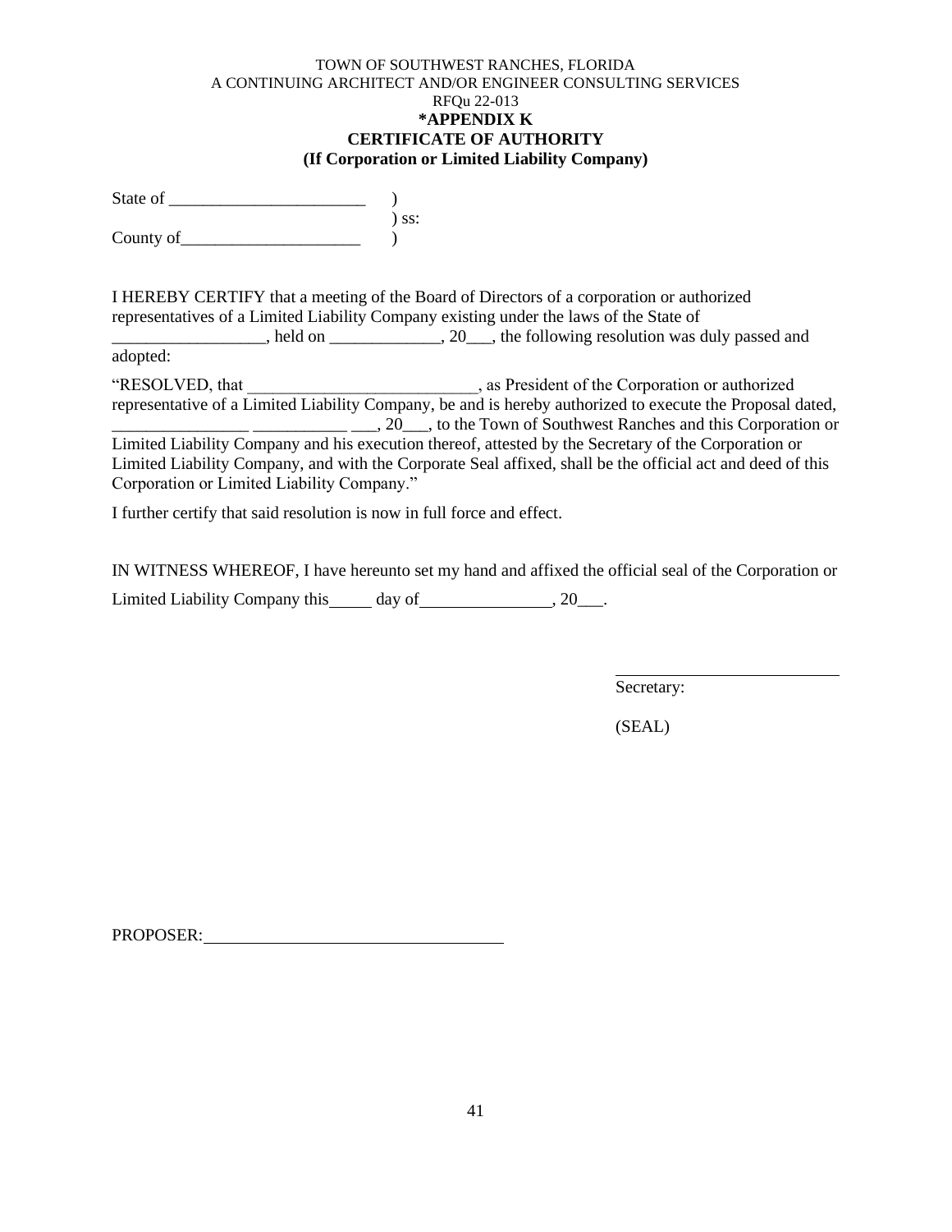TOWN OF SOUTHWEST RANCHES, FLORIDA
A CONTINUING ARCHITECT AND/OR ENGINEER CONSULTING SERVICES
RFQu 22-013

# *APPENDIX K
# CERTIFICATE OF AUTHORITY
## (If Corporation or Limited Liability Company)

State of _______________________ )
) ss:
County of_____________________ )

I HEREBY CERTIFY that a meeting of the Board of Directors of a corporation or authorized representatives of a Limited Liability Company existing under the laws of the State of __________________, held on _____________, 20___, the following resolution was duly passed and adopted:

"RESOLVED, that ___________________________, as President of the Corporation or authorized representative of a Limited Liability Company, be and is hereby authorized to execute the Proposal dated, ________________ ___________ ___, 20___, to the Town of Southwest Ranches and this Corporation or Limited Liability Company and his execution thereof, attested by the Secretary of the Corporation or Limited Liability Company, and with the Corporate Seal affixed, shall be the official act and deed of this Corporation or Limited Liability Company."

I further certify that said resolution is now in full force and effect.

IN WITNESS WHEREOF, I have hereunto set my hand and affixed the official seal of the Corporation or Limited Liability Company this_____ day of________________, 20___.

___________________________
Secretary:

(SEAL)

PROPOSER:___________________________________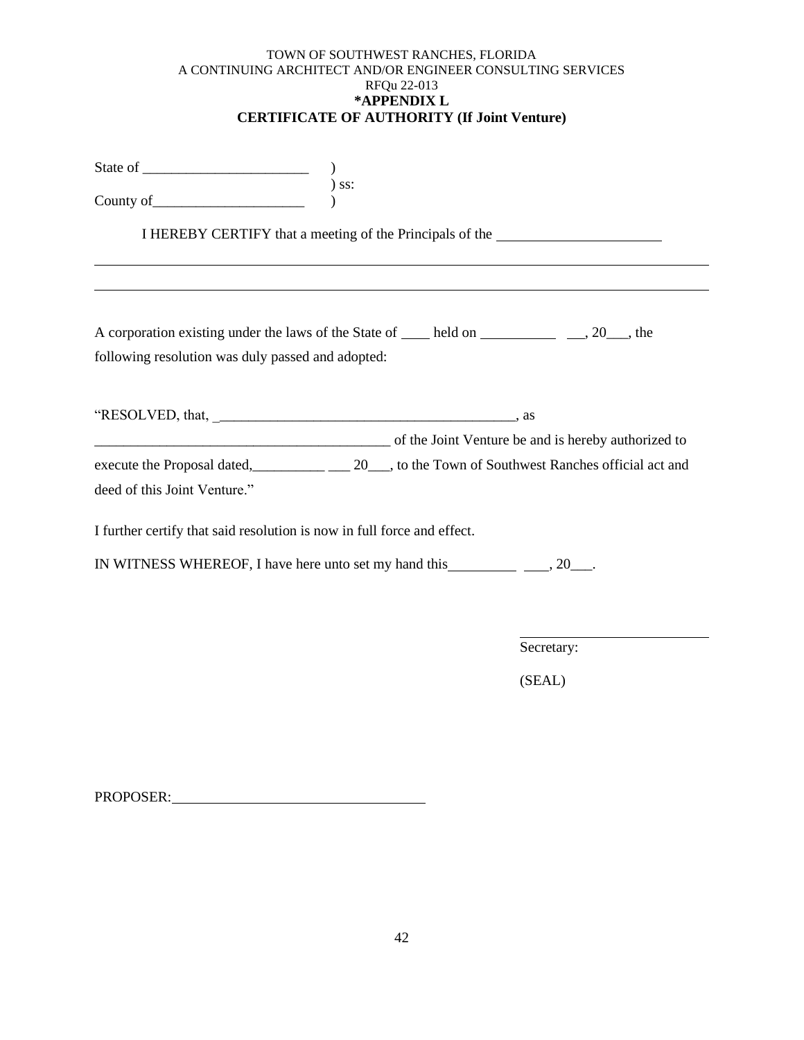TOWN OF SOUTHWEST RANCHES, FLORIDA
A CONTINUING ARCHITECT AND/OR ENGINEER CONSULTING SERVICES
RFQu 22-013

**\*APPENDIX L**

**CERTIFICATE OF AUTHORITY (If Joint Venture)**

State of _______________________ )
) ss:
County of_____________________ )

I HEREBY CERTIFY that a meeting of the Principals of the ______________________

________________________________________________________________________________

________________________________________________________________________________

A corporation existing under the laws of the State of ____ held on __________ __, 20___, the following resolution was duly passed and adopted:

"RESOLVED, that, ___________________________________________, as ___________________________________________ of the Joint Venture be and is hereby authorized to execute the Proposal dated,__________ ___ 20___, to the Town of Southwest Ranches official act and deed of this Joint Venture."

I further certify that said resolution is now in full force and effect.

IN WITNESS WHEREOF, I have here unto set my hand this_________ ___, 20___.

___________________________
Secretary:

(SEAL)

PROPOSER:___________________________________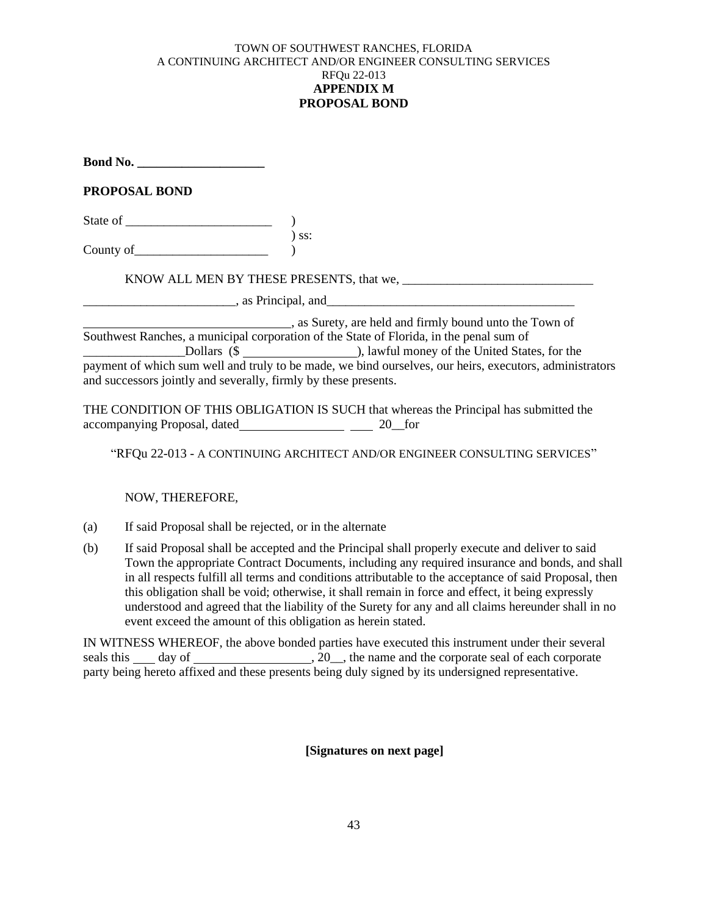TOWN OF SOUTHWEST RANCHES, FLORIDA
A CONTINUING ARCHITECT AND/OR ENGINEER CONSULTING SERVICES
RFQu 22-013

# APPENDIX M
# PROPOSAL BOND

**Bond No. ____________________**

**PROPOSAL BOND**

State of _______________________ )
) ss:
County of_____________________ )

KNOW ALL MEN BY THESE PRESENTS, that we, ______________________________ ________________________, as Principal, and_______________________________________ _________________________________, as Surety, are held and firmly bound unto the Town of Southwest Ranches, a municipal corporation of the State of Florida, in the penal sum of ________________Dollars ($ __________________), lawful money of the United States, for the payment of which sum well and truly to be made, we bind ourselves, our heirs, executors, administrators and successors jointly and severally, firmly by these presents.

THE CONDITION OF THIS OBLIGATION IS SUCH that whereas the Principal has submitted the accompanying Proposal, dated________________ ____ 20__for

"RFQu 22-013 - A CONTINUING ARCHITECT AND/OR ENGINEER CONSULTING SERVICES"

NOW, THEREFORE,

(a) If said Proposal shall be rejected, or in the alternate

(b) If said Proposal shall be accepted and the Principal shall properly execute and deliver to said Town the appropriate Contract Documents, including any required insurance and bonds, and shall in all respects fulfill all terms and conditions attributable to the acceptance of said Proposal, then this obligation shall be void; otherwise, it shall remain in force and effect, it being expressly understood and agreed that the liability of the Surety for any and all claims hereunder shall in no event exceed the amount of this obligation as herein stated.

IN WITNESS WHEREOF, the above bonded parties have executed this instrument under their several seals this ____ day of __________________, 20__, the name and the corporate seal of each corporate party being hereto affixed and these presents being duly signed by its undersigned representative.

**[Signatures on next page]**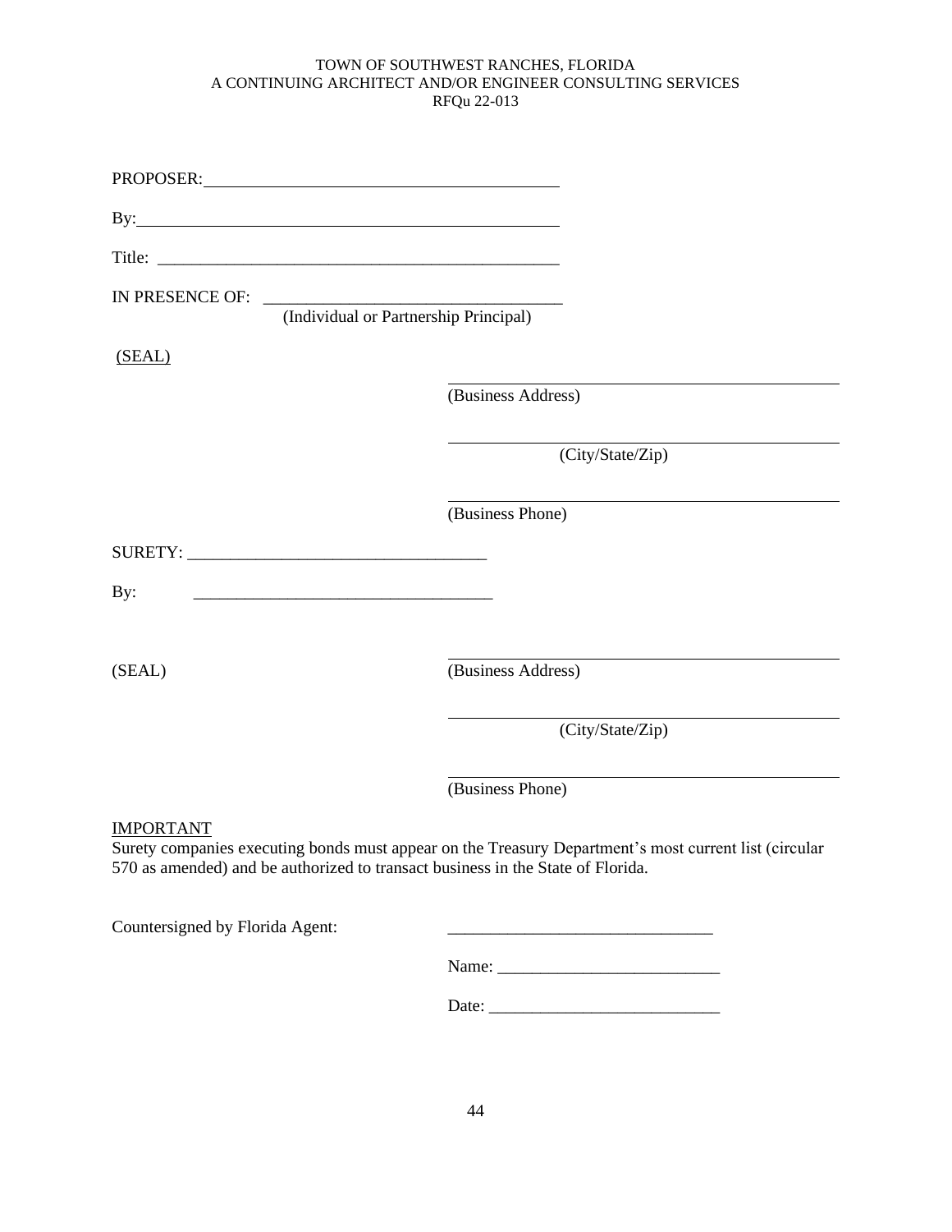PROPOSER: ____________________________________________

By: ____________________________________________

Title: ____________________________________________

IN PRESENCE OF: ____________________________________
(Individual or Partnership Principal)

(SEAL)

____________________________________________
(Business Address)

____________________________________________
(City/State/Zip)

____________________________________________
(Business Phone)

SURETY: ____________________________________

By: ____________________________________

(SEAL)

____________________________________________
(Business Address)

____________________________________________
(City/State/Zip)

____________________________________________
(Business Phone)

IMPORTANT

Surety companies executing bonds must appear on the Treasury Department's most current list (circular 570 as amended) and be authorized to transact business in the State of Florida.

Countersigned by Florida Agent: ________________________________

Name: ___________________________

Date: ____________________________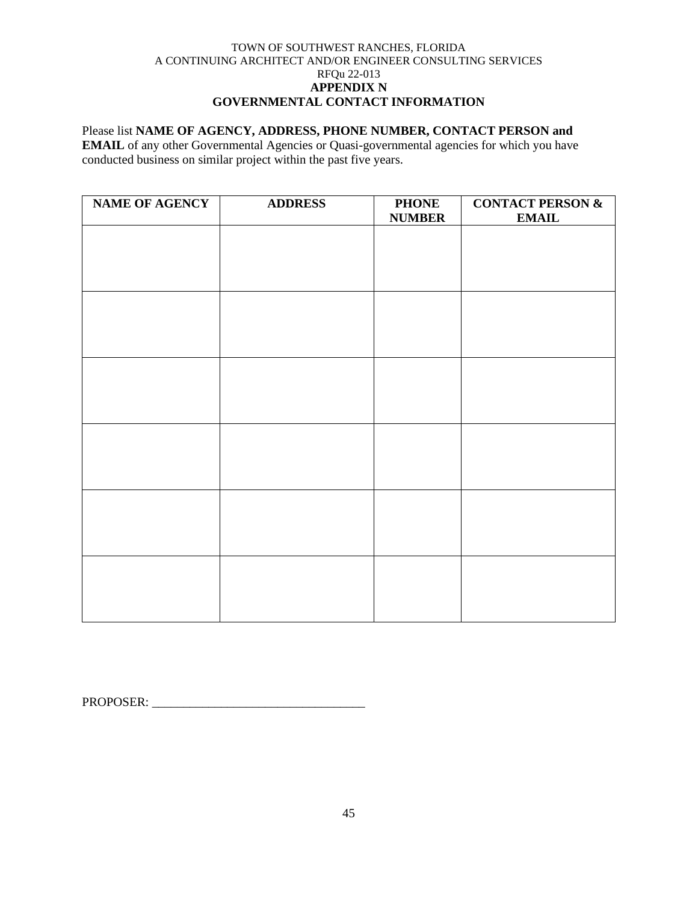TOWN OF SOUTHWEST RANCHES, FLORIDA
A CONTINUING ARCHITECT AND/OR ENGINEER CONSULTING SERVICES
RFQu 22-013

# APPENDIX N
# GOVERNMENTAL CONTACT INFORMATION

Please list **NAME OF AGENCY, ADDRESS, PHONE NUMBER, CONTACT PERSON and EMAIL** of any other Governmental Agencies or Quasi-governmental agencies for which you have conducted business on similar project within the past five years.

| NAME OF AGENCY | ADDRESS | PHONE NUMBER | CONTACT PERSON & EMAIL |
|---|---|---|---|
| | | | |
| | | | |
| | | | |
| | | | |
| | | | |
| | | | |

PROPOSER: ___________________________________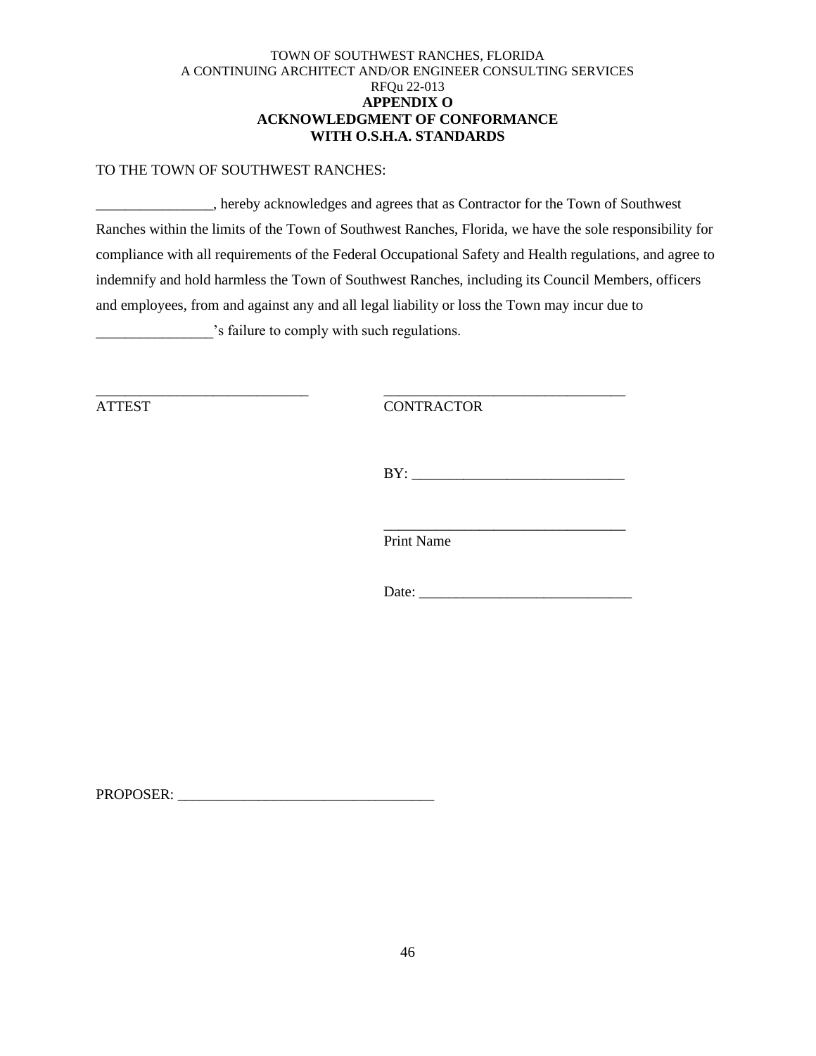TOWN OF SOUTHWEST RANCHES, FLORIDA
A CONTINUING ARCHITECT AND/OR ENGINEER CONSULTING SERVICES
RFQu 22-013

**APPENDIX O**
**ACKNOWLEDGMENT OF CONFORMANCE WITH O.S.H.A. STANDARDS**

TO THE TOWN OF SOUTHWEST RANCHES:

________________, hereby acknowledges and agrees that as Contractor for the Town of Southwest Ranches within the limits of the Town of Southwest Ranches, Florida, we have the sole responsibility for compliance with all requirements of the Federal Occupational Safety and Health regulations, and agree to indemnify and hold harmless the Town of Southwest Ranches, including its Council Members, officers and employees, from and against any and all legal liability or loss the Town may incur due to ________________'s failure to comply with such regulations.

| | |
|---|---|
| ______________________________ | __________________________________ |
| ATTEST | CONTRACTOR |
| | BY: _____________________________ |
| | __________________________________ |
| | Print Name |
| | Date: _____________________________ |

PROPOSER: ____________________________________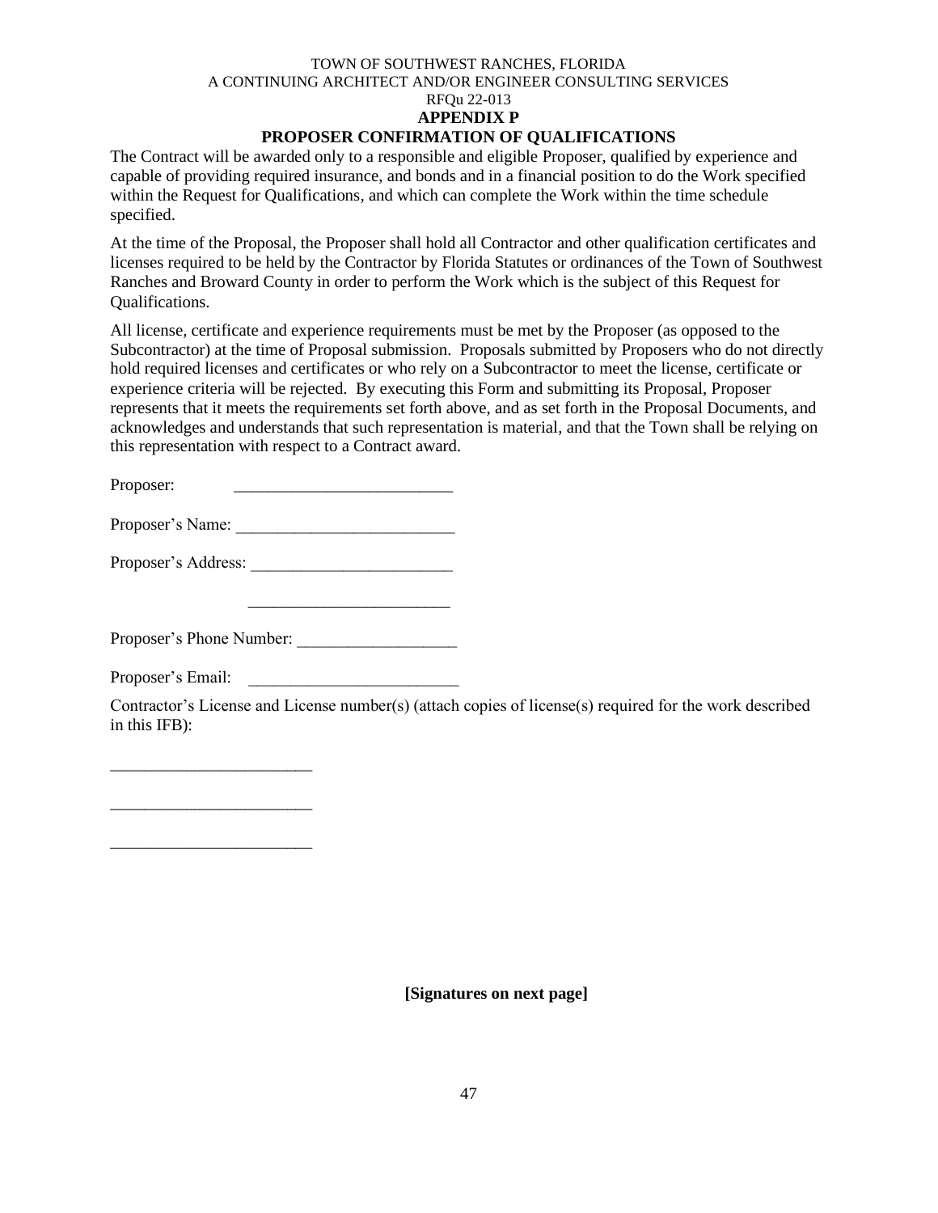TOWN OF SOUTHWEST RANCHES, FLORIDA
A CONTINUING ARCHITECT AND/OR ENGINEER CONSULTING SERVICES
RFQu 22-013

**APPENDIX P**

**PROPOSER CONFIRMATION OF QUALIFICATIONS**

The Contract will be awarded only to a responsible and eligible Proposer, qualified by experience and capable of providing required insurance, and bonds and in a financial position to do the Work specified within the Request for Qualifications, and which can complete the Work within the time schedule specified.

At the time of the Proposal, the Proposer shall hold all Contractor and other qualification certificates and licenses required to be held by the Contractor by Florida Statutes or ordinances of the Town of Southwest Ranches and Broward County in order to perform the Work which is the subject of this Request for Qualifications.

All license, certificate and experience requirements must be met by the Proposer (as opposed to the Subcontractor) at the time of Proposal submission. Proposals submitted by Proposers who do not directly hold required licenses and certificates or who rely on a Subcontractor to meet the license, certificate or experience criteria will be rejected. By executing this Form and submitting its Proposal, Proposer represents that it meets the requirements set forth above, and as set forth in the Proposal Documents, and acknowledges and understands that such representation is material, and that the Town shall be relying on this representation with respect to a Contract award.

Proposer: __________________________

Proposer's Name: __________________________

Proposer's Address: ________________________

________________________

Proposer's Phone Number: ___________________

Proposer's Email: _________________________

Contractor's License and License number(s) (attach copies of license(s) required for the work described in this IFB):

________________________

________________________

________________________

**[Signatures on next page]**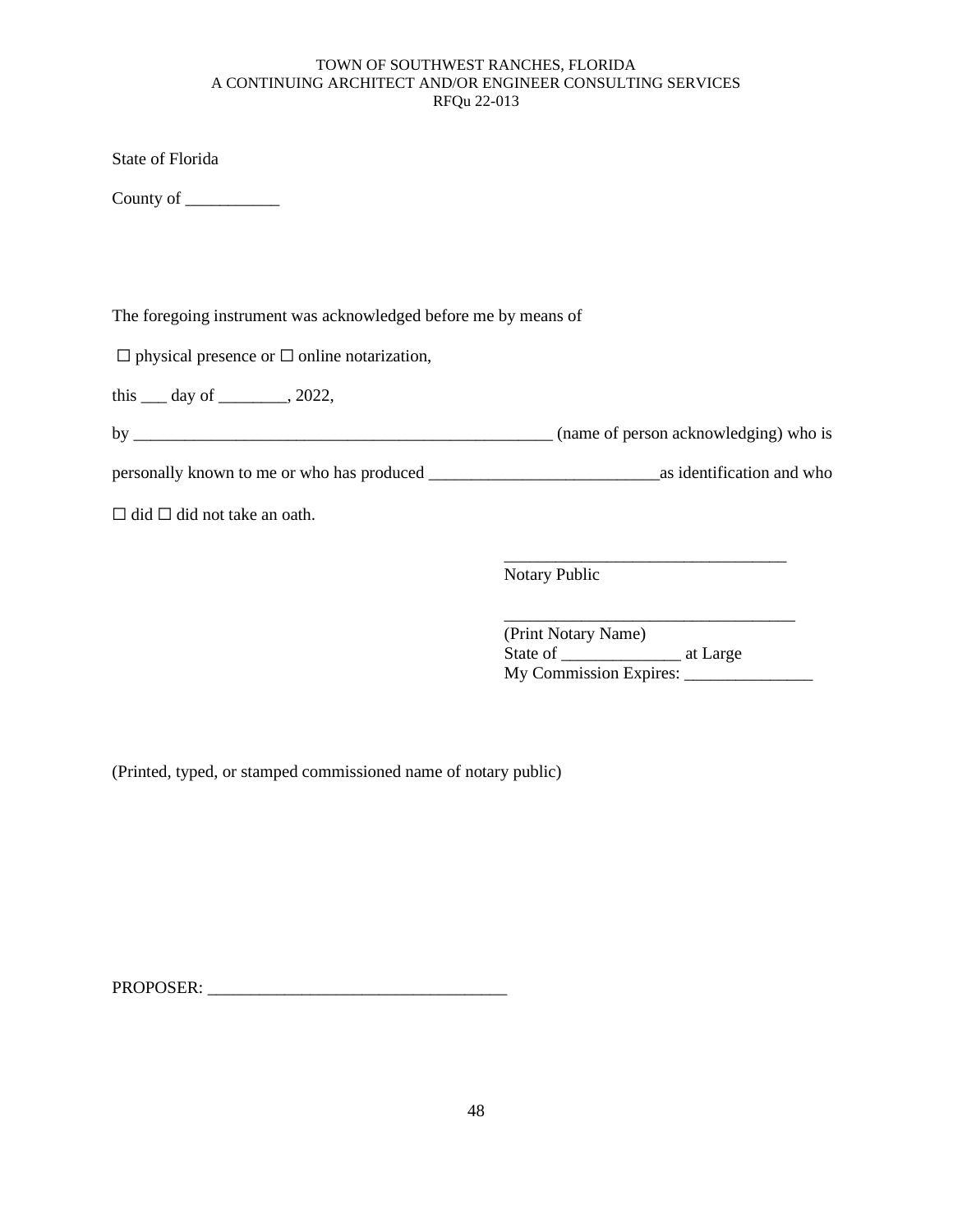State of Florida

County of ___________

The foregoing instrument was acknowledged before me by means of

☐ physical presence or ☐ online notarization,

this ___ day of ________, 2022,

by __________________________________________________ (name of person acknowledging) who is

personally known to me or who has produced ___________________________as identification and who

☐ did ☐ did not take an oath.

_________________________________
Notary Public

__________________________________
(Print Notary Name)
State of ______________ at Large
My Commission Expires: _______________

(Printed, typed, or stamped commissioned name of notary public)

PROPOSER: ___________________________________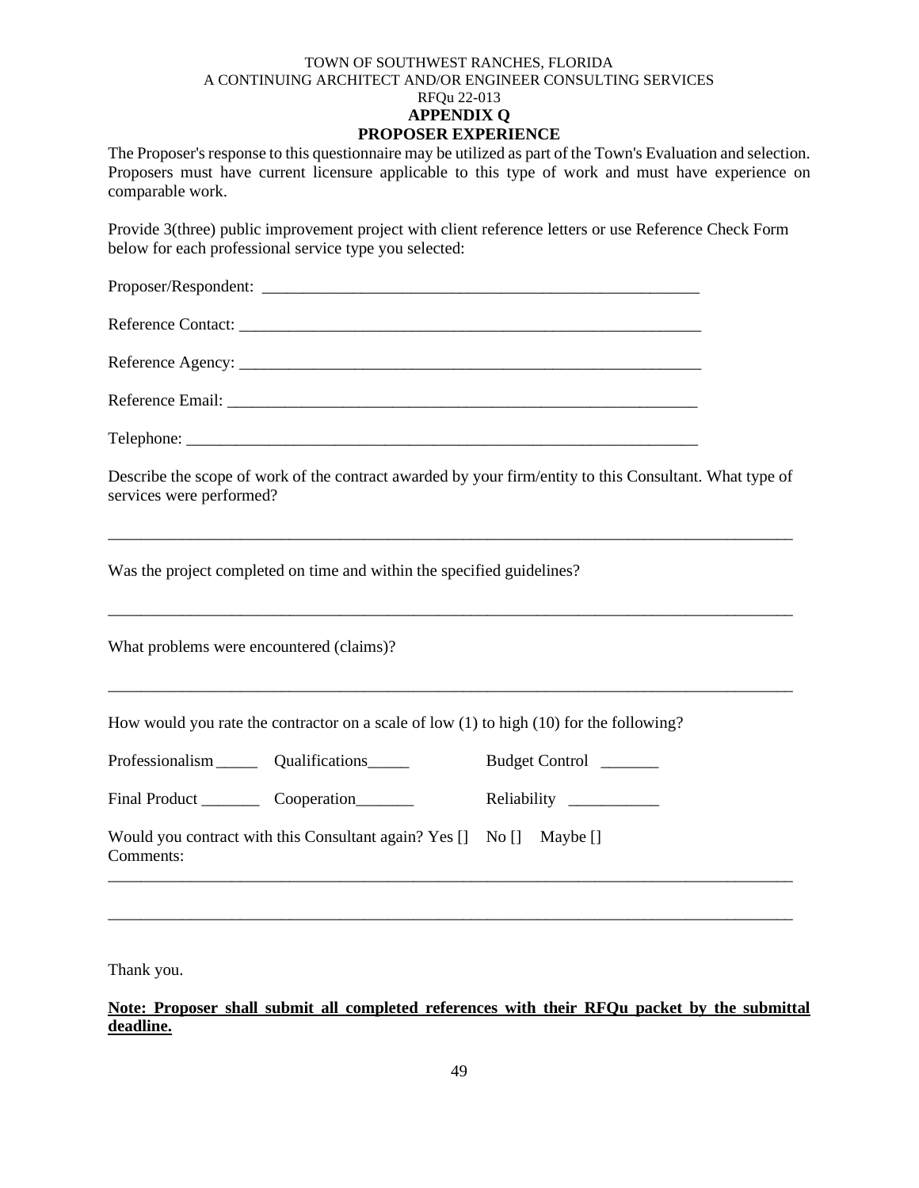TOWN OF SOUTHWEST RANCHES, FLORIDA
A CONTINUING ARCHITECT AND/OR ENGINEER CONSULTING SERVICES
RFQu 22-013

# APPENDIX Q
## PROPOSER EXPERIENCE

The Proposer's response to this questionnaire may be utilized as part of the Town's Evaluation and selection. Proposers must have current licensure applicable to this type of work and must have experience on comparable work.

Provide 3(three) public improvement project with client reference letters or use Reference Check Form below for each professional service type you selected:

Proposer/Respondent: ______________________________________________________

Reference Contact: ________________________________________________________

Reference Agency: ________________________________________________________

Reference Email: _________________________________________________________

Telephone: ______________________________________________________________

Describe the scope of work of the contract awarded by your firm/entity to this Consultant. What type of services were performed?

_____________________________________________________________________________

Was the project completed on time and within the specified guidelines?

_____________________________________________________________________________

What problems were encountered (claims)?

_____________________________________________________________________________

How would you rate the contractor on a scale of low (1) to high (10) for the following?

Professionalism _____ Qualifications_____ Budget Control _______

Final Product _______ Cooperation_______ Reliability ___________

Would you contract with this Consultant again? Yes [] No [] Maybe []
Comments:

_____________________________________________________________________________

_____________________________________________________________________________

Thank you.

**Note: Proposer shall submit all completed references with their RFQu packet by the submittal deadline.**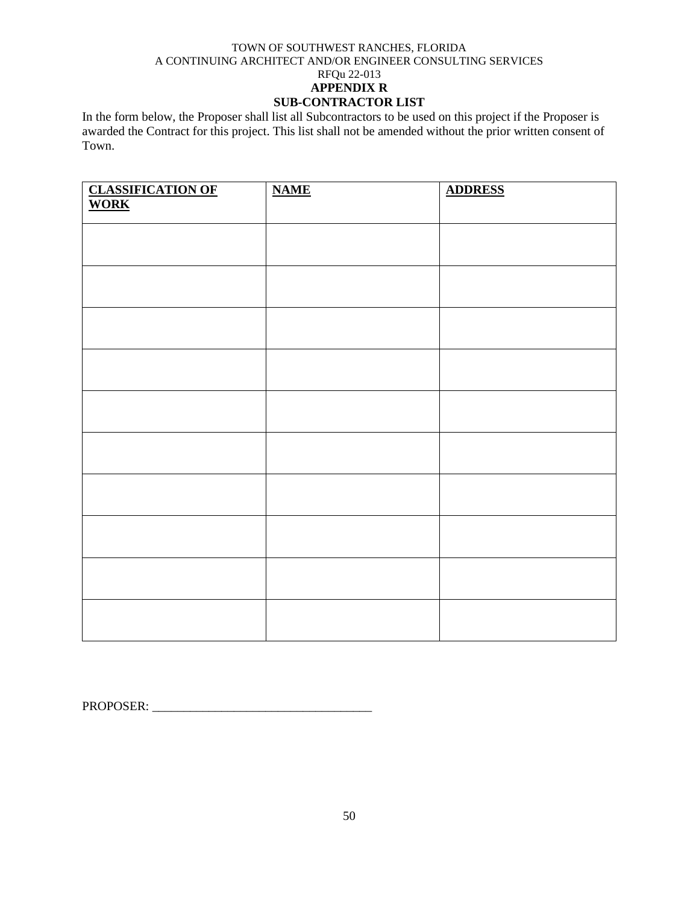TOWN OF SOUTHWEST RANCHES, FLORIDA
A CONTINUING ARCHITECT AND/OR ENGINEER CONSULTING SERVICES
RFQu 22-013

# APPENDIX R
# SUB-CONTRACTOR LIST

In the form below, the Proposer shall list all Subcontractors to be used on this project if the Proposer is awarded the Contract for this project. This list shall not be amended without the prior written consent of Town.

| **CLASSIFICATION OF WORK** | **NAME** | **ADDRESS** |
|---|---|---|
| | | |
| | | |
| | | |
| | | |
| | | |
| | | |
| | | |
| | | |
| | | |
| | | |

PROPOSER: ___________________________________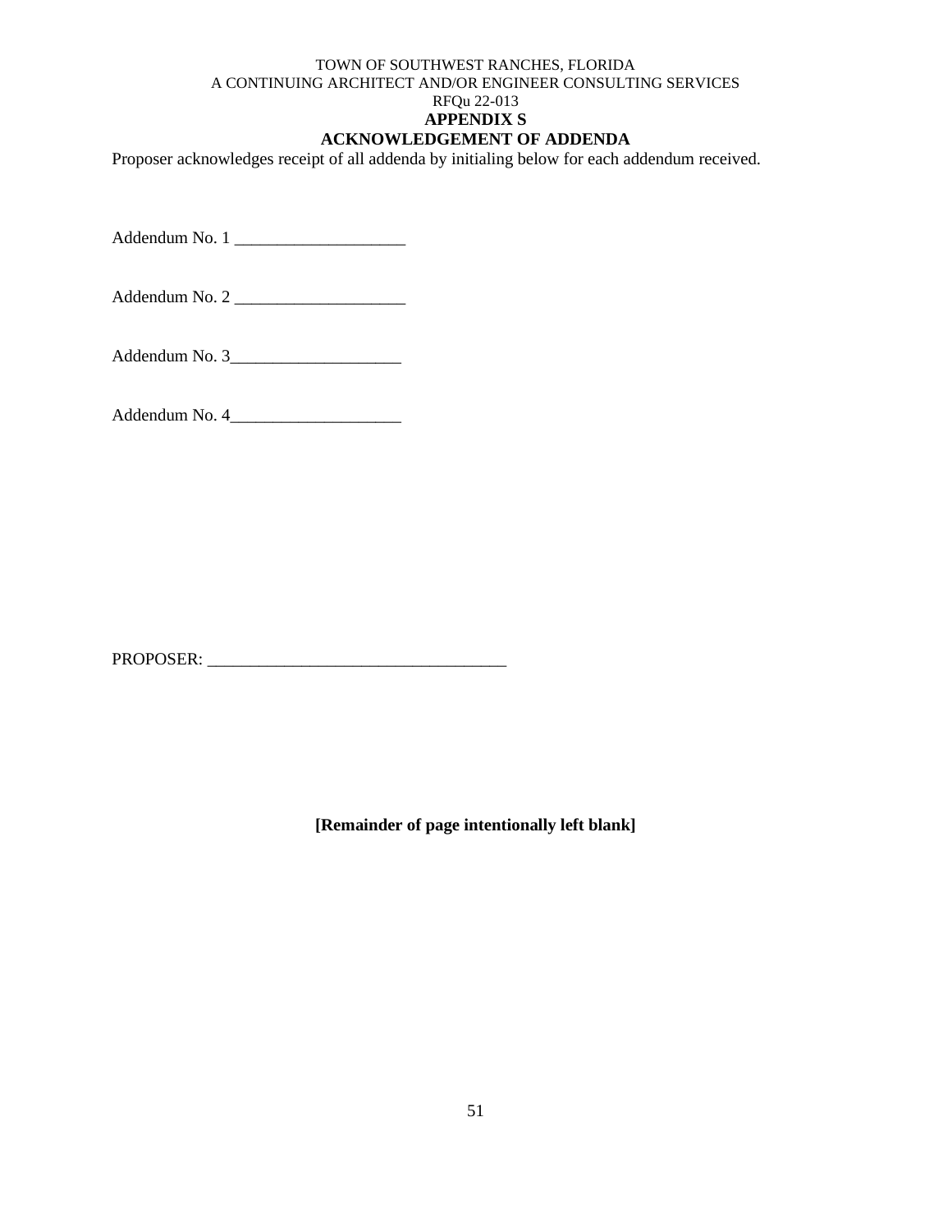TOWN OF SOUTHWEST RANCHES, FLORIDA
A CONTINUING ARCHITECT AND/OR ENGINEER CONSULTING SERVICES
RFQu 22-013

# APPENDIX S

# ACKNOWLEDGEMENT OF ADDENDA

Proposer acknowledges receipt of all addenda by initialing below for each addendum received.

Addendum No. 1 ____________________

Addendum No. 2 ____________________

Addendum No. 3____________________

Addendum No. 4____________________

PROPOSER: ___________________________________

**[Remainder of page intentionally left blank]**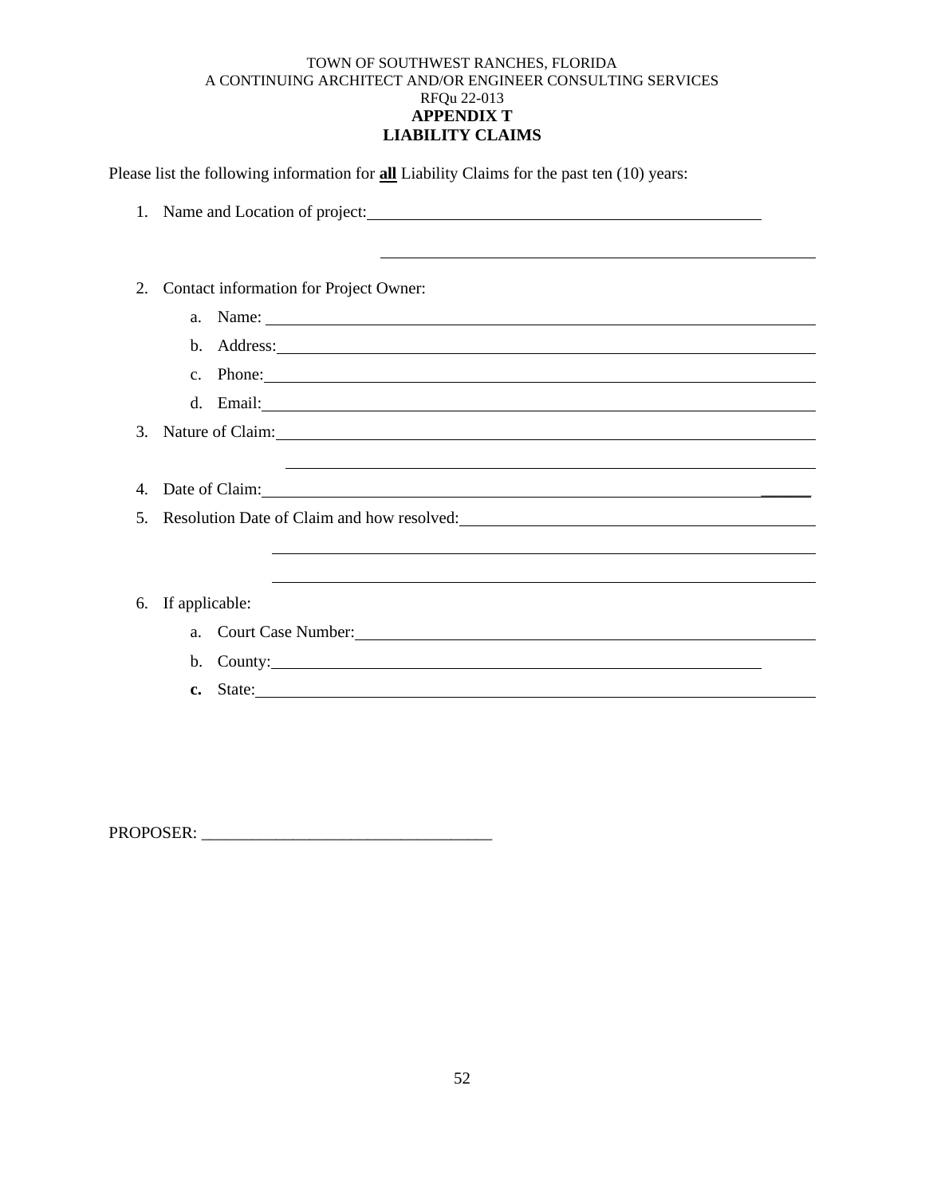TOWN OF SOUTHWEST RANCHES, FLORIDA
A CONTINUING ARCHITECT AND/OR ENGINEER CONSULTING SERVICES
RFQu 22-013

**APPENDIX T**
**LIABILITY CLAIMS**

Please list the following information for **all** Liability Claims for the past ten (10) years:

1. Name and Location of project:\_\_\_\_\_\_\_\_\_\_\_\_\_\_\_\_\_\_\_\_\_\_\_\_\_\_\_\_\_\_\_\_\_\_\_\_\_\_\_\_
   \_\_\_\_\_\_\_\_\_\_\_\_\_\_\_\_\_\_\_\_\_\_\_\_\_\_\_\_\_\_\_\_\_\_\_\_\_\_\_\_
2. Contact information for Project Owner:
   a. Name: \_\_\_\_\_\_\_\_\_\_\_\_\_\_\_\_\_\_\_\_\_\_\_\_\_\_\_\_\_\_\_\_\_\_\_\_\_\_\_\_
   b. Address:\_\_\_\_\_\_\_\_\_\_\_\_\_\_\_\_\_\_\_\_\_\_\_\_\_\_\_\_\_\_\_\_\_\_\_\_\_\_\_\_
   c. Phone:\_\_\_\_\_\_\_\_\_\_\_\_\_\_\_\_\_\_\_\_\_\_\_\_\_\_\_\_\_\_\_\_\_\_\_\_\_\_\_\_
   d. Email:\_\_\_\_\_\_\_\_\_\_\_\_\_\_\_\_\_\_\_\_\_\_\_\_\_\_\_\_\_\_\_\_\_\_\_\_\_\_\_\_
3. Nature of Claim:\_\_\_\_\_\_\_\_\_\_\_\_\_\_\_\_\_\_\_\_\_\_\_\_\_\_\_\_\_\_\_\_\_\_\_\_\_\_\_\_
   \_\_\_\_\_\_\_\_\_\_\_\_\_\_\_\_\_\_\_\_\_\_\_\_\_\_\_\_\_\_\_\_\_\_\_\_\_\_\_\_
4. Date of Claim:\_\_\_\_\_\_\_\_\_\_\_\_\_\_\_\_\_\_\_\_\_\_\_\_\_\_\_\_\_\_\_\_\_\_\_\_\_\_\_\_
5. Resolution Date of Claim and how resolved:\_\_\_\_\_\_\_\_\_\_\_\_\_\_\_\_\_\_\_\_\_\_\_\_\_\_\_\_\_\_\_\_\_\_\_\_\_\_\_\_
   \_\_\_\_\_\_\_\_\_\_\_\_\_\_\_\_\_\_\_\_\_\_\_\_\_\_\_\_\_\_\_\_\_\_\_\_\_\_\_\_
   \_\_\_\_\_\_\_\_\_\_\_\_\_\_\_\_\_\_\_\_\_\_\_\_\_\_\_\_\_\_\_\_\_\_\_\_\_\_\_\_
6. If applicable:
   a. Court Case Number:\_\_\_\_\_\_\_\_\_\_\_\_\_\_\_\_\_\_\_\_\_\_\_\_\_\_\_\_\_\_\_\_\_\_\_\_\_\_\_\_
   b. County:\_\_\_\_\_\_\_\_\_\_\_\_\_\_\_\_\_\_\_\_\_\_\_\_\_\_\_\_\_\_\_\_\_\_\_\_\_\_\_\_
   **c.** State:\_\_\_\_\_\_\_\_\_\_\_\_\_\_\_\_\_\_\_\_\_\_\_\_\_\_\_\_\_\_\_\_\_\_\_\_\_\_\_\_

PROPOSER: \_\_\_\_\_\_\_\_\_\_\_\_\_\_\_\_\_\_\_\_\_\_\_\_\_\_\_\_\_\_\_\_\_\_\_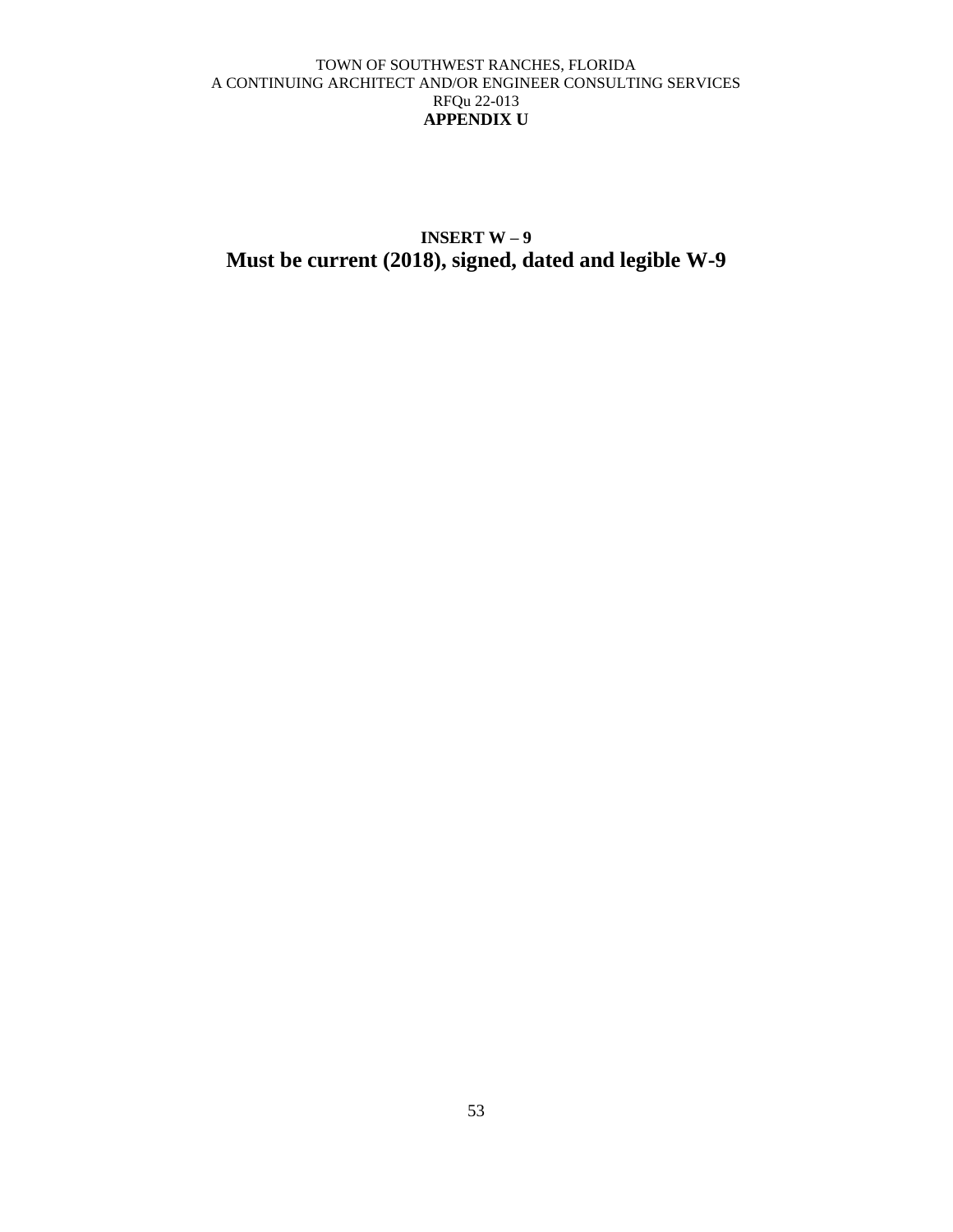## APPENDIX U

**INSERT W – 9**

**Must be current (2018), signed, dated and legible W-9**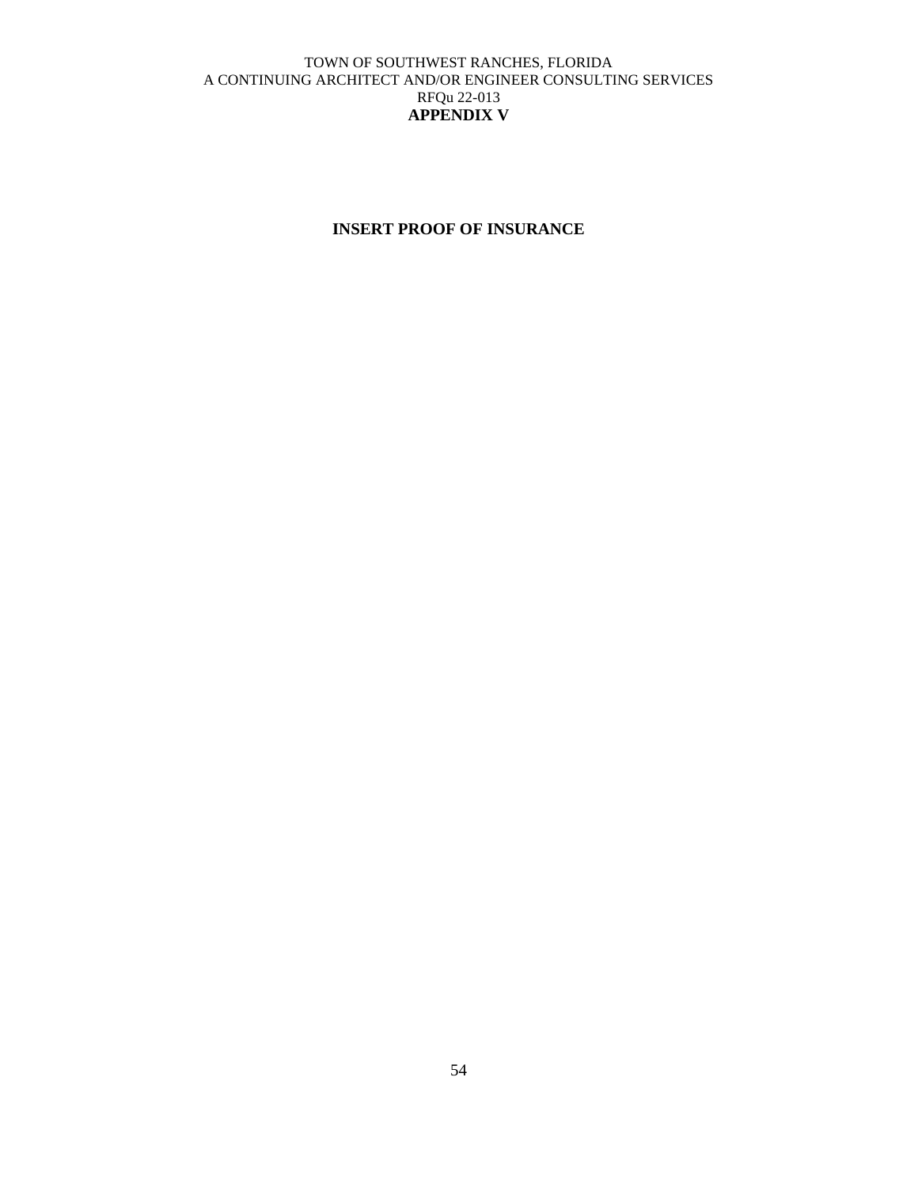**APPENDIX V**

**INSERT PROOF OF INSURANCE**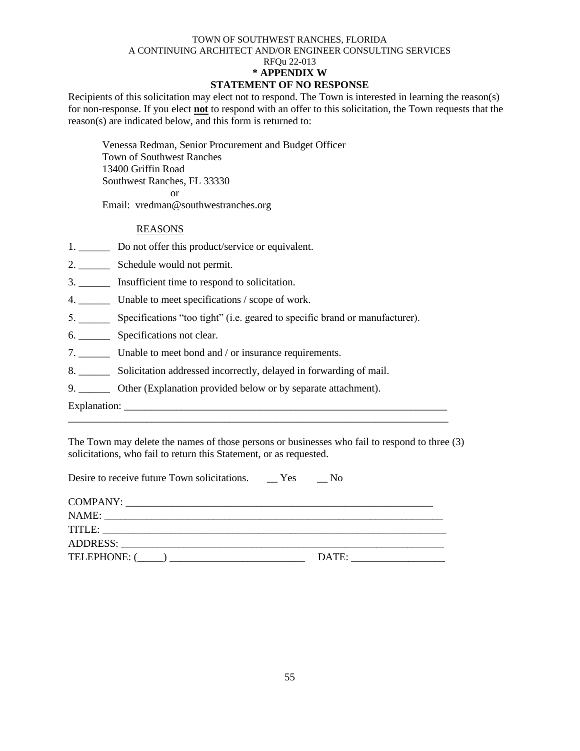TOWN OF SOUTHWEST RANCHES, FLORIDA
A CONTINUING ARCHITECT AND/OR ENGINEER CONSULTING SERVICES
RFQu 22-013

## * APPENDIX W
## STATEMENT OF NO RESPONSE

Recipients of this solicitation may elect not to respond. The Town is interested in learning the reason(s) for non-response. If you elect **not** to respond with an offer to this solicitation, the Town requests that the reason(s) are indicated below, and this form is returned to:

Venessa Redman, Senior Procurement and Budget Officer
Town of Southwest Ranches
13400 Griffin Road
Southwest Ranches, FL 33330
or
Email: vredman@southwestranches.org

REASONS

1. ______ Do not offer this product/service or equivalent.
2. ______ Schedule would not permit.
3. ______ Insufficient time to respond to solicitation.
4. ______ Unable to meet specifications / scope of work.
5. ______ Specifications "too tight" (i.e. geared to specific brand or manufacturer).
6. ______ Specifications not clear.
7. ______ Unable to meet bond and / or insurance requirements.
8. ______ Solicitation addressed incorrectly, delayed in forwarding of mail.
9. ______ Other (Explanation provided below or by separate attachment).

Explanation: ________________________________________________________________
__________________________________________________________________________

The Town may delete the names of those persons or businesses who fail to respond to three (3) solicitations, who fail to return this Statement, or as requested.

Desire to receive future Town solicitations. __ Yes __ No

COMPANY: ______________________________________________________________
NAME: _________________________________________________________________
TITLE: _________________________________________________________________
ADDRESS: ______________________________________________________________
TELEPHONE: (_____) __________________________ DATE: __________________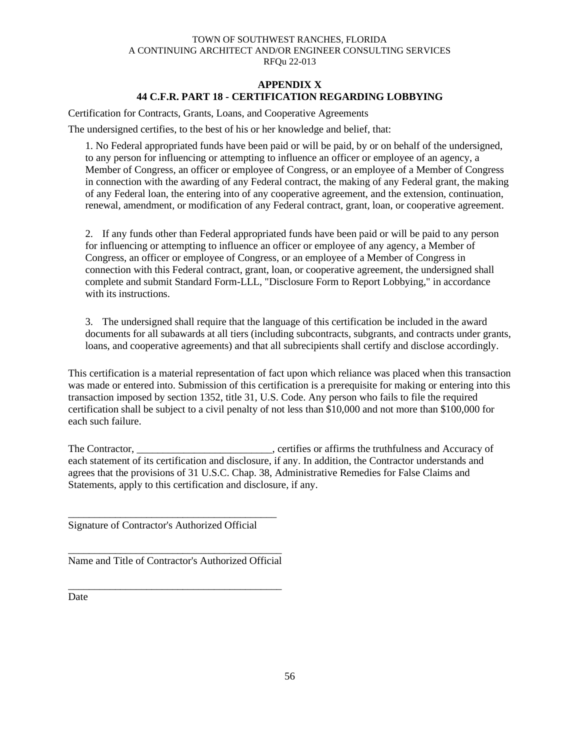## APPENDIX X
## 44 C.F.R. PART 18 - CERTIFICATION REGARDING LOBBYING

Certification for Contracts, Grants, Loans, and Cooperative Agreements

The undersigned certifies, to the best of his or her knowledge and belief, that:

1. No Federal appropriated funds have been paid or will be paid, by or on behalf of the undersigned, to any person for influencing or attempting to influence an officer or employee of an agency, a Member of Congress, an officer or employee of Congress, or an employee of a Member of Congress in connection with the awarding of any Federal contract, the making of any Federal grant, the making of any Federal loan, the entering into of any cooperative agreement, and the extension, continuation, renewal, amendment, or modification of any Federal contract, grant, loan, or cooperative agreement.

2. If any funds other than Federal appropriated funds have been paid or will be paid to any person for influencing or attempting to influence an officer or employee of any agency, a Member of Congress, an officer or employee of Congress, or an employee of a Member of Congress in connection with this Federal contract, grant, loan, or cooperative agreement, the undersigned shall complete and submit Standard Form-LLL, "Disclosure Form to Report Lobbying," in accordance with its instructions.

3. The undersigned shall require that the language of this certification be included in the award documents for all subawards at all tiers (including subcontracts, subgrants, and contracts under grants, loans, and cooperative agreements) and that all subrecipients shall certify and disclose accordingly.

This certification is a material representation of fact upon which reliance was placed when this transaction was made or entered into. Submission of this certification is a prerequisite for making or entering into this transaction imposed by section 1352, title 31, U.S. Code. Any person who fails to file the required certification shall be subject to a civil penalty of not less than $10,000 and not more than $100,000 for each such failure.

The Contractor, __________________________, certifies or affirms the truthfulness and Accuracy of each statement of its certification and disclosure, if any. In addition, the Contractor understands and agrees that the provisions of 31 U.S.C. Chap. 38, Administrative Remedies for False Claims and Statements, apply to this certification and disclosure, if any.

_________________________________________
Signature of Contractor's Authorized Official

_________________________________________
Name and Title of Contractor's Authorized Official

_________________________________________
Date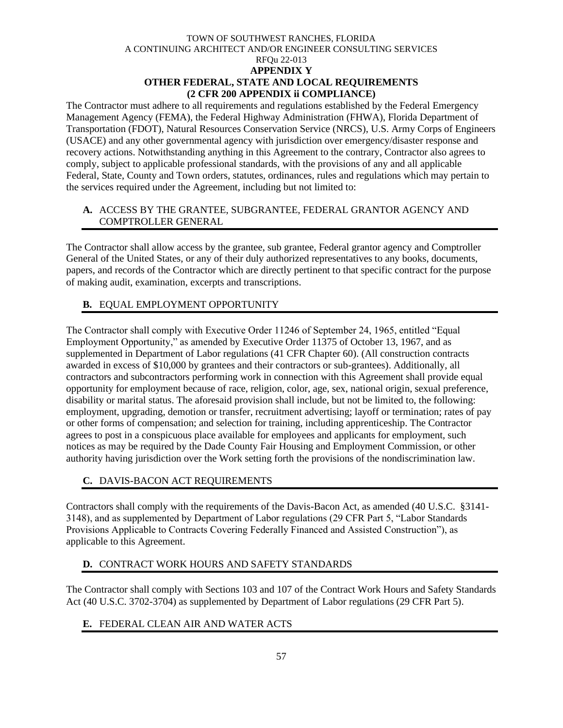TOWN OF SOUTHWEST RANCHES, FLORIDA
A CONTINUING ARCHITECT AND/OR ENGINEER CONSULTING SERVICES
RFQu 22-013

**APPENDIX Y**

**OTHER FEDERAL, STATE AND LOCAL REQUIREMENTS (2 CFR 200 APPENDIX ii COMPLIANCE)**

The Contractor must adhere to all requirements and regulations established by the Federal Emergency Management Agency (FEMA), the Federal Highway Administration (FHWA), Florida Department of Transportation (FDOT), Natural Resources Conservation Service (NRCS), U.S. Army Corps of Engineers (USACE) and any other governmental agency with jurisdiction over emergency/disaster response and recovery actions. Notwithstanding anything in this Agreement to the contrary, Contractor also agrees to comply, subject to applicable professional standards, with the provisions of any and all applicable Federal, State, County and Town orders, statutes, ordinances, rules and regulations which may pertain to the services required under the Agreement, including but not limited to:

## A. ACCESS BY THE GRANTEE, SUBGRANTEE, FEDERAL GRANTOR AGENCY AND COMPTROLLER GENERAL

The Contractor shall allow access by the grantee, sub grantee, Federal grantor agency and Comptroller General of the United States, or any of their duly authorized representatives to any books, documents, papers, and records of the Contractor which are directly pertinent to that specific contract for the purpose of making audit, examination, excerpts and transcriptions.

## B. EQUAL EMPLOYMENT OPPORTUNITY

The Contractor shall comply with Executive Order 11246 of September 24, 1965, entitled "Equal Employment Opportunity," as amended by Executive Order 11375 of October 13, 1967, and as supplemented in Department of Labor regulations (41 CFR Chapter 60). (All construction contracts awarded in excess of $10,000 by grantees and their contractors or sub-grantees). Additionally, all contractors and subcontractors performing work in connection with this Agreement shall provide equal opportunity for employment because of race, religion, color, age, sex, national origin, sexual preference, disability or marital status. The aforesaid provision shall include, but not be limited to, the following: employment, upgrading, demotion or transfer, recruitment advertising; layoff or termination; rates of pay or other forms of compensation; and selection for training, including apprenticeship. The Contractor agrees to post in a conspicuous place available for employees and applicants for employment, such notices as may be required by the Dade County Fair Housing and Employment Commission, or other authority having jurisdiction over the Work setting forth the provisions of the nondiscrimination law.

## C. DAVIS-BACON ACT REQUIREMENTS

Contractors shall comply with the requirements of the Davis-Bacon Act, as amended (40 U.S.C. §3141-3148), and as supplemented by Department of Labor regulations (29 CFR Part 5, "Labor Standards Provisions Applicable to Contracts Covering Federally Financed and Assisted Construction"), as applicable to this Agreement.

## D. CONTRACT WORK HOURS AND SAFETY STANDARDS

The Contractor shall comply with Sections 103 and 107 of the Contract Work Hours and Safety Standards Act (40 U.S.C. 3702-3704) as supplemented by Department of Labor regulations (29 CFR Part 5).

## E. FEDERAL CLEAN AIR AND WATER ACTS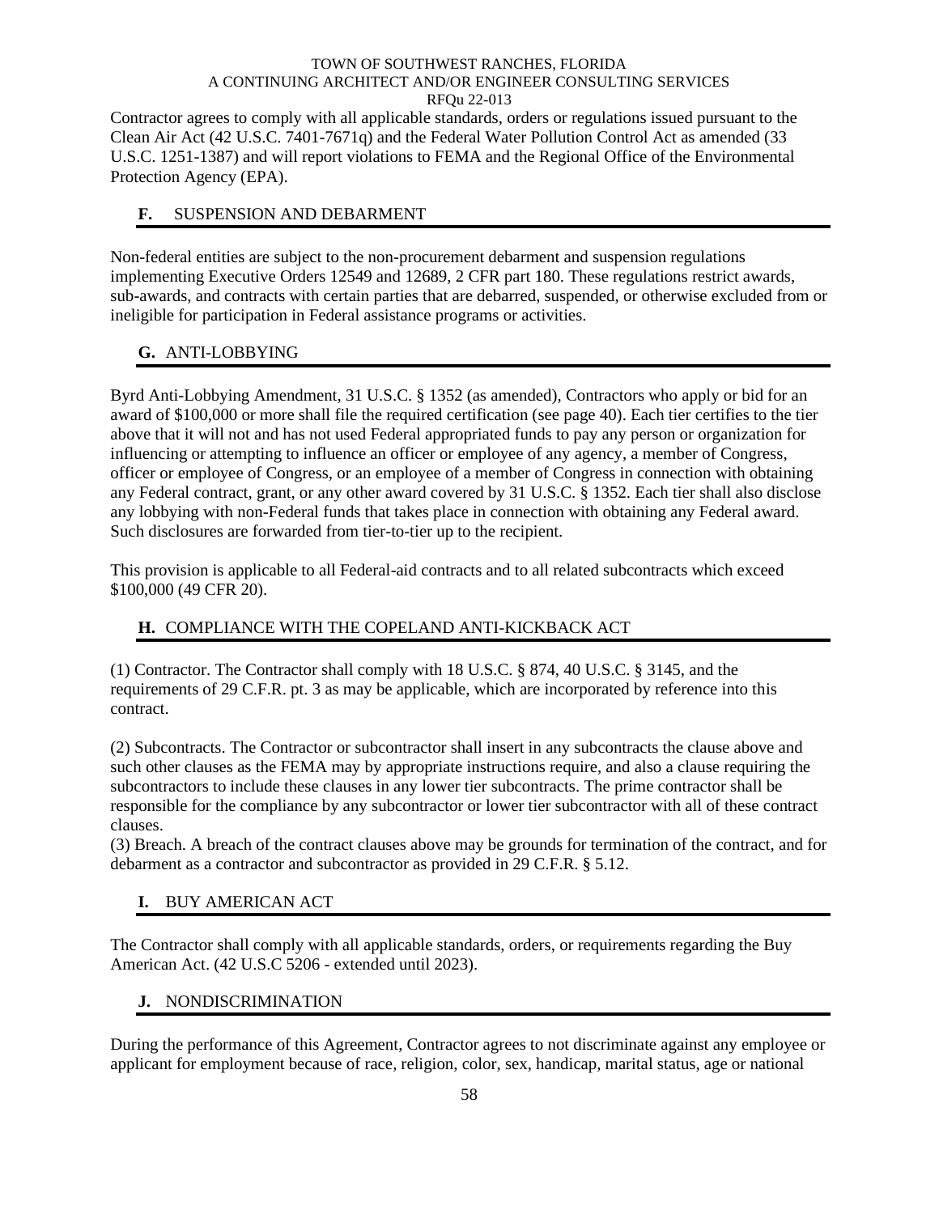Contractor agrees to comply with all applicable standards, orders or regulations issued pursuant to the Clean Air Act (42 U.S.C. 7401-7671q) and the Federal Water Pollution Control Act as amended (33 U.S.C. 1251-1387) and will report violations to FEMA and the Regional Office of the Environmental Protection Agency (EPA).

## F. SUSPENSION AND DEBARMENT

Non-federal entities are subject to the non-procurement debarment and suspension regulations implementing Executive Orders 12549 and 12689, 2 CFR part 180. These regulations restrict awards, sub-awards, and contracts with certain parties that are debarred, suspended, or otherwise excluded from or ineligible for participation in Federal assistance programs or activities.

## G. ANTI-LOBBYING

Byrd Anti-Lobbying Amendment, 31 U.S.C. § 1352 (as amended), Contractors who apply or bid for an award of $100,000 or more shall file the required certification (see page 40). Each tier certifies to the tier above that it will not and has not used Federal appropriated funds to pay any person or organization for influencing or attempting to influence an officer or employee of any agency, a member of Congress, officer or employee of Congress, or an employee of a member of Congress in connection with obtaining any Federal contract, grant, or any other award covered by 31 U.S.C. § 1352. Each tier shall also disclose any lobbying with non-Federal funds that takes place in connection with obtaining any Federal award. Such disclosures are forwarded from tier-to-tier up to the recipient.

This provision is applicable to all Federal-aid contracts and to all related subcontracts which exceed $100,000 (49 CFR 20).

## H. COMPLIANCE WITH THE COPELAND ANTI-KICKBACK ACT

(1) Contractor. The Contractor shall comply with 18 U.S.C. § 874, 40 U.S.C. § 3145, and the requirements of 29 C.F.R. pt. 3 as may be applicable, which are incorporated by reference into this contract.

(2) Subcontracts. The Contractor or subcontractor shall insert in any subcontracts the clause above and such other clauses as the FEMA may by appropriate instructions require, and also a clause requiring the subcontractors to include these clauses in any lower tier subcontracts. The prime contractor shall be responsible for the compliance by any subcontractor or lower tier subcontractor with all of these contract clauses.

(3) Breach. A breach of the contract clauses above may be grounds for termination of the contract, and for debarment as a contractor and subcontractor as provided in 29 C.F.R. § 5.12.

## I. BUY AMERICAN ACT

The Contractor shall comply with all applicable standards, orders, or requirements regarding the Buy American Act. (42 U.S.C 5206 - extended until 2023).

## J. NONDISCRIMINATION

During the performance of this Agreement, Contractor agrees to not discriminate against any employee or applicant for employment because of race, religion, color, sex, handicap, marital status, age or national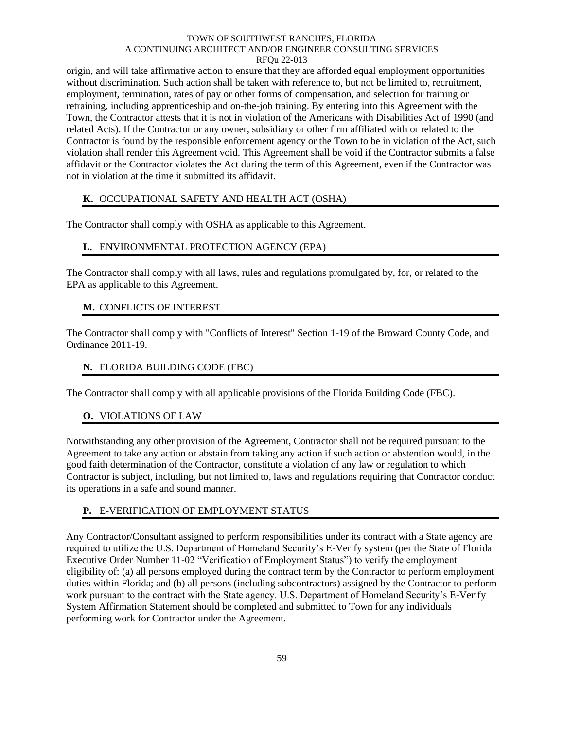origin, and will take affirmative action to ensure that they are afforded equal employment opportunities without discrimination. Such action shall be taken with reference to, but not be limited to, recruitment, employment, termination, rates of pay or other forms of compensation, and selection for training or retraining, including apprenticeship and on-the-job training. By entering into this Agreement with the Town, the Contractor attests that it is not in violation of the Americans with Disabilities Act of 1990 (and related Acts). If the Contractor or any owner, subsidiary or other firm affiliated with or related to the Contractor is found by the responsible enforcement agency or the Town to be in violation of the Act, such violation shall render this Agreement void. This Agreement shall be void if the Contractor submits a false affidavit or the Contractor violates the Act during the term of this Agreement, even if the Contractor was not in violation at the time it submitted its affidavit.

### **K.** OCCUPATIONAL SAFETY AND HEALTH ACT (OSHA)

The Contractor shall comply with OSHA as applicable to this Agreement.

### **L.** ENVIRONMENTAL PROTECTION AGENCY (EPA)

The Contractor shall comply with all laws, rules and regulations promulgated by, for, or related to the EPA as applicable to this Agreement.

### **M.** CONFLICTS OF INTEREST

The Contractor shall comply with "Conflicts of Interest" Section 1-19 of the Broward County Code, and Ordinance 2011-19.

### **N.** FLORIDA BUILDING CODE (FBC)

The Contractor shall comply with all applicable provisions of the Florida Building Code (FBC).

### **O.** VIOLATIONS OF LAW

Notwithstanding any other provision of the Agreement, Contractor shall not be required pursuant to the Agreement to take any action or abstain from taking any action if such action or abstention would, in the good faith determination of the Contractor, constitute a violation of any law or regulation to which Contractor is subject, including, but not limited to, laws and regulations requiring that Contractor conduct its operations in a safe and sound manner.

### **P.** E-VERIFICATION OF EMPLOYMENT STATUS

Any Contractor/Consultant assigned to perform responsibilities under its contract with a State agency are required to utilize the U.S. Department of Homeland Security's E-Verify system (per the State of Florida Executive Order Number 11-02 "Verification of Employment Status") to verify the employment eligibility of: (a) all persons employed during the contract term by the Contractor to perform employment duties within Florida; and (b) all persons (including subcontractors) assigned by the Contractor to perform work pursuant to the contract with the State agency. U.S. Department of Homeland Security's E-Verify System Affirmation Statement should be completed and submitted to Town for any individuals performing work for Contractor under the Agreement.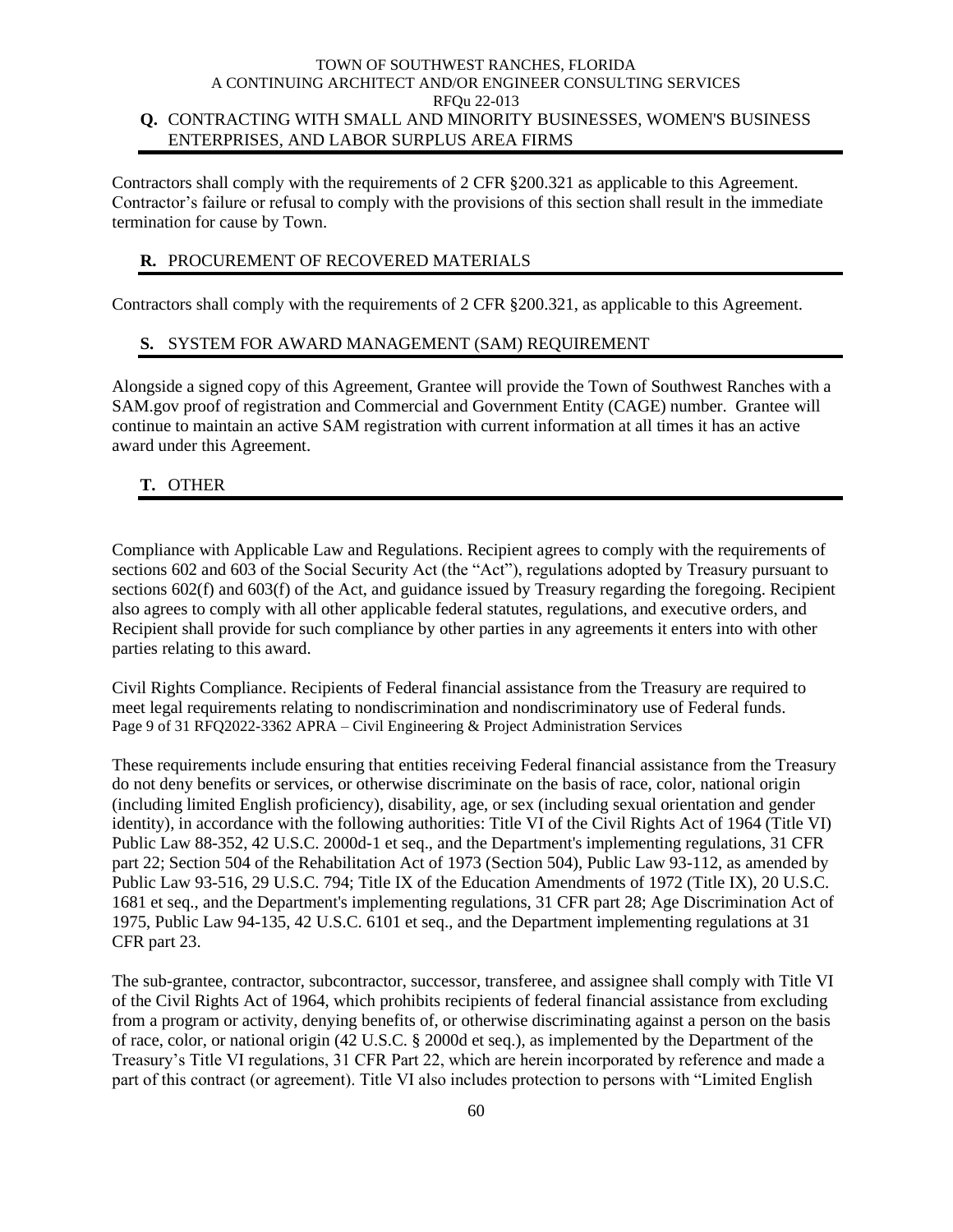## Q. CONTRACTING WITH SMALL AND MINORITY BUSINESSES, WOMEN'S BUSINESS ENTERPRISES, AND LABOR SURPLUS AREA FIRMS

Contractors shall comply with the requirements of 2 CFR §200.321 as applicable to this Agreement. Contractor's failure or refusal to comply with the provisions of this section shall result in the immediate termination for cause by Town.

## R. PROCUREMENT OF RECOVERED MATERIALS

Contractors shall comply with the requirements of 2 CFR §200.321, as applicable to this Agreement.

## S. SYSTEM FOR AWARD MANAGEMENT (SAM) REQUIREMENT

Alongside a signed copy of this Agreement, Grantee will provide the Town of Southwest Ranches with a SAM.gov proof of registration and Commercial and Government Entity (CAGE) number. Grantee will continue to maintain an active SAM registration with current information at all times it has an active award under this Agreement.

## T. OTHER

Compliance with Applicable Law and Regulations. Recipient agrees to comply with the requirements of sections 602 and 603 of the Social Security Act (the "Act"), regulations adopted by Treasury pursuant to sections 602(f) and 603(f) of the Act, and guidance issued by Treasury regarding the foregoing. Recipient also agrees to comply with all other applicable federal statutes, regulations, and executive orders, and Recipient shall provide for such compliance by other parties in any agreements it enters into with other parties relating to this award.

Civil Rights Compliance. Recipients of Federal financial assistance from the Treasury are required to meet legal requirements relating to nondiscrimination and nondiscriminatory use of Federal funds.

These requirements include ensuring that entities receiving Federal financial assistance from the Treasury do not deny benefits or services, or otherwise discriminate on the basis of race, color, national origin (including limited English proficiency), disability, age, or sex (including sexual orientation and gender identity), in accordance with the following authorities: Title VI of the Civil Rights Act of 1964 (Title VI) Public Law 88-352, 42 U.S.C. 2000d-1 et seq., and the Department's implementing regulations, 31 CFR part 22; Section 504 of the Rehabilitation Act of 1973 (Section 504), Public Law 93-112, as amended by Public Law 93-516, 29 U.S.C. 794; Title IX of the Education Amendments of 1972 (Title IX), 20 U.S.C. 1681 et seq., and the Department's implementing regulations, 31 CFR part 28; Age Discrimination Act of 1975, Public Law 94-135, 42 U.S.C. 6101 et seq., and the Department implementing regulations at 31 CFR part 23.

The sub-grantee, contractor, subcontractor, successor, transferee, and assignee shall comply with Title VI of the Civil Rights Act of 1964, which prohibits recipients of federal financial assistance from excluding from a program or activity, denying benefits of, or otherwise discriminating against a person on the basis of race, color, or national origin (42 U.S.C. § 2000d et seq.), as implemented by the Department of the Treasury's Title VI regulations, 31 CFR Part 22, which are herein incorporated by reference and made a part of this contract (or agreement). Title VI also includes protection to persons with "Limited English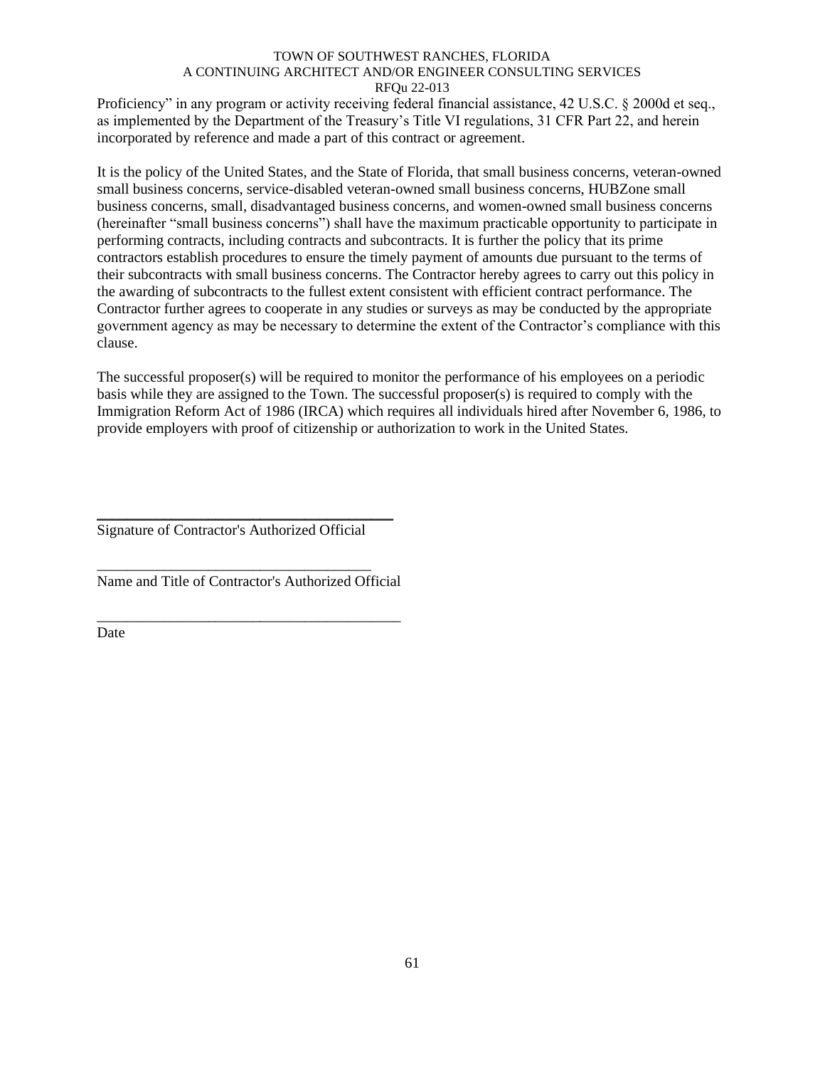Proficiency" in any program or activity receiving federal financial assistance, 42 U.S.C. § 2000d et seq., as implemented by the Department of the Treasury's Title VI regulations, 31 CFR Part 22, and herein incorporated by reference and made a part of this contract or agreement.

It is the policy of the United States, and the State of Florida, that small business concerns, veteran-owned small business concerns, service-disabled veteran-owned small business concerns, HUBZone small business concerns, small, disadvantaged business concerns, and women-owned small business concerns (hereinafter "small business concerns") shall have the maximum practicable opportunity to participate in performing contracts, including contracts and subcontracts. It is further the policy that its prime contractors establish procedures to ensure the timely payment of amounts due pursuant to the terms of their subcontracts with small business concerns. The Contractor hereby agrees to carry out this policy in the awarding of subcontracts to the fullest extent consistent with efficient contract performance. The Contractor further agrees to cooperate in any studies or surveys as may be conducted by the appropriate government agency as may be necessary to determine the extent of the Contractor's compliance with this clause.

The successful proposer(s) will be required to monitor the performance of his employees on a periodic basis while they are assigned to the Town. The successful proposer(s) is required to comply with the Immigration Reform Act of 1986 (IRCA) which requires all individuals hired after November 6, 1986, to provide employers with proof of citizenship or authorization to work in the United States.

\_\_\_\_\_\_\_\_\_\_\_\_\_\_\_\_\_\_\_\_\_\_\_\_\_\_\_\_\_\_\_\_\_\_\_\_\_\_\_\_
Signature of Contractor's Authorized Official

\_\_\_\_\_\_\_\_\_\_\_\_\_\_\_\_\_\_\_\_\_\_\_\_\_\_\_\_\_\_\_\_\_\_\_\_\_\_\_\_
Name and Title of Contractor's Authorized Official

\_\_\_\_\_\_\_\_\_\_\_\_\_\_\_\_\_\_\_\_\_\_\_\_\_\_\_\_\_\_\_\_\_\_\_\_\_\_\_\_
Date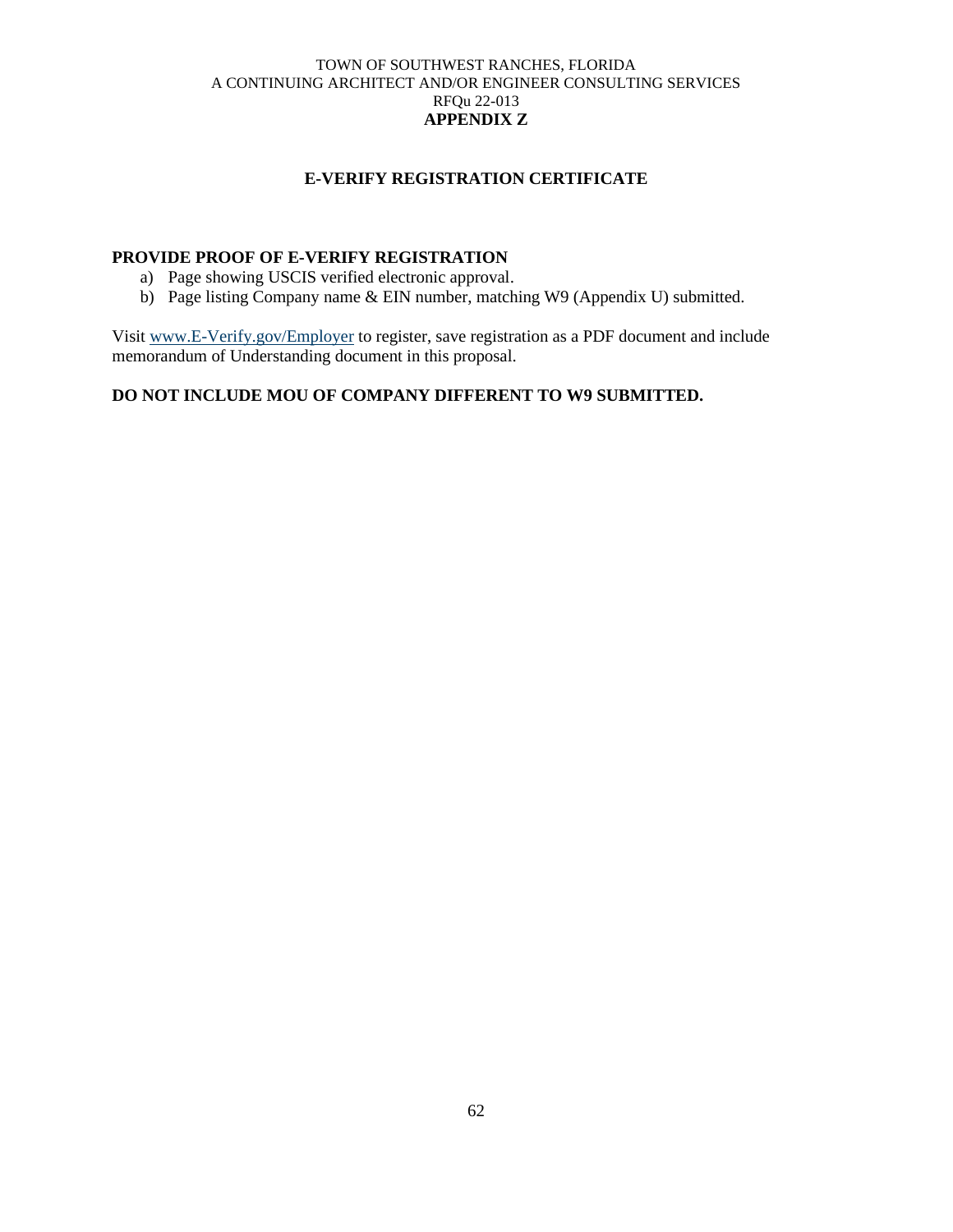TOWN OF SOUTHWEST RANCHES, FLORIDA
A CONTINUING ARCHITECT AND/OR ENGINEER CONSULTING SERVICES
RFQu 22-013
**APPENDIX Z**

## E-VERIFY REGISTRATION CERTIFICATE

**PROVIDE PROOF OF E-VERIFY REGISTRATION**

a) Page showing USCIS verified electronic approval.
b) Page listing Company name & EIN number, matching W9 (Appendix U) submitted.

Visit [www.E-Verify.gov/Employer](www.E-Verify.gov/Employer) to register, save registration as a PDF document and include memorandum of Understanding document in this proposal.

**DO NOT INCLUDE MOU OF COMPANY DIFFERENT TO W9 SUBMITTED.**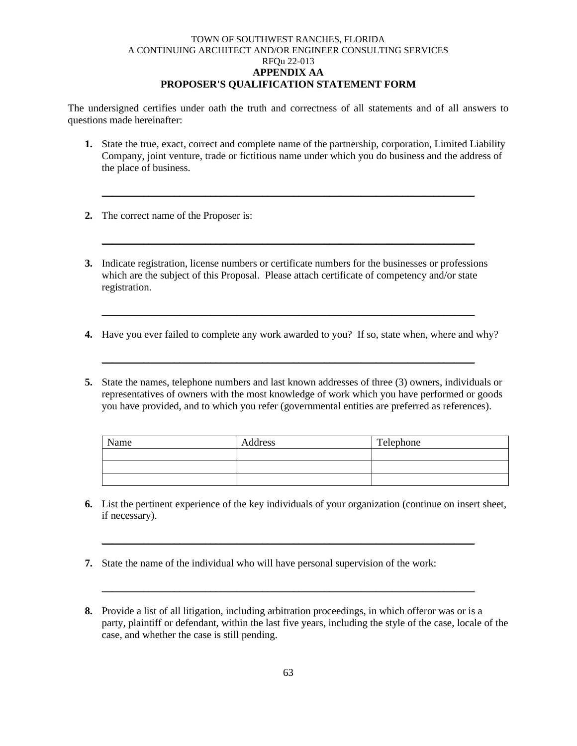TOWN OF SOUTHWEST RANCHES, FLORIDA
A CONTINUING ARCHITECT AND/OR ENGINEER CONSULTING SERVICES
RFQu 22-013

**APPENDIX AA**

**PROPOSER'S QUALIFICATION STATEMENT FORM**

The undersigned certifies under oath the truth and correctness of all statements and of all answers to questions made hereinafter:

1. State the true, exact, correct and complete name of the partnership, corporation, Limited Liability Company, joint venture, trade or fictitious name under which you do business and the address of the place of business.

   ___________________________________________________________________________

2. The correct name of the Proposer is:

   ___________________________________________________________________________

3. Indicate registration, license numbers or certificate numbers for the businesses or professions which are the subject of this Proposal. Please attach certificate of competency and/or state registration.

   ___________________________________________________________________________

4. Have you ever failed to complete any work awarded to you? If so, state when, where and why?

   ___________________________________________________________________________

5. State the names, telephone numbers and last known addresses of three (3) owners, individuals or representatives of owners with the most knowledge of work which you have performed or goods you have provided, and to which you refer (governmental entities are preferred as references).

| Name | Address | Telephone |
|---|---|---|
| | | |
| | | |
| | | |

6. List the pertinent experience of the key individuals of your organization (continue on insert sheet, if necessary).

   ___________________________________________________________________________

7. State the name of the individual who will have personal supervision of the work:

   ___________________________________________________________________________

8. Provide a list of all litigation, including arbitration proceedings, in which offeror was or is a party, plaintiff or defendant, within the last five years, including the style of the case, locale of the case, and whether the case is still pending.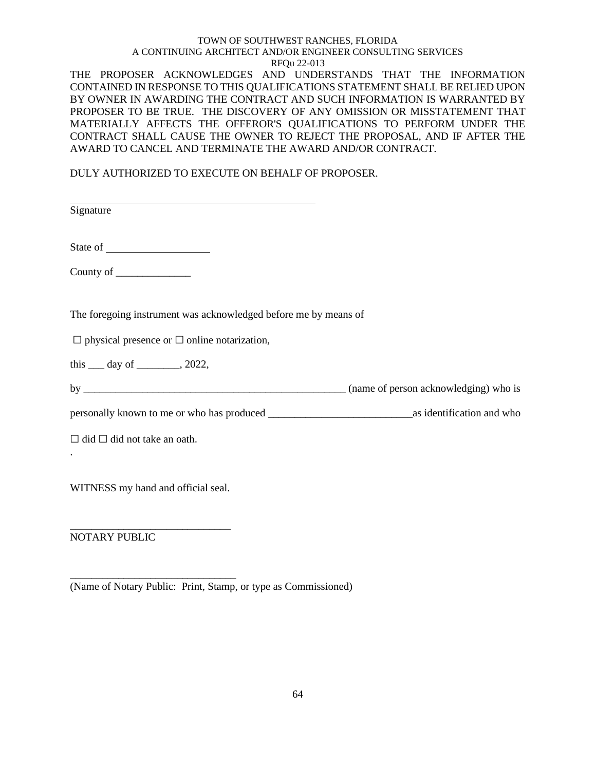THE PROPOSER ACKNOWLEDGES AND UNDERSTANDS THAT THE INFORMATION CONTAINED IN RESPONSE TO THIS QUALIFICATIONS STATEMENT SHALL BE RELIED UPON BY OWNER IN AWARDING THE CONTRACT AND SUCH INFORMATION IS WARRANTED BY PROPOSER TO BE TRUE. THE DISCOVERY OF ANY OMISSION OR MISSTATEMENT THAT MATERIALLY AFFECTS THE OFFEROR'S QUALIFICATIONS TO PERFORM UNDER THE CONTRACT SHALL CAUSE THE OWNER TO REJECT THE PROPOSAL, AND IF AFTER THE AWARD TO CANCEL AND TERMINATE THE AWARD AND/OR CONTRACT.

DULY AUTHORIZED TO EXECUTE ON BEHALF OF PROPOSER.

_______________________________________________
Signature

State of ___________________

County of ______________

The foregoing instrument was acknowledged before me by means of

☐ physical presence or ☐ online notarization,

this ___ day of ________, 2022,

by ___________________________________________________ (name of person acknowledging) who is

personally known to me or who has produced ___________________________as identification and who

☐ did ☐ did not take an oath.

.

WITNESS my hand and official seal.

______________________________
NOTARY PUBLIC

_______________________________
(Name of Notary Public: Print, Stamp, or type as Commissioned)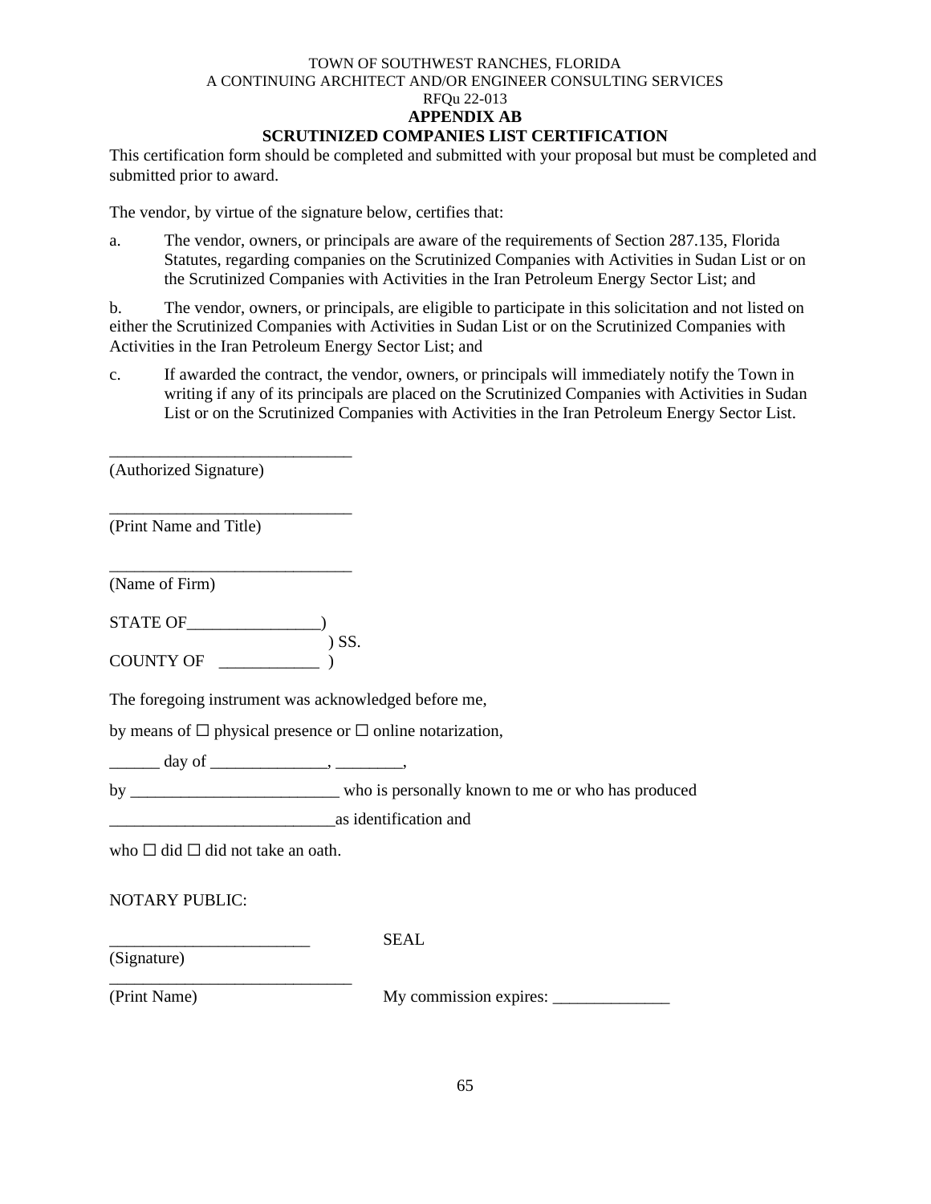TOWN OF SOUTHWEST RANCHES, FLORIDA
A CONTINUING ARCHITECT AND/OR ENGINEER CONSULTING SERVICES
RFQu 22-013

**APPENDIX AB**

**SCRUTINIZED COMPANIES LIST CERTIFICATION**

This certification form should be completed and submitted with your proposal but must be completed and submitted prior to award.

The vendor, by virtue of the signature below, certifies that:

a. The vendor, owners, or principals are aware of the requirements of Section 287.135, Florida Statutes, regarding companies on the Scrutinized Companies with Activities in Sudan List or on the Scrutinized Companies with Activities in the Iran Petroleum Energy Sector List; and

b. The vendor, owners, or principals, are eligible to participate in this solicitation and not listed on either the Scrutinized Companies with Activities in Sudan List or on the Scrutinized Companies with Activities in the Iran Petroleum Energy Sector List; and

c. If awarded the contract, the vendor, owners, or principals will immediately notify the Town in writing if any of its principals are placed on the Scrutinized Companies with Activities in Sudan List or on the Scrutinized Companies with Activities in the Iran Petroleum Energy Sector List.

_____________________________
(Authorized Signature)

_____________________________
(Print Name and Title)

_____________________________
(Name of Firm)

STATE OF________________)
) SS.
COUNTY OF ____________ )

The foregoing instrument was acknowledged before me,

by means of ☐ physical presence or ☐ online notarization,

______ day of ______________, ________,

by _________________________ who is personally known to me or who has produced

___________________________as identification and

who ☐ did ☐ did not take an oath.

NOTARY PUBLIC:

________________________ SEAL
(Signature)

_____________________________
(Print Name) My commission expires: ______________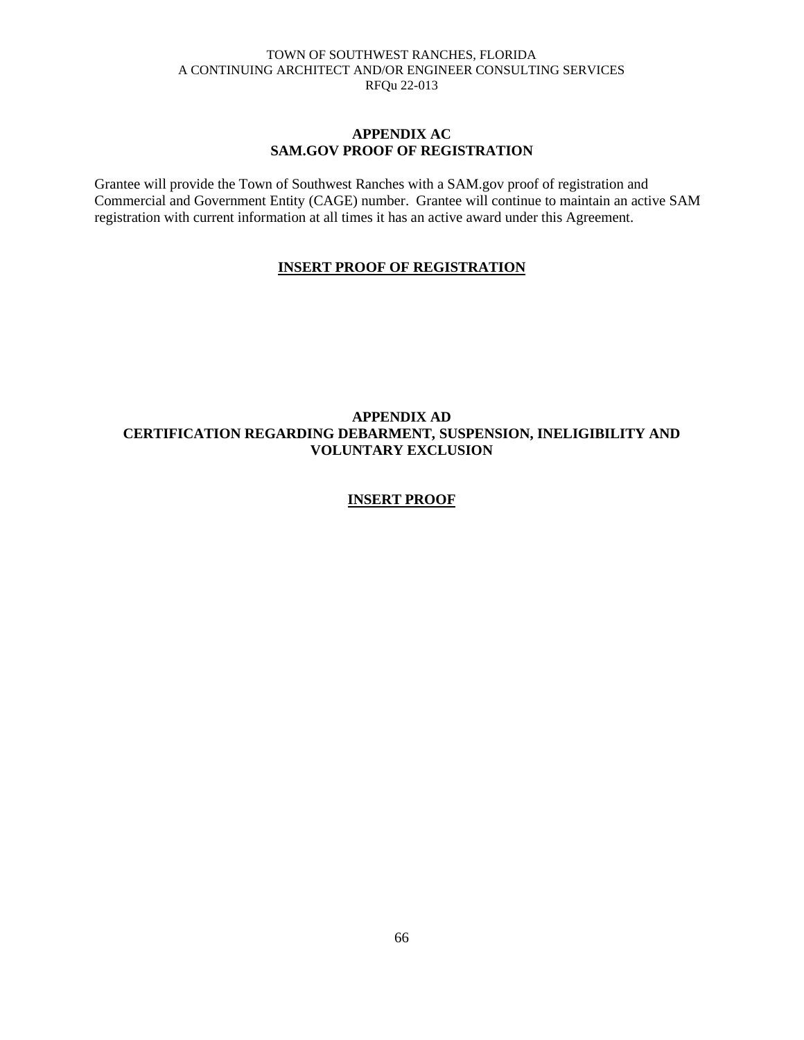## APPENDIX AC
## SAM.GOV PROOF OF REGISTRATION

Grantee will provide the Town of Southwest Ranches with a SAM.gov proof of registration and Commercial and Government Entity (CAGE) number. Grantee will continue to maintain an active SAM registration with current information at all times it has an active award under this Agreement.

**INSERT PROOF OF REGISTRATION**

## APPENDIX AD
## CERTIFICATION REGARDING DEBARMENT, SUSPENSION, INELIGIBILITY AND VOLUNTARY EXCLUSION

**INSERT PROOF**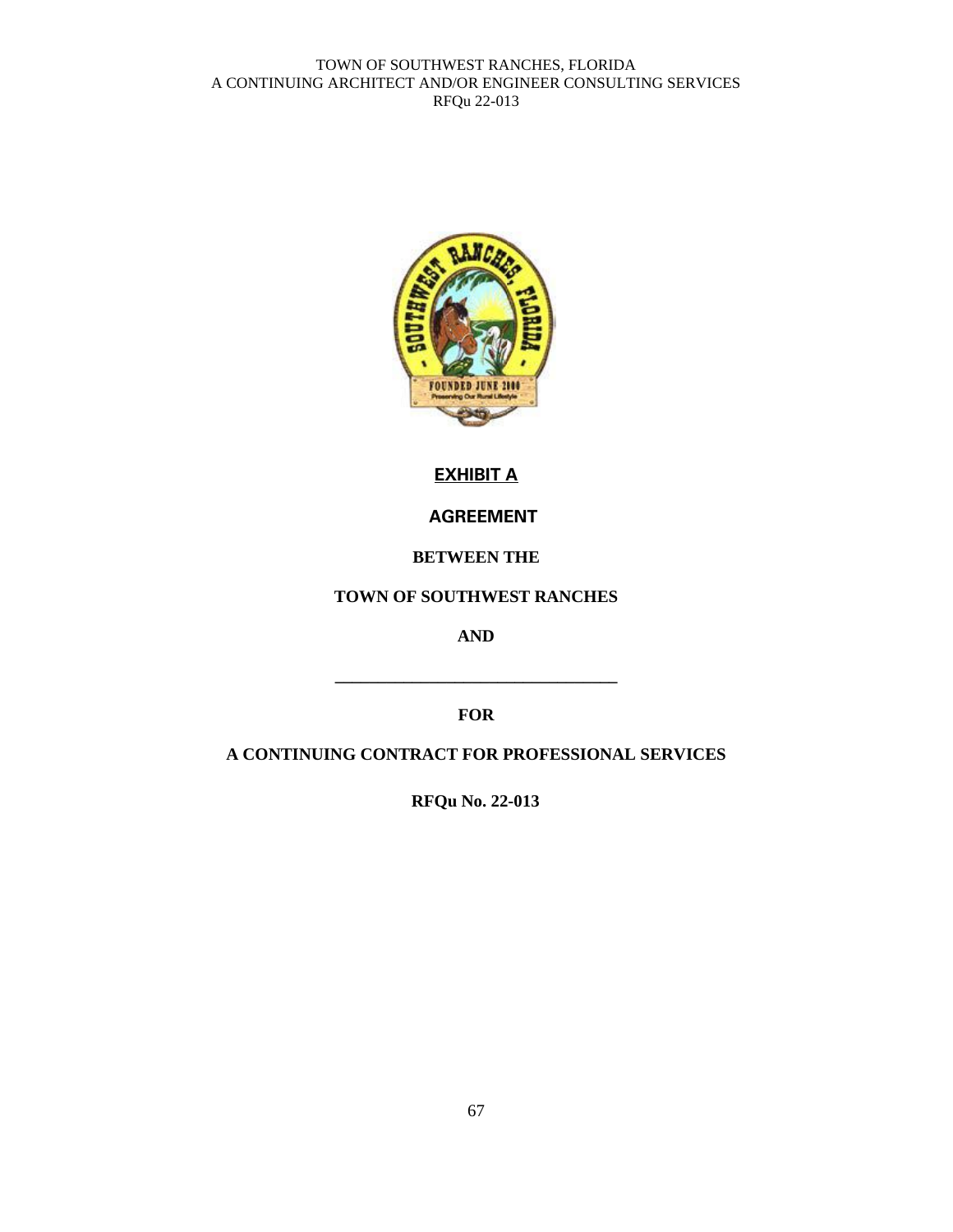# EXHIBIT A

## AGREEMENT

**BETWEEN THE**

**TOWN OF SOUTHWEST RANCHES**

**AND**

**________________________________**

**FOR**

**A CONTINUING CONTRACT FOR PROFESSIONAL SERVICES**

**RFQu No. 22-013**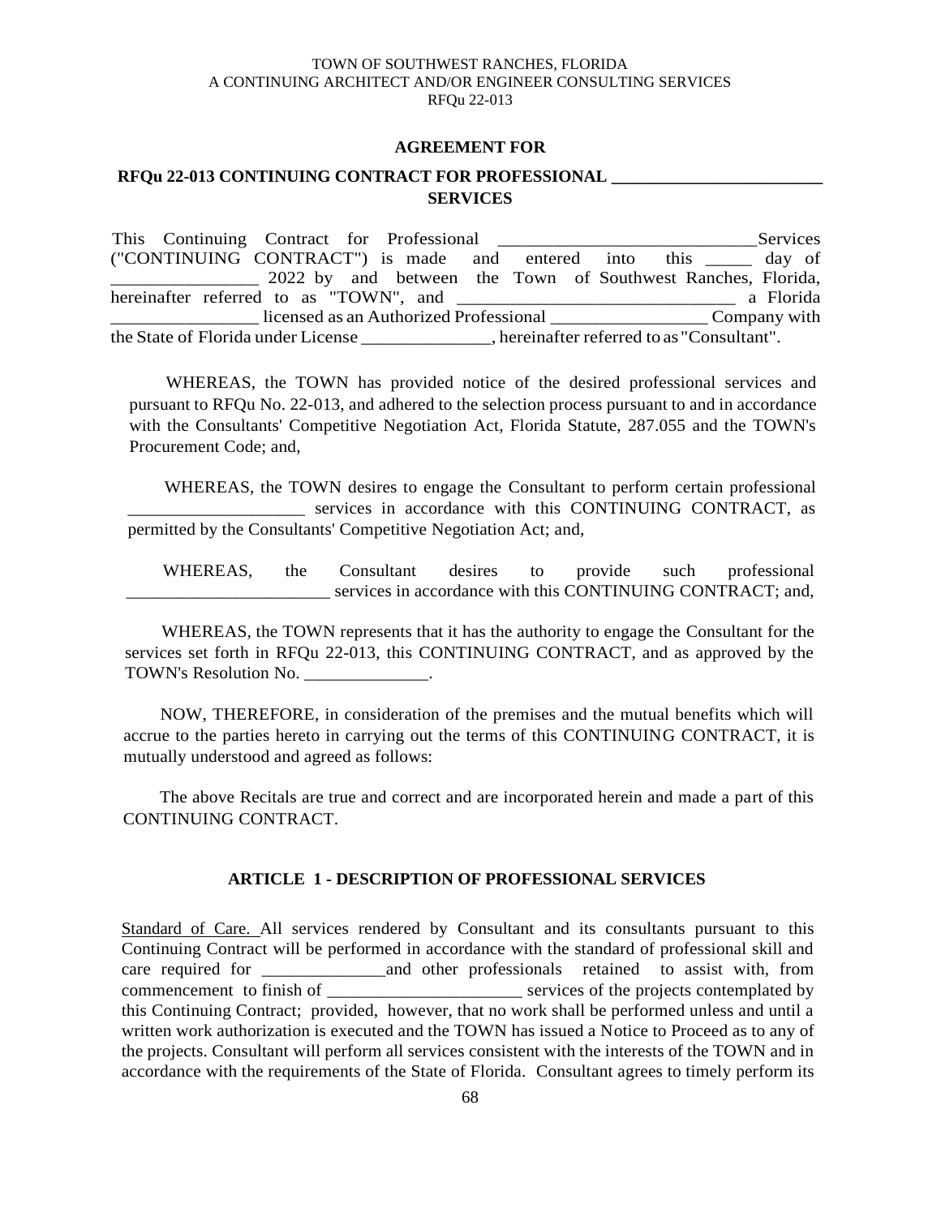**AGREEMENT FOR**

**RFQu 22-013 CONTINUING CONTRACT FOR PROFESSIONAL ________________________ SERVICES**

This Continuing Contract for Professional ____________________________Services ("CONTINUING CONTRACT") is made and entered into this _____ day of ________________ 2022 by and between the Town of Southwest Ranches, Florida, hereinafter referred to as "TOWN", and _______________________________ a Florida ________________ licensed as an Authorized Professional _________________ Company with the State of Florida under License ______________, hereinafter referred to as "Consultant".

WHEREAS, the TOWN has provided notice of the desired professional services and pursuant to RFQu No. 22-013, and adhered to the selection process pursuant to and in accordance with the Consultants' Competitive Negotiation Act, Florida Statute, 287.055 and the TOWN's Procurement Code; and,

WHEREAS, the TOWN desires to engage the Consultant to perform certain professional ____________________ services in accordance with this CONTINUING CONTRACT, as permitted by the Consultants' Competitive Negotiation Act; and,

WHEREAS, the Consultant desires to provide such professional _______________________ services in accordance with this CONTINUING CONTRACT; and,

WHEREAS, the TOWN represents that it has the authority to engage the Consultant for the services set forth in RFQu 22-013, this CONTINUING CONTRACT, and as approved by the TOWN's Resolution No. ______________.

NOW, THEREFORE, in consideration of the premises and the mutual benefits which will accrue to the parties hereto in carrying out the terms of this CONTINUING CONTRACT, it is mutually understood and agreed as follows:

The above Recitals are true and correct and are incorporated herein and made a part of this CONTINUING CONTRACT.

## ARTICLE 1 - DESCRIPTION OF PROFESSIONAL SERVICES

Standard of Care. All services rendered by Consultant and its consultants pursuant to this Continuing Contract will be performed in accordance with the standard of professional skill and care required for ______________and other professionals retained to assist with, from commencement to finish of ______________________ services of the projects contemplated by this Continuing Contract; provided, however, that no work shall be performed unless and until a written work authorization is executed and the TOWN has issued a Notice to Proceed as to any of the projects. Consultant will perform all services consistent with the interests of the TOWN and in accordance with the requirements of the State of Florida. Consultant agrees to timely perform its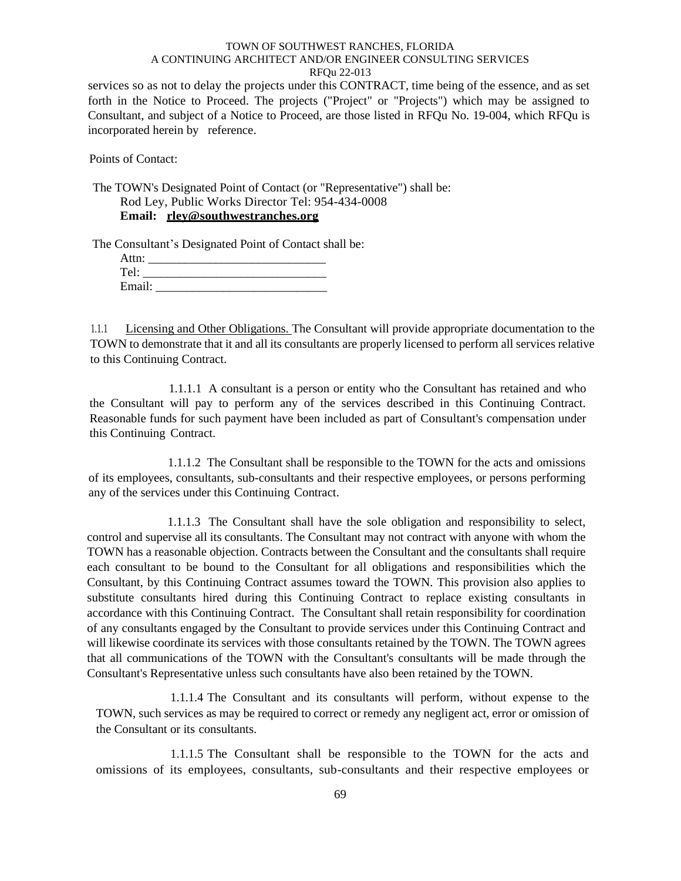services so as not to delay the projects under this CONTRACT, time being of the essence, and as set forth in the Notice to Proceed. The projects ("Project" or "Projects") which may be assigned to Consultant, and subject of a Notice to Proceed, are those listed in RFQu No. 19-004, which RFQu is incorporated herein by reference.

Points of Contact:

The TOWN's Designated Point of Contact (or "Representative") shall be:
Rod Ley, Public Works Director Tel: 954-434-0008
**Email: rley@southwestranches.org**

The Consultant's Designated Point of Contact shall be:
Attn: ____________________________
Tel: _____________________________
Email: ___________________________

1.1.1 Licensing and Other Obligations. The Consultant will provide appropriate documentation to the TOWN to demonstrate that it and all its consultants are properly licensed to perform all services relative to this Continuing Contract.

1.1.1.1 A consultant is a person or entity who the Consultant has retained and who the Consultant will pay to perform any of the services described in this Continuing Contract. Reasonable funds for such payment have been included as part of Consultant's compensation under this Continuing Contract.

1.1.1.2 The Consultant shall be responsible to the TOWN for the acts and omissions of its employees, consultants, sub-consultants and their respective employees, or persons performing any of the services under this Continuing Contract.

1.1.1.3 The Consultant shall have the sole obligation and responsibility to select, control and supervise all its consultants. The Consultant may not contract with anyone with whom the TOWN has a reasonable objection. Contracts between the Consultant and the consultants shall require each consultant to be bound to the Consultant for all obligations and responsibilities which the Consultant, by this Continuing Contract assumes toward the TOWN. This provision also applies to substitute consultants hired during this Continuing Contract to replace existing consultants in accordance with this Continuing Contract. The Consultant shall retain responsibility for coordination of any consultants engaged by the Consultant to provide services under this Continuing Contract and will likewise coordinate its services with those consultants retained by the TOWN. The TOWN agrees that all communications of the TOWN with the Consultant's consultants will be made through the Consultant's Representative unless such consultants have also been retained by the TOWN.

1.1.1.4 The Consultant and its consultants will perform, without expense to the TOWN, such services as may be required to correct or remedy any negligent act, error or omission of the Consultant or its consultants.

1.1.1.5 The Consultant shall be responsible to the TOWN for the acts and omissions of its employees, consultants, sub-consultants and their respective employees or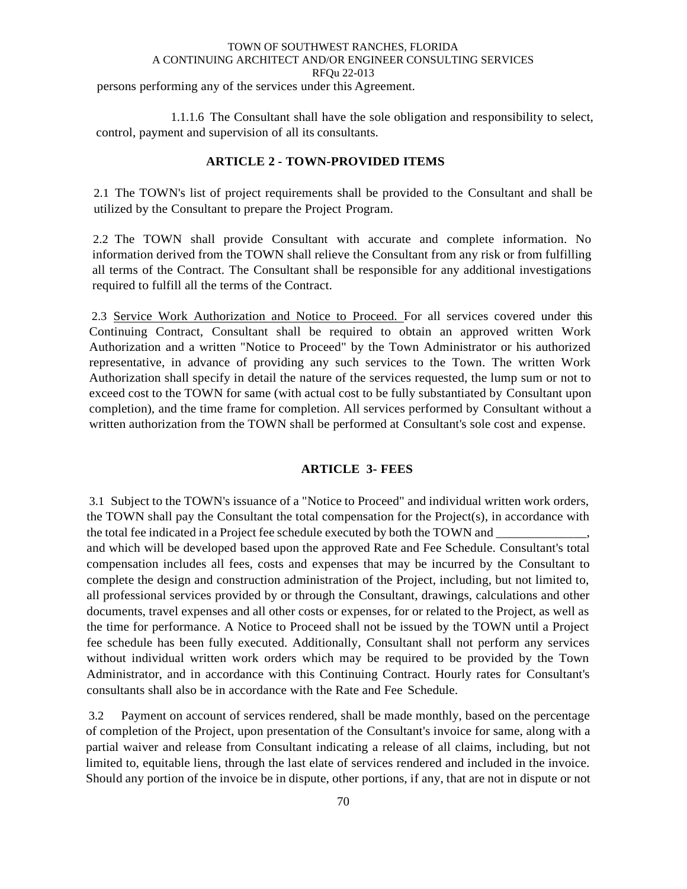persons performing any of the services under this Agreement.

1.1.1.6 The Consultant shall have the sole obligation and responsibility to select, control, payment and supervision of all its consultants.

## ARTICLE 2 - TOWN-PROVIDED ITEMS

2.1 The TOWN's list of project requirements shall be provided to the Consultant and shall be utilized by the Consultant to prepare the Project Program.

2.2 The TOWN shall provide Consultant with accurate and complete information. No information derived from the TOWN shall relieve the Consultant from any risk or from fulfilling all terms of the Contract. The Consultant shall be responsible for any additional investigations required to fulfill all the terms of the Contract.

2.3 <u>Service Work Authorization and Notice to Proceed.</u> For all services covered under this Continuing Contract, Consultant shall be required to obtain an approved written Work Authorization and a written "Notice to Proceed" by the Town Administrator or his authorized representative, in advance of providing any such services to the Town. The written Work Authorization shall specify in detail the nature of the services requested, the lump sum or not to exceed cost to the TOWN for same (with actual cost to be fully substantiated by Consultant upon completion), and the time frame for completion. All services performed by Consultant without a written authorization from the TOWN shall be performed at Consultant's sole cost and expense.

## ARTICLE 3- FEES

3.1 Subject to the TOWN's issuance of a "Notice to Proceed" and individual written work orders, the TOWN shall pay the Consultant the total compensation for the Project(s), in accordance with the total fee indicated in a Project fee schedule executed by both the TOWN and ______________, and which will be developed based upon the approved Rate and Fee Schedule. Consultant's total compensation includes all fees, costs and expenses that may be incurred by the Consultant to complete the design and construction administration of the Project, including, but not limited to, all professional services provided by or through the Consultant, drawings, calculations and other documents, travel expenses and all other costs or expenses, for or related to the Project, as well as the time for performance. A Notice to Proceed shall not be issued by the TOWN until a Project fee schedule has been fully executed. Additionally, Consultant shall not perform any services without individual written work orders which may be required to be provided by the Town Administrator, and in accordance with this Continuing Contract. Hourly rates for Consultant's consultants shall also be in accordance with the Rate and Fee Schedule.

3.2 Payment on account of services rendered, shall be made monthly, based on the percentage of completion of the Project, upon presentation of the Consultant's invoice for same, along with a partial waiver and release from Consultant indicating a release of all claims, including, but not limited to, equitable liens, through the last elate of services rendered and included in the invoice. Should any portion of the invoice be in dispute, other portions, if any, that are not in dispute or not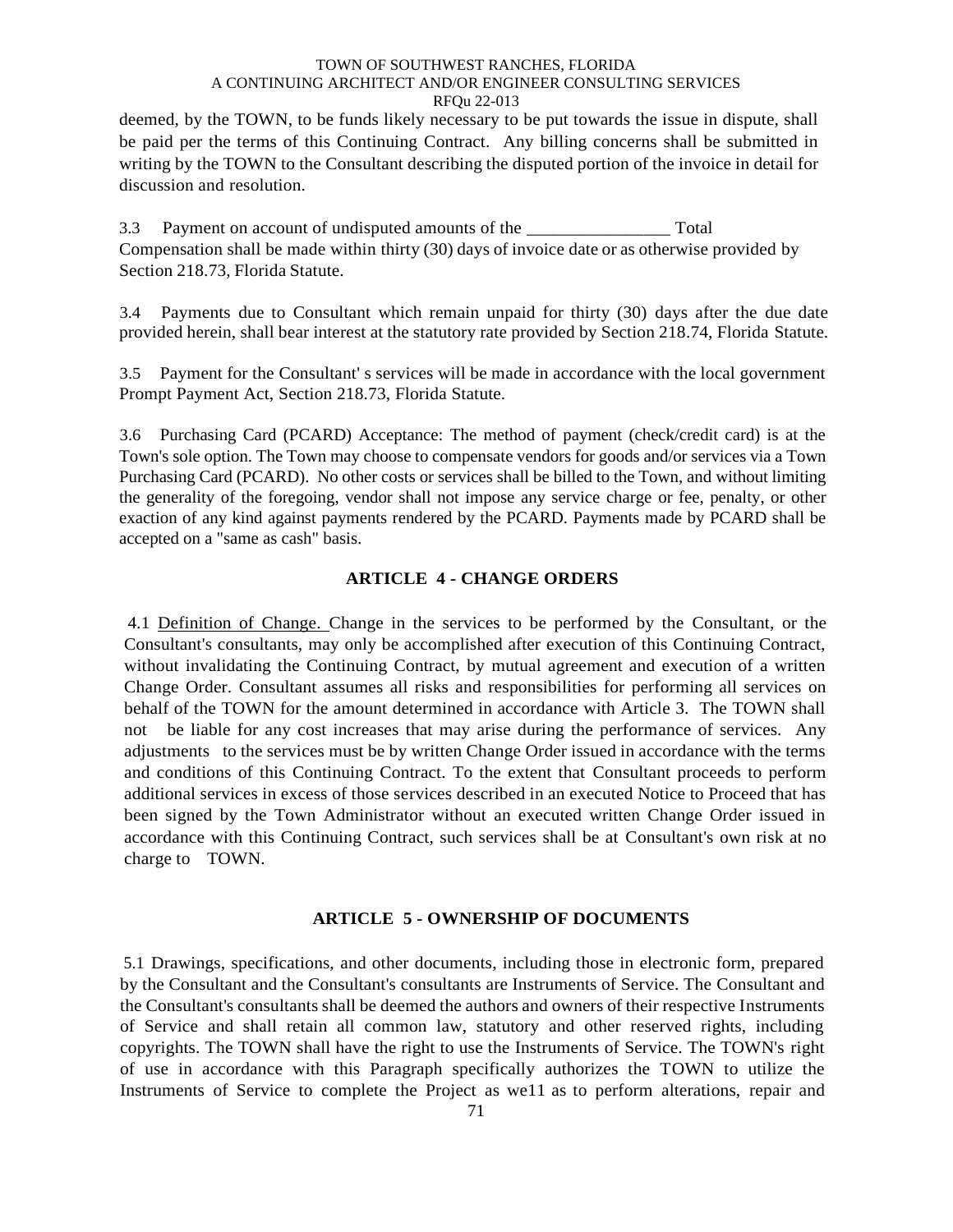deemed, by the TOWN, to be funds likely necessary to be put towards the issue in dispute, shall be paid per the terms of this Continuing Contract. Any billing concerns shall be submitted in writing by the TOWN to the Consultant describing the disputed portion of the invoice in detail for discussion and resolution.

3.3 Payment on account of undisputed amounts of the ________________ Total Compensation shall be made within thirty (30) days of invoice date or as otherwise provided by Section 218.73, Florida Statute.

3.4 Payments due to Consultant which remain unpaid for thirty (30) days after the due date provided herein, shall bear interest at the statutory rate provided by Section 218.74, Florida Statute.

3.5 Payment for the Consultant' s services will be made in accordance with the local government Prompt Payment Act, Section 218.73, Florida Statute.

3.6 Purchasing Card (PCARD) Acceptance: The method of payment (check/credit card) is at the Town's sole option. The Town may choose to compensate vendors for goods and/or services via a Town Purchasing Card (PCARD). No other costs or services shall be billed to the Town, and without limiting the generality of the foregoing, vendor shall not impose any service charge or fee, penalty, or other exaction of any kind against payments rendered by the PCARD. Payments made by PCARD shall be accepted on a "same as cash" basis.

## ARTICLE 4 - CHANGE ORDERS

4.1 Definition of Change. Change in the services to be performed by the Consultant, or the Consultant's consultants, may only be accomplished after execution of this Continuing Contract, without invalidating the Continuing Contract, by mutual agreement and execution of a written Change Order. Consultant assumes all risks and responsibilities for performing all services on behalf of the TOWN for the amount determined in accordance with Article 3. The TOWN shall not be liable for any cost increases that may arise during the performance of services. Any adjustments to the services must be by written Change Order issued in accordance with the terms and conditions of this Continuing Contract. To the extent that Consultant proceeds to perform additional services in excess of those services described in an executed Notice to Proceed that has been signed by the Town Administrator without an executed written Change Order issued in accordance with this Continuing Contract, such services shall be at Consultant's own risk at no charge to TOWN.

## ARTICLE 5 - OWNERSHIP OF DOCUMENTS

5.1 Drawings, specifications, and other documents, including those in electronic form, prepared by the Consultant and the Consultant's consultants are Instruments of Service. The Consultant and the Consultant's consultants shall be deemed the authors and owners of their respective Instruments of Service and shall retain all common law, statutory and other reserved rights, including copyrights. The TOWN shall have the right to use the Instruments of Service. The TOWN's right of use in accordance with this Paragraph specifically authorizes the TOWN to utilize the Instruments of Service to complete the Project as we11 as to perform alterations, repair and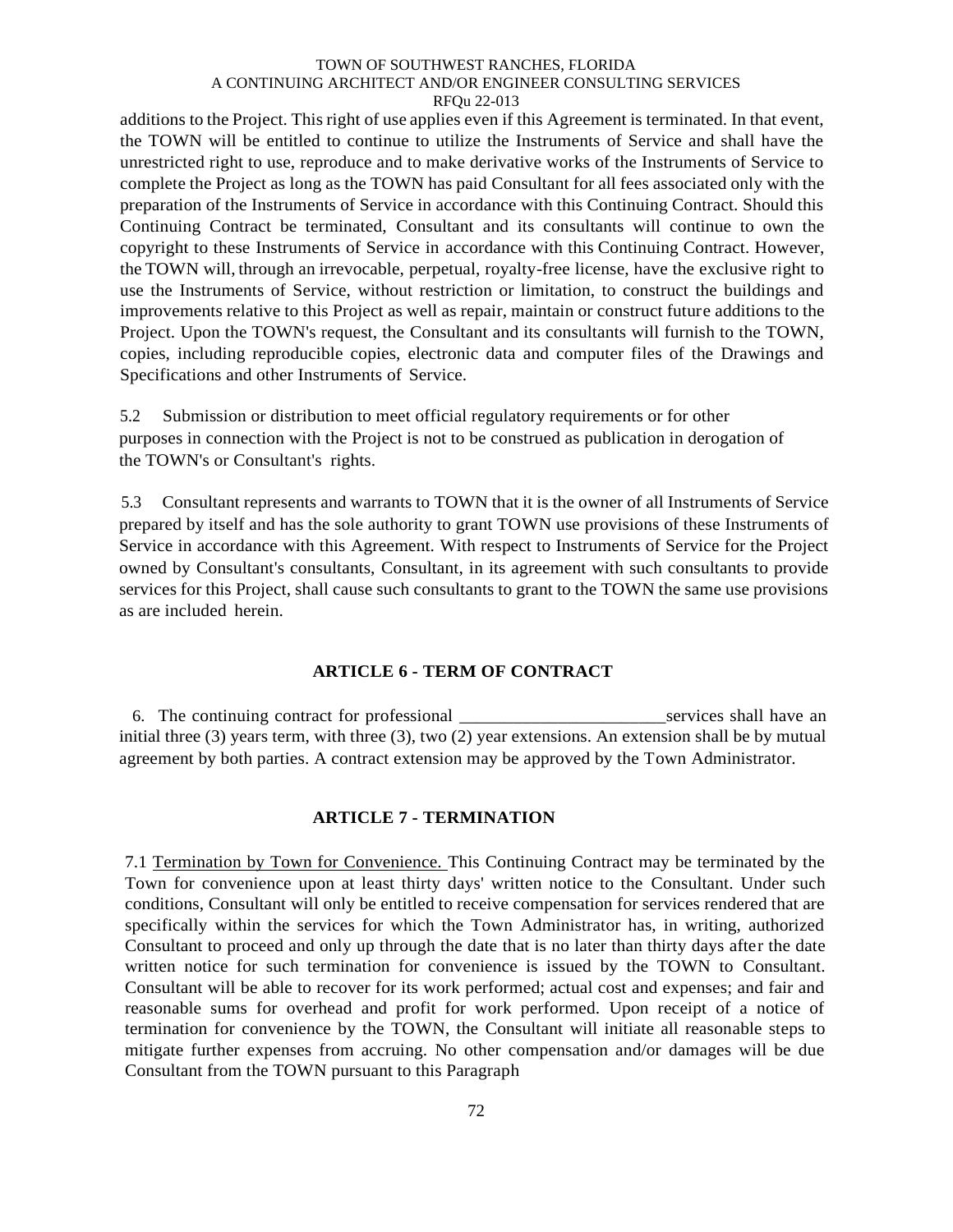additions to the Project. This right of use applies even if this Agreement is terminated. In that event, the TOWN will be entitled to continue to utilize the Instruments of Service and shall have the unrestricted right to use, reproduce and to make derivative works of the Instruments of Service to complete the Project as long as the TOWN has paid Consultant for all fees associated only with the preparation of the Instruments of Service in accordance with this Continuing Contract. Should this Continuing Contract be terminated, Consultant and its consultants will continue to own the copyright to these Instruments of Service in accordance with this Continuing Contract. However, the TOWN will, through an irrevocable, perpetual, royalty-free license, have the exclusive right to use the Instruments of Service, without restriction or limitation, to construct the buildings and improvements relative to this Project as well as repair, maintain or construct future additions to the Project. Upon the TOWN's request, the Consultant and its consultants will furnish to the TOWN, copies, including reproducible copies, electronic data and computer files of the Drawings and Specifications and other Instruments of Service.

5.2 Submission or distribution to meet official regulatory requirements or for other purposes in connection with the Project is not to be construed as publication in derogation of the TOWN's or Consultant's rights.

5.3 Consultant represents and warrants to TOWN that it is the owner of all Instruments of Service prepared by itself and has the sole authority to grant TOWN use provisions of these Instruments of Service in accordance with this Agreement. With respect to Instruments of Service for the Project owned by Consultant's consultants, Consultant, in its agreement with such consultants to provide services for this Project, shall cause such consultants to grant to the TOWN the same use provisions as are included herein.

## ARTICLE 6 - TERM OF CONTRACT

6. The continuing contract for professional _______________________services shall have an initial three (3) years term, with three (3), two (2) year extensions. An extension shall be by mutual agreement by both parties. A contract extension may be approved by the Town Administrator.

## ARTICLE 7 - TERMINATION

7.1 Termination by Town for Convenience. This Continuing Contract may be terminated by the Town for convenience upon at least thirty days' written notice to the Consultant. Under such conditions, Consultant will only be entitled to receive compensation for services rendered that are specifically within the services for which the Town Administrator has, in writing, authorized Consultant to proceed and only up through the date that is no later than thirty days after the date written notice for such termination for convenience is issued by the TOWN to Consultant. Consultant will be able to recover for its work performed; actual cost and expenses; and fair and reasonable sums for overhead and profit for work performed. Upon receipt of a notice of termination for convenience by the TOWN, the Consultant will initiate all reasonable steps to mitigate further expenses from accruing. No other compensation and/or damages will be due Consultant from the TOWN pursuant to this Paragraph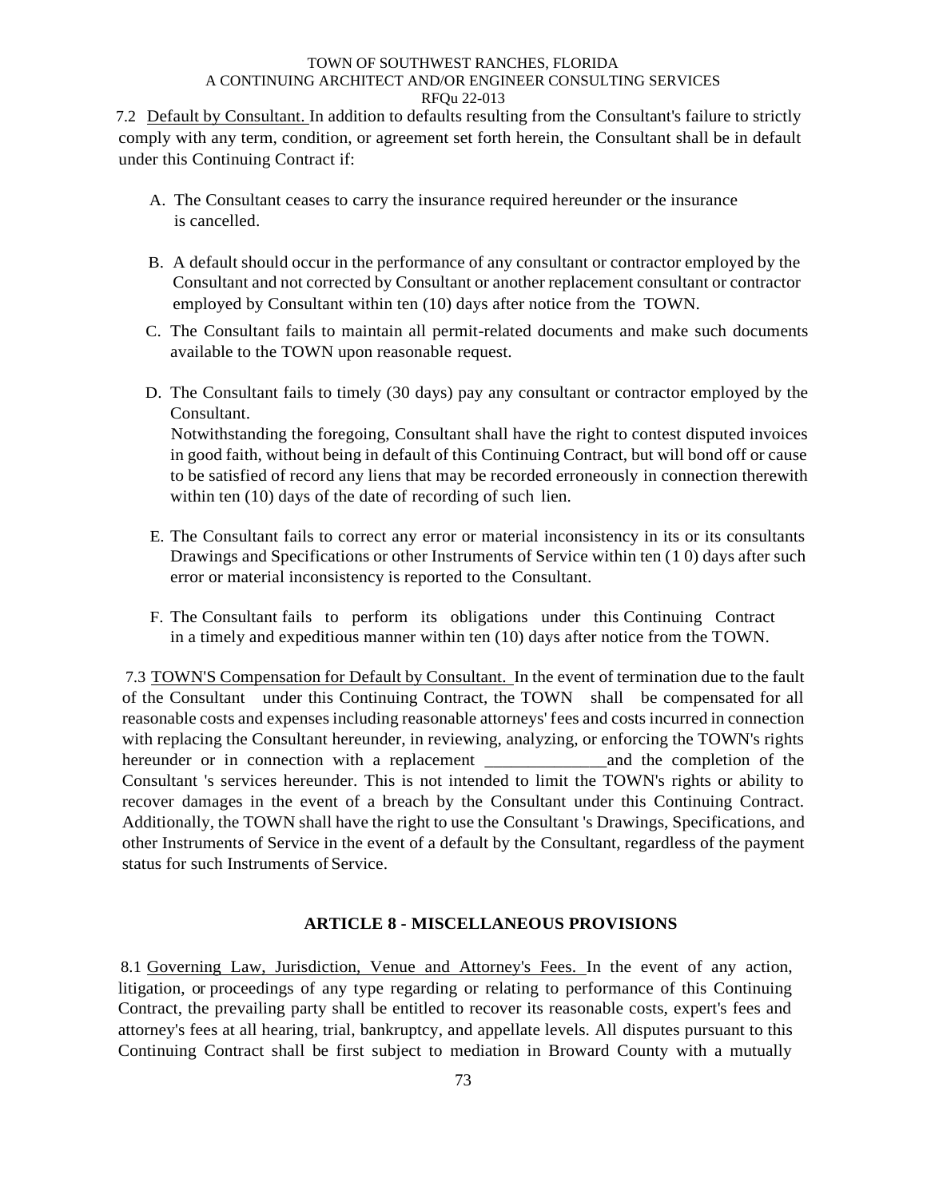7.2 Default by Consultant. In addition to defaults resulting from the Consultant's failure to strictly comply with any term, condition, or agreement set forth herein, the Consultant shall be in default under this Continuing Contract if:

A. The Consultant ceases to carry the insurance required hereunder or the insurance is cancelled.

B. A default should occur in the performance of any consultant or contractor employed by the Consultant and not corrected by Consultant or another replacement consultant or contractor employed by Consultant within ten (10) days after notice from the TOWN.

C. The Consultant fails to maintain all permit-related documents and make such documents available to the TOWN upon reasonable request.

D. The Consultant fails to timely (30 days) pay any consultant or contractor employed by the Consultant.
Notwithstanding the foregoing, Consultant shall have the right to contest disputed invoices in good faith, without being in default of this Continuing Contract, but will bond off or cause to be satisfied of record any liens that may be recorded erroneously in connection therewith within ten (10) days of the date of recording of such lien.

E. The Consultant fails to correct any error or material inconsistency in its or its consultants Drawings and Specifications or other Instruments of Service within ten (1 0) days after such error or material inconsistency is reported to the Consultant.

F. The Consultant fails to perform its obligations under this Continuing Contract in a timely and expeditious manner within ten (10) days after notice from the TOWN.

7.3 TOWN'S Compensation for Default by Consultant. In the event of termination due to the fault of the Consultant under this Continuing Contract, the TOWN shall be compensated for all reasonable costs and expenses including reasonable attorneys' fees and costs incurred in connection with replacing the Consultant hereunder, in reviewing, analyzing, or enforcing the TOWN's rights hereunder or in connection with a replacement ______________and the completion of the Consultant 's services hereunder. This is not intended to limit the TOWN's rights or ability to recover damages in the event of a breach by the Consultant under this Continuing Contract. Additionally, the TOWN shall have the right to use the Consultant 's Drawings, Specifications, and other Instruments of Service in the event of a default by the Consultant, regardless of the payment status for such Instruments of Service.

## ARTICLE 8 - MISCELLANEOUS PROVISIONS

8.1 Governing Law, Jurisdiction, Venue and Attorney's Fees. In the event of any action, litigation, or proceedings of any type regarding or relating to performance of this Continuing Contract, the prevailing party shall be entitled to recover its reasonable costs, expert's fees and attorney's fees at all hearing, trial, bankruptcy, and appellate levels. All disputes pursuant to this Continuing Contract shall be first subject to mediation in Broward County with a mutually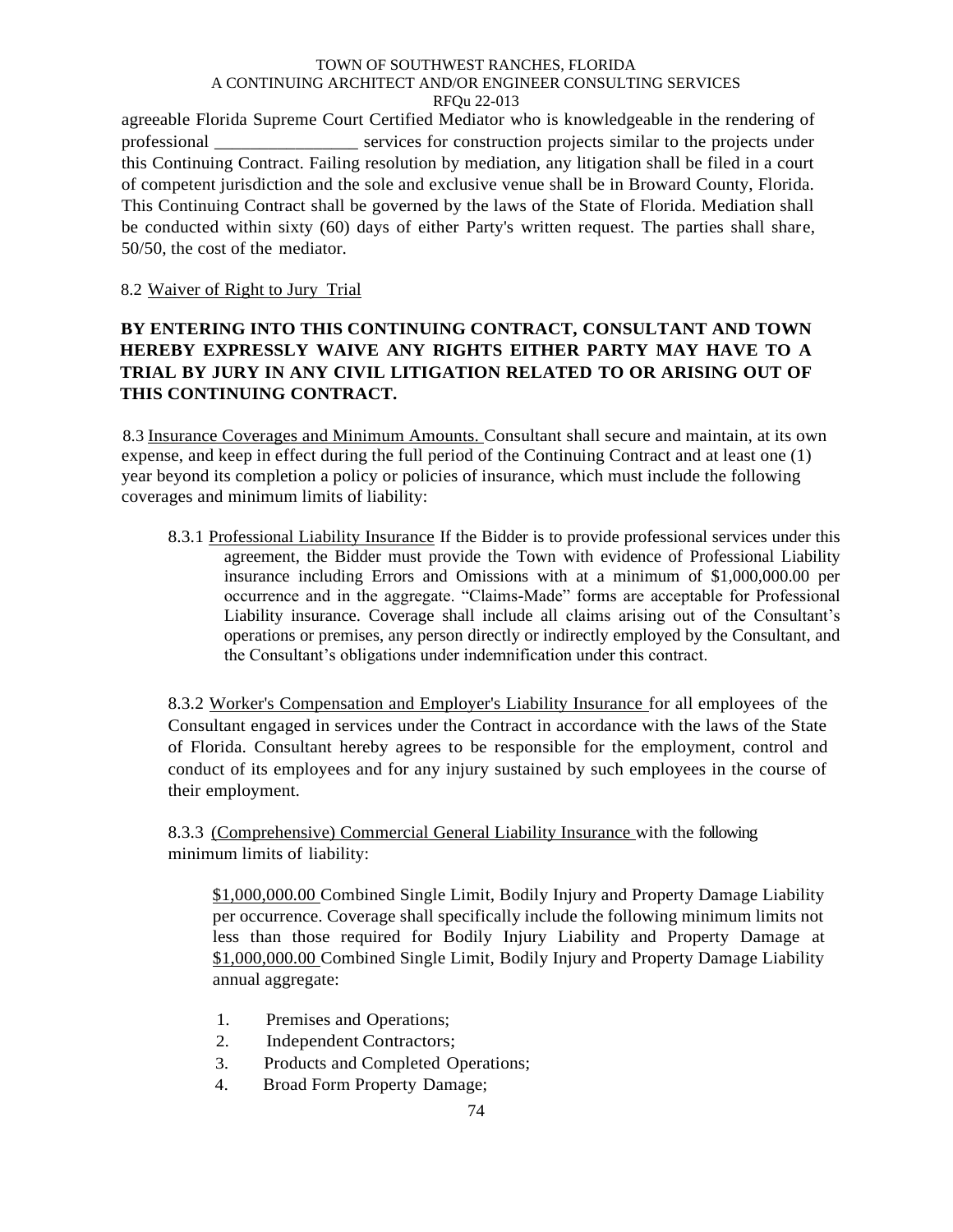agreeable Florida Supreme Court Certified Mediator who is knowledgeable in the rendering of professional ________________ services for construction projects similar to the projects under this Continuing Contract. Failing resolution by mediation, any litigation shall be filed in a court of competent jurisdiction and the sole and exclusive venue shall be in Broward County, Florida. This Continuing Contract shall be governed by the laws of the State of Florida. Mediation shall be conducted within sixty (60) days of either Party's written request. The parties shall share, 50/50, the cost of the mediator.

8.2 Waiver of Right to Jury Trial

**BY ENTERING INTO THIS CONTINUING CONTRACT, CONSULTANT AND TOWN HEREBY EXPRESSLY WAIVE ANY RIGHTS EITHER PARTY MAY HAVE TO A TRIAL BY JURY IN ANY CIVIL LITIGATION RELATED TO OR ARISING OUT OF THIS CONTINUING CONTRACT.**

8.3 Insurance Coverages and Minimum Amounts. Consultant shall secure and maintain, at its own expense, and keep in effect during the full period of the Continuing Contract and at least one (1) year beyond its completion a policy or policies of insurance, which must include the following coverages and minimum limits of liability:

8.3.1 Professional Liability Insurance If the Bidder is to provide professional services under this agreement, the Bidder must provide the Town with evidence of Professional Liability insurance including Errors and Omissions with at a minimum of $1,000,000.00 per occurrence and in the aggregate. "Claims-Made" forms are acceptable for Professional Liability insurance. Coverage shall include all claims arising out of the Consultant's operations or premises, any person directly or indirectly employed by the Consultant, and the Consultant's obligations under indemnification under this contract.

8.3.2 Worker's Compensation and Employer's Liability Insurance for all employees of the Consultant engaged in services under the Contract in accordance with the laws of the State of Florida. Consultant hereby agrees to be responsible for the employment, control and conduct of its employees and for any injury sustained by such employees in the course of their employment.

8.3.3 (Comprehensive) Commercial General Liability Insurance with the following minimum limits of liability:

$1,000,000.00 Combined Single Limit, Bodily Injury and Property Damage Liability per occurrence. Coverage shall specifically include the following minimum limits not less than those required for Bodily Injury Liability and Property Damage at $1,000,000.00 Combined Single Limit, Bodily Injury and Property Damage Liability annual aggregate:

1. Premises and Operations;
2. Independent Contractors;
3. Products and Completed Operations;
4. Broad Form Property Damage;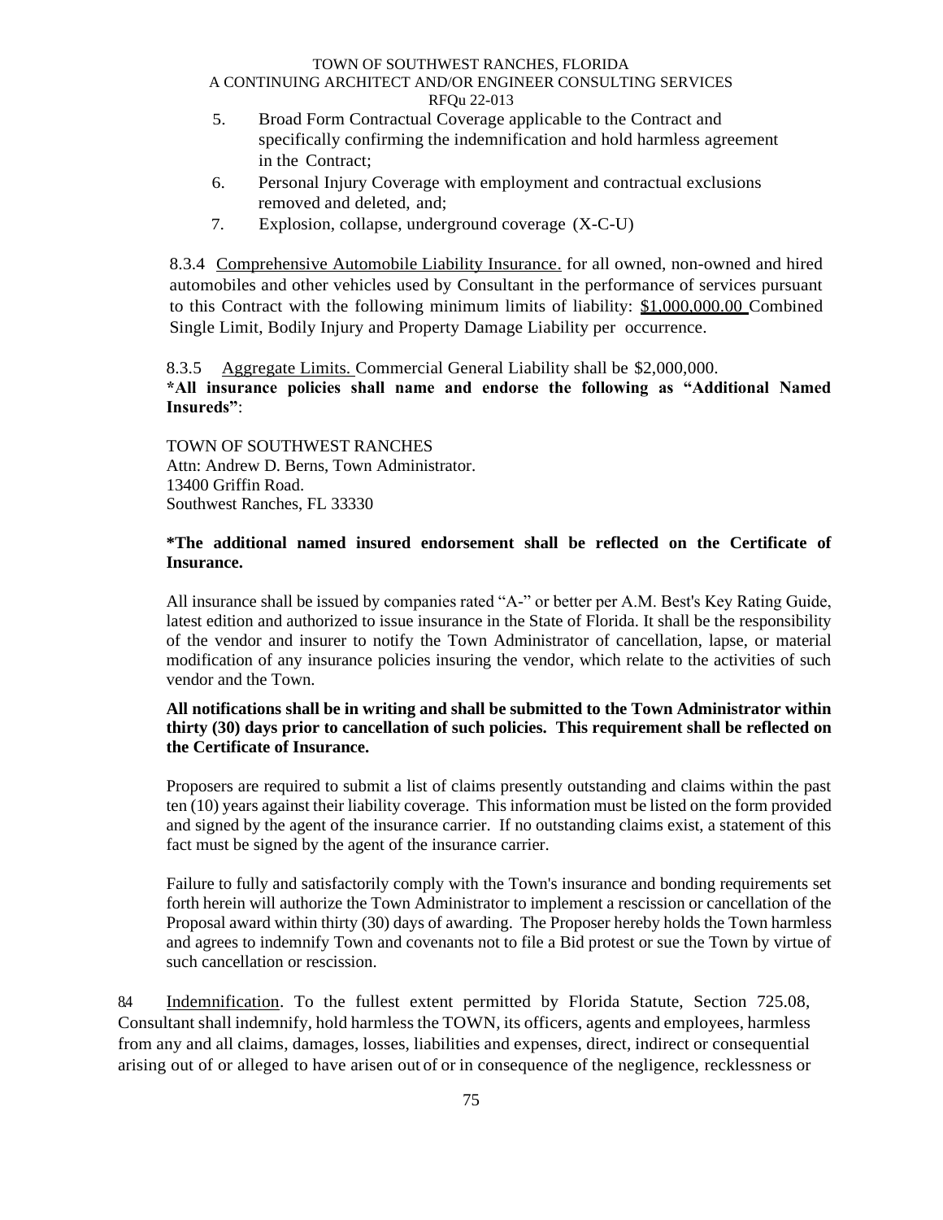5. Broad Form Contractual Coverage applicable to the Contract and specifically confirming the indemnification and hold harmless agreement in the Contract;
6. Personal Injury Coverage with employment and contractual exclusions removed and deleted, and;
7. Explosion, collapse, underground coverage (X-C-U)

8.3.4 Comprehensive Automobile Liability Insurance. for all owned, non-owned and hired automobiles and other vehicles used by Consultant in the performance of services pursuant to this Contract with the following minimum limits of liability: $1,000,000.00 Combined Single Limit, Bodily Injury and Property Damage Liability per occurrence.

8.3.5 Aggregate Limits. Commercial General Liability shall be $2,000,000.

**\*All insurance policies shall name and endorse the following as "Additional Named Insureds"**:

TOWN OF SOUTHWEST RANCHES
Attn: Andrew D. Berns, Town Administrator.
13400 Griffin Road.
Southwest Ranches, FL 33330

**\*The additional named insured endorsement shall be reflected on the Certificate of Insurance.**

All insurance shall be issued by companies rated "A-" or better per A.M. Best's Key Rating Guide, latest edition and authorized to issue insurance in the State of Florida. It shall be the responsibility of the vendor and insurer to notify the Town Administrator of cancellation, lapse, or material modification of any insurance policies insuring the vendor, which relate to the activities of such vendor and the Town.

**All notifications shall be in writing and shall be submitted to the Town Administrator within thirty (30) days prior to cancellation of such policies. This requirement shall be reflected on the Certificate of Insurance.**

Proposers are required to submit a list of claims presently outstanding and claims within the past ten (10) years against their liability coverage. This information must be listed on the form provided and signed by the agent of the insurance carrier. If no outstanding claims exist, a statement of this fact must be signed by the agent of the insurance carrier.

Failure to fully and satisfactorily comply with the Town's insurance and bonding requirements set forth herein will authorize the Town Administrator to implement a rescission or cancellation of the Proposal award within thirty (30) days of awarding. The Proposer hereby holds the Town harmless and agrees to indemnify Town and covenants not to file a Bid protest or sue the Town by virtue of such cancellation or rescission.

84 Indemnification. To the fullest extent permitted by Florida Statute, Section 725.08, Consultant shall indemnify, hold harmless the TOWN, its officers, agents and employees, harmless from any and all claims, damages, losses, liabilities and expenses, direct, indirect or consequential arising out of or alleged to have arisen out of or in consequence of the negligence, recklessness or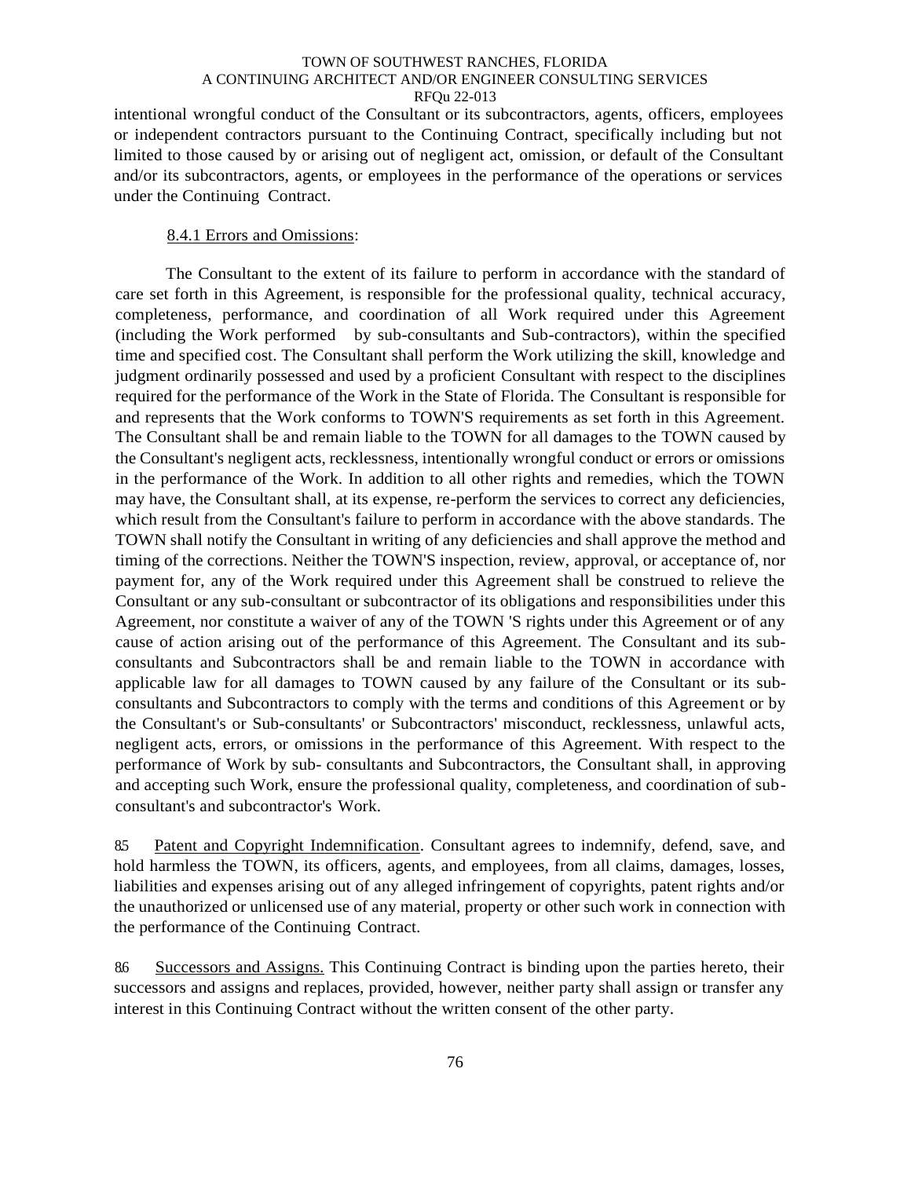intentional wrongful conduct of the Consultant or its subcontractors, agents, officers, employees or independent contractors pursuant to the Continuing Contract, specifically including but not limited to those caused by or arising out of negligent act, omission, or default of the Consultant and/or its subcontractors, agents, or employees in the performance of the operations or services under the Continuing Contract.

8.4.1 Errors and Omissions:

The Consultant to the extent of its failure to perform in accordance with the standard of care set forth in this Agreement, is responsible for the professional quality, technical accuracy, completeness, performance, and coordination of all Work required under this Agreement (including the Work performed by sub-consultants and Sub-contractors), within the specified time and specified cost. The Consultant shall perform the Work utilizing the skill, knowledge and judgment ordinarily possessed and used by a proficient Consultant with respect to the disciplines required for the performance of the Work in the State of Florida. The Consultant is responsible for and represents that the Work conforms to TOWN'S requirements as set forth in this Agreement. The Consultant shall be and remain liable to the TOWN for all damages to the TOWN caused by the Consultant's negligent acts, recklessness, intentionally wrongful conduct or errors or omissions in the performance of the Work. In addition to all other rights and remedies, which the TOWN may have, the Consultant shall, at its expense, re-perform the services to correct any deficiencies, which result from the Consultant's failure to perform in accordance with the above standards. The TOWN shall notify the Consultant in writing of any deficiencies and shall approve the method and timing of the corrections. Neither the TOWN'S inspection, review, approval, or acceptance of, nor payment for, any of the Work required under this Agreement shall be construed to relieve the Consultant or any sub-consultant or subcontractor of its obligations and responsibilities under this Agreement, nor constitute a waiver of any of the TOWN 'S rights under this Agreement or of any cause of action arising out of the performance of this Agreement. The Consultant and its sub-consultants and Subcontractors shall be and remain liable to the TOWN in accordance with applicable law for all damages to TOWN caused by any failure of the Consultant or its sub-consultants and Subcontractors to comply with the terms and conditions of this Agreement or by the Consultant's or Sub-consultants' or Subcontractors' misconduct, recklessness, unlawful acts, negligent acts, errors, or omissions in the performance of this Agreement. With respect to the performance of Work by sub- consultants and Subcontractors, the Consultant shall, in approving and accepting such Work, ensure the professional quality, completeness, and coordination of sub-consultant's and subcontractor's Work.

8.5 Patent and Copyright Indemnification. Consultant agrees to indemnify, defend, save, and hold harmless the TOWN, its officers, agents, and employees, from all claims, damages, losses, liabilities and expenses arising out of any alleged infringement of copyrights, patent rights and/or the unauthorized or unlicensed use of any material, property or other such work in connection with the performance of the Continuing Contract.

8.6 Successors and Assigns. This Continuing Contract is binding upon the parties hereto, their successors and assigns and replaces, provided, however, neither party shall assign or transfer any interest in this Continuing Contract without the written consent of the other party.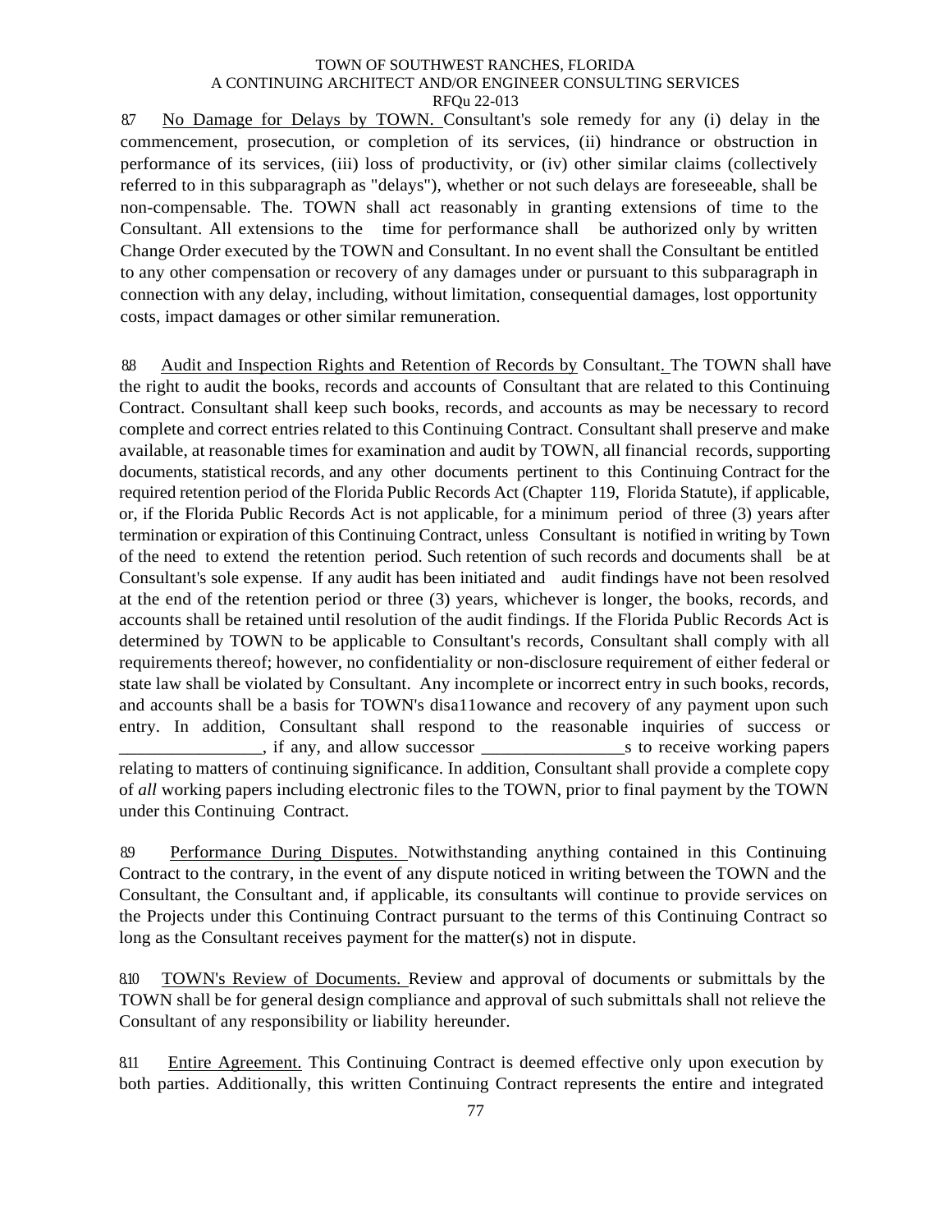8.7 <u>No Damage for Delays by TOWN.</u> Consultant's sole remedy for any (i) delay in the commencement, prosecution, or completion of its services, (ii) hindrance or obstruction in performance of its services, (iii) loss of productivity, or (iv) other similar claims (collectively referred to in this subparagraph as "delays"), whether or not such delays are foreseeable, shall be non-compensable. The. TOWN shall act reasonably in granting extensions of time to the Consultant. All extensions to the time for performance shall be authorized only by written Change Order executed by the TOWN and Consultant. In no event shall the Consultant be entitled to any other compensation or recovery of any damages under or pursuant to this subparagraph in connection with any delay, including, without limitation, consequential damages, lost opportunity costs, impact damages or other similar remuneration.

8.8 <u>Audit and Inspection Rights and Retention of Records by</u> Consultant. The TOWN shall have the right to audit the books, records and accounts of Consultant that are related to this Continuing Contract. Consultant shall keep such books, records, and accounts as may be necessary to record complete and correct entries related to this Continuing Contract. Consultant shall preserve and make available, at reasonable times for examination and audit by TOWN, all financial records, supporting documents, statistical records, and any other documents pertinent to this Continuing Contract for the required retention period of the Florida Public Records Act (Chapter 119, Florida Statute), if applicable, or, if the Florida Public Records Act is not applicable, for a minimum period of three (3) years after termination or expiration of this Continuing Contract, unless Consultant is notified in writing by Town of the need to extend the retention period. Such retention of such records and documents shall be at Consultant's sole expense. If any audit has been initiated and audit findings have not been resolved at the end of the retention period or three (3) years, whichever is longer, the books, records, and accounts shall be retained until resolution of the audit findings. If the Florida Public Records Act is determined by TOWN to be applicable to Consultant's records, Consultant shall comply with all requirements thereof; however, no confidentiality or non-disclosure requirement of either federal or state law shall be violated by Consultant. Any incomplete or incorrect entry in such books, records, and accounts shall be a basis for TOWN's disa11owance and recovery of any payment upon such entry. In addition, Consultant shall respond to the reasonable inquiries of success or ________________, if any, and allow successor ________________s to receive working papers relating to matters of continuing significance. In addition, Consultant shall provide a complete copy of *all* working papers including electronic files to the TOWN, prior to final payment by the TOWN under this Continuing Contract.

8.9 <u>Performance During Disputes.</u> Notwithstanding anything contained in this Continuing Contract to the contrary, in the event of any dispute noticed in writing between the TOWN and the Consultant, the Consultant and, if applicable, its consultants will continue to provide services on the Projects under this Continuing Contract pursuant to the terms of this Continuing Contract so long as the Consultant receives payment for the matter(s) not in dispute.

8.10 <u>TOWN's Review of Documents.</u> Review and approval of documents or submittals by the TOWN shall be for general design compliance and approval of such submittals shall not relieve the Consultant of any responsibility or liability hereunder.

8.11 <u>Entire Agreement.</u> This Continuing Contract is deemed effective only upon execution by both parties. Additionally, this written Continuing Contract represents the entire and integrated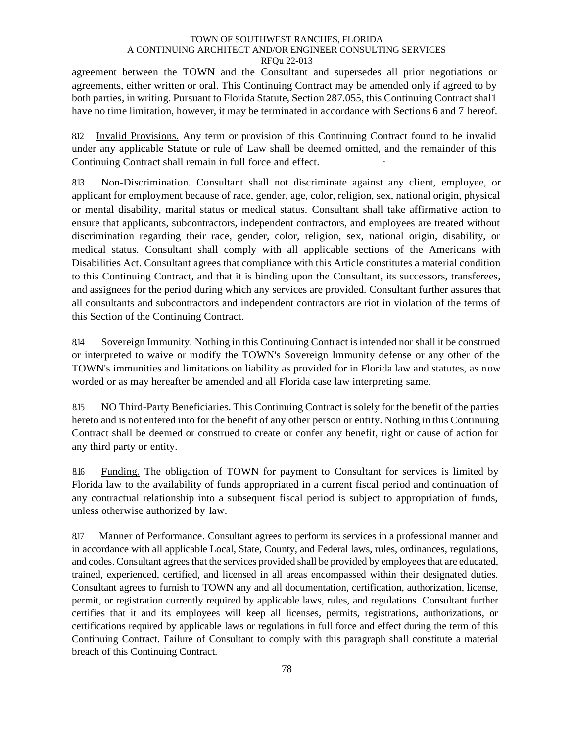agreement between the TOWN and the Consultant and supersedes all prior negotiations or agreements, either written or oral. This Continuing Contract may be amended only if agreed to by both parties, in writing. Pursuant to Florida Statute, Section 287.055, this Continuing Contract shal1 have no time limitation, however, it may be terminated in accordance with Sections 6 and 7 hereof.

8.12 Invalid Provisions. Any term or provision of this Continuing Contract found to be invalid under any applicable Statute or rule of Law shall be deemed omitted, and the remainder of this Continuing Contract shall remain in full force and effect.

8.13 Non-Discrimination. Consultant shall not discriminate against any client, employee, or applicant for employment because of race, gender, age, color, religion, sex, national origin, physical or mental disability, marital status or medical status. Consultant shall take affirmative action to ensure that applicants, subcontractors, independent contractors, and employees are treated without discrimination regarding their race, gender, color, religion, sex, national origin, disability, or medical status. Consultant shall comply with all applicable sections of the Americans with Disabilities Act. Consultant agrees that compliance with this Article constitutes a material condition to this Continuing Contract, and that it is binding upon the Consultant, its successors, transferees, and assignees for the period during which any services are provided. Consultant further assures that all consultants and subcontractors and independent contractors are riot in violation of the terms of this Section of the Continuing Contract.

8.14 Sovereign Immunity. Nothing in this Continuing Contract is intended nor shall it be construed or interpreted to waive or modify the TOWN's Sovereign Immunity defense or any other of the TOWN's immunities and limitations on liability as provided for in Florida law and statutes, as now worded or as may hereafter be amended and all Florida case law interpreting same.

8.15 NO Third-Party Beneficiaries. This Continuing Contract is solely for the benefit of the parties hereto and is not entered into for the benefit of any other person or entity. Nothing in this Continuing Contract shall be deemed or construed to create or confer any benefit, right or cause of action for any third party or entity.

8.16 Funding. The obligation of TOWN for payment to Consultant for services is limited by Florida law to the availability of funds appropriated in a current fiscal period and continuation of any contractual relationship into a subsequent fiscal period is subject to appropriation of funds, unless otherwise authorized by law.

8.17 Manner of Performance. Consultant agrees to perform its services in a professional manner and in accordance with all applicable Local, State, County, and Federal laws, rules, ordinances, regulations, and codes. Consultant agrees that the services provided shall be provided by employees that are educated, trained, experienced, certified, and licensed in all areas encompassed within their designated duties. Consultant agrees to furnish to TOWN any and all documentation, certification, authorization, license, permit, or registration currently required by applicable laws, rules, and regulations. Consultant further certifies that it and its employees will keep all licenses, permits, registrations, authorizations, or certifications required by applicable laws or regulations in full force and effect during the term of this Continuing Contract. Failure of Consultant to comply with this paragraph shall constitute a material breach of this Continuing Contract.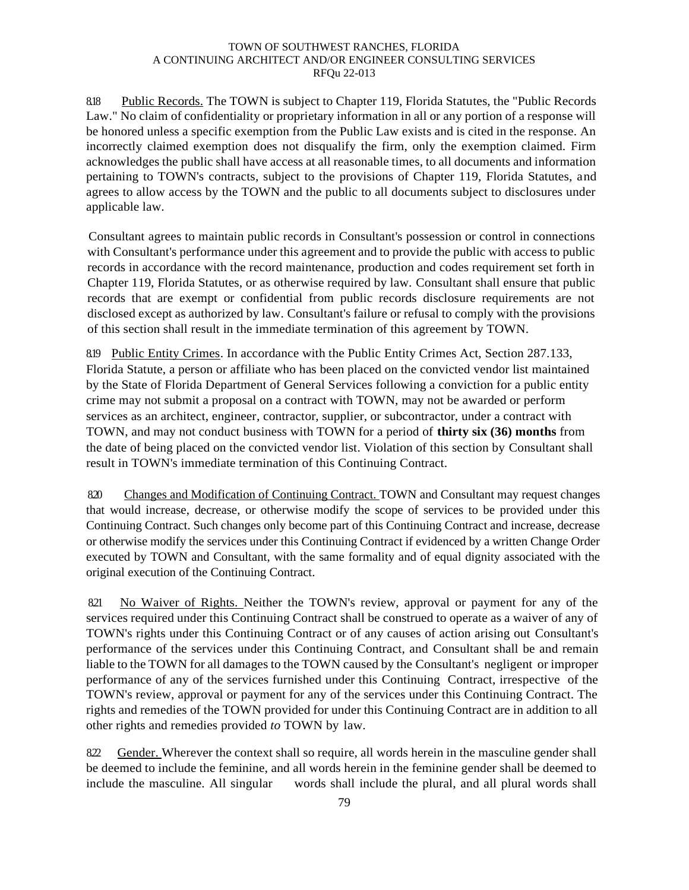8.18 Public Records. The TOWN is subject to Chapter 119, Florida Statutes, the "Public Records Law." No claim of confidentiality or proprietary information in all or any portion of a response will be honored unless a specific exemption from the Public Law exists and is cited in the response. An incorrectly claimed exemption does not disqualify the firm, only the exemption claimed. Firm acknowledges the public shall have access at all reasonable times, to all documents and information pertaining to TOWN's contracts, subject to the provisions of Chapter 119, Florida Statutes, and agrees to allow access by the TOWN and the public to all documents subject to disclosures under applicable law.

Consultant agrees to maintain public records in Consultant's possession or control in connections with Consultant's performance under this agreement and to provide the public with access to public records in accordance with the record maintenance, production and codes requirement set forth in Chapter 119, Florida Statutes, or as otherwise required by law. Consultant shall ensure that public records that are exempt or confidential from public records disclosure requirements are not disclosed except as authorized by law. Consultant's failure or refusal to comply with the provisions of this section shall result in the immediate termination of this agreement by TOWN.

8.19 Public Entity Crimes. In accordance with the Public Entity Crimes Act, Section 287.133, Florida Statute, a person or affiliate who has been placed on the convicted vendor list maintained by the State of Florida Department of General Services following a conviction for a public entity crime may not submit a proposal on a contract with TOWN, may not be awarded or perform services as an architect, engineer, contractor, supplier, or subcontractor, under a contract with TOWN, and may not conduct business with TOWN for a period of **thirty six (36) months** from the date of being placed on the convicted vendor list. Violation of this section by Consultant shall result in TOWN's immediate termination of this Continuing Contract.

8.20 Changes and Modification of Continuing Contract. TOWN and Consultant may request changes that would increase, decrease, or otherwise modify the scope of services to be provided under this Continuing Contract. Such changes only become part of this Continuing Contract and increase, decrease or otherwise modify the services under this Continuing Contract if evidenced by a written Change Order executed by TOWN and Consultant, with the same formality and of equal dignity associated with the original execution of the Continuing Contract.

8.21 No Waiver of Rights. Neither the TOWN's review, approval or payment for any of the services required under this Continuing Contract shall be construed to operate as a waiver of any of TOWN's rights under this Continuing Contract or of any causes of action arising out Consultant's performance of the services under this Continuing Contract, and Consultant shall be and remain liable to the TOWN for all damages to the TOWN caused by the Consultant's negligent or improper performance of any of the services furnished under this Continuing Contract, irrespective of the TOWN's review, approval or payment for any of the services under this Continuing Contract. The rights and remedies of the TOWN provided for under this Continuing Contract are in addition to all other rights and remedies provided *to* TOWN by law.

8.22 Gender. Wherever the context shall so require, all words herein in the masculine gender shall be deemed to include the feminine, and all words herein in the feminine gender shall be deemed to include the masculine. All singular words shall include the plural, and all plural words shall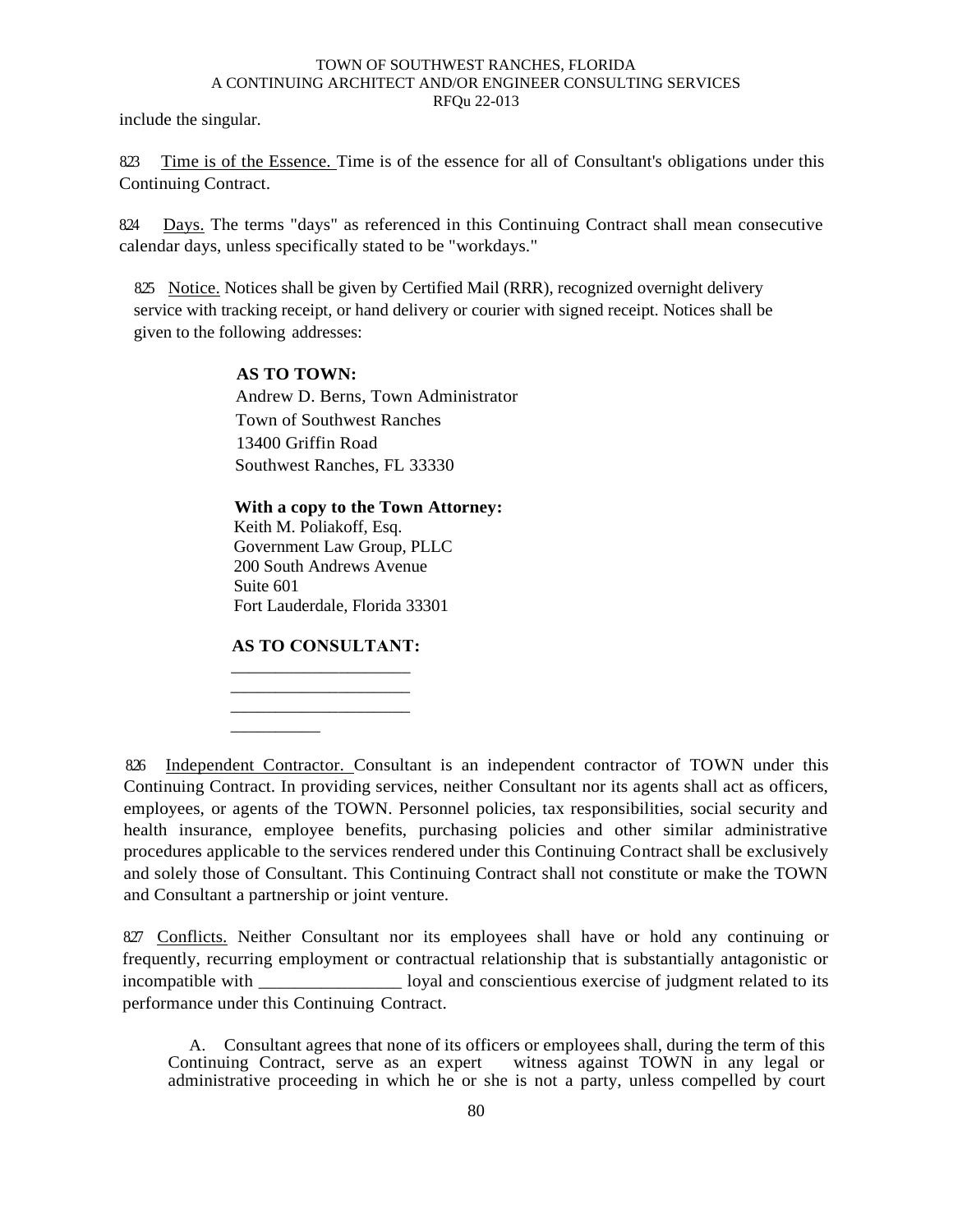include the singular.

8.23 Time is of the Essence. Time is of the essence for all of Consultant's obligations under this Continuing Contract.

8.24 Days. The terms "days" as referenced in this Continuing Contract shall mean consecutive calendar days, unless specifically stated to be "workdays."

8.25 Notice. Notices shall be given by Certified Mail (RRR), recognized overnight delivery service with tracking receipt, or hand delivery or courier with signed receipt. Notices shall be given to the following addresses:

**AS TO TOWN:**
Andrew D. Berns, Town Administrator
Town of Southwest Ranches
13400 Griffin Road
Southwest Ranches, FL 33330

**With a copy to the Town Attorney:**
Keith M. Poliakoff, Esq.
Government Law Group, PLLC
200 South Andrews Avenue
Suite 601
Fort Lauderdale, Florida 33301

**AS TO CONSULTANT:**
____________________
____________________
____________________
__________

8.26 Independent Contractor. Consultant is an independent contractor of TOWN under this Continuing Contract. In providing services, neither Consultant nor its agents shall act as officers, employees, or agents of the TOWN. Personnel policies, tax responsibilities, social security and health insurance, employee benefits, purchasing policies and other similar administrative procedures applicable to the services rendered under this Continuing Contract shall be exclusively and solely those of Consultant. This Continuing Contract shall not constitute or make the TOWN and Consultant a partnership or joint venture.

8.27 Conflicts. Neither Consultant nor its employees shall have or hold any continuing or frequently, recurring employment or contractual relationship that is substantially antagonistic or incompatible with ________________ loyal and conscientious exercise of judgment related to its performance under this Continuing Contract.

A. Consultant agrees that none of its officers or employees shall, during the term of this Continuing Contract, serve as an expert witness against TOWN in any legal or administrative proceeding in which he or she is not a party, unless compelled by court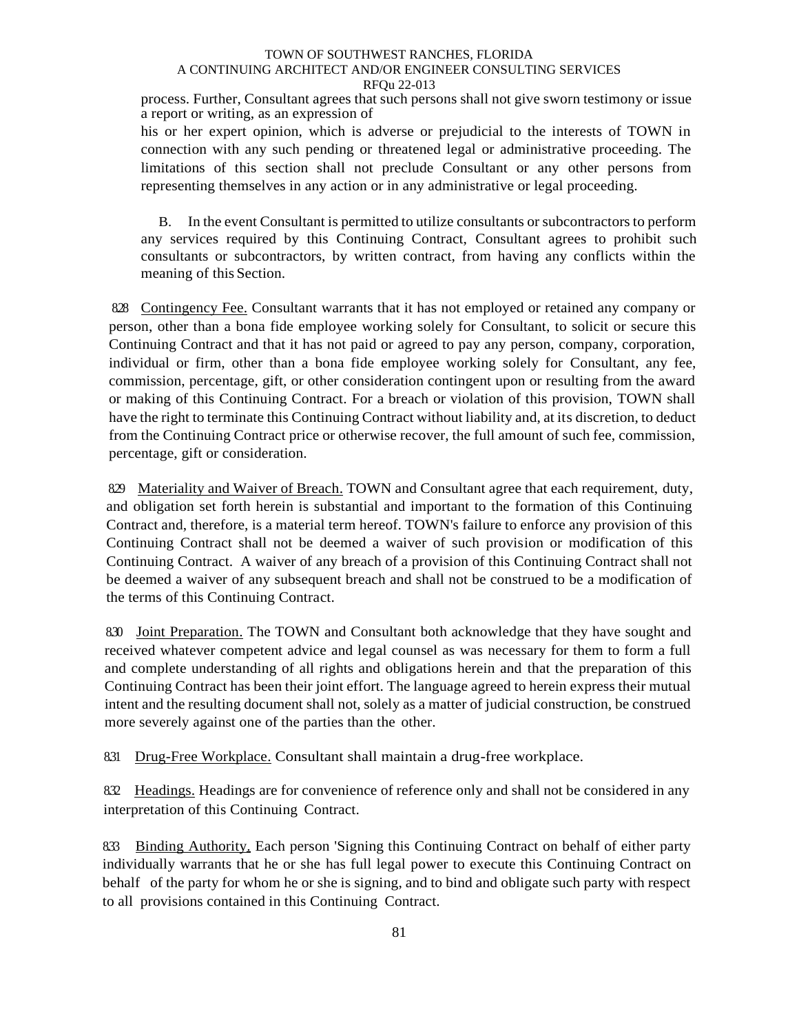process. Further, Consultant agrees that such persons shall not give sworn testimony or issue a report or writing, as an expression of his or her expert opinion, which is adverse or prejudicial to the interests of TOWN in connection with any such pending or threatened legal or administrative proceeding. The limitations of this section shall not preclude Consultant or any other persons from representing themselves in any action or in any administrative or legal proceeding.

B. In the event Consultant is permitted to utilize consultants or subcontractors to perform any services required by this Continuing Contract, Consultant agrees to prohibit such consultants or subcontractors, by written contract, from having any conflicts within the meaning of this Section.

8.28 Contingency Fee. Consultant warrants that it has not employed or retained any company or person, other than a bona fide employee working solely for Consultant, to solicit or secure this Continuing Contract and that it has not paid or agreed to pay any person, company, corporation, individual or firm, other than a bona fide employee working solely for Consultant, any fee, commission, percentage, gift, or other consideration contingent upon or resulting from the award or making of this Continuing Contract. For a breach or violation of this provision, TOWN shall have the right to terminate this Continuing Contract without liability and, at its discretion, to deduct from the Continuing Contract price or otherwise recover, the full amount of such fee, commission, percentage, gift or consideration.

8.29 Materiality and Waiver of Breach. TOWN and Consultant agree that each requirement, duty, and obligation set forth herein is substantial and important to the formation of this Continuing Contract and, therefore, is a material term hereof. TOWN's failure to enforce any provision of this Continuing Contract shall not be deemed a waiver of such provision or modification of this Continuing Contract. A waiver of any breach of a provision of this Continuing Contract shall not be deemed a waiver of any subsequent breach and shall not be construed to be a modification of the terms of this Continuing Contract.

8.30 Joint Preparation. The TOWN and Consultant both acknowledge that they have sought and received whatever competent advice and legal counsel as was necessary for them to form a full and complete understanding of all rights and obligations herein and that the preparation of this Continuing Contract has been their joint effort. The language agreed to herein express their mutual intent and the resulting document shall not, solely as a matter of judicial construction, be construed more severely against one of the parties than the other.

8.31 Drug-Free Workplace. Consultant shall maintain a drug-free workplace.

8.32 Headings. Headings are for convenience of reference only and shall not be considered in any interpretation of this Continuing Contract.

8.33 Binding Authority. Each person 'Signing this Continuing Contract on behalf of either party individually warrants that he or she has full legal power to execute this Continuing Contract on behalf of the party for whom he or she is signing, and to bind and obligate such party with respect to all provisions contained in this Continuing Contract.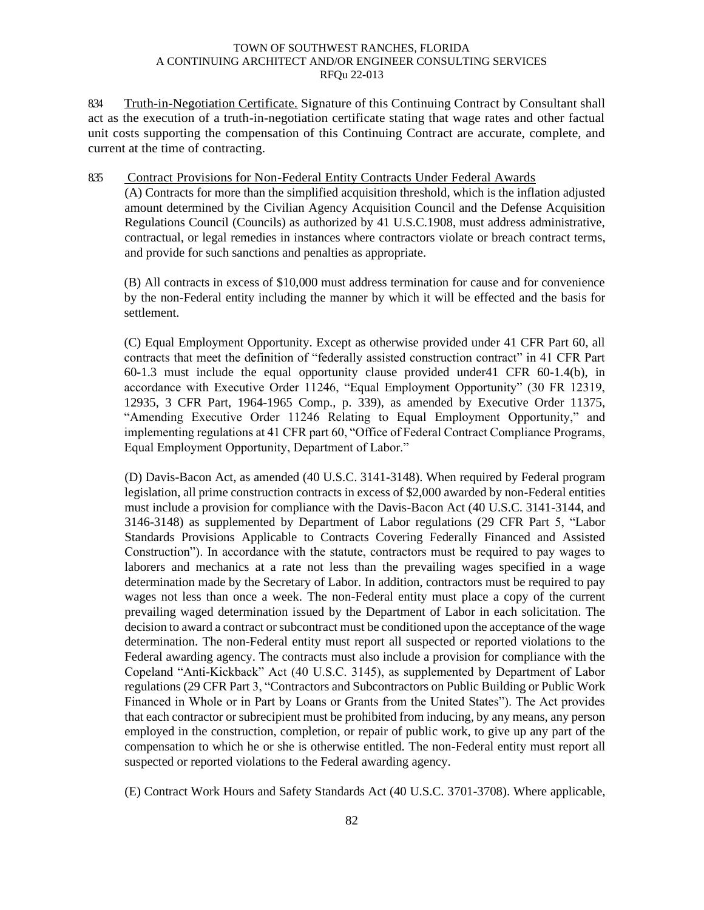8.34 Truth-in-Negotiation Certificate. Signature of this Continuing Contract by Consultant shall act as the execution of a truth-in-negotiation certificate stating that wage rates and other factual unit costs supporting the compensation of this Continuing Contract are accurate, complete, and current at the time of contracting.

8.35 Contract Provisions for Non-Federal Entity Contracts Under Federal Awards

(A) Contracts for more than the simplified acquisition threshold, which is the inflation adjusted amount determined by the Civilian Agency Acquisition Council and the Defense Acquisition Regulations Council (Councils) as authorized by 41 U.S.C.1908, must address administrative, contractual, or legal remedies in instances where contractors violate or breach contract terms, and provide for such sanctions and penalties as appropriate.

(B) All contracts in excess of $10,000 must address termination for cause and for convenience by the non-Federal entity including the manner by which it will be effected and the basis for settlement.

(C) Equal Employment Opportunity. Except as otherwise provided under 41 CFR Part 60, all contracts that meet the definition of "federally assisted construction contract" in 41 CFR Part 60-1.3 must include the equal opportunity clause provided under41 CFR 60-1.4(b), in accordance with Executive Order 11246, "Equal Employment Opportunity" (30 FR 12319, 12935, 3 CFR Part, 1964-1965 Comp., p. 339), as amended by Executive Order 11375, "Amending Executive Order 11246 Relating to Equal Employment Opportunity," and implementing regulations at 41 CFR part 60, "Office of Federal Contract Compliance Programs, Equal Employment Opportunity, Department of Labor."

(D) Davis-Bacon Act, as amended (40 U.S.C. 3141-3148). When required by Federal program legislation, all prime construction contracts in excess of $2,000 awarded by non-Federal entities must include a provision for compliance with the Davis-Bacon Act (40 U.S.C. 3141-3144, and 3146-3148) as supplemented by Department of Labor regulations (29 CFR Part 5, "Labor Standards Provisions Applicable to Contracts Covering Federally Financed and Assisted Construction"). In accordance with the statute, contractors must be required to pay wages to laborers and mechanics at a rate not less than the prevailing wages specified in a wage determination made by the Secretary of Labor. In addition, contractors must be required to pay wages not less than once a week. The non-Federal entity must place a copy of the current prevailing waged determination issued by the Department of Labor in each solicitation. The decision to award a contract or subcontract must be conditioned upon the acceptance of the wage determination. The non-Federal entity must report all suspected or reported violations to the Federal awarding agency. The contracts must also include a provision for compliance with the Copeland "Anti-Kickback" Act (40 U.S.C. 3145), as supplemented by Department of Labor regulations (29 CFR Part 3, "Contractors and Subcontractors on Public Building or Public Work Financed in Whole or in Part by Loans or Grants from the United States"). The Act provides that each contractor or subrecipient must be prohibited from inducing, by any means, any person employed in the construction, completion, or repair of public work, to give up any part of the compensation to which he or she is otherwise entitled. The non-Federal entity must report all suspected or reported violations to the Federal awarding agency.

(E) Contract Work Hours and Safety Standards Act (40 U.S.C. 3701-3708). Where applicable,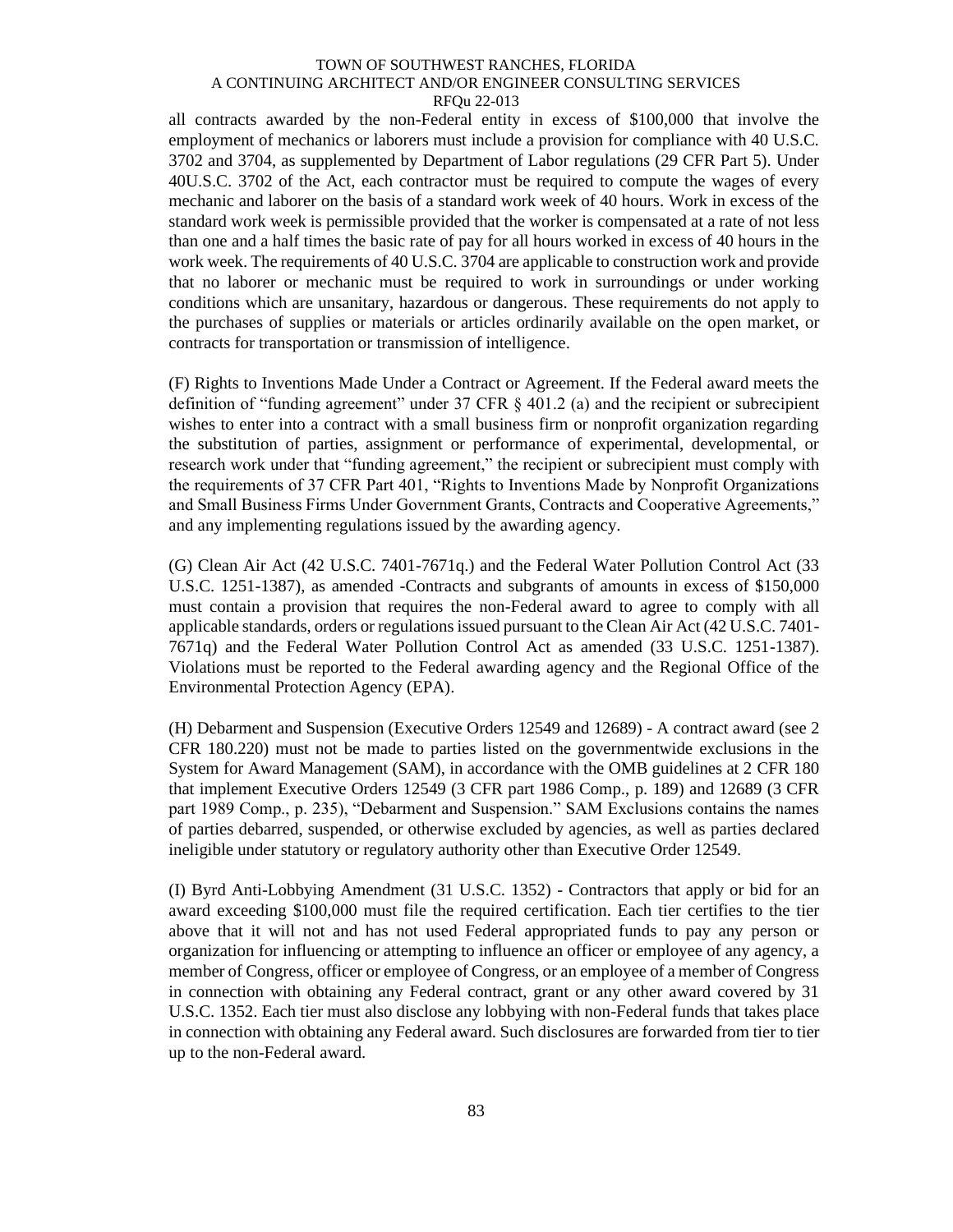all contracts awarded by the non-Federal entity in excess of $100,000 that involve the employment of mechanics or laborers must include a provision for compliance with 40 U.S.C. 3702 and 3704, as supplemented by Department of Labor regulations (29 CFR Part 5). Under 40U.S.C. 3702 of the Act, each contractor must be required to compute the wages of every mechanic and laborer on the basis of a standard work week of 40 hours. Work in excess of the standard work week is permissible provided that the worker is compensated at a rate of not less than one and a half times the basic rate of pay for all hours worked in excess of 40 hours in the work week. The requirements of 40 U.S.C. 3704 are applicable to construction work and provide that no laborer or mechanic must be required to work in surroundings or under working conditions which are unsanitary, hazardous or dangerous. These requirements do not apply to the purchases of supplies or materials or articles ordinarily available on the open market, or contracts for transportation or transmission of intelligence.

(F) Rights to Inventions Made Under a Contract or Agreement. If the Federal award meets the definition of "funding agreement" under 37 CFR § 401.2 (a) and the recipient or subrecipient wishes to enter into a contract with a small business firm or nonprofit organization regarding the substitution of parties, assignment or performance of experimental, developmental, or research work under that "funding agreement," the recipient or subrecipient must comply with the requirements of 37 CFR Part 401, "Rights to Inventions Made by Nonprofit Organizations and Small Business Firms Under Government Grants, Contracts and Cooperative Agreements," and any implementing regulations issued by the awarding agency.

(G) Clean Air Act (42 U.S.C. 7401-7671q.) and the Federal Water Pollution Control Act (33 U.S.C. 1251-1387), as amended -Contracts and subgrants of amounts in excess of $150,000 must contain a provision that requires the non-Federal award to agree to comply with all applicable standards, orders or regulations issued pursuant to the Clean Air Act (42 U.S.C. 7401-7671q) and the Federal Water Pollution Control Act as amended (33 U.S.C. 1251-1387). Violations must be reported to the Federal awarding agency and the Regional Office of the Environmental Protection Agency (EPA).

(H) Debarment and Suspension (Executive Orders 12549 and 12689) - A contract award (see 2 CFR 180.220) must not be made to parties listed on the governmentwide exclusions in the System for Award Management (SAM), in accordance with the OMB guidelines at 2 CFR 180 that implement Executive Orders 12549 (3 CFR part 1986 Comp., p. 189) and 12689 (3 CFR part 1989 Comp., p. 235), "Debarment and Suspension." SAM Exclusions contains the names of parties debarred, suspended, or otherwise excluded by agencies, as well as parties declared ineligible under statutory or regulatory authority other than Executive Order 12549.

(I) Byrd Anti-Lobbying Amendment (31 U.S.C. 1352) - Contractors that apply or bid for an award exceeding $100,000 must file the required certification. Each tier certifies to the tier above that it will not and has not used Federal appropriated funds to pay any person or organization for influencing or attempting to influence an officer or employee of any agency, a member of Congress, officer or employee of Congress, or an employee of a member of Congress in connection with obtaining any Federal contract, grant or any other award covered by 31 U.S.C. 1352. Each tier must also disclose any lobbying with non-Federal funds that takes place in connection with obtaining any Federal award. Such disclosures are forwarded from tier to tier up to the non-Federal award.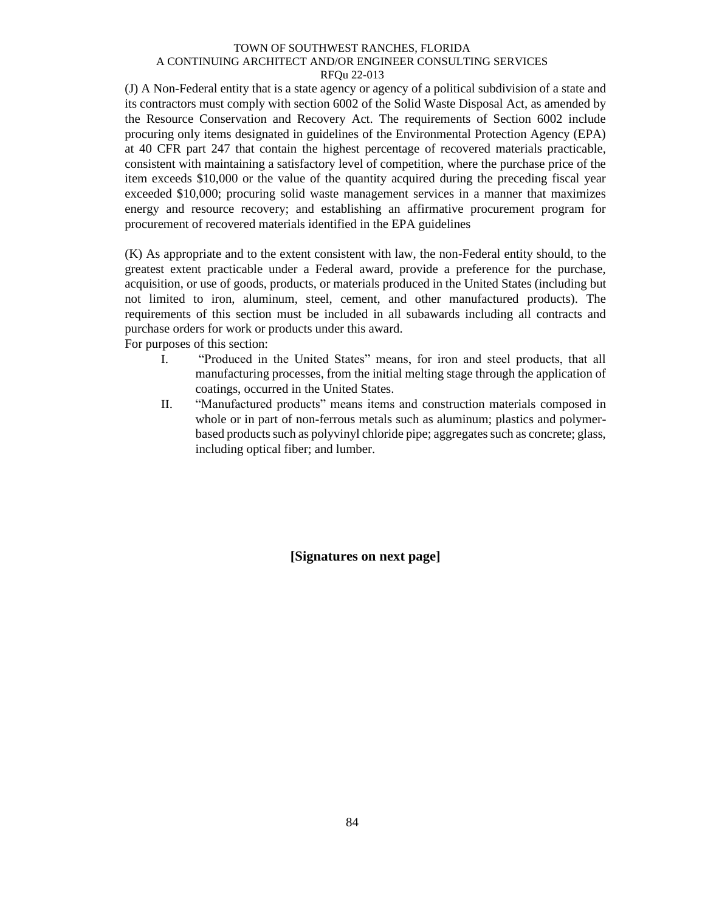(J) A Non-Federal entity that is a state agency or agency of a political subdivision of a state and its contractors must comply with section 6002 of the Solid Waste Disposal Act, as amended by the Resource Conservation and Recovery Act. The requirements of Section 6002 include procuring only items designated in guidelines of the Environmental Protection Agency (EPA) at 40 CFR part 247 that contain the highest percentage of recovered materials practicable, consistent with maintaining a satisfactory level of competition, where the purchase price of the item exceeds $10,000 or the value of the quantity acquired during the preceding fiscal year exceeded $10,000; procuring solid waste management services in a manner that maximizes energy and resource recovery; and establishing an affirmative procurement program for procurement of recovered materials identified in the EPA guidelines

(K) As appropriate and to the extent consistent with law, the non-Federal entity should, to the greatest extent practicable under a Federal award, provide a preference for the purchase, acquisition, or use of goods, products, or materials produced in the United States (including but not limited to iron, aluminum, steel, cement, and other manufactured products). The requirements of this section must be included in all subawards including all contracts and purchase orders for work or products under this award.
For purposes of this section:

I. "Produced in the United States" means, for iron and steel products, that all manufacturing processes, from the initial melting stage through the application of coatings, occurred in the United States.

II. "Manufactured products" means items and construction materials composed in whole or in part of non-ferrous metals such as aluminum; plastics and polymer-based products such as polyvinyl chloride pipe; aggregates such as concrete; glass, including optical fiber; and lumber.

**[Signatures on next page]**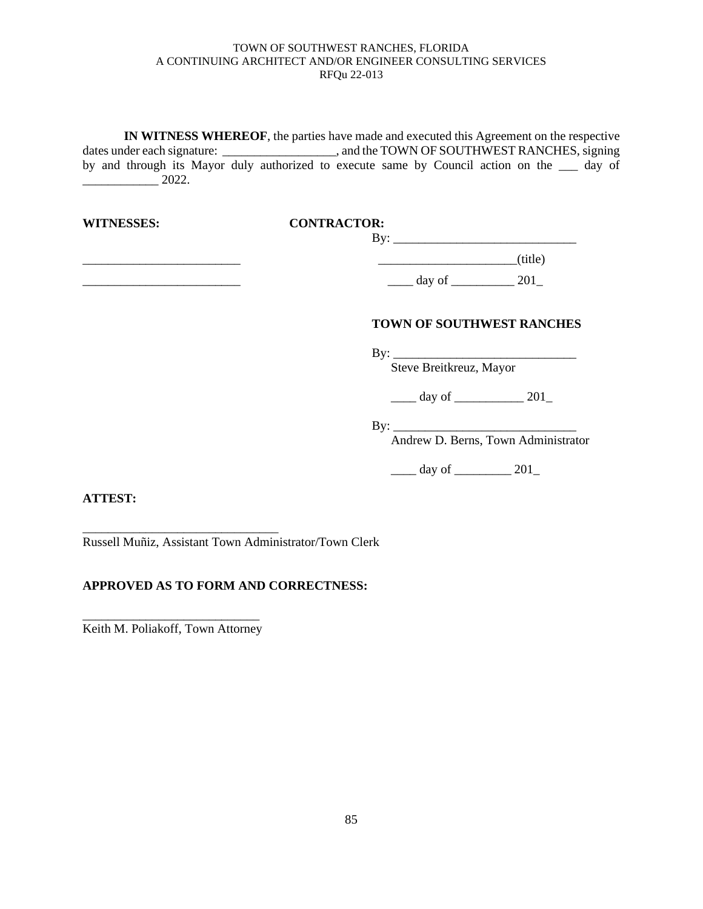**IN WITNESS WHEREOF**, the parties have made and executed this Agreement on the respective dates under each signature: __________________, and the TOWN OF SOUTHWEST RANCHES, signing by and through its Mayor duly authorized to execute same by Council action on the ___ day of ____________ 2022.

**WITNESSES:**

_________________________

_________________________

**CONTRACTOR:**

By: _____________________________

______________________(title)

____ day of __________ 201_

**TOWN OF SOUTHWEST RANCHES**

By: _____________________________
Steve Breitkreuz, Mayor

____ day of ___________ 201_

By: _____________________________
Andrew D. Berns, Town Administrator

____ day of _________ 201_

**ATTEST:**

_______________________________
Russell Muñiz, Assistant Town Administrator/Town Clerk

**APPROVED AS TO FORM AND CORRECTNESS:**

____________________________
Keith M. Poliakoff, Town Attorney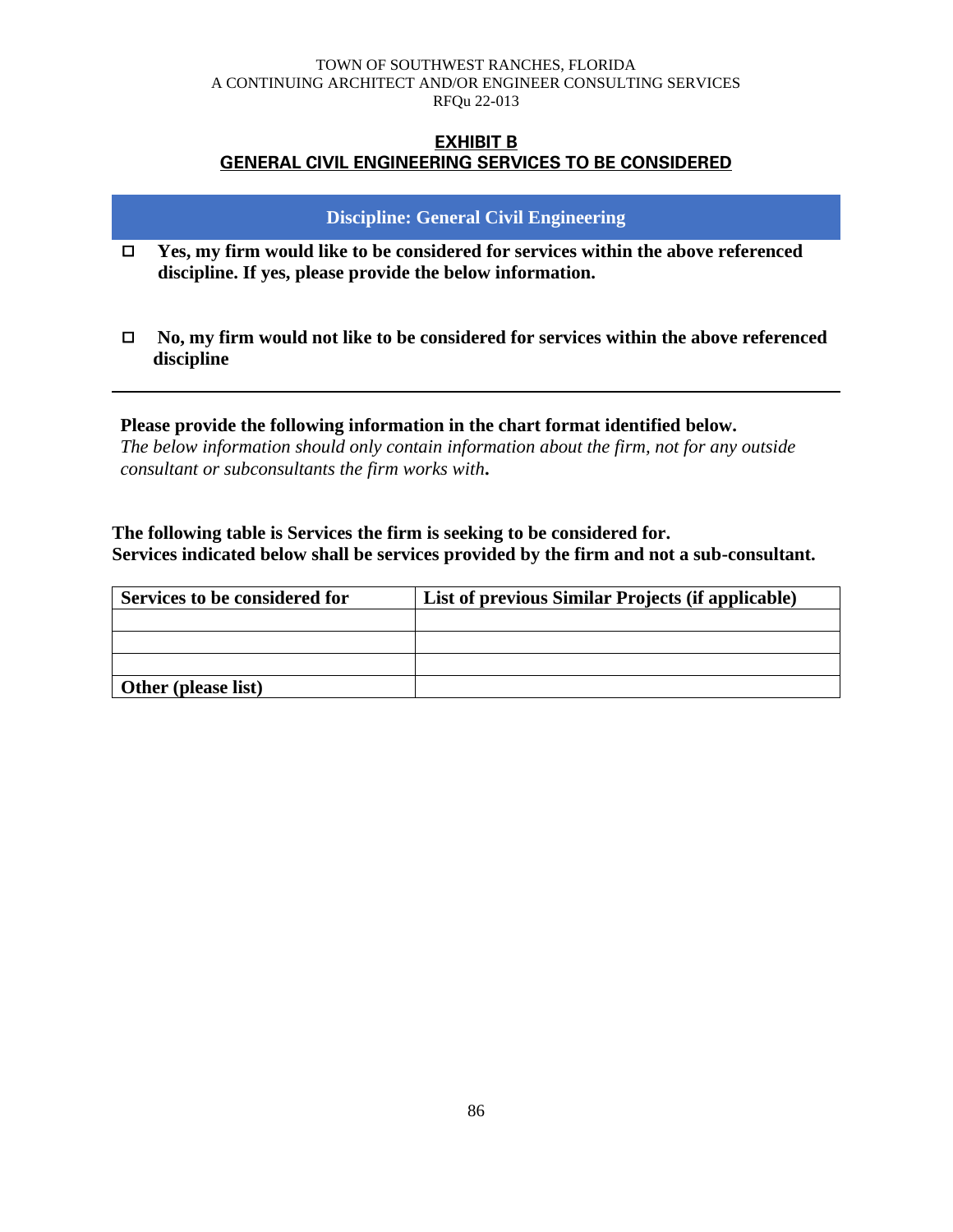## EXHIBIT B
## GENERAL CIVIL ENGINEERING SERVICES TO BE CONSIDERED

**Discipline: General Civil Engineering**

- ☐ **Yes, my firm would like to be considered for services within the above referenced discipline. If yes, please provide the below information.**

- ☐ **No, my firm would not like to be considered for services within the above referenced discipline**

---

**Please provide the following information in the chart format identified below.**
*The below information should only contain information about the firm, not for any outside consultant or subconsultants the firm works with***.**

**The following table is Services the firm is seeking to be considered for.**
**Services indicated below shall be services provided by the firm and not a sub-consultant.**

| Services to be considered for | List of previous Similar Projects (if applicable) |
|---|---|
| | |
| | |
| | |
| **Other (please list)** | |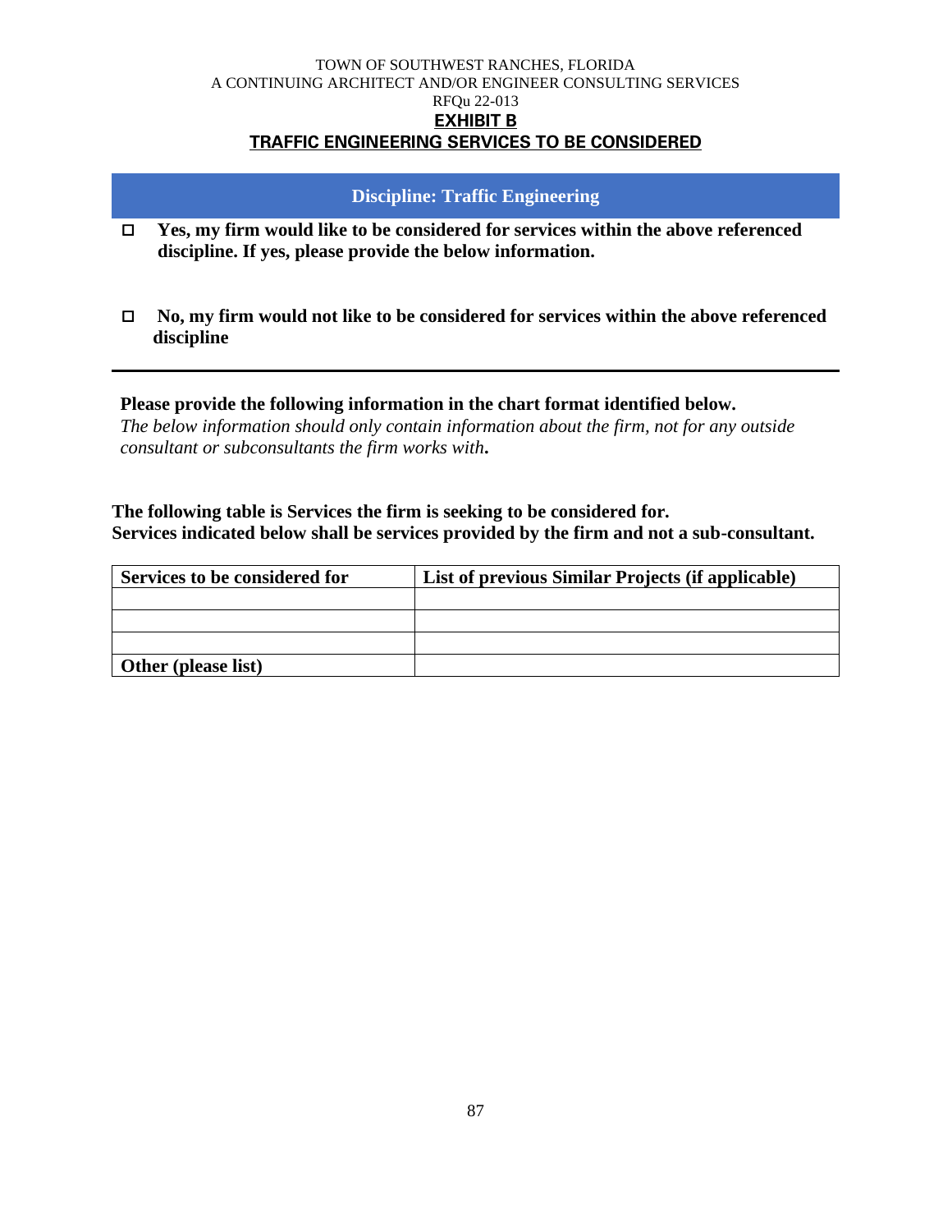TOWN OF SOUTHWEST RANCHES, FLORIDA
A CONTINUING ARCHITECT AND/OR ENGINEER CONSULTING SERVICES
RFQu 22-013

**EXHIBIT B**

**TRAFFIC ENGINEERING SERVICES TO BE CONSIDERED**

## Discipline: Traffic Engineering

- ☐ **Yes, my firm would like to be considered for services within the above referenced discipline. If yes, please provide the below information.**

- ☐ **No, my firm would not like to be considered for services within the above referenced discipline**

---

**Please provide the following information in the chart format identified below.**
*The below information should only contain information about the firm, not for any outside consultant or subconsultants the firm works with***.**

**The following table is Services the firm is seeking to be considered for.**
**Services indicated below shall be services provided by the firm and not a sub-consultant.**

| Services to be considered for | List of previous Similar Projects (if applicable) |
|---|---|
| | |
| | |
| | |
| **Other (please list)** | |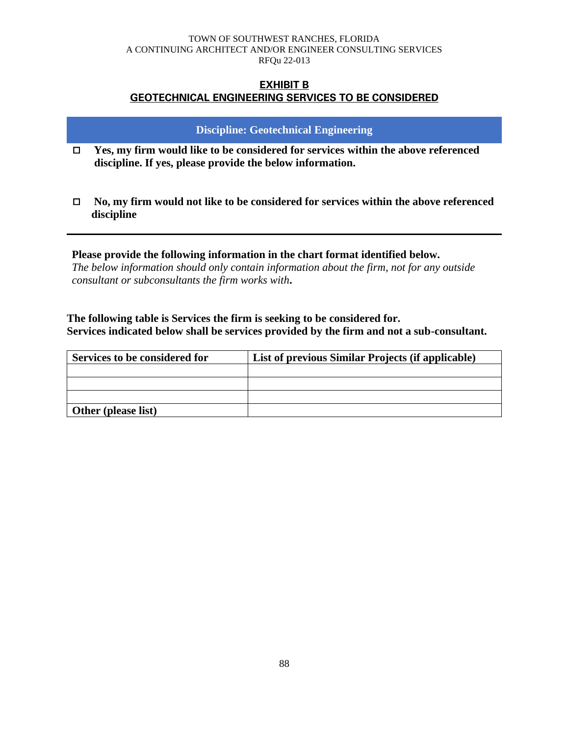**EXHIBIT B**
**GEOTECHNICAL ENGINEERING SERVICES TO BE CONSIDERED**

**Discipline: Geotechnical Engineering**

- ☐ **Yes, my firm would like to be considered for services within the above referenced discipline. If yes, please provide the below information.**

- ☐ **No, my firm would not like to be considered for services within the above referenced discipline**

---

**Please provide the following information in the chart format identified below.**
*The below information should only contain information about the firm, not for any outside consultant or subconsultants the firm works with.*

**The following table is Services the firm is seeking to be considered for.**
**Services indicated below shall be services provided by the firm and not a sub-consultant.**

| Services to be considered for | List of previous Similar Projects (if applicable) |
|---|---|
| | |
| | |
| | |
| **Other (please list)** | |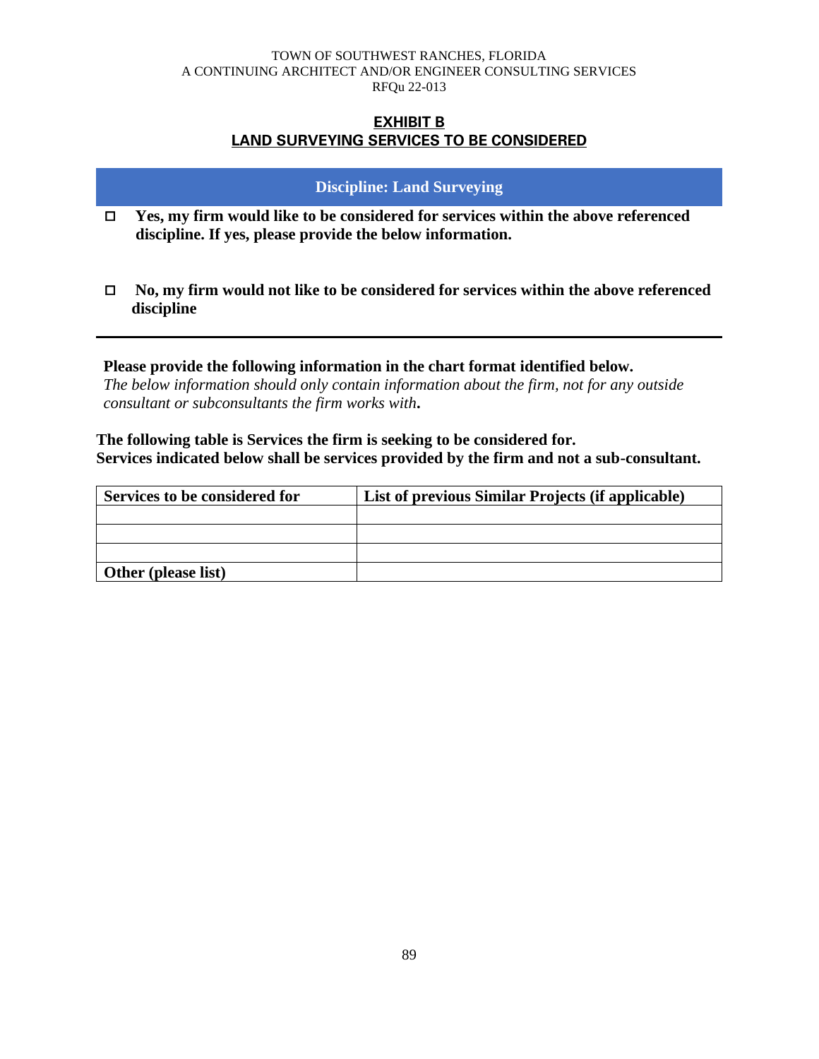## EXHIBIT B
## LAND SURVEYING SERVICES TO BE CONSIDERED

**Discipline: Land Surveying**

- ☐ **Yes, my firm would like to be considered for services within the above referenced discipline. If yes, please provide the below information.**

- ☐ **No, my firm would not like to be considered for services within the above referenced discipline**

---

**Please provide the following information in the chart format identified below.**
*The below information should only contain information about the firm, not for any outside consultant or subconsultants the firm works with.*

**The following table is Services the firm is seeking to be considered for.**
**Services indicated below shall be services provided by the firm and not a sub-consultant.**

| Services to be considered for | List of previous Similar Projects (if applicable) |
|---|---|
| | |
| | |
| | |
| **Other (please list)** | |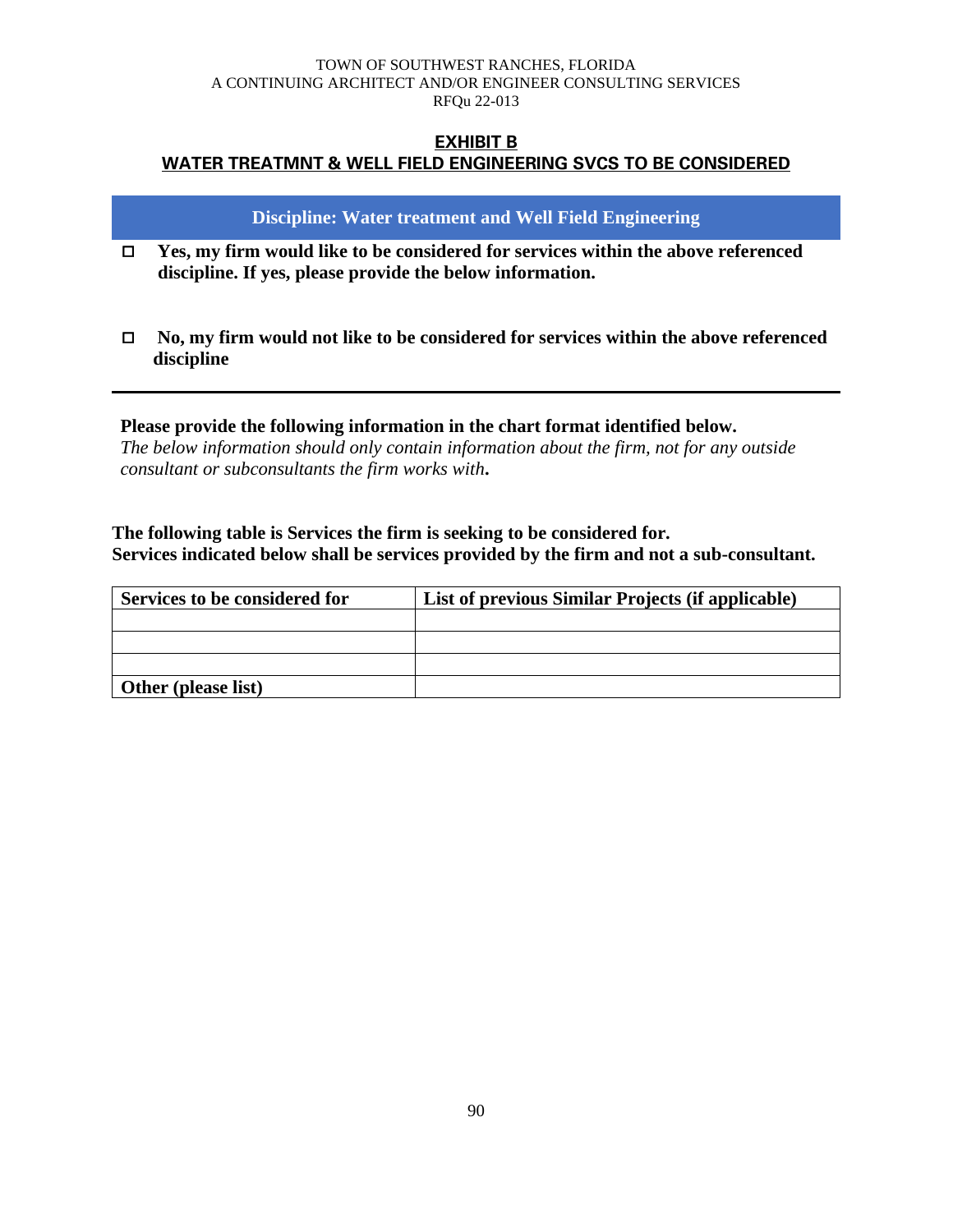# EXHIBIT B

## WATER TREATMNT & WELL FIELD ENGINEERING SVCS TO BE CONSIDERED

**Discipline: Water treatment and Well Field Engineering**

- ☐ **Yes, my firm would like to be considered for services within the above referenced discipline. If yes, please provide the below information.**

- ☐ **No, my firm would not like to be considered for services within the above referenced discipline**

---

**Please provide the following information in the chart format identified below.**
*The below information should only contain information about the firm, not for any outside consultant or subconsultants the firm works with*.

**The following table is Services the firm is seeking to be considered for.**
**Services indicated below shall be services provided by the firm and not a sub-consultant.**

| Services to be considered for | List of previous Similar Projects (if applicable) |
|---|---|
| | |
| | |
| | |
| **Other (please list)** | |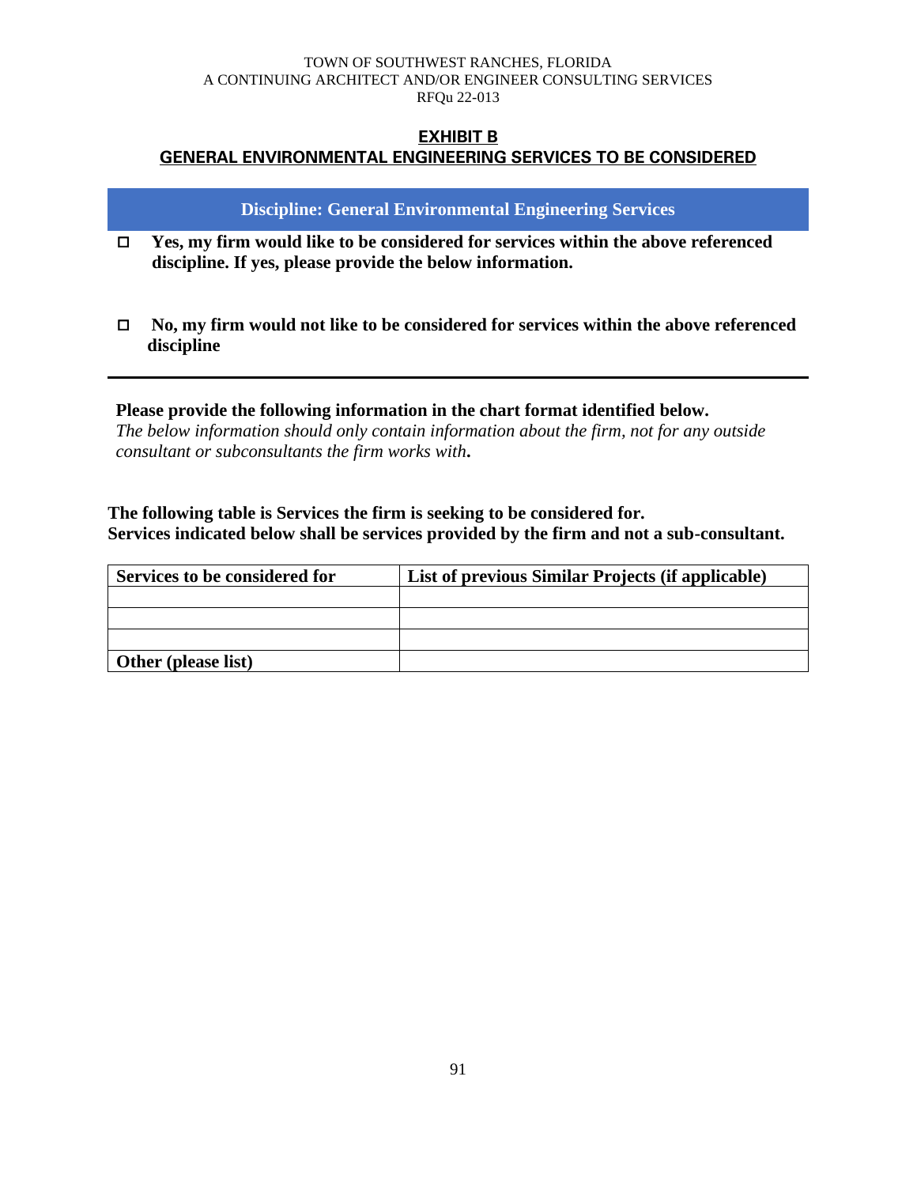**EXHIBIT B**

**GENERAL ENVIRONMENTAL ENGINEERING SERVICES TO BE CONSIDERED**

**Discipline: General Environmental Engineering Services**

- ☐ **Yes, my firm would like to be considered for services within the above referenced discipline. If yes, please provide the below information.**

- ☐ **No, my firm would not like to be considered for services within the above referenced discipline**

---

**Please provide the following information in the chart format identified below.**
*The below information should only contain information about the firm, not for any outside consultant or subconsultants the firm works with***.**

**The following table is Services the firm is seeking to be considered for.**
**Services indicated below shall be services provided by the firm and not a sub-consultant.**

| Services to be considered for | List of previous Similar Projects (if applicable) |
|---|---|
| | |
| | |
| | |
| **Other (please list)** | |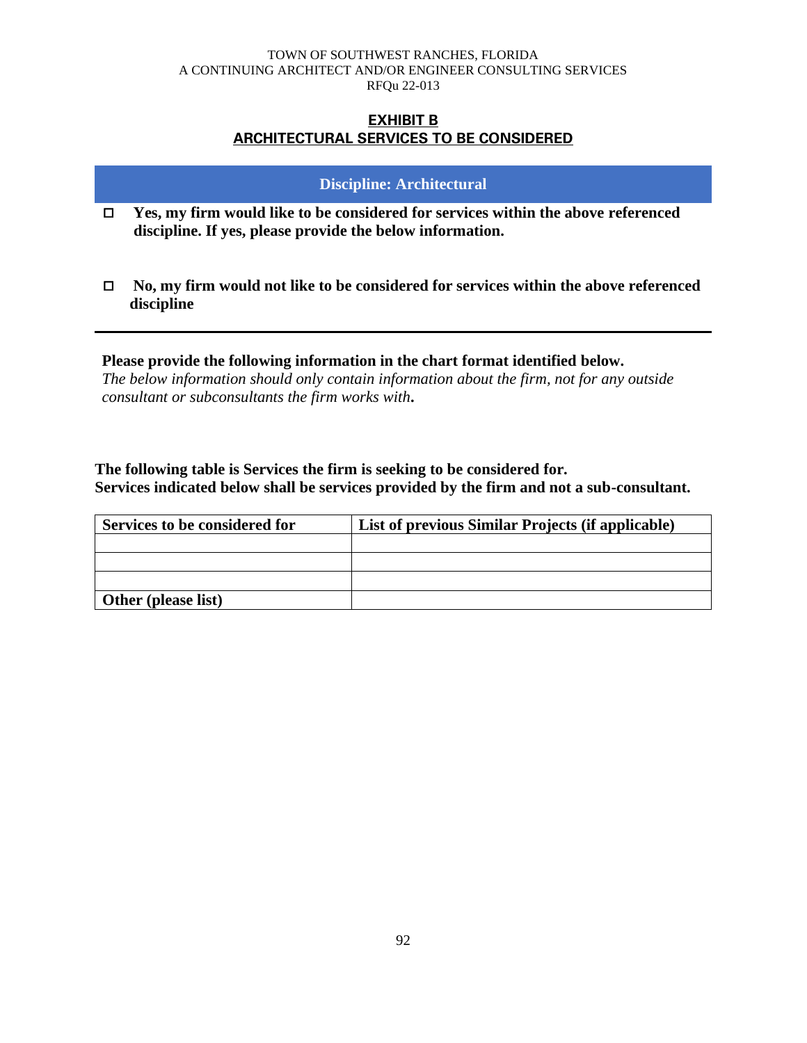## EXHIBIT B
## ARCHITECTURAL SERVICES TO BE CONSIDERED

**Discipline: Architectural**

- ☐ **Yes, my firm would like to be considered for services within the above referenced discipline. If yes, please provide the below information.**

- ☐ **No, my firm would not like to be considered for services within the above referenced discipline**

---

**Please provide the following information in the chart format identified below.**
*The below information should only contain information about the firm, not for any outside consultant or subconsultants the firm works with.*

**The following table is Services the firm is seeking to be considered for.**
**Services indicated below shall be services provided by the firm and not a sub-consultant.**

| Services to be considered for | List of previous Similar Projects (if applicable) |
|---|---|
| | |
| | |
| | |
| **Other (please list)** | |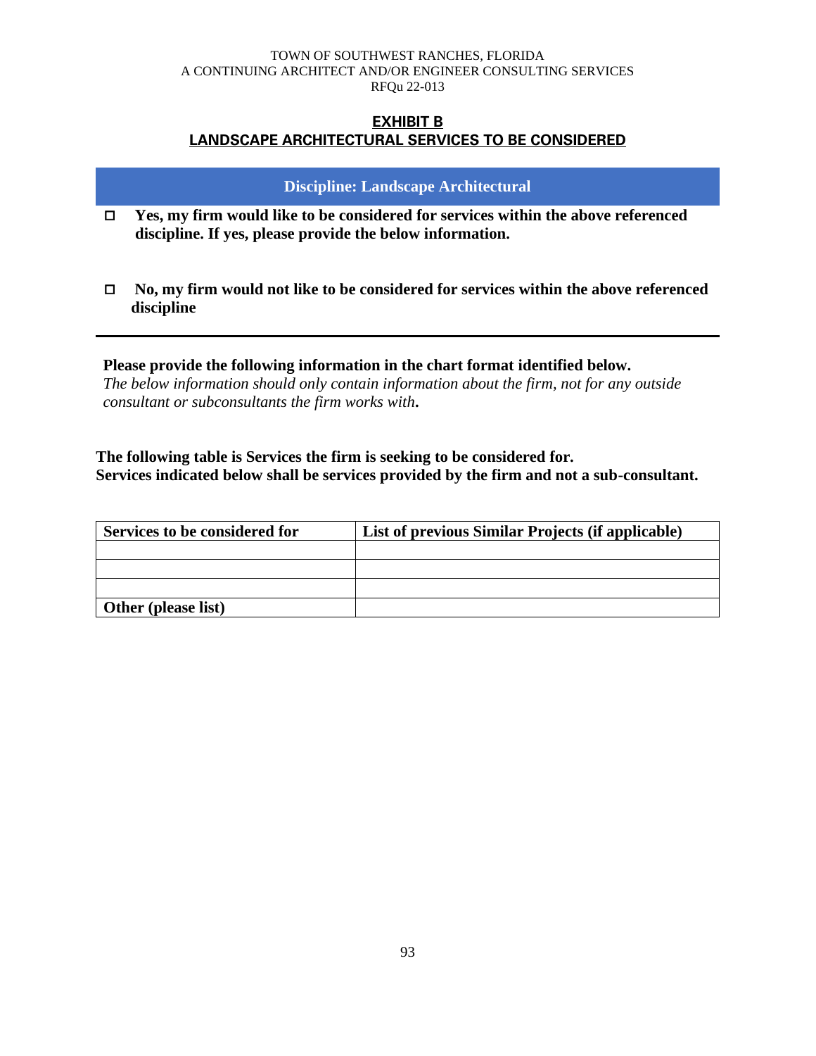## EXHIBIT B

## LANDSCAPE ARCHITECTURAL SERVICES TO BE CONSIDERED

**Discipline: Landscape Architectural**

- ☐ **Yes, my firm would like to be considered for services within the above referenced discipline. If yes, please provide the below information.**

- ☐ **No, my firm would not like to be considered for services within the above referenced discipline**

---

**Please provide the following information in the chart format identified below.**
*The below information should only contain information about the firm, not for any outside consultant or subconsultants the firm works with***.**

**The following table is Services the firm is seeking to be considered for.**
**Services indicated below shall be services provided by the firm and not a sub-consultant.**

| Services to be considered for | List of previous Similar Projects (if applicable) |
|---|---|
| | |
| | |
| | |
| **Other (please list)** | |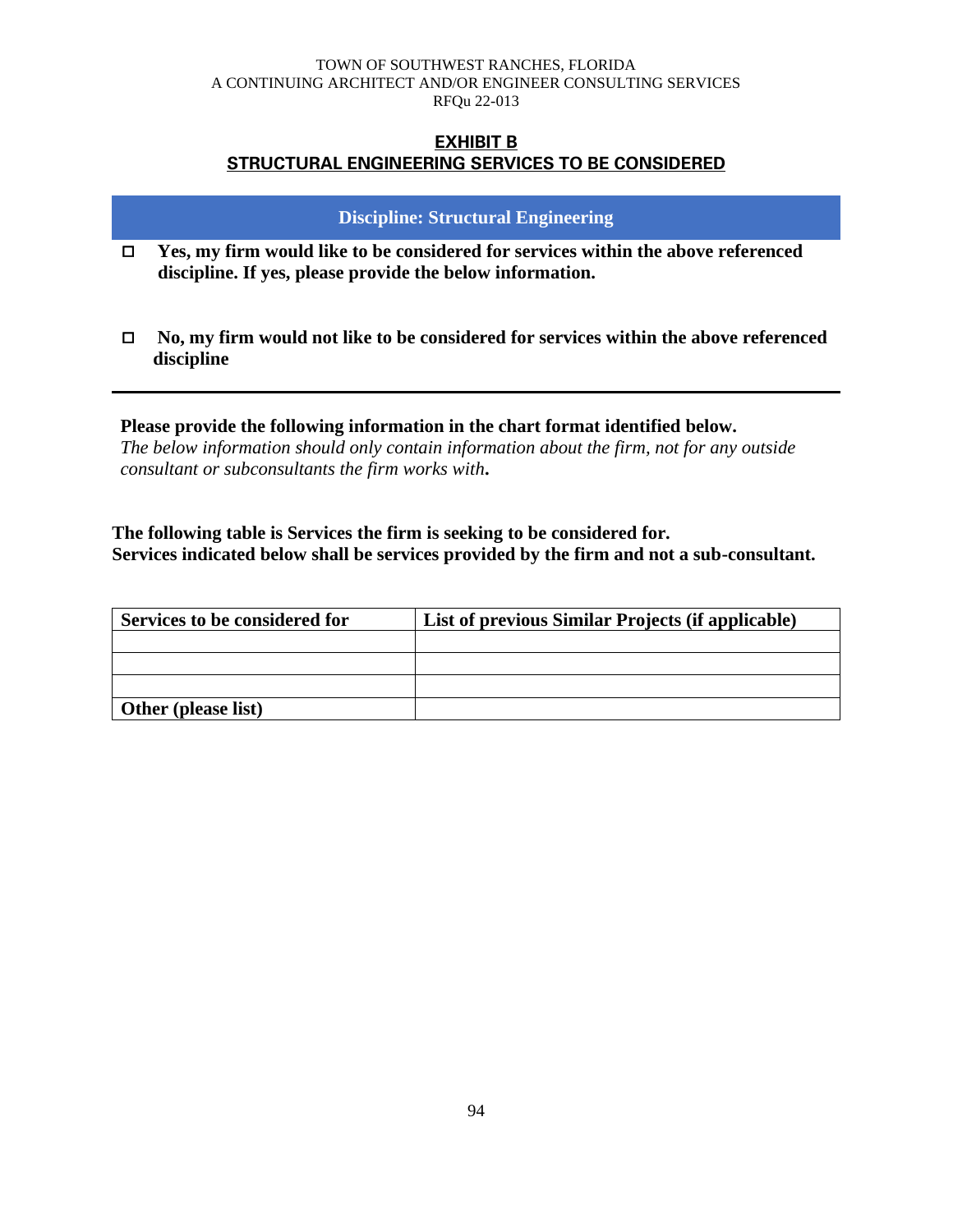## EXHIBIT B
## STRUCTURAL ENGINEERING SERVICES TO BE CONSIDERED

**Discipline: Structural Engineering**

- ☐ **Yes, my firm would like to be considered for services within the above referenced discipline. If yes, please provide the below information.**

- ☐ **No, my firm would not like to be considered for services within the above referenced discipline**

---

**Please provide the following information in the chart format identified below.**
*The below information should only contain information about the firm, not for any outside consultant or subconsultants the firm works with***.**

**The following table is Services the firm is seeking to be considered for.**
**Services indicated below shall be services provided by the firm and not a sub-consultant.**

| Services to be considered for | List of previous Similar Projects (if applicable) |
|---|---|
| | |
| | |
| | |
| **Other (please list)** | |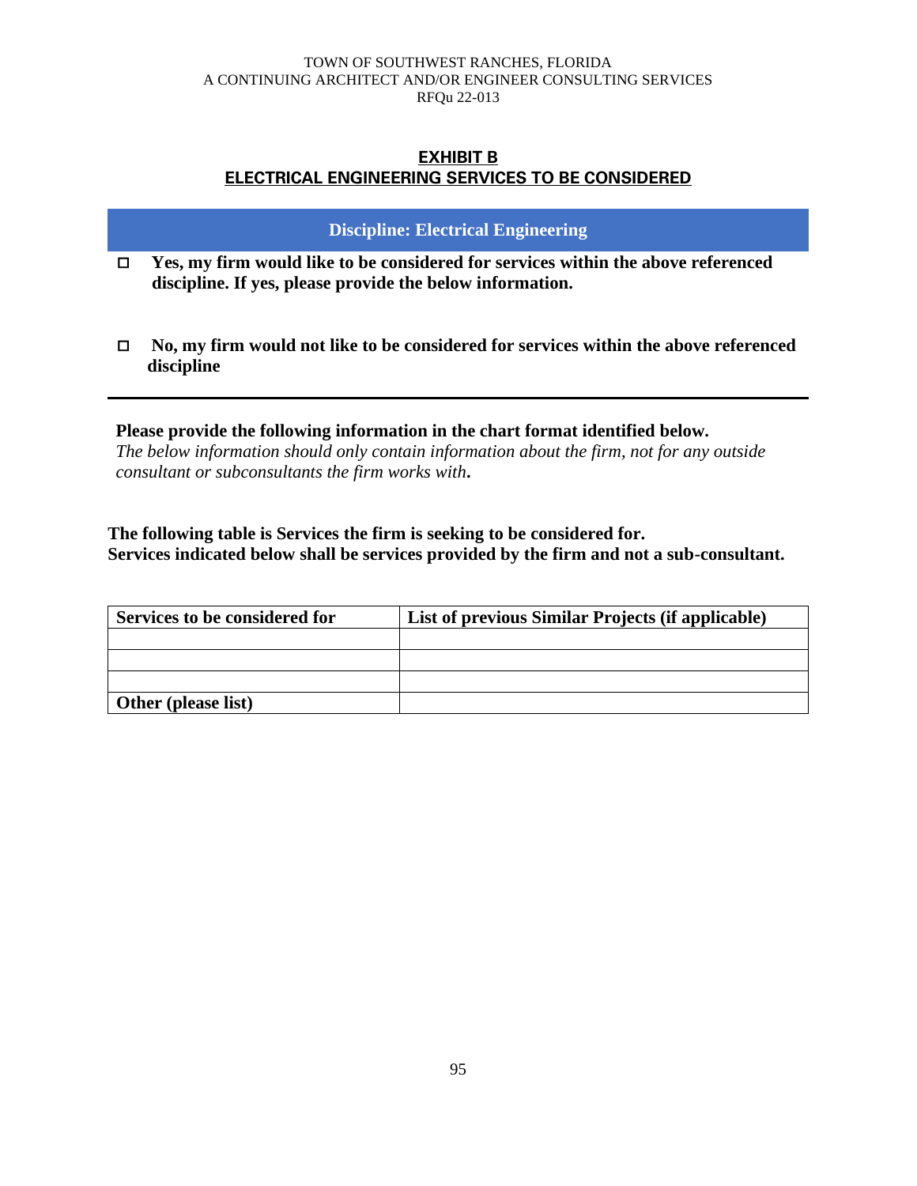# EXHIBIT B
## ELECTRICAL ENGINEERING SERVICES TO BE CONSIDERED

**Discipline: Electrical Engineering**

- ☐ **Yes, my firm would like to be considered for services within the above referenced discipline. If yes, please provide the below information.**

- ☐ **No, my firm would not like to be considered for services within the above referenced discipline**

---

**Please provide the following information in the chart format identified below.**
*The below information should only contain information about the firm, not for any outside consultant or subconsultants the firm works with***.**

**The following table is Services the firm is seeking to be considered for.**
**Services indicated below shall be services provided by the firm and not a sub-consultant.**

| Services to be considered for | List of previous Similar Projects (if applicable) |
|---|---|
| | |
| | |
| | |
| **Other (please list)** | |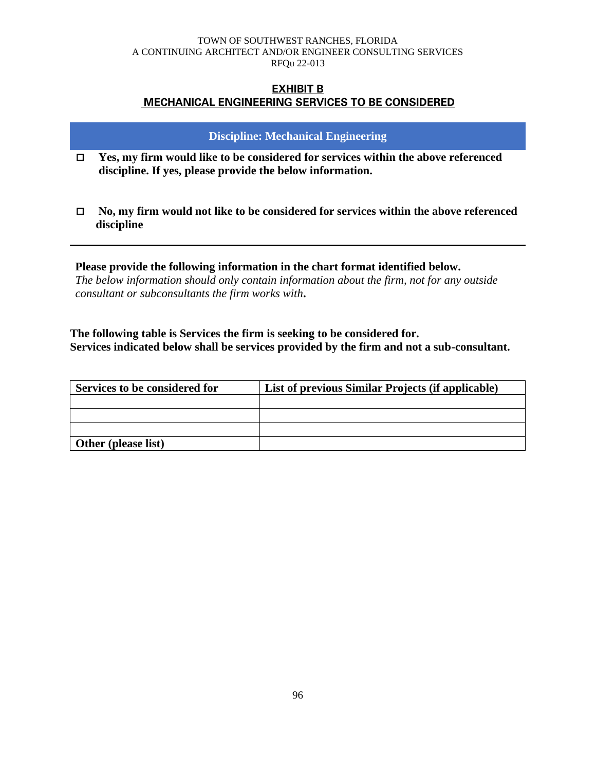TOWN OF SOUTHWEST RANCHES, FLORIDA
A CONTINUING ARCHITECT AND/OR ENGINEER CONSULTING SERVICES
RFQu 22-013

## EXHIBIT B
## MECHANICAL ENGINEERING SERVICES TO BE CONSIDERED

**Discipline: Mechanical Engineering**

- ☐ **Yes, my firm would like to be considered for services within the above referenced discipline. If yes, please provide the below information.**

- ☐ **No, my firm would not like to be considered for services within the above referenced discipline**

---

**Please provide the following information in the chart format identified below.**
*The below information should only contain information about the firm, not for any outside consultant or subconsultants the firm works with.*

**The following table is Services the firm is seeking to be considered for.**
**Services indicated below shall be services provided by the firm and not a sub-consultant.**

| Services to be considered for | List of previous Similar Projects (if applicable) |
|---|---|
| | |
| | |
| | |
| **Other (please list)** | |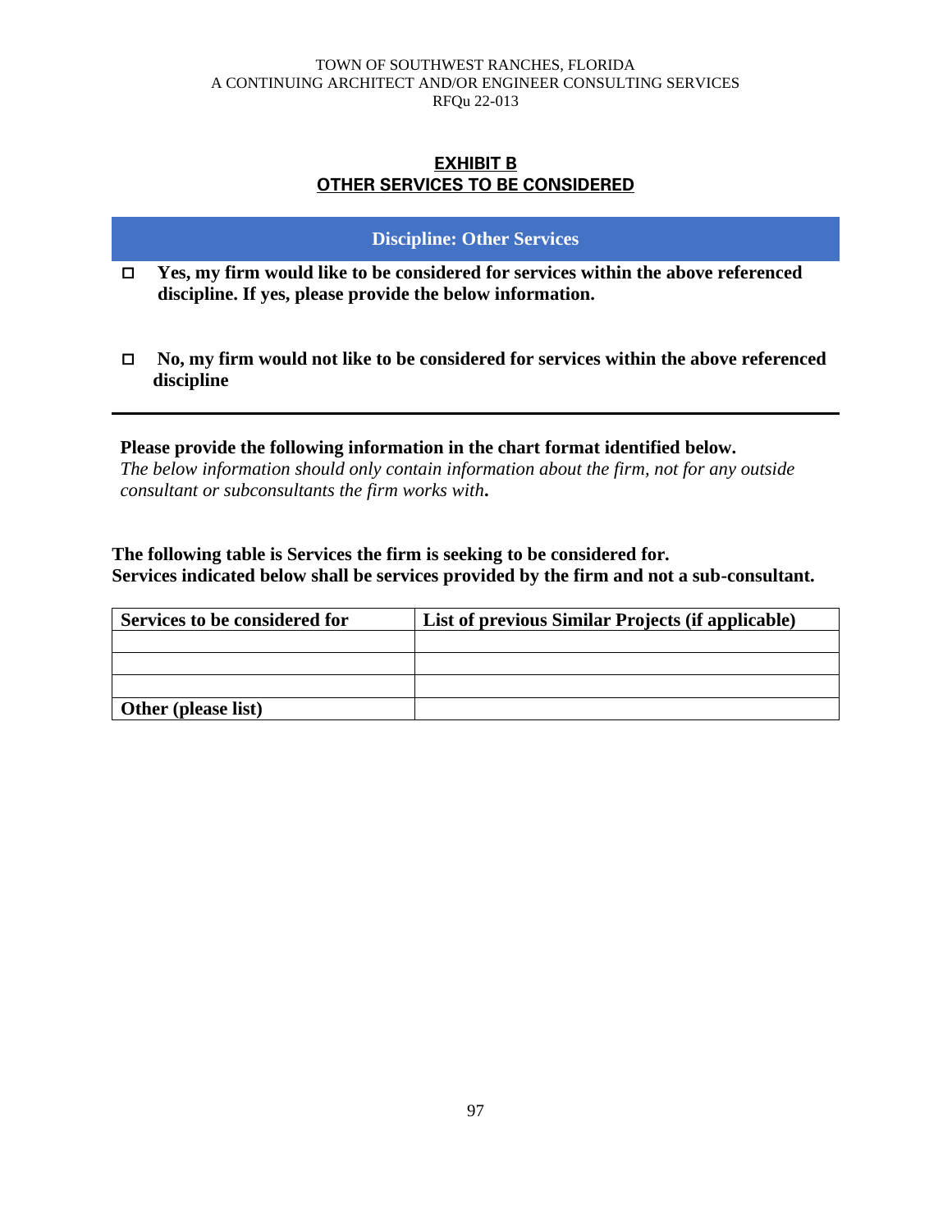## EXHIBIT B
## OTHER SERVICES TO BE CONSIDERED

**Discipline: Other Services**

- ☐ **Yes, my firm would like to be considered for services within the above referenced discipline. If yes, please provide the below information.**

- ☐ **No, my firm would not like to be considered for services within the above referenced discipline**

---

**Please provide the following information in the chart format identified below.**
*The below information should only contain information about the firm, not for any outside consultant or subconsultants the firm works with***.**

**The following table is Services the firm is seeking to be considered for.**
**Services indicated below shall be services provided by the firm and not a sub-consultant.**

| Services to be considered for | List of previous Similar Projects (if applicable) |
|---|---|
| | |
| | |
| | |
| **Other (please list)** | |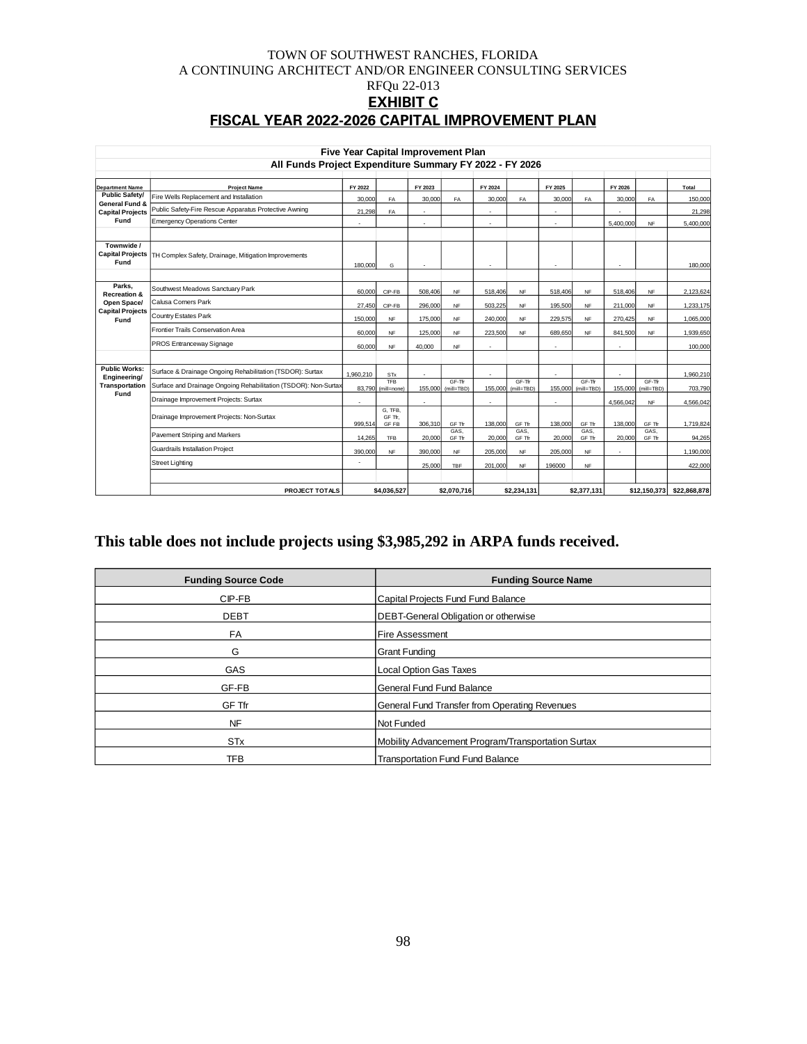TOWN OF SOUTHWEST RANCHES, FLORIDA
A CONTINUING ARCHITECT AND/OR ENGINEER CONSULTING SERVICES
RFQu 22-013

# EXHIBIT C

# FISCAL YEAR 2022-2026 CAPITAL IMPROVEMENT PLAN

**Five Year Capital Improvement Plan**
**All Funds Project Expenditure Summary FY 2022 - FY 2026**

| Department Name | Project Name | FY 2022 | | FY 2023 | | FY 2024 | | FY 2025 | | FY 2026 | | Total |
|---|---|---|---|---|---|---|---|---|---|---|---|---|
| Public Safety/ General Fund & Capital Projects Fund | Fire Wells Replacement and Installation | 30,000 | FA | 30,000 | FA | 30,000 | FA | 30,000 | FA | 30,000 | FA | 150,000 |
| | Public Safety-Fire Rescue Apparatus Protective Awning | 21,298 | FA | - | | - | | - | | - | | 21,298 |
| | Emergency Operations Center | - | | - | | - | | - | | 5,400,000 | NF | 5,400,000 |
| Townwide / Capital Projects Fund | TH Complex Safety, Drainage, Mitigation Improvements | 180,000 | G | - | | - | | - | | - | | 180,000 |
| Parks, Recreation & Open Space/ Capital Projects Fund | Southwest Meadows Sanctuary Park | 60,000 | CIP-FB | 508,406 | NF | 518,406 | NF | 518,406 | NF | 518,406 | NF | 2,123,624 |
| | Calusa Corners Park | 27,450 | CIP-FB | 296,000 | NF | 503,225 | NF | 195,500 | NF | 211,000 | NF | 1,233,175 |
| | Country Estates Park | 150,000 | NF | 175,000 | NF | 240,000 | NF | 229,575 | NF | 270,425 | NF | 1,065,000 |
| | Frontier Trails Conservation Area | 60,000 | NF | 125,000 | NF | 223,500 | NF | 689,650 | NF | 841,500 | NF | 1,939,650 |
| | PROS Entranceway Signage | 60,000 | NF | 40,000 | NF | - | | - | | - | | 100,000 |
| Public Works: Engineering/ Transportation Fund | Surface & Drainage Ongoing Rehabilitation (TSDOR): Surtax | 1,960,210 | STx | - | | - | | - | | - | | 1,960,210 |
| | Surface and Drainage Ongoing Rehabilitation (TSDOR): Non-Surtax | 83,790 | TFB (mill=none) | 155,000 | GF-Tfr (mill=TBD) | 155,000 | GF-Tfr (mill=TBD) | 155,000 | GF-Tfr (mill=TBD) | 155,000 | GF-Tfr (mill=TBD) | 703,790 |
| | Drainage Improvement Projects: Surtax | - | | - | | - | | - | | 4,566,042 | NF | 4,566,042 |
| | Drainage Improvement Projects: Non-Surtax | 999,514 | G, TFB, GF Tfr, GF FB | 306,310 | GF Tfr | 138,000 | GF Tfr | 138,000 | GF Tfr | 138,000 | GF Tfr | 1,719,824 |
| | Pavement Striping and Markers | 14,265 | TFB | 20,000 | GAS, GF Tfr | 20,000 | GAS, GF Tfr | 20,000 | GAS, GF Tfr | 20,000 | GAS, GF Tfr | 94,265 |
| | Guardrails Installation Project | 390,000 | NF | 390,000 | NF | 205,000 | NF | 205,000 | NF | - | | 1,190,000 |
| | Street Lighting | - | | 25,000 | TBF | 201,000 | NF | 196000 | NF | | | 422,000 |
| | PROJECT TOTALS | | $4,036,527 | | $2,070,716 | | $2,234,131 | | $2,377,131 | | $12,150,373 | $22,868,878 |

**This table does not include projects using $3,985,292 in ARPA funds received.**

| Funding Source Code | Funding Source Name |
|---|---|
| CIP-FB | Capital Projects Fund Fund Balance |
| DEBT | DEBT-General Obligation or otherwise |
| FA | Fire Assessment |
| G | Grant Funding |
| GAS | Local Option Gas Taxes |
| GF-FB | General Fund Fund Balance |
| GF Tfr | General Fund Transfer from Operating Revenues |
| NF | Not Funded |
| STx | Mobility Advancement Program/Transportation Surtax |
| TFB | Transportation Fund Fund Balance |